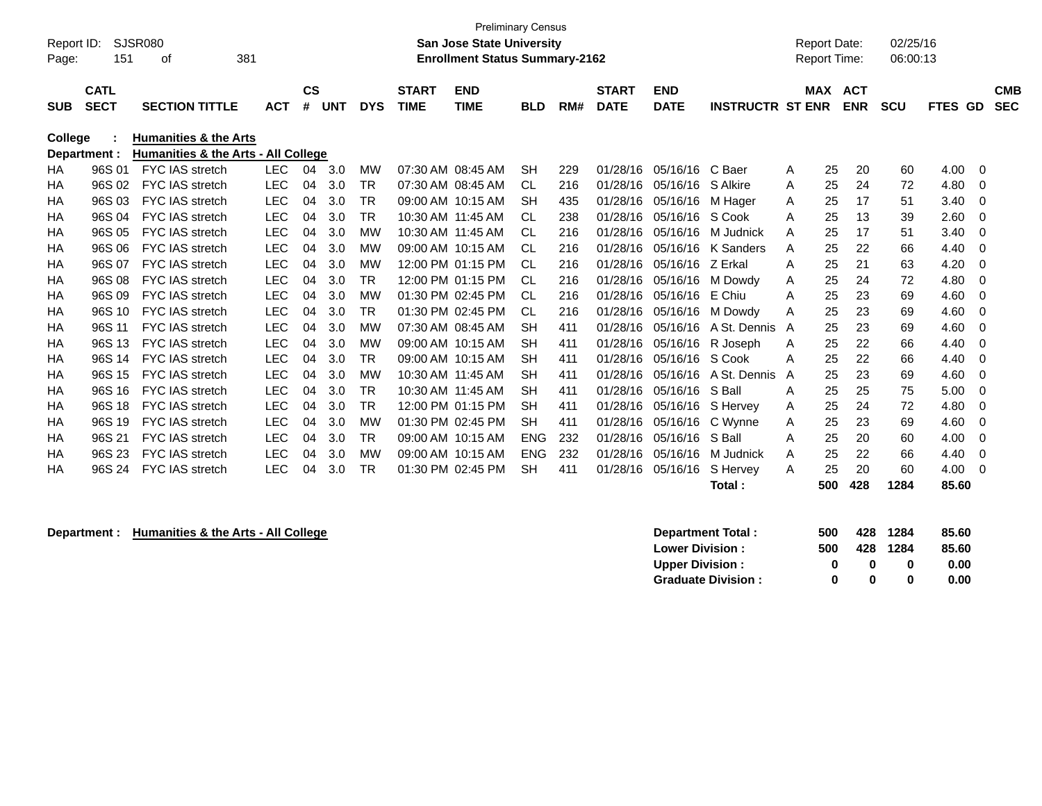Preliminary Census

Report ID: SJSR080 **San Jose State University** Report Date: 02/25/16

**Enrollment Status Summary-2162** Report Time: 06:00:13

**College : Humanities & the Arts**

**Department : Humanities & the Arts - All College**

| SUB | CATL SECT | SECTION TITTLE | ACT | CS # | UNT | DYS | START TIME | END TIME | BLD | RM# | START DATE | END DATE | INSTRUCTR | ST | MAX ENR | ACT ENR | SCU | FTES | GD | CMB SEC |
|---|---|---|---|---|---|---|---|---|---|---|---|---|---|---|---|---|---|---|---|---|
| HA | 96S 01 | FYC IAS stretch | LEC | 04 | 3.0 | MW | 07:30 AM | 08:45 AM | SH | 229 | 01/28/16 | 05/16/16 | C Baer | A | 25 | 20 | 60 | 4.00 | 0 | |
| HA | 96S 02 | FYC IAS stretch | LEC | 04 | 3.0 | TR | 07:30 AM | 08:45 AM | CL | 216 | 01/28/16 | 05/16/16 | S Alkire | A | 25 | 24 | 72 | 4.80 | 0 | |
| HA | 96S 03 | FYC IAS stretch | LEC | 04 | 3.0 | TR | 09:00 AM | 10:15 AM | SH | 435 | 01/28/16 | 05/16/16 | M Hager | A | 25 | 17 | 51 | 3.40 | 0 | |
| HA | 96S 04 | FYC IAS stretch | LEC | 04 | 3.0 | TR | 10:30 AM | 11:45 AM | CL | 238 | 01/28/16 | 05/16/16 | S Cook | A | 25 | 13 | 39 | 2.60 | 0 | |
| HA | 96S 05 | FYC IAS stretch | LEC | 04 | 3.0 | MW | 10:30 AM | 11:45 AM | CL | 216 | 01/28/16 | 05/16/16 | M Judnick | A | 25 | 17 | 51 | 3.40 | 0 | |
| HA | 96S 06 | FYC IAS stretch | LEC | 04 | 3.0 | MW | 09:00 AM | 10:15 AM | CL | 216 | 01/28/16 | 05/16/16 | K Sanders | A | 25 | 22 | 66 | 4.40 | 0 | |
| HA | 96S 07 | FYC IAS stretch | LEC | 04 | 3.0 | MW | 12:00 PM | 01:15 PM | CL | 216 | 01/28/16 | 05/16/16 | Z Erkal | A | 25 | 21 | 63 | 4.20 | 0 | |
| HA | 96S 08 | FYC IAS stretch | LEC | 04 | 3.0 | TR | 12:00 PM | 01:15 PM | CL | 216 | 01/28/16 | 05/16/16 | M Dowdy | A | 25 | 24 | 72 | 4.80 | 0 | |
| HA | 96S 09 | FYC IAS stretch | LEC | 04 | 3.0 | MW | 01:30 PM | 02:45 PM | CL | 216 | 01/28/16 | 05/16/16 | E Chiu | A | 25 | 23 | 69 | 4.60 | 0 | |
| HA | 96S 10 | FYC IAS stretch | LEC | 04 | 3.0 | TR | 01:30 PM | 02:45 PM | CL | 216 | 01/28/16 | 05/16/16 | M Dowdy | A | 25 | 23 | 69 | 4.60 | 0 | |
| HA | 96S 11 | FYC IAS stretch | LEC | 04 | 3.0 | MW | 07:30 AM | 08:45 AM | SH | 411 | 01/28/16 | 05/16/16 | A St. Dennis | A | 25 | 23 | 69 | 4.60 | 0 | |
| HA | 96S 13 | FYC IAS stretch | LEC | 04 | 3.0 | MW | 09:00 AM | 10:15 AM | SH | 411 | 01/28/16 | 05/16/16 | R Joseph | A | 25 | 22 | 66 | 4.40 | 0 | |
| HA | 96S 14 | FYC IAS stretch | LEC | 04 | 3.0 | TR | 09:00 AM | 10:15 AM | SH | 411 | 01/28/16 | 05/16/16 | S Cook | A | 25 | 22 | 66 | 4.40 | 0 | |
| HA | 96S 15 | FYC IAS stretch | LEC | 04 | 3.0 | MW | 10:30 AM | 11:45 AM | SH | 411 | 01/28/16 | 05/16/16 | A St. Dennis | A | 25 | 23 | 69 | 4.60 | 0 | |
| HA | 96S 16 | FYC IAS stretch | LEC | 04 | 3.0 | TR | 10:30 AM | 11:45 AM | SH | 411 | 01/28/16 | 05/16/16 | S Ball | A | 25 | 25 | 75 | 5.00 | 0 | |
| HA | 96S 18 | FYC IAS stretch | LEC | 04 | 3.0 | TR | 12:00 PM | 01:15 PM | SH | 411 | 01/28/16 | 05/16/16 | S Hervey | A | 25 | 24 | 72 | 4.80 | 0 | |
| HA | 96S 19 | FYC IAS stretch | LEC | 04 | 3.0 | MW | 01:30 PM | 02:45 PM | SH | 411 | 01/28/16 | 05/16/16 | C Wynne | A | 25 | 23 | 69 | 4.60 | 0 | |
| HA | 96S 21 | FYC IAS stretch | LEC | 04 | 3.0 | TR | 09:00 AM | 10:15 AM | ENG | 232 | 01/28/16 | 05/16/16 | S Ball | A | 25 | 20 | 60 | 4.00 | 0 | |
| HA | 96S 23 | FYC IAS stretch | LEC | 04 | 3.0 | MW | 09:00 AM | 10:15 AM | ENG | 232 | 01/28/16 | 05/16/16 | M Judnick | A | 25 | 22 | 66 | 4.40 | 0 | |
| HA | 96S 24 | FYC IAS stretch | LEC | 04 | 3.0 | TR | 01:30 PM | 02:45 PM | SH | 411 | 01/28/16 | 05/16/16 | S Hervey | A | 25 | 20 | 60 | 4.00 | 0 | |
| | | | | | | | | | | | | | **Total :** | | **500** | **428** | **1284** | **85.60** | | |

**Department : Humanities & the Arts - All College**

| | MAX ENR | ACT ENR | SCU | FTES |
|---|---|---|---|---|
| **Department Total :** | **500** | **428** | **1284** | **85.60** |
| **Lower Division :** | **500** | **428** | **1284** | **85.60** |
| **Upper Division :** | **0** | **0** | **0** | **0.00** |
| **Graduate Division :** | **0** | **0** | **0** | **0.00** |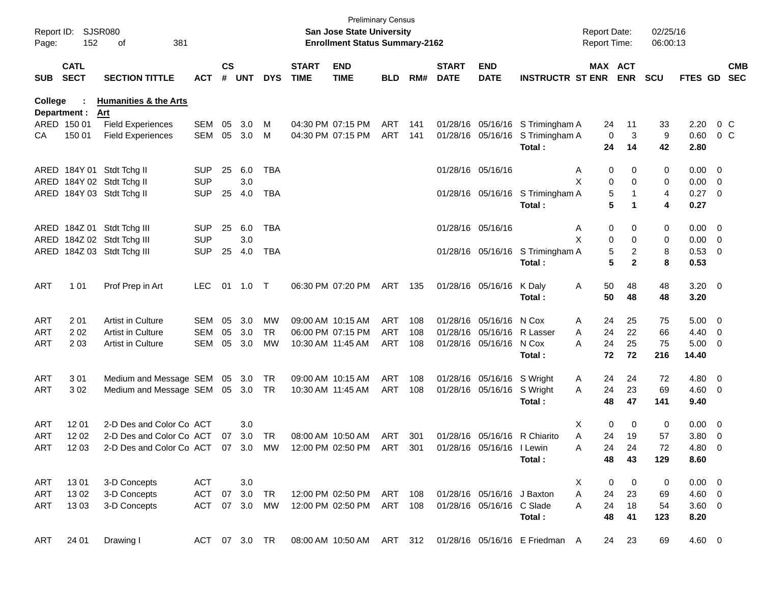Preliminary Census

Report ID: SJSR080 | San Jose State University | Report Date: 02/25/16
Page: 152 of 381 | Enrollment Status Summary-2162 | Report Time: 06:00:13

**College : Humanities & the Arts**
**Department : Art**

| SUB | CATL SECT | SECTION TITTLE | ACT | CS # | UNT | DYS | START TIME | END TIME | BLD | RM# | START DATE | END DATE | INSTRUCTR | ST | MAX ENR | ACT ENR | SCU | FTES | GD | CMB SEC |
|---|---|---|---|---|---|---|---|---|---|---|---|---|---|---|---|---|---|---|---|---|
| ARED | 150 01 | Field Experiences | SEM | 05 | 3.0 | M | 04:30 PM | 07:15 PM | ART | 141 | 01/28/16 | 05/16/16 | S Trimingham | A | 24 | 11 | 33 | 2.20 | 0 | C |
| CA | 150 01 | Field Experiences | SEM | 05 | 3.0 | M | 04:30 PM | 07:15 PM | ART | 141 | 01/28/16 | 05/16/16 | S Trimingham | A | 0 | 3 | 9 | 0.60 | 0 | C |
| | | | | | | | | | | | | | **Total :** | | **24** | **14** | **42** | **2.80** | | |
| ARED | 184Y 01 | Stdt Tchg II | SUP | 25 | 6.0 | TBA | | | | | 01/28/16 | 05/16/16 | | A | 0 | 0 | 0 | 0.00 | 0 | |
| ARED | 184Y 02 | Stdt Tchg II | SUP | | 3.0 | | | | | | | | | X | 0 | 0 | 0 | 0.00 | 0 | |
| ARED | 184Y 03 | Stdt Tchg II | SUP | 25 | 4.0 | TBA | | | | | 01/28/16 | 05/16/16 | S Trimingham | A | 5 | 1 | 4 | 0.27 | 0 | |
| | | | | | | | | | | | | | **Total :** | | **5** | **1** | **4** | **0.27** | | |
| ARED | 184Z 01 | Stdt Tchg III | SUP | 25 | 6.0 | TBA | | | | | 01/28/16 | 05/16/16 | | A | 0 | 0 | 0 | 0.00 | 0 | |
| ARED | 184Z 02 | Stdt Tchg III | SUP | | 3.0 | | | | | | | | | X | 0 | 0 | 0 | 0.00 | 0 | |
| ARED | 184Z 03 | Stdt Tchg III | SUP | 25 | 4.0 | TBA | | | | | 01/28/16 | 05/16/16 | S Trimingham | A | 5 | 2 | 8 | 0.53 | 0 | |
| | | | | | | | | | | | | | **Total :** | | **5** | **2** | **8** | **0.53** | | |
| ART | 1 01 | Prof Prep in Art | LEC | 01 | 1.0 | T | 06:30 PM | 07:20 PM | ART | 135 | 01/28/16 | 05/16/16 | K Daly | A | 50 | 48 | 48 | 3.20 | 0 | |
| | | | | | | | | | | | | | **Total :** | | **50** | **48** | **48** | **3.20** | | |
| ART | 2 01 | Artist in Culture | SEM | 05 | 3.0 | MW | 09:00 AM | 10:15 AM | ART | 108 | 01/28/16 | 05/16/16 | N Cox | A | 24 | 25 | 75 | 5.00 | 0 | |
| ART | 2 02 | Artist in Culture | SEM | 05 | 3.0 | TR | 06:00 PM | 07:15 PM | ART | 108 | 01/28/16 | 05/16/16 | R Lasser | A | 24 | 22 | 66 | 4.40 | 0 | |
| ART | 2 03 | Artist in Culture | SEM | 05 | 3.0 | MW | 10:30 AM | 11:45 AM | ART | 108 | 01/28/16 | 05/16/16 | N Cox | A | 24 | 25 | 75 | 5.00 | 0 | |
| | | | | | | | | | | | | | **Total :** | | **72** | **72** | **216** | **14.40** | | |
| ART | 3 01 | Medium and Message | SEM | 05 | 3.0 | TR | 09:00 AM | 10:15 AM | ART | 108 | 01/28/16 | 05/16/16 | S Wright | A | 24 | 24 | 72 | 4.80 | 0 | |
| ART | 3 02 | Medium and Message | SEM | 05 | 3.0 | TR | 10:30 AM | 11:45 AM | ART | 108 | 01/28/16 | 05/16/16 | S Wright | A | 24 | 23 | 69 | 4.60 | 0 | |
| | | | | | | | | | | | | | **Total :** | | **48** | **47** | **141** | **9.40** | | |
| ART | 12 01 | 2-D Des and Color Co | ACT | | 3.0 | | | | | | | | | X | 0 | 0 | 0 | 0.00 | 0 | |
| ART | 12 02 | 2-D Des and Color Co | ACT | 07 | 3.0 | TR | 08:00 AM | 10:50 AM | ART | 301 | 01/28/16 | 05/16/16 | R Chiarito | A | 24 | 19 | 57 | 3.80 | 0 | |
| ART | 12 03 | 2-D Des and Color Co | ACT | 07 | 3.0 | MW | 12:00 PM | 02:50 PM | ART | 301 | 01/28/16 | 05/16/16 | I Lewin | A | 24 | 24 | 72 | 4.80 | 0 | |
| | | | | | | | | | | | | | **Total :** | | **48** | **43** | **129** | **8.60** | | |
| ART | 13 01 | 3-D Concepts | ACT | | 3.0 | | | | | | | | | X | 0 | 0 | 0 | 0.00 | 0 | |
| ART | 13 02 | 3-D Concepts | ACT | 07 | 3.0 | TR | 12:00 PM | 02:50 PM | ART | 108 | 01/28/16 | 05/16/16 | J Baxton | A | 24 | 23 | 69 | 4.60 | 0 | |
| ART | 13 03 | 3-D Concepts | ACT | 07 | 3.0 | MW | 12:00 PM | 02:50 PM | ART | 108 | 01/28/16 | 05/16/16 | C Slade | A | 24 | 18 | 54 | 3.60 | 0 | |
| | | | | | | | | | | | | | **Total :** | | **48** | **41** | **123** | **8.20** | | |
| ART | 24 01 | Drawing I | ACT | 07 | 3.0 | TR | 08:00 AM | 10:50 AM | ART | 312 | 01/28/16 | 05/16/16 | E Friedman | A | 24 | 23 | 69 | 4.60 | 0 | |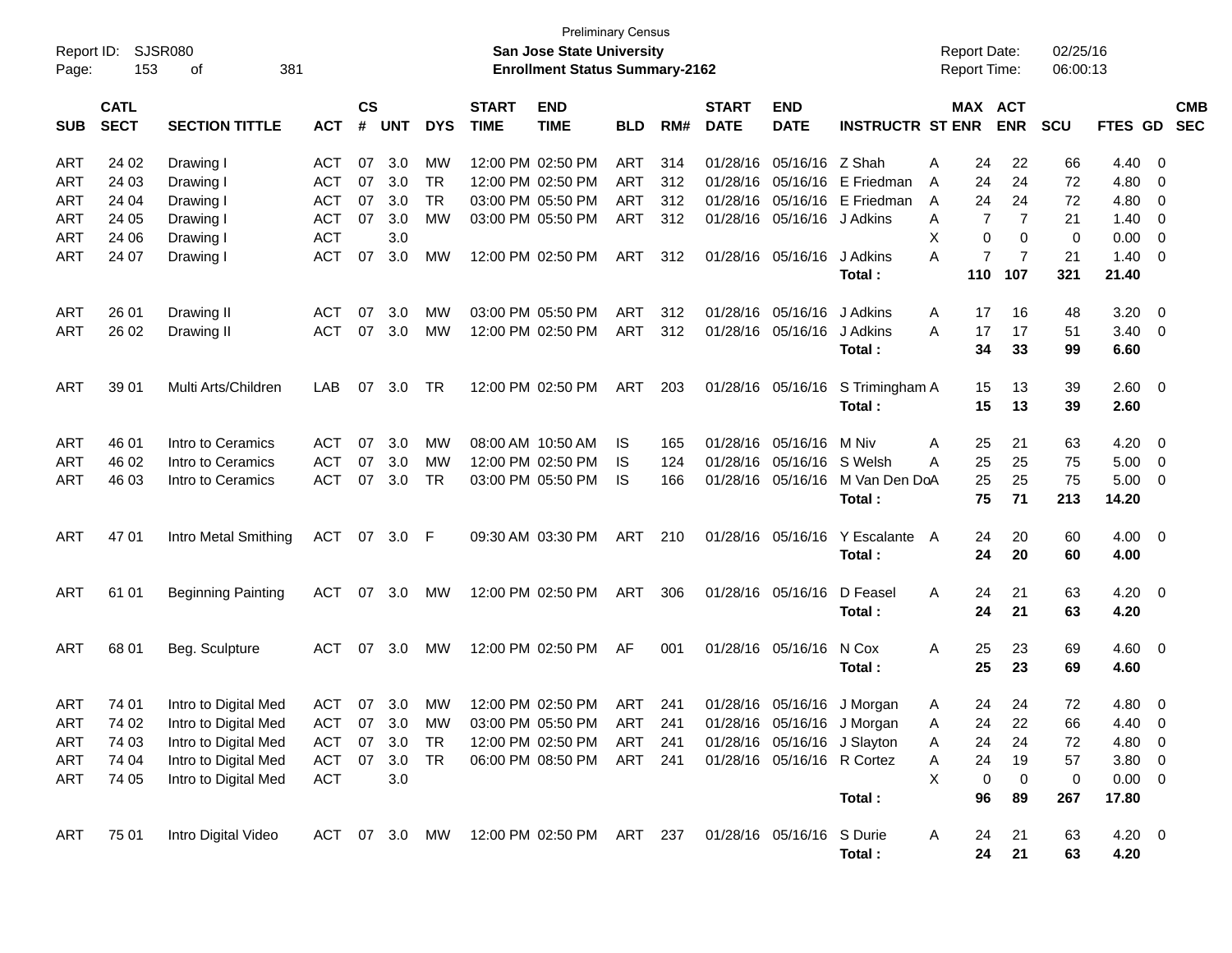Preliminary Census

**San Jose State University**

**Enrollment Status Summary-2162**

Report ID: SJSR080

Report Date: 02/25/16

Report Time: 06:00:13

| SUB | CATL SECT | SECTION TITTLE | ACT | CS # | UNT | DYS | START TIME | END TIME | BLD | RM# | START DATE | END DATE | INSTRUCTR | ST | MAX ENR | ACT ENR | SCU | FTES | GD | CMB SEC |
|---|---|---|---|---|---|---|---|---|---|---|---|---|---|---|---|---|---|---|---|---|
| ART | 24 02 | Drawing I | ACT | 07 | 3.0 | MW | 12:00 PM | 02:50 PM | ART | 314 | 01/28/16 | 05/16/16 | Z Shah | A | 24 | 22 | 66 | 4.40 | 0 | |
| ART | 24 03 | Drawing I | ACT | 07 | 3.0 | TR | 12:00 PM | 02:50 PM | ART | 312 | 01/28/16 | 05/16/16 | E Friedman | A | 24 | 24 | 72 | 4.80 | 0 | |
| ART | 24 04 | Drawing I | ACT | 07 | 3.0 | TR | 03:00 PM | 05:50 PM | ART | 312 | 01/28/16 | 05/16/16 | E Friedman | A | 24 | 24 | 72 | 4.80 | 0 | |
| ART | 24 05 | Drawing I | ACT | 07 | 3.0 | MW | 03:00 PM | 05:50 PM | ART | 312 | 01/28/16 | 05/16/16 | J Adkins | A | 7 | 7 | 21 | 1.40 | 0 | |
| ART | 24 06 | Drawing I | ACT | | 3.0 | | | | | | | | | X | 0 | 0 | 0 | 0.00 | 0 | |
| ART | 24 07 | Drawing I | ACT | 07 | 3.0 | MW | 12:00 PM | 02:50 PM | ART | 312 | 01/28/16 | 05/16/16 | J Adkins | A | 7 | 7 | 21 | 1.40 | 0 | |
| | | | | | | | | | | | | | **Total :** | | **110** | **107** | **321** | **21.40** | | |
| ART | 26 01 | Drawing II | ACT | 07 | 3.0 | MW | 03:00 PM | 05:50 PM | ART | 312 | 01/28/16 | 05/16/16 | J Adkins | A | 17 | 16 | 48 | 3.20 | 0 | |
| ART | 26 02 | Drawing II | ACT | 07 | 3.0 | MW | 12:00 PM | 02:50 PM | ART | 312 | 01/28/16 | 05/16/16 | J Adkins | A | 17 | 17 | 51 | 3.40 | 0 | |
| | | | | | | | | | | | | | **Total :** | | **34** | **33** | **99** | **6.60** | | |
| ART | 39 01 | Multi Arts/Children | LAB | 07 | 3.0 | TR | 12:00 PM | 02:50 PM | ART | 203 | 01/28/16 | 05/16/16 | S Trimingham | A | 15 | 13 | 39 | 2.60 | 0 | |
| | | | | | | | | | | | | | **Total :** | | **15** | **13** | **39** | **2.60** | | |
| ART | 46 01 | Intro to Ceramics | ACT | 07 | 3.0 | MW | 08:00 AM | 10:50 AM | IS | 165 | 01/28/16 | 05/16/16 | M Niv | A | 25 | 21 | 63 | 4.20 | 0 | |
| ART | 46 02 | Intro to Ceramics | ACT | 07 | 3.0 | MW | 12:00 PM | 02:50 PM | IS | 124 | 01/28/16 | 05/16/16 | S Welsh | A | 25 | 25 | 75 | 5.00 | 0 | |
| ART | 46 03 | Intro to Ceramics | ACT | 07 | 3.0 | TR | 03:00 PM | 05:50 PM | IS | 166 | 01/28/16 | 05/16/16 | M Van Den Do | A | 25 | 25 | 75 | 5.00 | 0 | |
| | | | | | | | | | | | | | **Total :** | | **75** | **71** | **213** | **14.20** | | |
| ART | 47 01 | Intro Metal Smithing | ACT | 07 | 3.0 | F | 09:30 AM | 03:30 PM | ART | 210 | 01/28/16 | 05/16/16 | Y Escalante | A | 24 | 20 | 60 | 4.00 | 0 | |
| | | | | | | | | | | | | | **Total :** | | **24** | **20** | **60** | **4.00** | | |
| ART | 61 01 | Beginning Painting | ACT | 07 | 3.0 | MW | 12:00 PM | 02:50 PM | ART | 306 | 01/28/16 | 05/16/16 | D Feasel | A | 24 | 21 | 63 | 4.20 | 0 | |
| | | | | | | | | | | | | | **Total :** | | **24** | **21** | **63** | **4.20** | | |
| ART | 68 01 | Beg. Sculpture | ACT | 07 | 3.0 | MW | 12:00 PM | 02:50 PM | AF | 001 | 01/28/16 | 05/16/16 | N Cox | A | 25 | 23 | 69 | 4.60 | 0 | |
| | | | | | | | | | | | | | **Total :** | | **25** | **23** | **69** | **4.60** | | |
| ART | 74 01 | Intro to Digital Med | ACT | 07 | 3.0 | MW | 12:00 PM | 02:50 PM | ART | 241 | 01/28/16 | 05/16/16 | J Morgan | A | 24 | 24 | 72 | 4.80 | 0 | |
| ART | 74 02 | Intro to Digital Med | ACT | 07 | 3.0 | MW | 03:00 PM | 05:50 PM | ART | 241 | 01/28/16 | 05/16/16 | J Morgan | A | 24 | 22 | 66 | 4.40 | 0 | |
| ART | 74 03 | Intro to Digital Med | ACT | 07 | 3.0 | TR | 12:00 PM | 02:50 PM | ART | 241 | 01/28/16 | 05/16/16 | J Slayton | A | 24 | 24 | 72 | 4.80 | 0 | |
| ART | 74 04 | Intro to Digital Med | ACT | 07 | 3.0 | TR | 06:00 PM | 08:50 PM | ART | 241 | 01/28/16 | 05/16/16 | R Cortez | A | 24 | 19 | 57 | 3.80 | 0 | |
| ART | 74 05 | Intro to Digital Med | ACT | | 3.0 | | | | | | | | | X | 0 | 0 | 0 | 0.00 | 0 | |
| | | | | | | | | | | | | | **Total :** | | **96** | **89** | **267** | **17.80** | | |
| ART | 75 01 | Intro Digital Video | ACT | 07 | 3.0 | MW | 12:00 PM | 02:50 PM | ART | 237 | 01/28/16 | 05/16/16 | S Durie | A | 24 | 21 | 63 | 4.20 | 0 | |
| | | | | | | | | | | | | | **Total :** | | **24** | **21** | **63** | **4.20** | | |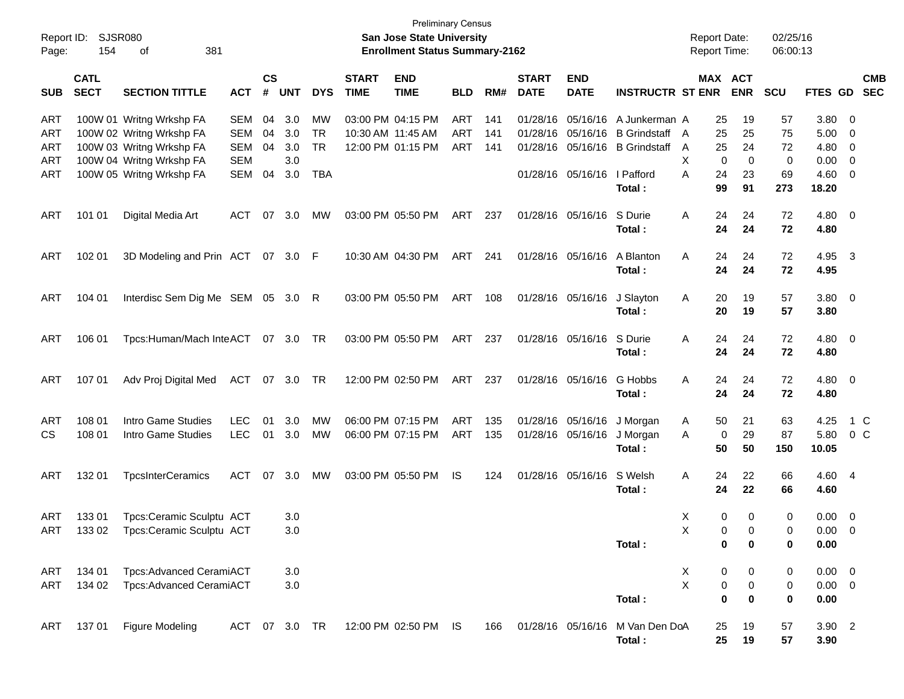Preliminary Census

**San Jose State University**

**Enrollment Status Summary-2162**

Report ID: SJSR080

Report Date: 02/25/16

Report Time: 06:00:13

| SUB | CATL SECT | SECTION TITTLE | ACT | CS # | UNT | DYS | START TIME | END TIME | BLD | RM# | START DATE | END DATE | INSTRUCTR | ST | MAX ENR | ACT ENR | SCU | FTES | GD | CMB SEC |
|---|---|---|---|---|---|---|---|---|---|---|---|---|---|---|---|---|---|---|---|---|
| ART | 100W 01 | Writng Wrkshp FA | SEM | 04 | 3.0 | MW | 03:00 PM | 04:15 PM | ART | 141 | 01/28/16 | 05/16/16 | A Junkerman | A | 25 | 19 | 57 | 3.80 | 0 | |
| ART | 100W 02 | Writng Wrkshp FA | SEM | 04 | 3.0 | TR | 10:30 AM | 11:45 AM | ART | 141 | 01/28/16 | 05/16/16 | B Grindstaff | A | 25 | 25 | 75 | 5.00 | 0 | |
| ART | 100W 03 | Writng Wrkshp FA | SEM | 04 | 3.0 | TR | 12:00 PM | 01:15 PM | ART | 141 | 01/28/16 | 05/16/16 | B Grindstaff | A | 25 | 24 | 72 | 4.80 | 0 | |
| ART | 100W 04 | Writng Wrkshp FA | SEM | | 3.0 | | | | | | | | | X | 0 | 0 | 0 | 0.00 | 0 | |
| ART | 100W 05 | Writng Wrkshp FA | SEM | 04 | 3.0 | TBA | | | | | 01/28/16 | 05/16/16 | I Pafford | A | 24 | 23 | 69 | 4.60 | 0 | |
| | | | | | | | | | | | | | **Total :** | | **99** | **91** | **273** | **18.20** | | |
| ART | 101 01 | Digital Media Art | ACT | 07 | 3.0 | MW | 03:00 PM | 05:50 PM | ART | 237 | 01/28/16 | 05/16/16 | S Durie | A | 24 | 24 | 72 | 4.80 | 0 | |
| | | | | | | | | | | | | | **Total :** | | **24** | **24** | **72** | **4.80** | | |
| ART | 102 01 | 3D Modeling and Prin | ACT | 07 | 3.0 | F | 10:30 AM | 04:30 PM | ART | 241 | 01/28/16 | 05/16/16 | A Blanton | A | 24 | 24 | 72 | 4.95 | 3 | |
| | | | | | | | | | | | | | **Total :** | | **24** | **24** | **72** | **4.95** | | |
| ART | 104 01 | Interdisc Sem Dig Me | SEM | 05 | 3.0 | R | 03:00 PM | 05:50 PM | ART | 108 | 01/28/16 | 05/16/16 | J Slayton | A | 20 | 19 | 57 | 3.80 | 0 | |
| | | | | | | | | | | | | | **Total :** | | **20** | **19** | **57** | **3.80** | | |
| ART | 106 01 | Tpcs:Human/Mach Inte | ACT | 07 | 3.0 | TR | 03:00 PM | 05:50 PM | ART | 237 | 01/28/16 | 05/16/16 | S Durie | A | 24 | 24 | 72 | 4.80 | 0 | |
| | | | | | | | | | | | | | **Total :** | | **24** | **24** | **72** | **4.80** | | |
| ART | 107 01 | Adv Proj Digital Med | ACT | 07 | 3.0 | TR | 12:00 PM | 02:50 PM | ART | 237 | 01/28/16 | 05/16/16 | G Hobbs | A | 24 | 24 | 72 | 4.80 | 0 | |
| | | | | | | | | | | | | | **Total :** | | **24** | **24** | **72** | **4.80** | | |
| ART | 108 01 | Intro Game Studies | LEC | 01 | 3.0 | MW | 06:00 PM | 07:15 PM | ART | 135 | 01/28/16 | 05/16/16 | J Morgan | A | 50 | 21 | 63 | 4.25 | 1 | C |
| CS | 108 01 | Intro Game Studies | LEC | 01 | 3.0 | MW | 06:00 PM | 07:15 PM | ART | 135 | 01/28/16 | 05/16/16 | J Morgan | A | 0 | 29 | 87 | 5.80 | 0 | C |
| | | | | | | | | | | | | | **Total :** | | **50** | **50** | **150** | **10.05** | | |
| ART | 132 01 | TpcsInterCeramics | ACT | 07 | 3.0 | MW | 03:00 PM | 05:50 PM | IS | 124 | 01/28/16 | 05/16/16 | S Welsh | A | 24 | 22 | 66 | 4.60 | 4 | |
| | | | | | | | | | | | | | **Total :** | | **24** | **22** | **66** | **4.60** | | |
| ART | 133 01 | Tpcs:Ceramic Sculptu | ACT | | 3.0 | | | | | | | | | X | 0 | 0 | 0 | 0.00 | 0 | |
| ART | 133 02 | Tpcs:Ceramic Sculptu | ACT | | 3.0 | | | | | | | | | X | 0 | 0 | 0 | 0.00 | 0 | |
| | | | | | | | | | | | | | **Total :** | | **0** | **0** | **0** | **0.00** | | |
| ART | 134 01 | Tpcs:Advanced Cerami | ACT | | 3.0 | | | | | | | | | X | 0 | 0 | 0 | 0.00 | 0 | |
| ART | 134 02 | Tpcs:Advanced Cerami | ACT | | 3.0 | | | | | | | | | X | 0 | 0 | 0 | 0.00 | 0 | |
| | | | | | | | | | | | | | **Total :** | | **0** | **0** | **0** | **0.00** | | |
| ART | 137 01 | Figure Modeling | ACT | 07 | 3.0 | TR | 12:00 PM | 02:50 PM | IS | 166 | 01/28/16 | 05/16/16 | M Van Den Do | A | 25 | 19 | 57 | 3.90 | 2 | |
| | | | | | | | | | | | | | **Total :** | | **25** | **19** | **57** | **3.90** | | |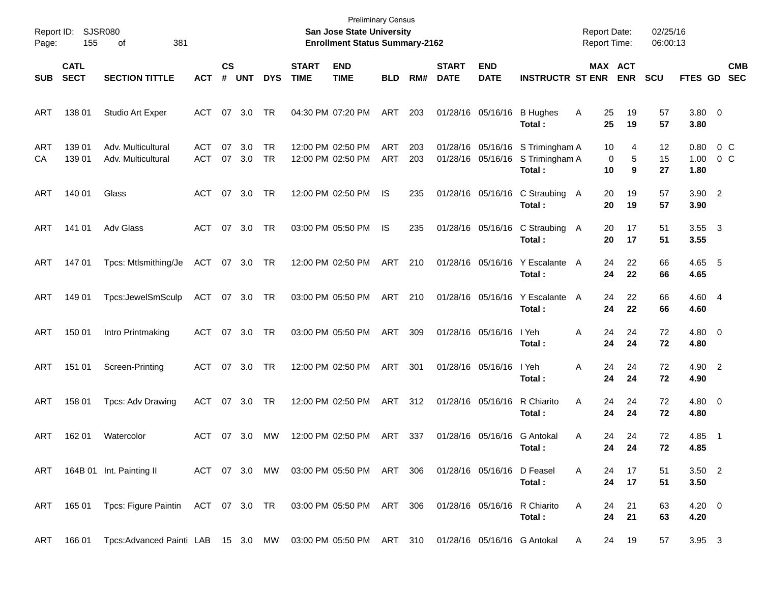Preliminary Census
**San Jose State University**
**Enrollment Status Summary-2162**

Report ID: SJSR080
Report Date: 02/25/16
Report Time: 06:00:13

| SUB | CATL SECT | SECTION TITTLE | ACT | CS # | UNT | DYS | START TIME | END TIME | BLD | RM# | START DATE | END DATE | INSTRUCTR | ST | MAX ENR | ACT ENR | SCU | FTES | GD | CMB SEC |
|---|---|---|---|---|---|---|---|---|---|---|---|---|---|---|---|---|---|---|---|---|
| ART | 138 01 | Studio Art Exper | ACT | 07 | 3.0 | TR | 04:30 PM | 07:20 PM | ART | 203 | 01/28/16 | 05/16/16 | B Hughes | A | 25 | 19 | 57 | 3.80 | 0 | |
| | | | | | | | | | | | | | **Total :** | | **25** | **19** | **57** | **3.80** | | |
| ART | 139 01 | Adv. Multicultural | ACT | 07 | 3.0 | TR | 12:00 PM | 02:50 PM | ART | 203 | 01/28/16 | 05/16/16 | S Trimingham | A | 10 | 4 | 12 | 0.80 | 0 | C |
| CA | 139 01 | Adv. Multicultural | ACT | 07 | 3.0 | TR | 12:00 PM | 02:50 PM | ART | 203 | 01/28/16 | 05/16/16 | S Trimingham | A | 0 | 5 | 15 | 1.00 | 0 | C |
| | | | | | | | | | | | | | **Total :** | | **10** | **9** | **27** | **1.80** | | |
| ART | 140 01 | Glass | ACT | 07 | 3.0 | TR | 12:00 PM | 02:50 PM | IS | 235 | 01/28/16 | 05/16/16 | C Straubing | A | 20 | 19 | 57 | 3.90 | 2 | |
| | | | | | | | | | | | | | **Total :** | | **20** | **19** | **57** | **3.90** | | |
| ART | 141 01 | Adv Glass | ACT | 07 | 3.0 | TR | 03:00 PM | 05:50 PM | IS | 235 | 01/28/16 | 05/16/16 | C Straubing | A | 20 | 17 | 51 | 3.55 | 3 | |
| | | | | | | | | | | | | | **Total :** | | **20** | **17** | **51** | **3.55** | | |
| ART | 147 01 | Tpcs: Mtlsmithing/Je | ACT | 07 | 3.0 | TR | 12:00 PM | 02:50 PM | ART | 210 | 01/28/16 | 05/16/16 | Y Escalante | A | 24 | 22 | 66 | 4.65 | 5 | |
| | | | | | | | | | | | | | **Total :** | | **24** | **22** | **66** | **4.65** | | |
| ART | 149 01 | Tpcs:JewelSmSculp | ACT | 07 | 3.0 | TR | 03:00 PM | 05:50 PM | ART | 210 | 01/28/16 | 05/16/16 | Y Escalante | A | 24 | 22 | 66 | 4.60 | 4 | |
| | | | | | | | | | | | | | **Total :** | | **24** | **22** | **66** | **4.60** | | |
| ART | 150 01 | Intro Printmaking | ACT | 07 | 3.0 | TR | 03:00 PM | 05:50 PM | ART | 309 | 01/28/16 | 05/16/16 | I Yeh | A | 24 | 24 | 72 | 4.80 | 0 | |
| | | | | | | | | | | | | | **Total :** | | **24** | **24** | **72** | **4.80** | | |
| ART | 151 01 | Screen-Printing | ACT | 07 | 3.0 | TR | 12:00 PM | 02:50 PM | ART | 301 | 01/28/16 | 05/16/16 | I Yeh | A | 24 | 24 | 72 | 4.90 | 2 | |
| | | | | | | | | | | | | | **Total :** | | **24** | **24** | **72** | **4.90** | | |
| ART | 158 01 | Tpcs: Adv Drawing | ACT | 07 | 3.0 | TR | 12:00 PM | 02:50 PM | ART | 312 | 01/28/16 | 05/16/16 | R Chiarito | A | 24 | 24 | 72 | 4.80 | 0 | |
| | | | | | | | | | | | | | **Total :** | | **24** | **24** | **72** | **4.80** | | |
| ART | 162 01 | Watercolor | ACT | 07 | 3.0 | MW | 12:00 PM | 02:50 PM | ART | 337 | 01/28/16 | 05/16/16 | G Antokal | A | 24 | 24 | 72 | 4.85 | 1 | |
| | | | | | | | | | | | | | **Total :** | | **24** | **24** | **72** | **4.85** | | |
| ART | 164B 01 | Int. Painting II | ACT | 07 | 3.0 | MW | 03:00 PM | 05:50 PM | ART | 306 | 01/28/16 | 05/16/16 | D Feasel | A | 24 | 17 | 51 | 3.50 | 2 | |
| | | | | | | | | | | | | | **Total :** | | **24** | **17** | **51** | **3.50** | | |
| ART | 165 01 | Tpcs: Figure Paintin | ACT | 07 | 3.0 | TR | 03:00 PM | 05:50 PM | ART | 306 | 01/28/16 | 05/16/16 | R Chiarito | A | 24 | 21 | 63 | 4.20 | 0 | |
| | | | | | | | | | | | | | **Total :** | | **24** | **21** | **63** | **4.20** | | |
| ART | 166 01 | Tpcs:Advanced Painti | LAB | 15 | 3.0 | MW | 03:00 PM | 05:50 PM | ART | 310 | 01/28/16 | 05/16/16 | G Antokal | A | 24 | 19 | 57 | 3.95 | 3 | |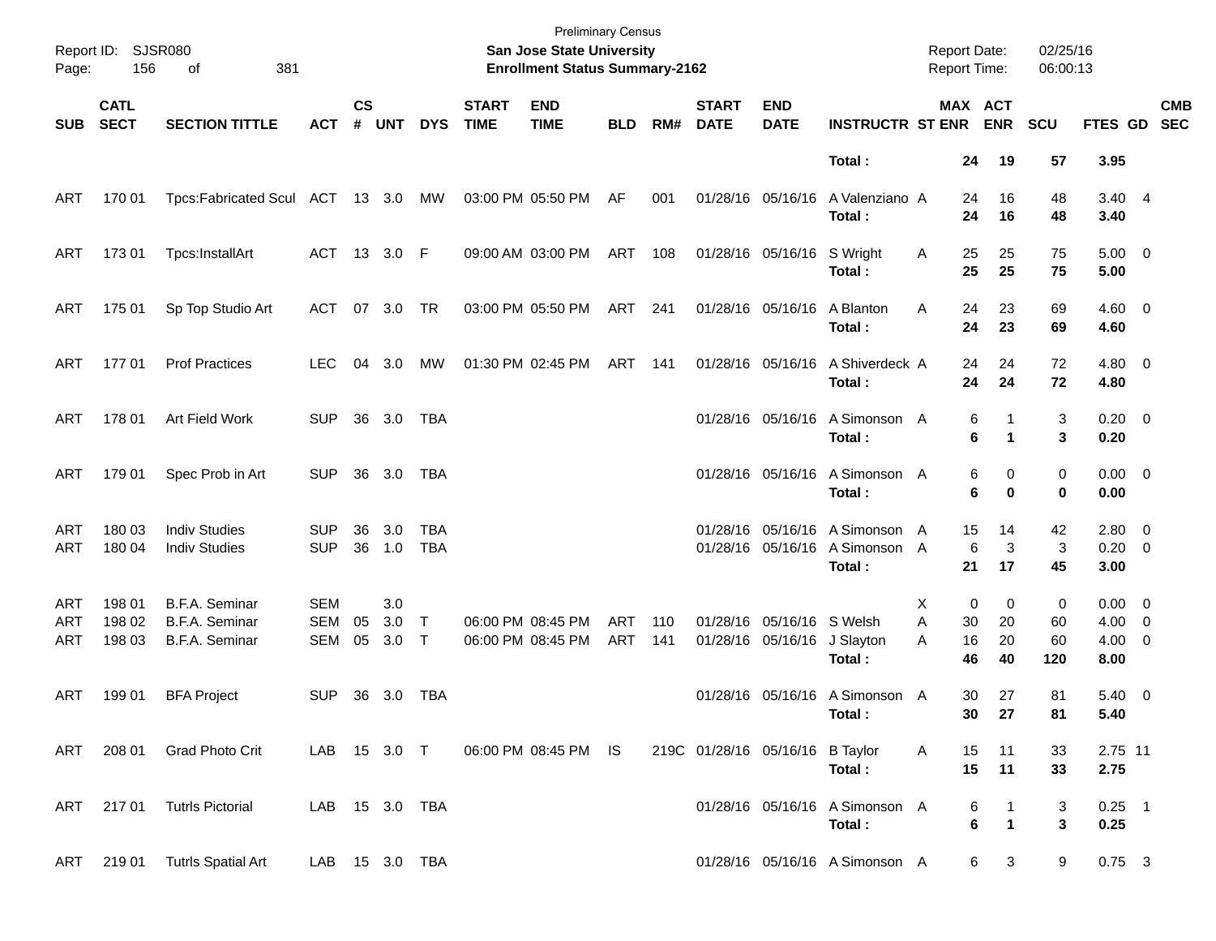Preliminary Census

**San Jose State University**

**Enrollment Status Summary-2162**

Report ID: SJSR080

Report Date: 02/25/16

Report Time: 06:00:13

| SUB | CATL SECT | SECTION TITTLE | ACT | CS # | UNT | DYS | START TIME | END TIME | BLD | RM# | START DATE | END DATE | INSTRUCTR | ST | MAX ENR | ACT ENR | SCU | FTES | GD | CMB SEC |
|---|---|---|---|---|---|---|---|---|---|---|---|---|---|---|---|---|---|---|---|---|
| | | | | | | | | | | | | | **Total :** | | **24** | **19** | **57** | **3.95** | | |
| ART | 170 01 | Tpcs:Fabricated Scul | ACT | 13 | 3.0 | MW | 03:00 PM | 05:50 PM | AF | 001 | 01/28/16 | 05/16/16 | A Valenziano | A | 24 | 16 | 48 | 3.40 | 4 | |
| | | | | | | | | | | | | | **Total :** | | **24** | **16** | **48** | **3.40** | | |
| ART | 173 01 | Tpcs:InstallArt | ACT | 13 | 3.0 | F | 09:00 AM | 03:00 PM | ART | 108 | 01/28/16 | 05/16/16 | S Wright | A | 25 | 25 | 75 | 5.00 | 0 | |
| | | | | | | | | | | | | | **Total :** | | **25** | **25** | **75** | **5.00** | | |
| ART | 175 01 | Sp Top Studio Art | ACT | 07 | 3.0 | TR | 03:00 PM | 05:50 PM | ART | 241 | 01/28/16 | 05/16/16 | A Blanton | A | 24 | 23 | 69 | 4.60 | 0 | |
| | | | | | | | | | | | | | **Total :** | | **24** | **23** | **69** | **4.60** | | |
| ART | 177 01 | Prof Practices | LEC | 04 | 3.0 | MW | 01:30 PM | 02:45 PM | ART | 141 | 01/28/16 | 05/16/16 | A Shiverdeck | A | 24 | 24 | 72 | 4.80 | 0 | |
| | | | | | | | | | | | | | **Total :** | | **24** | **24** | **72** | **4.80** | | |
| ART | 178 01 | Art Field Work | SUP | 36 | 3.0 | TBA | | | | | 01/28/16 | 05/16/16 | A Simonson | A | 6 | 1 | 3 | 0.20 | 0 | |
| | | | | | | | | | | | | | **Total :** | | **6** | **1** | **3** | **0.20** | | |
| ART | 179 01 | Spec Prob in Art | SUP | 36 | 3.0 | TBA | | | | | 01/28/16 | 05/16/16 | A Simonson | A | 6 | 0 | 0 | 0.00 | 0 | |
| | | | | | | | | | | | | | **Total :** | | **6** | **0** | **0** | **0.00** | | |
| ART | 180 03 | Indiv Studies | SUP | 36 | 3.0 | TBA | | | | | 01/28/16 | 05/16/16 | A Simonson | A | 15 | 14 | 42 | 2.80 | 0 | |
| ART | 180 04 | Indiv Studies | SUP | 36 | 1.0 | TBA | | | | | 01/28/16 | 05/16/16 | A Simonson | A | 6 | 3 | 3 | 0.20 | 0 | |
| | | | | | | | | | | | | | **Total :** | | **21** | **17** | **45** | **3.00** | | |
| ART | 198 01 | B.F.A. Seminar | SEM | | 3.0 | | | | | | | | | X | 0 | 0 | 0 | 0.00 | 0 | |
| ART | 198 02 | B.F.A. Seminar | SEM | 05 | 3.0 | T | 06:00 PM | 08:45 PM | ART | 110 | 01/28/16 | 05/16/16 | S Welsh | A | 30 | 20 | 60 | 4.00 | 0 | |
| ART | 198 03 | B.F.A. Seminar | SEM | 05 | 3.0 | T | 06:00 PM | 08:45 PM | ART | 141 | 01/28/16 | 05/16/16 | J Slayton | A | 16 | 20 | 60 | 4.00 | 0 | |
| | | | | | | | | | | | | | **Total :** | | **46** | **40** | **120** | **8.00** | | |
| ART | 199 01 | BFA Project | SUP | 36 | 3.0 | TBA | | | | | 01/28/16 | 05/16/16 | A Simonson | A | 30 | 27 | 81 | 5.40 | 0 | |
| | | | | | | | | | | | | | **Total :** | | **30** | **27** | **81** | **5.40** | | |
| ART | 208 01 | Grad Photo Crit | LAB | 15 | 3.0 | T | 06:00 PM | 08:45 PM | IS | 219C | 01/28/16 | 05/16/16 | B Taylor | A | 15 | 11 | 33 | 2.75 | 11 | |
| | | | | | | | | | | | | | **Total :** | | **15** | **11** | **33** | **2.75** | | |
| ART | 217 01 | Tutrls Pictorial | LAB | 15 | 3.0 | TBA | | | | | 01/28/16 | 05/16/16 | A Simonson | A | 6 | 1 | 3 | 0.25 | 1 | |
| | | | | | | | | | | | | | **Total :** | | **6** | **1** | **3** | **0.25** | | |
| ART | 219 01 | Tutrls Spatial Art | LAB | 15 | 3.0 | TBA | | | | | 01/28/16 | 05/16/16 | A Simonson | A | 6 | 3 | 9 | 0.75 | 3 | |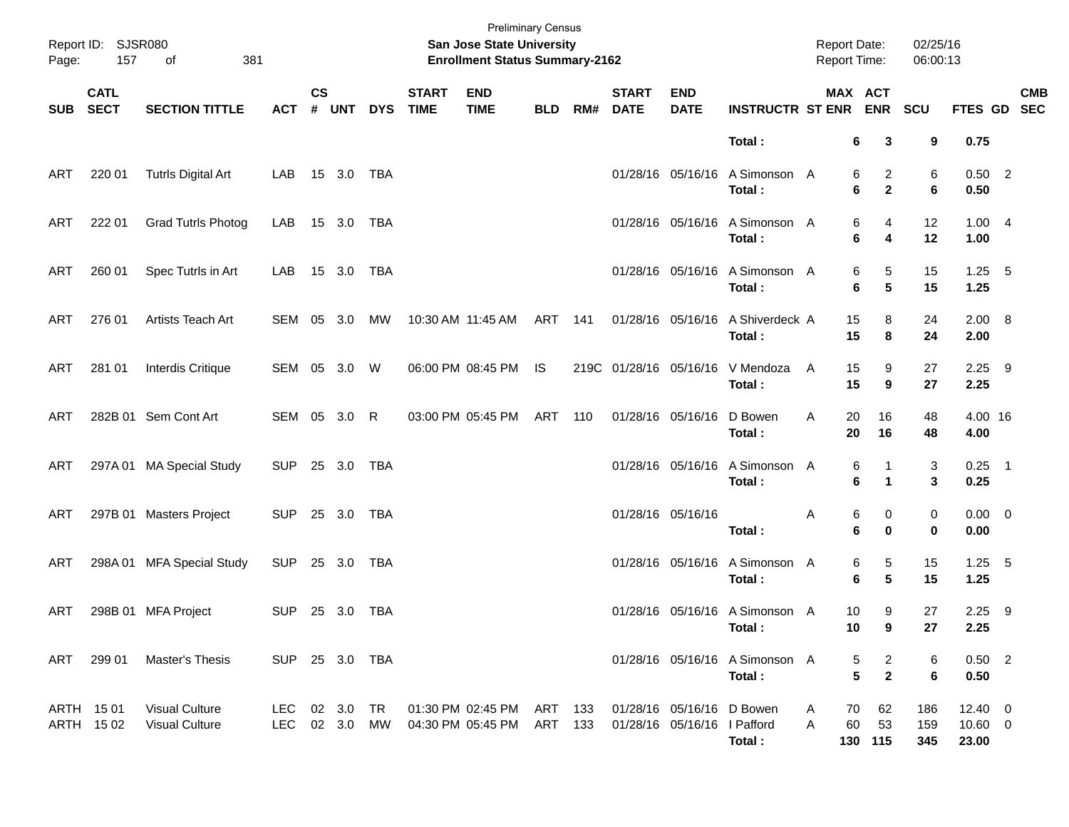Preliminary Census

**San Jose State University**

**Enrollment Status Summary-2162**

Report ID: SJSR080

Report Date: 02/25/16

Report Time: 06:00:13

| SUB | CATL SECT | SECTION TITTLE | ACT | CS # | UNT | DYS | START TIME | END TIME | BLD | RM# | START DATE | END DATE | INSTRUCTR | ST | MAX ENR | ACT ENR | SCU | FTES | GD | CMB SEC |
|---|---|---|---|---|---|---|---|---|---|---|---|---|---|---|---|---|---|---|---|---|
| | | | | | | | | | | | | | **Total :** | | **6** | **3** | **9** | **0.75** | | |
| ART | 220 01 | Tutrls Digital Art | LAB | 15 | 3.0 | TBA | | | | | 01/28/16 | 05/16/16 | A Simonson | A | 6 | 2 | 6 | 0.50 | 2 | |
| | | | | | | | | | | | | | **Total :** | | **6** | **2** | **6** | **0.50** | | |
| ART | 222 01 | Grad Tutrls Photog | LAB | 15 | 3.0 | TBA | | | | | 01/28/16 | 05/16/16 | A Simonson | A | 6 | 4 | 12 | 1.00 | 4 | |
| | | | | | | | | | | | | | **Total :** | | **6** | **4** | **12** | **1.00** | | |
| ART | 260 01 | Spec Tutrls in Art | LAB | 15 | 3.0 | TBA | | | | | 01/28/16 | 05/16/16 | A Simonson | A | 6 | 5 | 15 | 1.25 | 5 | |
| | | | | | | | | | | | | | **Total :** | | **6** | **5** | **15** | **1.25** | | |
| ART | 276 01 | Artists Teach Art | SEM | 05 | 3.0 | MW | 10:30 AM | 11:45 AM | ART | 141 | 01/28/16 | 05/16/16 | A Shiverdeck | A | 15 | 8 | 24 | 2.00 | 8 | |
| | | | | | | | | | | | | | **Total :** | | **15** | **8** | **24** | **2.00** | | |
| ART | 281 01 | Interdis Critique | SEM | 05 | 3.0 | W | 06:00 PM | 08:45 PM | IS | 219C | 01/28/16 | 05/16/16 | V Mendoza | A | 15 | 9 | 27 | 2.25 | 9 | |
| | | | | | | | | | | | | | **Total :** | | **15** | **9** | **27** | **2.25** | | |
| ART | 282B 01 | Sem Cont Art | SEM | 05 | 3.0 | R | 03:00 PM | 05:45 PM | ART | 110 | 01/28/16 | 05/16/16 | D Bowen | A | 20 | 16 | 48 | 4.00 | 16 | |
| | | | | | | | | | | | | | **Total :** | | **20** | **16** | **48** | **4.00** | | |
| ART | 297A 01 | MA Special Study | SUP | 25 | 3.0 | TBA | | | | | 01/28/16 | 05/16/16 | A Simonson | A | 6 | 1 | 3 | 0.25 | 1 | |
| | | | | | | | | | | | | | **Total :** | | **6** | **1** | **3** | **0.25** | | |
| ART | 297B 01 | Masters Project | SUP | 25 | 3.0 | TBA | | | | | 01/28/16 | 05/16/16 | | A | 6 | 0 | 0 | 0.00 | 0 | |
| | | | | | | | | | | | | | **Total :** | | **6** | **0** | **0** | **0.00** | | |
| ART | 298A 01 | MFA Special Study | SUP | 25 | 3.0 | TBA | | | | | 01/28/16 | 05/16/16 | A Simonson | A | 6 | 5 | 15 | 1.25 | 5 | |
| | | | | | | | | | | | | | **Total :** | | **6** | **5** | **15** | **1.25** | | |
| ART | 298B 01 | MFA Project | SUP | 25 | 3.0 | TBA | | | | | 01/28/16 | 05/16/16 | A Simonson | A | 10 | 9 | 27 | 2.25 | 9 | |
| | | | | | | | | | | | | | **Total :** | | **10** | **9** | **27** | **2.25** | | |
| ART | 299 01 | Master's Thesis | SUP | 25 | 3.0 | TBA | | | | | 01/28/16 | 05/16/16 | A Simonson | A | 5 | 2 | 6 | 0.50 | 2 | |
| | | | | | | | | | | | | | **Total :** | | **5** | **2** | **6** | **0.50** | | |
| ARTH | 15 01 | Visual Culture | LEC | 02 | 3.0 | TR | 01:30 PM | 02:45 PM | ART | 133 | 01/28/16 | 05/16/16 | D Bowen | A | 70 | 62 | 186 | 12.40 | 0 | |
| ARTH | 15 02 | Visual Culture | LEC | 02 | 3.0 | MW | 04:30 PM | 05:45 PM | ART | 133 | 01/28/16 | 05/16/16 | I Pafford | A | 60 | 53 | 159 | 10.60 | 0 | |
| | | | | | | | | | | | | | **Total :** | | **130** | **115** | **345** | **23.00** | | |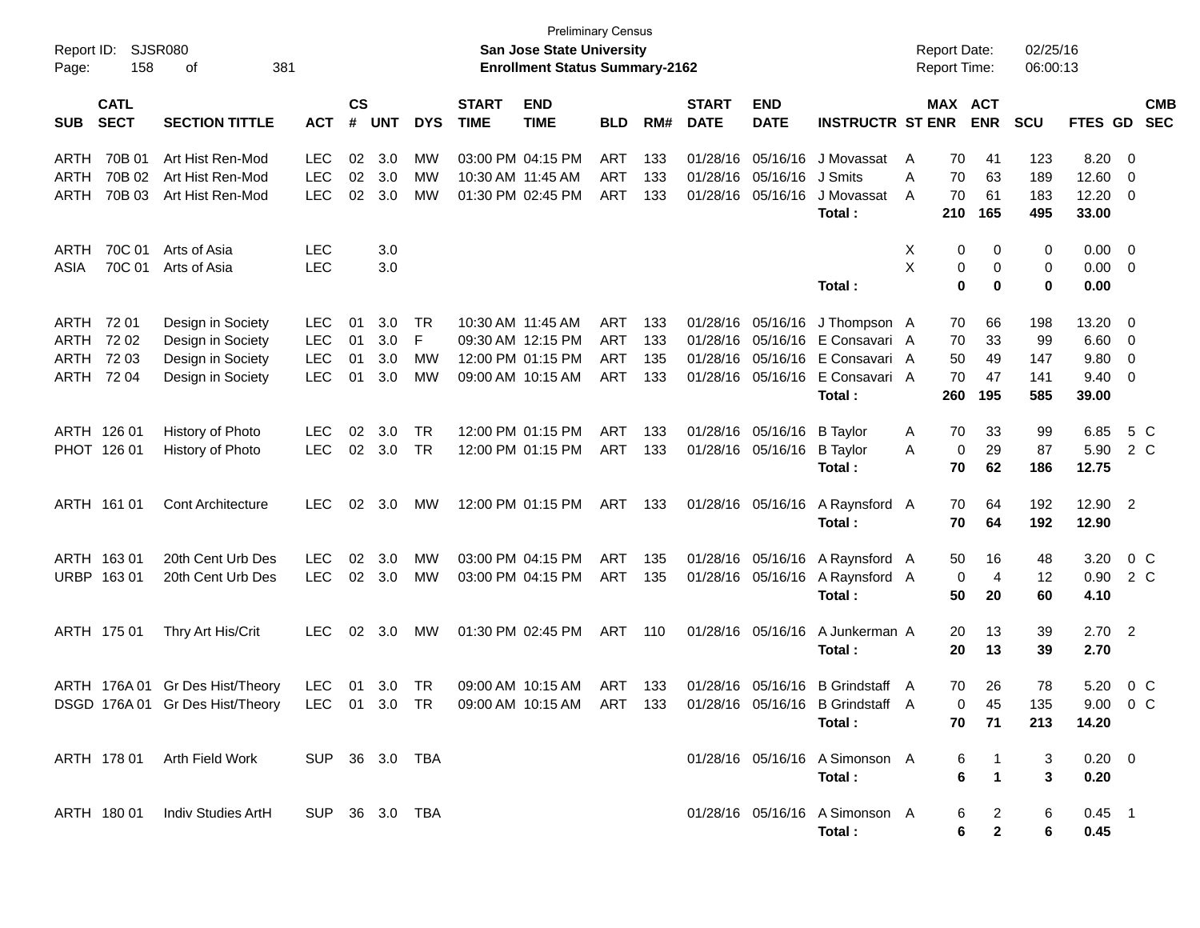Report ID: SJSR080
Preliminary Census
**San Jose State University**
**Enrollment Status Summary-2162**
Report Date: 02/25/16
Report Time: 06:00:13

| SUB | CATL SECT | SECTION TITTLE | ACT | CS # | UNT | DYS | START TIME | END TIME | BLD | RM# | START DATE | END DATE | INSTRUCTR | ST | MAX ENR | ACT ENR | SCU | FTES | GD | CMB SEC |
|---|---|---|---|---|---|---|---|---|---|---|---|---|---|---|---|---|---|---|---|---|
| ARTH | 70B 01 | Art Hist Ren-Mod | LEC | 02 | 3.0 | MW | 03:00 PM | 04:15 PM | ART | 133 | 01/28/16 | 05/16/16 | J Movassat | A | 70 | 41 | 123 | 8.20 | 0 | |
| ARTH | 70B 02 | Art Hist Ren-Mod | LEC | 02 | 3.0 | MW | 10:30 AM | 11:45 AM | ART | 133 | 01/28/16 | 05/16/16 | J Smits | A | 70 | 63 | 189 | 12.60 | 0 | |
| ARTH | 70B 03 | Art Hist Ren-Mod | LEC | 02 | 3.0 | MW | 01:30 PM | 02:45 PM | ART | 133 | 01/28/16 | 05/16/16 | J Movassat | A | 70 | 61 | 183 | 12.20 | 0 | |
| | | | | | | | | | | | | | **Total :** | | **210** | **165** | **495** | **33.00** | | |
| ARTH | 70C 01 | Arts of Asia | LEC | | 3.0 | | | | | | | | | X | 0 | 0 | 0 | 0.00 | 0 | |
| ASIA | 70C 01 | Arts of Asia | LEC | | 3.0 | | | | | | | | | X | 0 | 0 | 0 | 0.00 | 0 | |
| | | | | | | | | | | | | | **Total :** | | **0** | **0** | **0** | **0.00** | | |
| ARTH | 72 01 | Design in Society | LEC | 01 | 3.0 | TR | 10:30 AM | 11:45 AM | ART | 133 | 01/28/16 | 05/16/16 | J Thompson | A | 70 | 66 | 198 | 13.20 | 0 | |
| ARTH | 72 02 | Design in Society | LEC | 01 | 3.0 | F | 09:30 AM | 12:15 PM | ART | 133 | 01/28/16 | 05/16/16 | E Consavari | A | 70 | 33 | 99 | 6.60 | 0 | |
| ARTH | 72 03 | Design in Society | LEC | 01 | 3.0 | MW | 12:00 PM | 01:15 PM | ART | 135 | 01/28/16 | 05/16/16 | E Consavari | A | 50 | 49 | 147 | 9.80 | 0 | |
| ARTH | 72 04 | Design in Society | LEC | 01 | 3.0 | MW | 09:00 AM | 10:15 AM | ART | 133 | 01/28/16 | 05/16/16 | E Consavari | A | 70 | 47 | 141 | 9.40 | 0 | |
| | | | | | | | | | | | | | **Total :** | | **260** | **195** | **585** | **39.00** | | |
| ARTH | 126 01 | History of Photo | LEC | 02 | 3.0 | TR | 12:00 PM | 01:15 PM | ART | 133 | 01/28/16 | 05/16/16 | B Taylor | A | 70 | 33 | 99 | 6.85 | 5 | C |
| PHOT | 126 01 | History of Photo | LEC | 02 | 3.0 | TR | 12:00 PM | 01:15 PM | ART | 133 | 01/28/16 | 05/16/16 | B Taylor | A | 0 | 29 | 87 | 5.90 | 2 | C |
| | | | | | | | | | | | | | **Total :** | | **70** | **62** | **186** | **12.75** | | |
| ARTH | 161 01 | Cont Architecture | LEC | 02 | 3.0 | MW | 12:00 PM | 01:15 PM | ART | 133 | 01/28/16 | 05/16/16 | A Raynsford | A | 70 | 64 | 192 | 12.90 | 2 | |
| | | | | | | | | | | | | | **Total :** | | **70** | **64** | **192** | **12.90** | | |
| ARTH | 163 01 | 20th Cent Urb Des | LEC | 02 | 3.0 | MW | 03:00 PM | 04:15 PM | ART | 135 | 01/28/16 | 05/16/16 | A Raynsford | A | 50 | 16 | 48 | 3.20 | 0 | C |
| URBP | 163 01 | 20th Cent Urb Des | LEC | 02 | 3.0 | MW | 03:00 PM | 04:15 PM | ART | 135 | 01/28/16 | 05/16/16 | A Raynsford | A | 0 | 4 | 12 | 0.90 | 2 | C |
| | | | | | | | | | | | | | **Total :** | | **50** | **20** | **60** | **4.10** | | |
| ARTH | 175 01 | Thry Art His/Crit | LEC | 02 | 3.0 | MW | 01:30 PM | 02:45 PM | ART | 110 | 01/28/16 | 05/16/16 | A Junkerman | A | 20 | 13 | 39 | 2.70 | 2 | |
| | | | | | | | | | | | | | **Total :** | | **20** | **13** | **39** | **2.70** | | |
| ARTH | 176A 01 | Gr Des Hist/Theory | LEC | 01 | 3.0 | TR | 09:00 AM | 10:15 AM | ART | 133 | 01/28/16 | 05/16/16 | B Grindstaff | A | 70 | 26 | 78 | 5.20 | 0 | C |
| DSGD | 176A 01 | Gr Des Hist/Theory | LEC | 01 | 3.0 | TR | 09:00 AM | 10:15 AM | ART | 133 | 01/28/16 | 05/16/16 | B Grindstaff | A | 0 | 45 | 135 | 9.00 | 0 | C |
| | | | | | | | | | | | | | **Total :** | | **70** | **71** | **213** | **14.20** | | |
| ARTH | 178 01 | Arth Field Work | SUP | 36 | 3.0 | TBA | | | | | 01/28/16 | 05/16/16 | A Simonson | A | 6 | 1 | 3 | 0.20 | 0 | |
| | | | | | | | | | | | | | **Total :** | | **6** | **1** | **3** | **0.20** | | |
| ARTH | 180 01 | Indiv Studies ArtH | SUP | 36 | 3.0 | TBA | | | | | 01/28/16 | 05/16/16 | A Simonson | A | 6 | 2 | 6 | 0.45 | 1 | |
| | | | | | | | | | | | | | **Total :** | | **6** | **2** | **6** | **0.45** | | |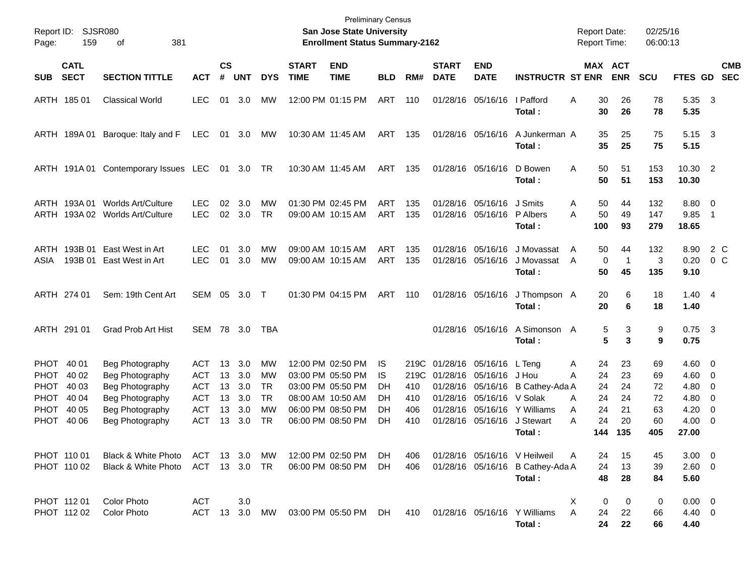Preliminary Census

**San Jose State University**

**Enrollment Status Summary-2162**

Report ID: SJSR080

Report Date: 02/25/16

Report Time: 06:00:13

| SUB | CATL SECT | SECTION TITTLE | ACT | CS # | UNT | DYS | START TIME | END TIME | BLD | RM# | START DATE | END DATE | INSTRUCTR | ST | MAX ENR | ACT ENR | SCU | FTES | GD | CMB SEC |
|---|---|---|---|---|---|---|---|---|---|---|---|---|---|---|---|---|---|---|---|---|
| ARTH | 185 01 | Classical World | LEC | 01 | 3.0 | MW | 12:00 PM | 01:15 PM | ART | 110 | 01/28/16 | 05/16/16 | I Pafford | A | 30 | 26 | 78 | 5.35 | 3 | |
| | | | | | | | | | | | | | **Total :** | | **30** | **26** | **78** | **5.35** | | |
| ARTH | 189A 01 | Baroque: Italy and F | LEC | 01 | 3.0 | MW | 10:30 AM | 11:45 AM | ART | 135 | 01/28/16 | 05/16/16 | A Junkerman | A | 35 | 25 | 75 | 5.15 | 3 | |
| | | | | | | | | | | | | | **Total :** | | **35** | **25** | **75** | **5.15** | | |
| ARTH | 191A 01 | Contemporary Issues | LEC | 01 | 3.0 | TR | 10:30 AM | 11:45 AM | ART | 135 | 01/28/16 | 05/16/16 | D Bowen | A | 50 | 51 | 153 | 10.30 | 2 | |
| | | | | | | | | | | | | | **Total :** | | **50** | **51** | **153** | **10.30** | | |
| ARTH | 193A 01 | Worlds Art/Culture | LEC | 02 | 3.0 | MW | 01:30 PM | 02:45 PM | ART | 135 | 01/28/16 | 05/16/16 | J Smits | A | 50 | 44 | 132 | 8.80 | 0 | |
| ARTH | 193A 02 | Worlds Art/Culture | LEC | 02 | 3.0 | TR | 09:00 AM | 10:15 AM | ART | 135 | 01/28/16 | 05/16/16 | P Albers | A | 50 | 49 | 147 | 9.85 | 1 | |
| | | | | | | | | | | | | | **Total :** | | **100** | **93** | **279** | **18.65** | | |
| ARTH | 193B 01 | East West in Art | LEC | 01 | 3.0 | MW | 09:00 AM | 10:15 AM | ART | 135 | 01/28/16 | 05/16/16 | J Movassat | A | 50 | 44 | 132 | 8.90 | 2 | C |
| ASIA | 193B 01 | East West in Art | LEC | 01 | 3.0 | MW | 09:00 AM | 10:15 AM | ART | 135 | 01/28/16 | 05/16/16 | J Movassat | A | 0 | 1 | 3 | 0.20 | 0 | C |
| | | | | | | | | | | | | | **Total :** | | **50** | **45** | **135** | **9.10** | | |
| ARTH | 274 01 | Sem: 19th Cent Art | SEM | 05 | 3.0 | T | 01:30 PM | 04:15 PM | ART | 110 | 01/28/16 | 05/16/16 | J Thompson | A | 20 | 6 | 18 | 1.40 | 4 | |
| | | | | | | | | | | | | | **Total :** | | **20** | **6** | **18** | **1.40** | | |
| ARTH | 291 01 | Grad Prob Art Hist | SEM | 78 | 3.0 | TBA | | | | | 01/28/16 | 05/16/16 | A Simonson | A | 5 | 3 | 9 | 0.75 | 3 | |
| | | | | | | | | | | | | | **Total :** | | **5** | **3** | **9** | **0.75** | | |
| PHOT | 40 01 | Beg Photography | ACT | 13 | 3.0 | MW | 12:00 PM | 02:50 PM | IS | 219C | 01/28/16 | 05/16/16 | L Teng | A | 24 | 23 | 69 | 4.60 | 0 | |
| PHOT | 40 02 | Beg Photography | ACT | 13 | 3.0 | MW | 03:00 PM | 05:50 PM | IS | 219C | 01/28/16 | 05/16/16 | J Hou | A | 24 | 23 | 69 | 4.60 | 0 | |
| PHOT | 40 03 | Beg Photography | ACT | 13 | 3.0 | TR | 03:00 PM | 05:50 PM | DH | 410 | 01/28/16 | 05/16/16 | B Cathey-Ada | A | 24 | 24 | 72 | 4.80 | 0 | |
| PHOT | 40 04 | Beg Photography | ACT | 13 | 3.0 | TR | 08:00 AM | 10:50 AM | DH | 410 | 01/28/16 | 05/16/16 | V Solak | A | 24 | 24 | 72 | 4.80 | 0 | |
| PHOT | 40 05 | Beg Photography | ACT | 13 | 3.0 | MW | 06:00 PM | 08:50 PM | DH | 406 | 01/28/16 | 05/16/16 | Y Williams | A | 24 | 21 | 63 | 4.20 | 0 | |
| PHOT | 40 06 | Beg Photography | ACT | 13 | 3.0 | TR | 06:00 PM | 08:50 PM | DH | 410 | 01/28/16 | 05/16/16 | J Stewart | A | 24 | 20 | 60 | 4.00 | 0 | |
| | | | | | | | | | | | | | **Total :** | | **144** | **135** | **405** | **27.00** | | |
| PHOT | 110 01 | Black & White Photo | ACT | 13 | 3.0 | MW | 12:00 PM | 02:50 PM | DH | 406 | 01/28/16 | 05/16/16 | V Heilweil | A | 24 | 15 | 45 | 3.00 | 0 | |
| PHOT | 110 02 | Black & White Photo | ACT | 13 | 3.0 | TR | 06:00 PM | 08:50 PM | DH | 406 | 01/28/16 | 05/16/16 | B Cathey-Ada | A | 24 | 13 | 39 | 2.60 | 0 | |
| | | | | | | | | | | | | | **Total :** | | **48** | **28** | **84** | **5.60** | | |
| PHOT | 112 01 | Color Photo | ACT | | 3.0 | | | | | | | | | X | 0 | 0 | 0 | 0.00 | 0 | |
| PHOT | 112 02 | Color Photo | ACT | 13 | 3.0 | MW | 03:00 PM | 05:50 PM | DH | 410 | 01/28/16 | 05/16/16 | Y Williams | A | 24 | 22 | 66 | 4.40 | 0 | |
| | | | | | | | | | | | | | **Total :** | | **24** | **22** | **66** | **4.40** | | |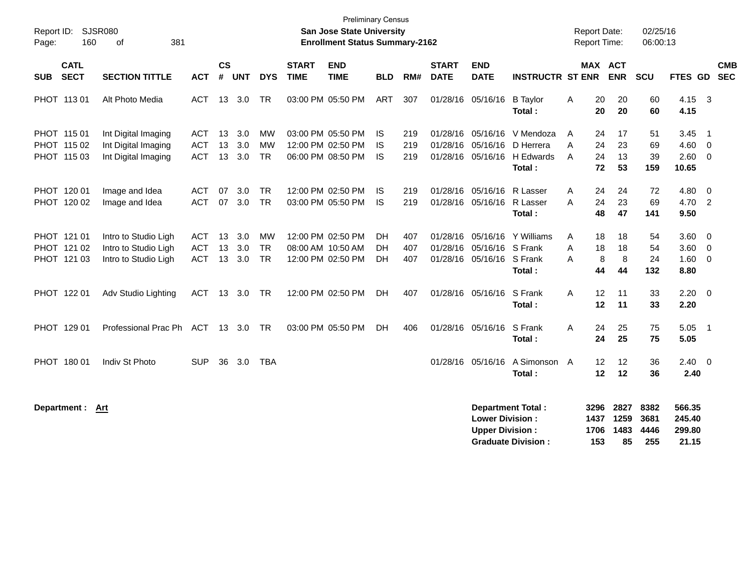Preliminary Census

**San Jose State University**

**Enrollment Status Summary-2162**

Report ID: SJSR080
Report Date: 02/25/16
Report Time: 06:00:13

| SUB | CATL SECT | SECTION TITTLE | ACT | CS # | UNT | DYS | START TIME | END TIME | BLD | RM# | START DATE | END DATE | INSTRUCTR | ST | MAX ENR | ACT ENR | SCU | FTES | GD | CMB SEC |
|---|---|---|---|---|---|---|---|---|---|---|---|---|---|---|---|---|---|---|---|---|
| PHOT | 113 01 | Alt Photo Media | ACT | 13 | 3.0 | TR | 03:00 PM | 05:50 PM | ART | 307 | 01/28/16 | 05/16/16 | B Taylor | A | 20 | 20 | 60 | 4.15 | 3 | |
| | | | | | | | | | | | | | **Total :** | | **20** | **20** | **60** | **4.15** | | |
| PHOT | 115 01 | Int Digital Imaging | ACT | 13 | 3.0 | MW | 03:00 PM | 05:50 PM | IS | 219 | 01/28/16 | 05/16/16 | V Mendoza | A | 24 | 17 | 51 | 3.45 | 1 | |
| PHOT | 115 02 | Int Digital Imaging | ACT | 13 | 3.0 | MW | 12:00 PM | 02:50 PM | IS | 219 | 01/28/16 | 05/16/16 | D Herrera | A | 24 | 23 | 69 | 4.60 | 0 | |
| PHOT | 115 03 | Int Digital Imaging | ACT | 13 | 3.0 | TR | 06:00 PM | 08:50 PM | IS | 219 | 01/28/16 | 05/16/16 | H Edwards | A | 24 | 13 | 39 | 2.60 | 0 | |
| | | | | | | | | | | | | | **Total :** | | **72** | **53** | **159** | **10.65** | | |
| PHOT | 120 01 | Image and Idea | ACT | 07 | 3.0 | TR | 12:00 PM | 02:50 PM | IS | 219 | 01/28/16 | 05/16/16 | R Lasser | A | 24 | 24 | 72 | 4.80 | 0 | |
| PHOT | 120 02 | Image and Idea | ACT | 07 | 3.0 | TR | 03:00 PM | 05:50 PM | IS | 219 | 01/28/16 | 05/16/16 | R Lasser | A | 24 | 23 | 69 | 4.70 | 2 | |
| | | | | | | | | | | | | | **Total :** | | **48** | **47** | **141** | **9.50** | | |
| PHOT | 121 01 | Intro to Studio Ligh | ACT | 13 | 3.0 | MW | 12:00 PM | 02:50 PM | DH | 407 | 01/28/16 | 05/16/16 | Y Williams | A | 18 | 18 | 54 | 3.60 | 0 | |
| PHOT | 121 02 | Intro to Studio Ligh | ACT | 13 | 3.0 | TR | 08:00 AM | 10:50 AM | DH | 407 | 01/28/16 | 05/16/16 | S Frank | A | 18 | 18 | 54 | 3.60 | 0 | |
| PHOT | 121 03 | Intro to Studio Ligh | ACT | 13 | 3.0 | TR | 12:00 PM | 02:50 PM | DH | 407 | 01/28/16 | 05/16/16 | S Frank | A | 8 | 8 | 24 | 1.60 | 0 | |
| | | | | | | | | | | | | | **Total :** | | **44** | **44** | **132** | **8.80** | | |
| PHOT | 122 01 | Adv Studio Lighting | ACT | 13 | 3.0 | TR | 12:00 PM | 02:50 PM | DH | 407 | 01/28/16 | 05/16/16 | S Frank | A | 12 | 11 | 33 | 2.20 | 0 | |
| | | | | | | | | | | | | | **Total :** | | **12** | **11** | **33** | **2.20** | | |
| PHOT | 129 01 | Professional Prac Ph | ACT | 13 | 3.0 | TR | 03:00 PM | 05:50 PM | DH | 406 | 01/28/16 | 05/16/16 | S Frank | A | 24 | 25 | 75 | 5.05 | 1 | |
| | | | | | | | | | | | | | **Total :** | | **24** | **25** | **75** | **5.05** | | |
| PHOT | 180 01 | Indiv St Photo | SUP | 36 | 3.0 | TBA | | | | | 01/28/16 | 05/16/16 | A Simonson | A | 12 | 12 | 36 | 2.40 | 0 | |
| | | | | | | | | | | | | | **Total :** | | **12** | **12** | **36** | **2.40** | | |

**Department : Art**

| | MAX ENR | ACT ENR | SCU | FTES |
|---|---|---|---|---|
| **Department Total :** | **3296** | **2827** | **8382** | **566.35** |
| **Lower Division :** | **1437** | **1259** | **3681** | **245.40** |
| **Upper Division :** | **1706** | **1483** | **4446** | **299.80** |
| **Graduate Division :** | **153** | **85** | **255** | **21.15** |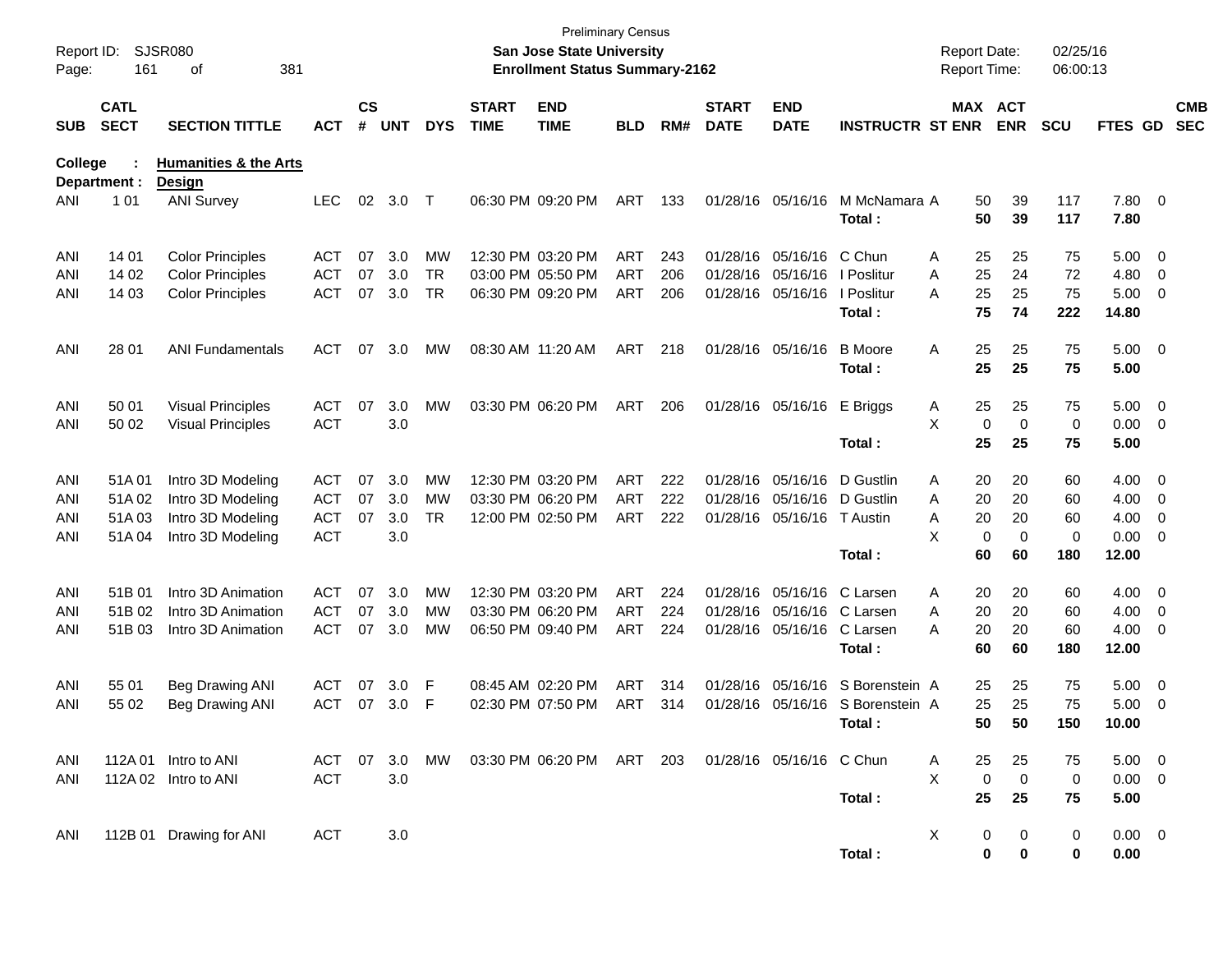Preliminary Census

**San Jose State University**

**Enrollment Status Summary-2162**

Report ID: SJSR080
Report Date: 02/25/16
Report Time: 06:00:13

| SUB | CATL SECT | SECTION TITTLE | ACT | CS # | UNT | DYS | START TIME | END TIME | BLD | RM# | START DATE | END DATE | INSTRUCTR | ST | MAX ENR | ACT ENR | SCU | FTES | GD | CMB SEC |
|---|---|---|---|---|---|---|---|---|---|---|---|---|---|---|---|---|---|---|---|---|
| **College :** | | **Humanities & the Arts** | | | | | | | | | | | | | | | | | | |
| **Department :** | | **Design** | | | | | | | | | | | | | | | | | | |
| ANI | 1 01 | ANI Survey | LEC | 02 | 3.0 | T | 06:30 PM | 09:20 PM | ART | 133 | 01/28/16 | 05/16/16 | M McNamara | A | 50 | 39 | 117 | 7.80 | 0 | |
| | | | | | | | | | | | | | **Total :** | | **50** | **39** | **117** | **7.80** | | |
| ANI | 14 01 | Color Principles | ACT | 07 | 3.0 | MW | 12:30 PM | 03:20 PM | ART | 243 | 01/28/16 | 05/16/16 | C Chun | A | 25 | 25 | 75 | 5.00 | 0 | |
| ANI | 14 02 | Color Principles | ACT | 07 | 3.0 | TR | 03:00 PM | 05:50 PM | ART | 206 | 01/28/16 | 05/16/16 | I Poslitur | A | 25 | 24 | 72 | 4.80 | 0 | |
| ANI | 14 03 | Color Principles | ACT | 07 | 3.0 | TR | 06:30 PM | 09:20 PM | ART | 206 | 01/28/16 | 05/16/16 | I Poslitur | A | 25 | 25 | 75 | 5.00 | 0 | |
| | | | | | | | | | | | | | **Total :** | | **75** | **74** | **222** | **14.80** | | |
| ANI | 28 01 | ANI Fundamentals | ACT | 07 | 3.0 | MW | 08:30 AM | 11:20 AM | ART | 218 | 01/28/16 | 05/16/16 | B Moore | A | 25 | 25 | 75 | 5.00 | 0 | |
| | | | | | | | | | | | | | **Total :** | | **25** | **25** | **75** | **5.00** | | |
| ANI | 50 01 | Visual Principles | ACT | 07 | 3.0 | MW | 03:30 PM | 06:20 PM | ART | 206 | 01/28/16 | 05/16/16 | E Briggs | A | 25 | 25 | 75 | 5.00 | 0 | |
| ANI | 50 02 | Visual Principles | ACT | | 3.0 | | | | | | | | | X | 0 | 0 | 0 | 0.00 | 0 | |
| | | | | | | | | | | | | | **Total :** | | **25** | **25** | **75** | **5.00** | | |
| ANI | 51A 01 | Intro 3D Modeling | ACT | 07 | 3.0 | MW | 12:30 PM | 03:20 PM | ART | 222 | 01/28/16 | 05/16/16 | D Gustlin | A | 20 | 20 | 60 | 4.00 | 0 | |
| ANI | 51A 02 | Intro 3D Modeling | ACT | 07 | 3.0 | MW | 03:30 PM | 06:20 PM | ART | 222 | 01/28/16 | 05/16/16 | D Gustlin | A | 20 | 20 | 60 | 4.00 | 0 | |
| ANI | 51A 03 | Intro 3D Modeling | ACT | 07 | 3.0 | TR | 12:00 PM | 02:50 PM | ART | 222 | 01/28/16 | 05/16/16 | T Austin | A | 20 | 20 | 60 | 4.00 | 0 | |
| ANI | 51A 04 | Intro 3D Modeling | ACT | | 3.0 | | | | | | | | | X | 0 | 0 | 0 | 0.00 | 0 | |
| | | | | | | | | | | | | | **Total :** | | **60** | **60** | **180** | **12.00** | | |
| ANI | 51B 01 | Intro 3D Animation | ACT | 07 | 3.0 | MW | 12:30 PM | 03:20 PM | ART | 224 | 01/28/16 | 05/16/16 | C Larsen | A | 20 | 20 | 60 | 4.00 | 0 | |
| ANI | 51B 02 | Intro 3D Animation | ACT | 07 | 3.0 | MW | 03:30 PM | 06:20 PM | ART | 224 | 01/28/16 | 05/16/16 | C Larsen | A | 20 | 20 | 60 | 4.00 | 0 | |
| ANI | 51B 03 | Intro 3D Animation | ACT | 07 | 3.0 | MW | 06:50 PM | 09:40 PM | ART | 224 | 01/28/16 | 05/16/16 | C Larsen | A | 20 | 20 | 60 | 4.00 | 0 | |
| | | | | | | | | | | | | | **Total :** | | **60** | **60** | **180** | **12.00** | | |
| ANI | 55 01 | Beg Drawing ANI | ACT | 07 | 3.0 | F | 08:45 AM | 02:20 PM | ART | 314 | 01/28/16 | 05/16/16 | S Borenstein | A | 25 | 25 | 75 | 5.00 | 0 | |
| ANI | 55 02 | Beg Drawing ANI | ACT | 07 | 3.0 | F | 02:30 PM | 07:50 PM | ART | 314 | 01/28/16 | 05/16/16 | S Borenstein | A | 25 | 25 | 75 | 5.00 | 0 | |
| | | | | | | | | | | | | | **Total :** | | **50** | **50** | **150** | **10.00** | | |
| ANI | 112A 01 | Intro to ANI | ACT | 07 | 3.0 | MW | 03:30 PM | 06:20 PM | ART | 203 | 01/28/16 | 05/16/16 | C Chun | A | 25 | 25 | 75 | 5.00 | 0 | |
| ANI | 112A 02 | Intro to ANI | ACT | | 3.0 | | | | | | | | | X | 0 | 0 | 0 | 0.00 | 0 | |
| | | | | | | | | | | | | | **Total :** | | **25** | **25** | **75** | **5.00** | | |
| ANI | 112B 01 | Drawing for ANI | ACT | | 3.0 | | | | | | | | | X | 0 | 0 | 0 | 0.00 | 0 | |
| | | | | | | | | | | | | | **Total :** | | **0** | **0** | **0** | **0.00** | | |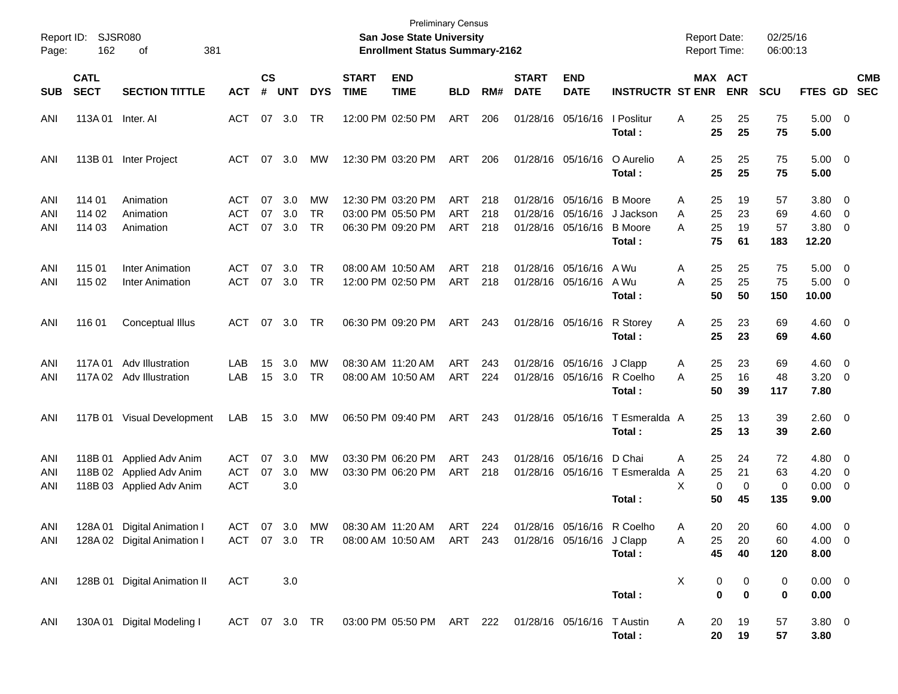Preliminary Census

**San Jose State University**

**Enrollment Status Summary-2162**

Report ID: SJSR080

Report Date: 02/25/16

Report Time: 06:00:13

| SUB | CATL SECT | SECTION TITTLE | ACT | CS # | UNT | DYS | START TIME | END TIME | BLD | RM# | START DATE | END DATE | INSTRUCTR | ST | MAX ENR | ACT ENR | SCU | FTES | GD | CMB SEC |
|---|---|---|---|---|---|---|---|---|---|---|---|---|---|---|---|---|---|---|---|---|
| ANI | 113A 01 | Inter. AI | ACT | 07 | 3.0 | TR | 12:00 PM | 02:50 PM | ART | 206 | 01/28/16 | 05/16/16 | I Poslitur | A | 25 | 25 | 75 | 5.00 | 0 | |
| | | | | | | | | | | | | | **Total :** | | **25** | **25** | **75** | **5.00** | | |
| ANI | 113B 01 | Inter Project | ACT | 07 | 3.0 | MW | 12:30 PM | 03:20 PM | ART | 206 | 01/28/16 | 05/16/16 | O Aurelio | A | 25 | 25 | 75 | 5.00 | 0 | |
| | | | | | | | | | | | | | **Total :** | | **25** | **25** | **75** | **5.00** | | |
| ANI | 114 01 | Animation | ACT | 07 | 3.0 | MW | 12:30 PM | 03:20 PM | ART | 218 | 01/28/16 | 05/16/16 | B Moore | A | 25 | 19 | 57 | 3.80 | 0 | |
| ANI | 114 02 | Animation | ACT | 07 | 3.0 | TR | 03:00 PM | 05:50 PM | ART | 218 | 01/28/16 | 05/16/16 | J Jackson | A | 25 | 23 | 69 | 4.60 | 0 | |
| ANI | 114 03 | Animation | ACT | 07 | 3.0 | TR | 06:30 PM | 09:20 PM | ART | 218 | 01/28/16 | 05/16/16 | B Moore | A | 25 | 19 | 57 | 3.80 | 0 | |
| | | | | | | | | | | | | | **Total :** | | **75** | **61** | **183** | **12.20** | | |
| ANI | 115 01 | Inter Animation | ACT | 07 | 3.0 | TR | 08:00 AM | 10:50 AM | ART | 218 | 01/28/16 | 05/16/16 | A Wu | A | 25 | 25 | 75 | 5.00 | 0 | |
| ANI | 115 02 | Inter Animation | ACT | 07 | 3.0 | TR | 12:00 PM | 02:50 PM | ART | 218 | 01/28/16 | 05/16/16 | A Wu | A | 25 | 25 | 75 | 5.00 | 0 | |
| | | | | | | | | | | | | | **Total :** | | **50** | **50** | **150** | **10.00** | | |
| ANI | 116 01 | Conceptual Illus | ACT | 07 | 3.0 | TR | 06:30 PM | 09:20 PM | ART | 243 | 01/28/16 | 05/16/16 | R Storey | A | 25 | 23 | 69 | 4.60 | 0 | |
| | | | | | | | | | | | | | **Total :** | | **25** | **23** | **69** | **4.60** | | |
| ANI | 117A 01 | Adv Illustration | LAB | 15 | 3.0 | MW | 08:30 AM | 11:20 AM | ART | 243 | 01/28/16 | 05/16/16 | J Clapp | A | 25 | 23 | 69 | 4.60 | 0 | |
| ANI | 117A 02 | Adv Illustration | LAB | 15 | 3.0 | TR | 08:00 AM | 10:50 AM | ART | 224 | 01/28/16 | 05/16/16 | R Coelho | A | 25 | 16 | 48 | 3.20 | 0 | |
| | | | | | | | | | | | | | **Total :** | | **50** | **39** | **117** | **7.80** | | |
| ANI | 117B 01 | Visual Development | LAB | 15 | 3.0 | MW | 06:50 PM | 09:40 PM | ART | 243 | 01/28/16 | 05/16/16 | T Esmeralda | A | 25 | 13 | 39 | 2.60 | 0 | |
| | | | | | | | | | | | | | **Total :** | | **25** | **13** | **39** | **2.60** | | |
| ANI | 118B 01 | Applied Adv Anim | ACT | 07 | 3.0 | MW | 03:30 PM | 06:20 PM | ART | 243 | 01/28/16 | 05/16/16 | D Chai | A | 25 | 24 | 72 | 4.80 | 0 | |
| ANI | 118B 02 | Applied Adv Anim | ACT | 07 | 3.0 | MW | 03:30 PM | 06:20 PM | ART | 218 | 01/28/16 | 05/16/16 | T Esmeralda | A | 25 | 21 | 63 | 4.20 | 0 | |
| ANI | 118B 03 | Applied Adv Anim | ACT | | 3.0 | | | | | | | | | X | 0 | 0 | 0 | 0.00 | 0 | |
| | | | | | | | | | | | | | **Total :** | | **50** | **45** | **135** | **9.00** | | |
| ANI | 128A 01 | Digital Animation I | ACT | 07 | 3.0 | MW | 08:30 AM | 11:20 AM | ART | 224 | 01/28/16 | 05/16/16 | R Coelho | A | 20 | 20 | 60 | 4.00 | 0 | |
| ANI | 128A 02 | Digital Animation I | ACT | 07 | 3.0 | TR | 08:00 AM | 10:50 AM | ART | 243 | 01/28/16 | 05/16/16 | J Clapp | A | 25 | 20 | 60 | 4.00 | 0 | |
| | | | | | | | | | | | | | **Total :** | | **45** | **40** | **120** | **8.00** | | |
| ANI | 128B 01 | Digital Animation II | ACT | | 3.0 | | | | | | | | | X | 0 | 0 | 0 | 0.00 | 0 | |
| | | | | | | | | | | | | | **Total :** | | **0** | **0** | **0** | **0.00** | | |
| ANI | 130A 01 | Digital Modeling I | ACT | 07 | 3.0 | TR | 03:00 PM | 05:50 PM | ART | 222 | 01/28/16 | 05/16/16 | T Austin | A | 20 | 19 | 57 | 3.80 | 0 | |
| | | | | | | | | | | | | | **Total :** | | **20** | **19** | **57** | **3.80** | | |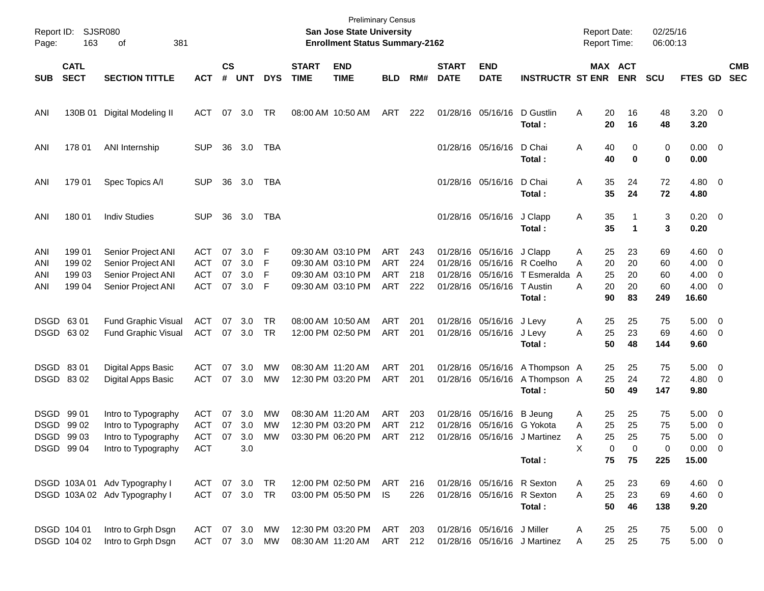Preliminary Census

**San Jose State University**

**Enrollment Status Summary-2162**

Report ID: SJSR080

Report Date: 02/25/16

Report Time: 06:00:13

| SUB | CATL SECT | SECTION TITTLE | ACT | CS # | UNT | DYS | START TIME | END TIME | BLD | RM# | START DATE | END DATE | INSTRUCTR | ST | MAX ENR | ACT ENR | SCU | FTES | GD | CMB SEC |
|---|---|---|---|---|---|---|---|---|---|---|---|---|---|---|---|---|---|---|---|---|
| ANI | 130B 01 | Digital Modeling II | ACT | 07 | 3.0 | TR | 08:00 AM | 10:50 AM | ART | 222 | 01/28/16 | 05/16/16 | D Gustlin | A | 20 | 16 | 48 | 3.20 | 0 | |
| | | | | | | | | | | | | | **Total :** | | **20** | **16** | **48** | **3.20** | | |
| ANI | 178 01 | ANI Internship | SUP | 36 | 3.0 | TBA | | | | | 01/28/16 | 05/16/16 | D Chai | A | 40 | 0 | 0 | 0.00 | 0 | |
| | | | | | | | | | | | | | **Total :** | | **40** | **0** | **0** | **0.00** | | |
| ANI | 179 01 | Spec Topics A/I | SUP | 36 | 3.0 | TBA | | | | | 01/28/16 | 05/16/16 | D Chai | A | 35 | 24 | 72 | 4.80 | 0 | |
| | | | | | | | | | | | | | **Total :** | | **35** | **24** | **72** | **4.80** | | |
| ANI | 180 01 | Indiv Studies | SUP | 36 | 3.0 | TBA | | | | | 01/28/16 | 05/16/16 | J Clapp | A | 35 | 1 | 3 | 0.20 | 0 | |
| | | | | | | | | | | | | | **Total :** | | **35** | **1** | **3** | **0.20** | | |
| ANI | 199 01 | Senior Project ANI | ACT | 07 | 3.0 | F | 09:30 AM | 03:10 PM | ART | 243 | 01/28/16 | 05/16/16 | J Clapp | A | 25 | 23 | 69 | 4.60 | 0 | |
| ANI | 199 02 | Senior Project ANI | ACT | 07 | 3.0 | F | 09:30 AM | 03:10 PM | ART | 224 | 01/28/16 | 05/16/16 | R Coelho | A | 20 | 20 | 60 | 4.00 | 0 | |
| ANI | 199 03 | Senior Project ANI | ACT | 07 | 3.0 | F | 09:30 AM | 03:10 PM | ART | 218 | 01/28/16 | 05/16/16 | T Esmeralda | A | 25 | 20 | 60 | 4.00 | 0 | |
| ANI | 199 04 | Senior Project ANI | ACT | 07 | 3.0 | F | 09:30 AM | 03:10 PM | ART | 222 | 01/28/16 | 05/16/16 | T Austin | A | 20 | 20 | 60 | 4.00 | 0 | |
| | | | | | | | | | | | | | **Total :** | | **90** | **83** | **249** | **16.60** | | |
| DSGD | 63 01 | Fund Graphic Visual | ACT | 07 | 3.0 | TR | 08:00 AM | 10:50 AM | ART | 201 | 01/28/16 | 05/16/16 | J Levy | A | 25 | 25 | 75 | 5.00 | 0 | |
| DSGD | 63 02 | Fund Graphic Visual | ACT | 07 | 3.0 | TR | 12:00 PM | 02:50 PM | ART | 201 | 01/28/16 | 05/16/16 | J Levy | A | 25 | 23 | 69 | 4.60 | 0 | |
| | | | | | | | | | | | | | **Total :** | | **50** | **48** | **144** | **9.60** | | |
| DSGD | 83 01 | Digital Apps Basic | ACT | 07 | 3.0 | MW | 08:30 AM | 11:20 AM | ART | 201 | 01/28/16 | 05/16/16 | A Thompson | A | 25 | 25 | 75 | 5.00 | 0 | |
| DSGD | 83 02 | Digital Apps Basic | ACT | 07 | 3.0 | MW | 12:30 PM | 03:20 PM | ART | 201 | 01/28/16 | 05/16/16 | A Thompson | A | 25 | 24 | 72 | 4.80 | 0 | |
| | | | | | | | | | | | | | **Total :** | | **50** | **49** | **147** | **9.80** | | |
| DSGD | 99 01 | Intro to Typography | ACT | 07 | 3.0 | MW | 08:30 AM | 11:20 AM | ART | 203 | 01/28/16 | 05/16/16 | B Jeung | A | 25 | 25 | 75 | 5.00 | 0 | |
| DSGD | 99 02 | Intro to Typography | ACT | 07 | 3.0 | MW | 12:30 PM | 03:20 PM | ART | 212 | 01/28/16 | 05/16/16 | G Yokota | A | 25 | 25 | 75 | 5.00 | 0 | |
| DSGD | 99 03 | Intro to Typography | ACT | 07 | 3.0 | MW | 03:30 PM | 06:20 PM | ART | 212 | 01/28/16 | 05/16/16 | J Martinez | A | 25 | 25 | 75 | 5.00 | 0 | |
| DSGD | 99 04 | Intro to Typography | ACT | | 3.0 | | | | | | | | | X | 0 | 0 | 0 | 0.00 | 0 | |
| | | | | | | | | | | | | | **Total :** | | **75** | **75** | **225** | **15.00** | | |
| DSGD | 103A 01 | Adv Typography I | ACT | 07 | 3.0 | TR | 12:00 PM | 02:50 PM | ART | 216 | 01/28/16 | 05/16/16 | R Sexton | A | 25 | 23 | 69 | 4.60 | 0 | |
| DSGD | 103A 02 | Adv Typography I | ACT | 07 | 3.0 | TR | 03:00 PM | 05:50 PM | IS | 226 | 01/28/16 | 05/16/16 | R Sexton | A | 25 | 23 | 69 | 4.60 | 0 | |
| | | | | | | | | | | | | | **Total :** | | **50** | **46** | **138** | **9.20** | | |
| DSGD | 104 01 | Intro to Grph Dsgn | ACT | 07 | 3.0 | MW | 12:30 PM | 03:20 PM | ART | 203 | 01/28/16 | 05/16/16 | J Miller | A | 25 | 25 | 75 | 5.00 | 0 | |
| DSGD | 104 02 | Intro to Grph Dsgn | ACT | 07 | 3.0 | MW | 08:30 AM | 11:20 AM | ART | 212 | 01/28/16 | 05/16/16 | J Martinez | A | 25 | 25 | 75 | 5.00 | 0 | |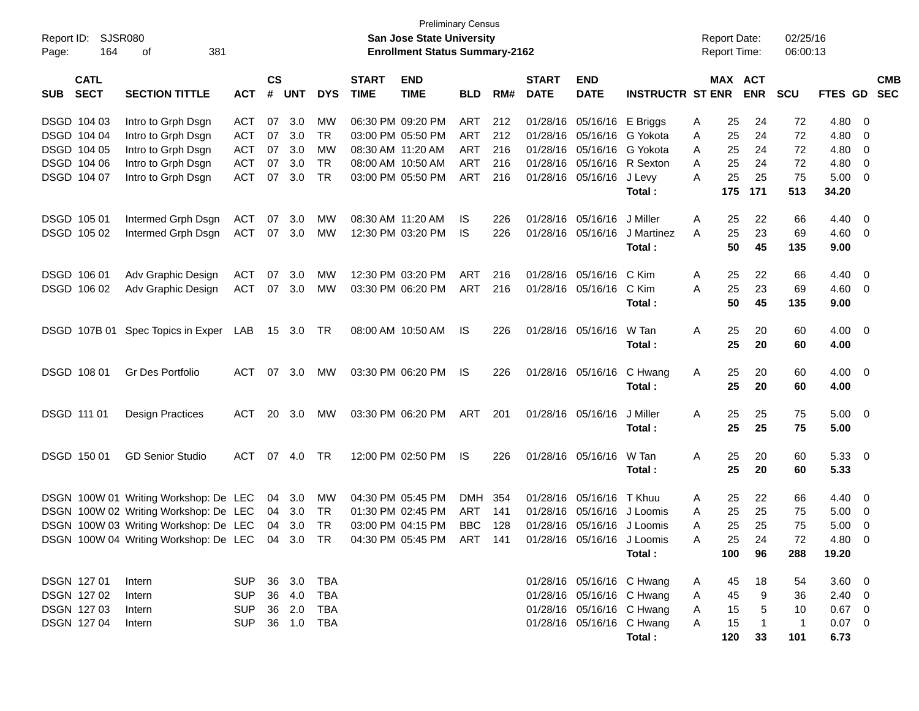Preliminary Census

**San Jose State University**

**Enrollment Status Summary-2162**

Report ID: SJSR080

Report Date: 02/25/16

Report Time: 06:00:13

| SUB | CATL SECT | SECTION TITTLE | ACT | CS # | UNT | DYS | START TIME | END TIME | BLD | RM# | START DATE | END DATE | INSTRUCTR | ST | MAX ENR | ACT ENR | SCU | FTES | GD | CMB SEC |
|---|---|---|---|---|---|---|---|---|---|---|---|---|---|---|---|---|---|---|---|---|
| DSGD | 104 03 | Intro to Grph Dsgn | ACT | 07 | 3.0 | MW | 06:30 PM | 09:20 PM | ART | 212 | 01/28/16 | 05/16/16 | E Briggs | A | 25 | 24 | 72 | 4.80 | 0 | |
| DSGD | 104 04 | Intro to Grph Dsgn | ACT | 07 | 3.0 | TR | 03:00 PM | 05:50 PM | ART | 212 | 01/28/16 | 05/16/16 | G Yokota | A | 25 | 24 | 72 | 4.80 | 0 | |
| DSGD | 104 05 | Intro to Grph Dsgn | ACT | 07 | 3.0 | MW | 08:30 AM | 11:20 AM | ART | 216 | 01/28/16 | 05/16/16 | G Yokota | A | 25 | 24 | 72 | 4.80 | 0 | |
| DSGD | 104 06 | Intro to Grph Dsgn | ACT | 07 | 3.0 | TR | 08:00 AM | 10:50 AM | ART | 216 | 01/28/16 | 05/16/16 | R Sexton | A | 25 | 24 | 72 | 4.80 | 0 | |
| DSGD | 104 07 | Intro to Grph Dsgn | ACT | 07 | 3.0 | TR | 03:00 PM | 05:50 PM | ART | 216 | 01/28/16 | 05/16/16 | J Levy | A | 25 | 25 | 75 | 5.00 | 0 | |
| | | | | | | | | | | | | | **Total :** | | **175** | **171** | **513** | **34.20** | | |
| DSGD | 105 01 | Intermed Grph Dsgn | ACT | 07 | 3.0 | MW | 08:30 AM | 11:20 AM | IS | 226 | 01/28/16 | 05/16/16 | J Miller | A | 25 | 22 | 66 | 4.40 | 0 | |
| DSGD | 105 02 | Intermed Grph Dsgn | ACT | 07 | 3.0 | MW | 12:30 PM | 03:20 PM | IS | 226 | 01/28/16 | 05/16/16 | J Martinez | A | 25 | 23 | 69 | 4.60 | 0 | |
| | | | | | | | | | | | | | **Total :** | | **50** | **45** | **135** | **9.00** | | |
| DSGD | 106 01 | Adv Graphic Design | ACT | 07 | 3.0 | MW | 12:30 PM | 03:20 PM | ART | 216 | 01/28/16 | 05/16/16 | C Kim | A | 25 | 22 | 66 | 4.40 | 0 | |
| DSGD | 106 02 | Adv Graphic Design | ACT | 07 | 3.0 | MW | 03:30 PM | 06:20 PM | ART | 216 | 01/28/16 | 05/16/16 | C Kim | A | 25 | 23 | 69 | 4.60 | 0 | |
| | | | | | | | | | | | | | **Total :** | | **50** | **45** | **135** | **9.00** | | |
| DSGD | 107B 01 | Spec Topics in Exper | LAB | 15 | 3.0 | TR | 08:00 AM | 10:50 AM | IS | 226 | 01/28/16 | 05/16/16 | W Tan | A | 25 | 20 | 60 | 4.00 | 0 | |
| | | | | | | | | | | | | | **Total :** | | **25** | **20** | **60** | **4.00** | | |
| DSGD | 108 01 | Gr Des Portfolio | ACT | 07 | 3.0 | MW | 03:30 PM | 06:20 PM | IS | 226 | 01/28/16 | 05/16/16 | C Hwang | A | 25 | 20 | 60 | 4.00 | 0 | |
| | | | | | | | | | | | | | **Total :** | | **25** | **20** | **60** | **4.00** | | |
| DSGD | 111 01 | Design Practices | ACT | 20 | 3.0 | MW | 03:30 PM | 06:20 PM | ART | 201 | 01/28/16 | 05/16/16 | J Miller | A | 25 | 25 | 75 | 5.00 | 0 | |
| | | | | | | | | | | | | | **Total :** | | **25** | **25** | **75** | **5.00** | | |
| DSGD | 150 01 | GD Senior Studio | ACT | 07 | 4.0 | TR | 12:00 PM | 02:50 PM | IS | 226 | 01/28/16 | 05/16/16 | W Tan | A | 25 | 20 | 60 | 5.33 | 0 | |
| | | | | | | | | | | | | | **Total :** | | **25** | **20** | **60** | **5.33** | | |
| DSGN | 100W 01 | Writing Workshop: De | LEC | 04 | 3.0 | MW | 04:30 PM | 05:45 PM | DMH | 354 | 01/28/16 | 05/16/16 | T Khuu | A | 25 | 22 | 66 | 4.40 | 0 | |
| DSGN | 100W 02 | Writing Workshop: De | LEC | 04 | 3.0 | TR | 01:30 PM | 02:45 PM | ART | 141 | 01/28/16 | 05/16/16 | J Loomis | A | 25 | 25 | 75 | 5.00 | 0 | |
| DSGN | 100W 03 | Writing Workshop: De | LEC | 04 | 3.0 | TR | 03:00 PM | 04:15 PM | BBC | 128 | 01/28/16 | 05/16/16 | J Loomis | A | 25 | 25 | 75 | 5.00 | 0 | |
| DSGN | 100W 04 | Writing Workshop: De | LEC | 04 | 3.0 | TR | 04:30 PM | 05:45 PM | ART | 141 | 01/28/16 | 05/16/16 | J Loomis | A | 25 | 24 | 72 | 4.80 | 0 | |
| | | | | | | | | | | | | | **Total :** | | **100** | **96** | **288** | **19.20** | | |
| DSGN | 127 01 | Intern | SUP | 36 | 3.0 | TBA | | | | | 01/28/16 | 05/16/16 | C Hwang | A | 45 | 18 | 54 | 3.60 | 0 | |
| DSGN | 127 02 | Intern | SUP | 36 | 4.0 | TBA | | | | | 01/28/16 | 05/16/16 | C Hwang | A | 45 | 9 | 36 | 2.40 | 0 | |
| DSGN | 127 03 | Intern | SUP | 36 | 2.0 | TBA | | | | | 01/28/16 | 05/16/16 | C Hwang | A | 15 | 5 | 10 | 0.67 | 0 | |
| DSGN | 127 04 | Intern | SUP | 36 | 1.0 | TBA | | | | | 01/28/16 | 05/16/16 | C Hwang | A | 15 | 1 | 1 | 0.07 | 0 | |
| | | | | | | | | | | | | | **Total :** | | **120** | **33** | **101** | **6.73** | | |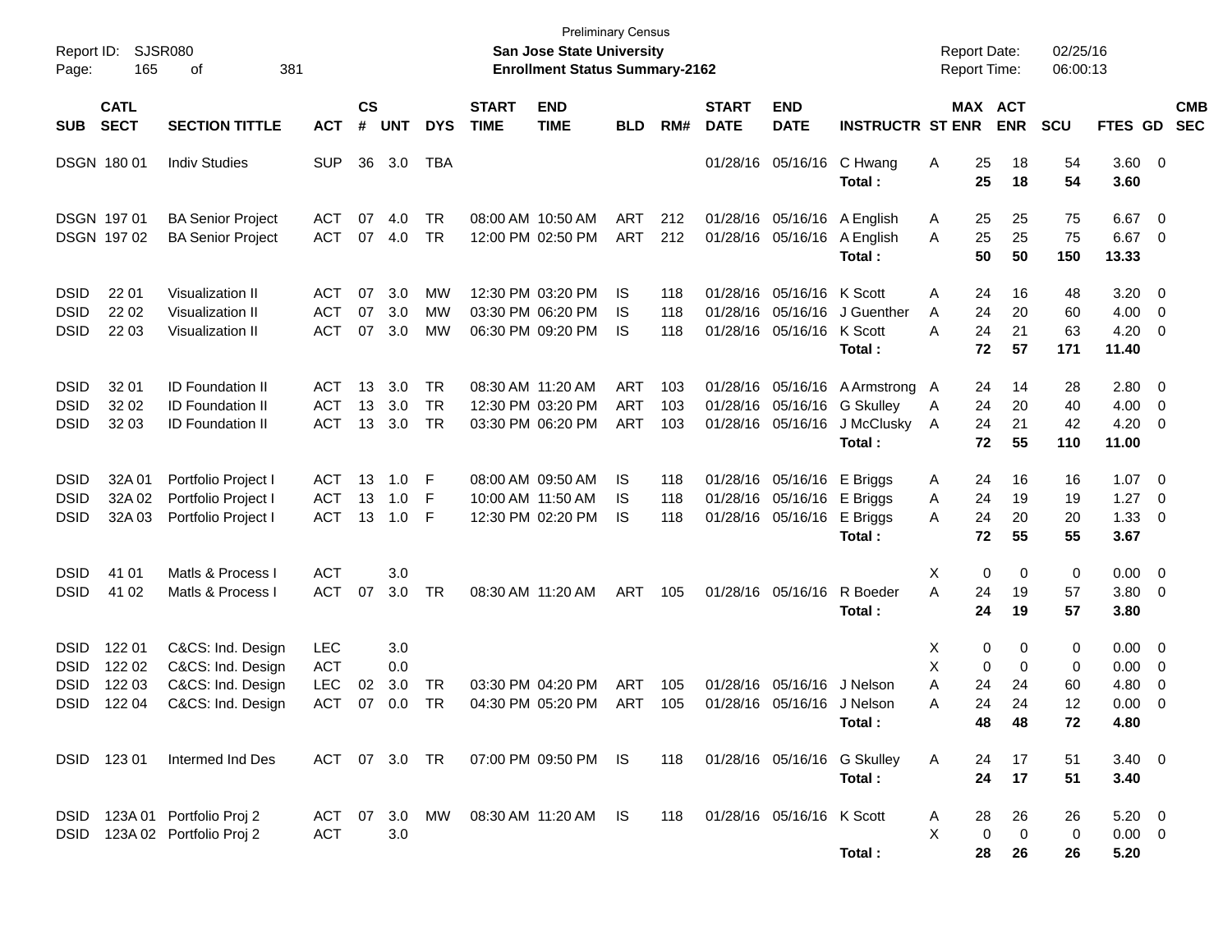Preliminary Census

**San Jose State University**
**Enrollment Status Summary-2162**

Report ID: SJSR080
Report Date: 02/25/16
Report Time: 06:00:13

| SUB | CATL SECT | SECTION TITTLE | ACT | CS # | UNT | DYS | START TIME | END TIME | BLD | RM# | START DATE | END DATE | INSTRUCTR | ST | MAX ENR | ACT ENR | SCU | FTES | GD | CMB SEC |
|---|---|---|---|---|---|---|---|---|---|---|---|---|---|---|---|---|---|---|---|---|
| DSGN | 180 01 | Indiv Studies | SUP | 36 | 3.0 | TBA | | | | | 01/28/16 | 05/16/16 | C Hwang | A | 25 | 18 | 54 | 3.60 | 0 | |
| | | | | | | | | | | | | | **Total :** | | **25** | **18** | **54** | **3.60** | | |
| DSGN | 197 01 | BA Senior Project | ACT | 07 | 4.0 | TR | 08:00 AM | 10:50 AM | ART | 212 | 01/28/16 | 05/16/16 | A English | A | 25 | 25 | 75 | 6.67 | 0 | |
| DSGN | 197 02 | BA Senior Project | ACT | 07 | 4.0 | TR | 12:00 PM | 02:50 PM | ART | 212 | 01/28/16 | 05/16/16 | A English | A | 25 | 25 | 75 | 6.67 | 0 | |
| | | | | | | | | | | | | | **Total :** | | **50** | **50** | **150** | **13.33** | | |
| DSID | 22 01 | Visualization II | ACT | 07 | 3.0 | MW | 12:30 PM | 03:20 PM | IS | 118 | 01/28/16 | 05/16/16 | K Scott | A | 24 | 16 | 48 | 3.20 | 0 | |
| DSID | 22 02 | Visualization II | ACT | 07 | 3.0 | MW | 03:30 PM | 06:20 PM | IS | 118 | 01/28/16 | 05/16/16 | J Guenther | A | 24 | 20 | 60 | 4.00 | 0 | |
| DSID | 22 03 | Visualization II | ACT | 07 | 3.0 | MW | 06:30 PM | 09:20 PM | IS | 118 | 01/28/16 | 05/16/16 | K Scott | A | 24 | 21 | 63 | 4.20 | 0 | |
| | | | | | | | | | | | | | **Total :** | | **72** | **57** | **171** | **11.40** | | |
| DSID | 32 01 | ID Foundation II | ACT | 13 | 3.0 | TR | 08:30 AM | 11:20 AM | ART | 103 | 01/28/16 | 05/16/16 | A Armstrong | A | 24 | 14 | 28 | 2.80 | 0 | |
| DSID | 32 02 | ID Foundation II | ACT | 13 | 3.0 | TR | 12:30 PM | 03:20 PM | ART | 103 | 01/28/16 | 05/16/16 | G Skulley | A | 24 | 20 | 40 | 4.00 | 0 | |
| DSID | 32 03 | ID Foundation II | ACT | 13 | 3.0 | TR | 03:30 PM | 06:20 PM | ART | 103 | 01/28/16 | 05/16/16 | J McClusky | A | 24 | 21 | 42 | 4.20 | 0 | |
| | | | | | | | | | | | | | **Total :** | | **72** | **55** | **110** | **11.00** | | |
| DSID | 32A 01 | Portfolio Project I | ACT | 13 | 1.0 | F | 08:00 AM | 09:50 AM | IS | 118 | 01/28/16 | 05/16/16 | E Briggs | A | 24 | 16 | 16 | 1.07 | 0 | |
| DSID | 32A 02 | Portfolio Project I | ACT | 13 | 1.0 | F | 10:00 AM | 11:50 AM | IS | 118 | 01/28/16 | 05/16/16 | E Briggs | A | 24 | 19 | 19 | 1.27 | 0 | |
| DSID | 32A 03 | Portfolio Project I | ACT | 13 | 1.0 | F | 12:30 PM | 02:20 PM | IS | 118 | 01/28/16 | 05/16/16 | E Briggs | A | 24 | 20 | 20 | 1.33 | 0 | |
| | | | | | | | | | | | | | **Total :** | | **72** | **55** | **55** | **3.67** | | |
| DSID | 41 01 | Matls & Process I | ACT | | 3.0 | | | | | | | | | X | 0 | 0 | 0 | 0.00 | 0 | |
| DSID | 41 02 | Matls & Process I | ACT | 07 | 3.0 | TR | 08:30 AM | 11:20 AM | ART | 105 | 01/28/16 | 05/16/16 | R Boeder | A | 24 | 19 | 57 | 3.80 | 0 | |
| | | | | | | | | | | | | | **Total :** | | **24** | **19** | **57** | **3.80** | | |
| DSID | 122 01 | C&CS: Ind. Design | LEC | | 3.0 | | | | | | | | | X | 0 | 0 | 0 | 0.00 | 0 | |
| DSID | 122 02 | C&CS: Ind. Design | ACT | | 0.0 | | | | | | | | | X | 0 | 0 | 0 | 0.00 | 0 | |
| DSID | 122 03 | C&CS: Ind. Design | LEC | 02 | 3.0 | TR | 03:30 PM | 04:20 PM | ART | 105 | 01/28/16 | 05/16/16 | J Nelson | A | 24 | 24 | 60 | 4.80 | 0 | |
| DSID | 122 04 | C&CS: Ind. Design | ACT | 07 | 0.0 | TR | 04:30 PM | 05:20 PM | ART | 105 | 01/28/16 | 05/16/16 | J Nelson | A | 24 | 24 | 12 | 0.00 | 0 | |
| | | | | | | | | | | | | | **Total :** | | **48** | **48** | **72** | **4.80** | | |
| DSID | 123 01 | Intermed Ind Des | ACT | 07 | 3.0 | TR | 07:00 PM | 09:50 PM | IS | 118 | 01/28/16 | 05/16/16 | G Skulley | A | 24 | 17 | 51 | 3.40 | 0 | |
| | | | | | | | | | | | | | **Total :** | | **24** | **17** | **51** | **3.40** | | |
| DSID | 123A 01 | Portfolio Proj 2 | ACT | 07 | 3.0 | MW | 08:30 AM | 11:20 AM | IS | 118 | 01/28/16 | 05/16/16 | K Scott | A | 28 | 26 | 26 | 5.20 | 0 | |
| DSID | 123A 02 | Portfolio Proj 2 | ACT | | 3.0 | | | | | | | | | X | 0 | 0 | 0 | 0.00 | 0 | |
| | | | | | | | | | | | | | **Total :** | | **28** | **26** | **26** | **5.20** | | |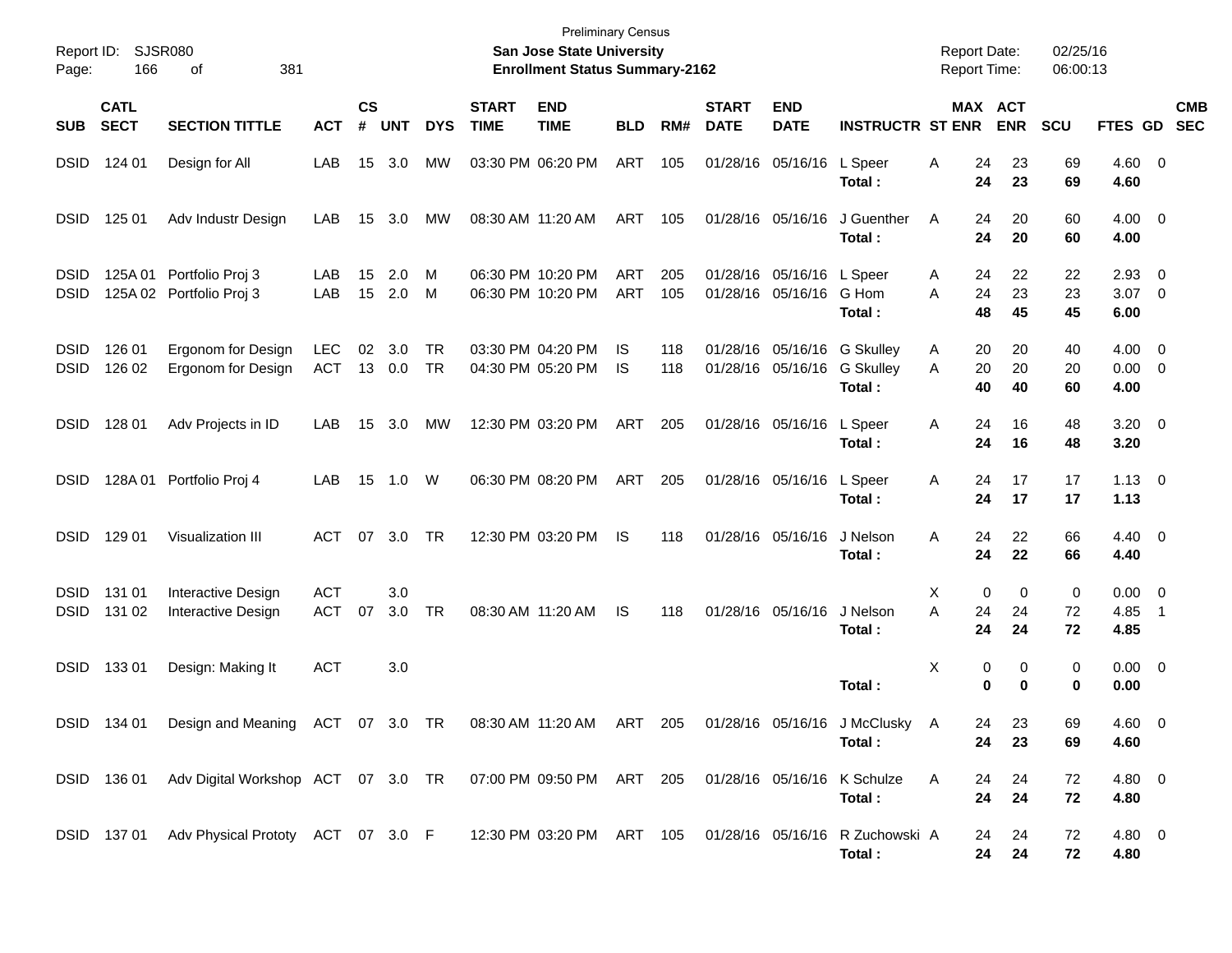Preliminary Census

**San Jose State University**

**Enrollment Status Summary-2162**

Report ID: SJSR080

Report Date: 02/25/16

Report Time: 06:00:13

| SUB | CATL SECT | SECTION TITTLE | ACT | CS # | UNT | DYS | START TIME | END TIME | BLD | RM# | START DATE | END DATE | INSTRUCTR | ST | MAX ENR | ACT ENR | SCU | FTES | GD | CMB SEC |
|---|---|---|---|---|---|---|---|---|---|---|---|---|---|---|---|---|---|---|---|---|
| DSID | 124 01 | Design for All | LAB | 15 | 3.0 | MW | 03:30 PM | 06:20 PM | ART | 105 | 01/28/16 | 05/16/16 | L Speer | A | 24 | 23 | 69 | 4.60 | 0 | |
| | | | | | | | | | | | | | **Total :** | | **24** | **23** | **69** | **4.60** | | |
| DSID | 125 01 | Adv Industr Design | LAB | 15 | 3.0 | MW | 08:30 AM | 11:20 AM | ART | 105 | 01/28/16 | 05/16/16 | J Guenther | A | 24 | 20 | 60 | 4.00 | 0 | |
| | | | | | | | | | | | | | **Total :** | | **24** | **20** | **60** | **4.00** | | |
| DSID | 125A 01 | Portfolio Proj 3 | LAB | 15 | 2.0 | M | 06:30 PM | 10:20 PM | ART | 205 | 01/28/16 | 05/16/16 | L Speer | A | 24 | 22 | 22 | 2.93 | 0 | |
| DSID | 125A 02 | Portfolio Proj 3 | LAB | 15 | 2.0 | M | 06:30 PM | 10:20 PM | ART | 105 | 01/28/16 | 05/16/16 | G Hom | A | 24 | 23 | 23 | 3.07 | 0 | |
| | | | | | | | | | | | | | **Total :** | | **48** | **45** | **45** | **6.00** | | |
| DSID | 126 01 | Ergonom for Design | LEC | 02 | 3.0 | TR | 03:30 PM | 04:20 PM | IS | 118 | 01/28/16 | 05/16/16 | G Skulley | A | 20 | 20 | 40 | 4.00 | 0 | |
| DSID | 126 02 | Ergonom for Design | ACT | 13 | 0.0 | TR | 04:30 PM | 05:20 PM | IS | 118 | 01/28/16 | 05/16/16 | G Skulley | A | 20 | 20 | 20 | 0.00 | 0 | |
| | | | | | | | | | | | | | **Total :** | | **40** | **40** | **60** | **4.00** | | |
| DSID | 128 01 | Adv Projects in ID | LAB | 15 | 3.0 | MW | 12:30 PM | 03:20 PM | ART | 205 | 01/28/16 | 05/16/16 | L Speer | A | 24 | 16 | 48 | 3.20 | 0 | |
| | | | | | | | | | | | | | **Total :** | | **24** | **16** | **48** | **3.20** | | |
| DSID | 128A 01 | Portfolio Proj 4 | LAB | 15 | 1.0 | W | 06:30 PM | 08:20 PM | ART | 205 | 01/28/16 | 05/16/16 | L Speer | A | 24 | 17 | 17 | 1.13 | 0 | |
| | | | | | | | | | | | | | **Total :** | | **24** | **17** | **17** | **1.13** | | |
| DSID | 129 01 | Visualization III | ACT | 07 | 3.0 | TR | 12:30 PM | 03:20 PM | IS | 118 | 01/28/16 | 05/16/16 | J Nelson | A | 24 | 22 | 66 | 4.40 | 0 | |
| | | | | | | | | | | | | | **Total :** | | **24** | **22** | **66** | **4.40** | | |
| DSID | 131 01 | Interactive Design | ACT | | 3.0 | | | | | | | | | X | 0 | 0 | 0 | 0.00 | 0 | |
| DSID | 131 02 | Interactive Design | ACT | 07 | 3.0 | TR | 08:30 AM | 11:20 AM | IS | 118 | 01/28/16 | 05/16/16 | J Nelson | A | 24 | 24 | 72 | 4.85 | 1 | |
| | | | | | | | | | | | | | **Total :** | | **24** | **24** | **72** | **4.85** | | |
| DSID | 133 01 | Design: Making It | ACT | | 3.0 | | | | | | | | | X | 0 | 0 | 0 | 0.00 | 0 | |
| | | | | | | | | | | | | | **Total :** | | **0** | **0** | **0** | **0.00** | | |
| DSID | 134 01 | Design and Meaning | ACT | 07 | 3.0 | TR | 08:30 AM | 11:20 AM | ART | 205 | 01/28/16 | 05/16/16 | J McClusky | A | 24 | 23 | 69 | 4.60 | 0 | |
| | | | | | | | | | | | | | **Total :** | | **24** | **23** | **69** | **4.60** | | |
| DSID | 136 01 | Adv Digital Workshop | ACT | 07 | 3.0 | TR | 07:00 PM | 09:50 PM | ART | 205 | 01/28/16 | 05/16/16 | K Schulze | A | 24 | 24 | 72 | 4.80 | 0 | |
| | | | | | | | | | | | | | **Total :** | | **24** | **24** | **72** | **4.80** | | |
| DSID | 137 01 | Adv Physical Prototy | ACT | 07 | 3.0 | F | 12:30 PM | 03:20 PM | ART | 105 | 01/28/16 | 05/16/16 | R Zuchowski | A | 24 | 24 | 72 | 4.80 | 0 | |
| | | | | | | | | | | | | | **Total :** | | **24** | **24** | **72** | **4.80** | | |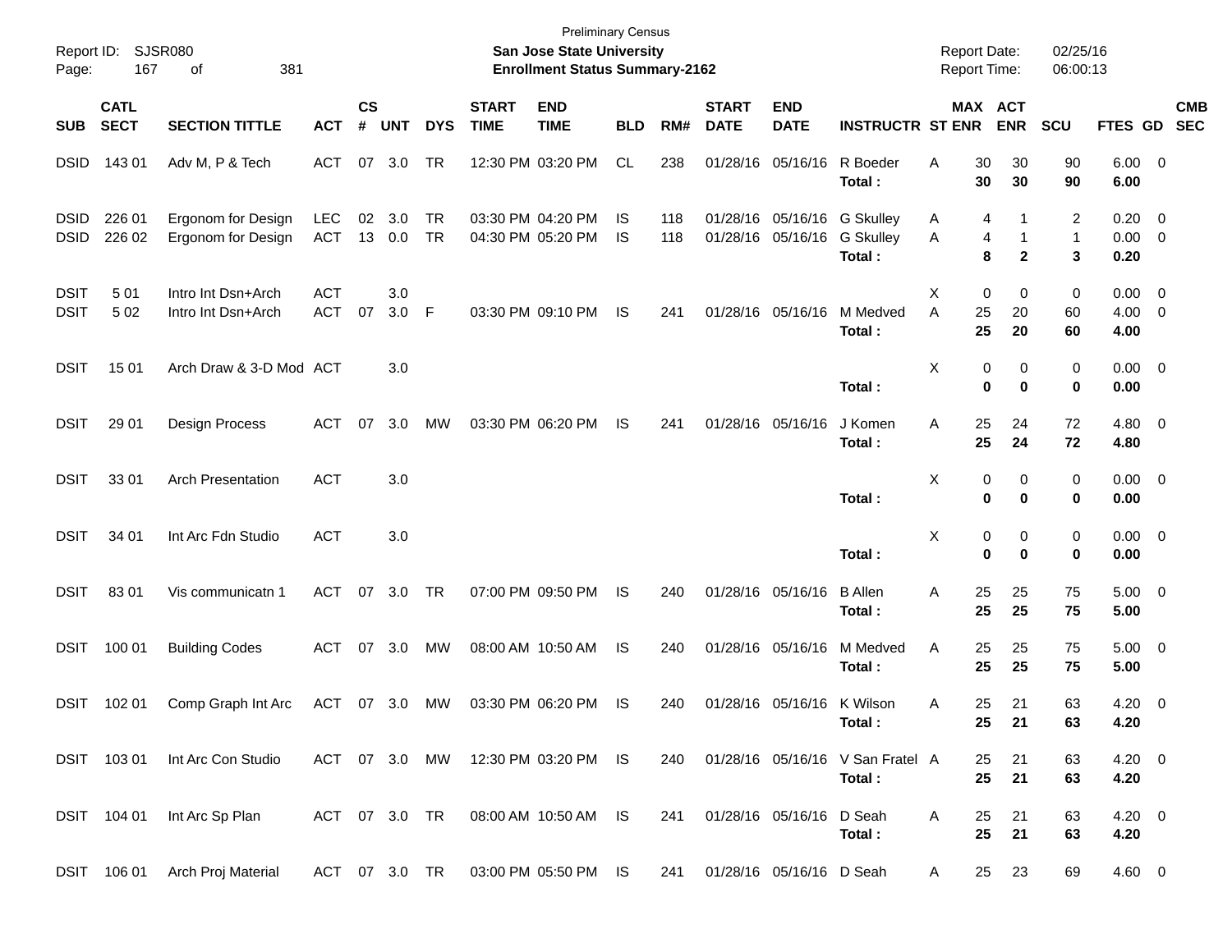Preliminary Census

**San Jose State University**

**Enrollment Status Summary-2162**

Report ID: SJSR080

Report Date: 02/25/16

Report Time: 06:00:13

| SUB | CATL SECT | SECTION TITTLE | ACT | CS # | UNT | DYS | START TIME | END TIME | BLD | RM# | START DATE | END DATE | INSTRUCTR | ST | MAX ENR | ACT ENR | SCU | FTES | GD | CMB SEC |
|---|---|---|---|---|---|---|---|---|---|---|---|---|---|---|---|---|---|---|---|---|
| DSID | 143 01 | Adv M, P & Tech | ACT | 07 | 3.0 | TR | 12:30 PM | 03:20 PM | CL | 238 | 01/28/16 | 05/16/16 | R Boeder | A | 30 | 30 | 90 | 6.00 | 0 | |
| | | | | | | | | | | | | | **Total :** | | **30** | **30** | **90** | **6.00** | | |
| DSID | 226 01 | Ergonom for Design | LEC | 02 | 3.0 | TR | 03:30 PM | 04:20 PM | IS | 118 | 01/28/16 | 05/16/16 | G Skulley | A | 4 | 1 | 2 | 0.20 | 0 | |
| DSID | 226 02 | Ergonom for Design | ACT | 13 | 0.0 | TR | 04:30 PM | 05:20 PM | IS | 118 | 01/28/16 | 05/16/16 | G Skulley | A | 4 | 1 | 1 | 0.00 | 0 | |
| | | | | | | | | | | | | | **Total :** | | **8** | **2** | **3** | **0.20** | | |
| DSIT | 5 01 | Intro Int Dsn+Arch | ACT | | 3.0 | | | | | | | | | X | 0 | 0 | 0 | 0.00 | 0 | |
| DSIT | 5 02 | Intro Int Dsn+Arch | ACT | 07 | 3.0 | F | 03:30 PM | 09:10 PM | IS | 241 | 01/28/16 | 05/16/16 | M Medved | A | 25 | 20 | 60 | 4.00 | 0 | |
| | | | | | | | | | | | | | **Total :** | | **25** | **20** | **60** | **4.00** | | |
| DSIT | 15 01 | Arch Draw & 3-D Mod | ACT | | 3.0 | | | | | | | | | X | 0 | 0 | 0 | 0.00 | 0 | |
| | | | | | | | | | | | | | **Total :** | | **0** | **0** | **0** | **0.00** | | |
| DSIT | 29 01 | Design Process | ACT | 07 | 3.0 | MW | 03:30 PM | 06:20 PM | IS | 241 | 01/28/16 | 05/16/16 | J Komen | A | 25 | 24 | 72 | 4.80 | 0 | |
| | | | | | | | | | | | | | **Total :** | | **25** | **24** | **72** | **4.80** | | |
| DSIT | 33 01 | Arch Presentation | ACT | | 3.0 | | | | | | | | | X | 0 | 0 | 0 | 0.00 | 0 | |
| | | | | | | | | | | | | | **Total :** | | **0** | **0** | **0** | **0.00** | | |
| DSIT | 34 01 | Int Arc Fdn Studio | ACT | | 3.0 | | | | | | | | | X | 0 | 0 | 0 | 0.00 | 0 | |
| | | | | | | | | | | | | | **Total :** | | **0** | **0** | **0** | **0.00** | | |
| DSIT | 83 01 | Vis communicatn 1 | ACT | 07 | 3.0 | TR | 07:00 PM | 09:50 PM | IS | 240 | 01/28/16 | 05/16/16 | B Allen | A | 25 | 25 | 75 | 5.00 | 0 | |
| | | | | | | | | | | | | | **Total :** | | **25** | **25** | **75** | **5.00** | | |
| DSIT | 100 01 | Building Codes | ACT | 07 | 3.0 | MW | 08:00 AM | 10:50 AM | IS | 240 | 01/28/16 | 05/16/16 | M Medved | A | 25 | 25 | 75 | 5.00 | 0 | |
| | | | | | | | | | | | | | **Total :** | | **25** | **25** | **75** | **5.00** | | |
| DSIT | 102 01 | Comp Graph Int Arc | ACT | 07 | 3.0 | MW | 03:30 PM | 06:20 PM | IS | 240 | 01/28/16 | 05/16/16 | K Wilson | A | 25 | 21 | 63 | 4.20 | 0 | |
| | | | | | | | | | | | | | **Total :** | | **25** | **21** | **63** | **4.20** | | |
| DSIT | 103 01 | Int Arc Con Studio | ACT | 07 | 3.0 | MW | 12:30 PM | 03:20 PM | IS | 240 | 01/28/16 | 05/16/16 | V San Fratel | A | 25 | 21 | 63 | 4.20 | 0 | |
| | | | | | | | | | | | | | **Total :** | | **25** | **21** | **63** | **4.20** | | |
| DSIT | 104 01 | Int Arc Sp Plan | ACT | 07 | 3.0 | TR | 08:00 AM | 10:50 AM | IS | 241 | 01/28/16 | 05/16/16 | D Seah | A | 25 | 21 | 63 | 4.20 | 0 | |
| | | | | | | | | | | | | | **Total :** | | **25** | **21** | **63** | **4.20** | | |
| DSIT | 106 01 | Arch Proj Material | ACT | 07 | 3.0 | TR | 03:00 PM | 05:50 PM | IS | 241 | 01/28/16 | 05/16/16 | D Seah | A | 25 | 23 | 69 | 4.60 | 0 | |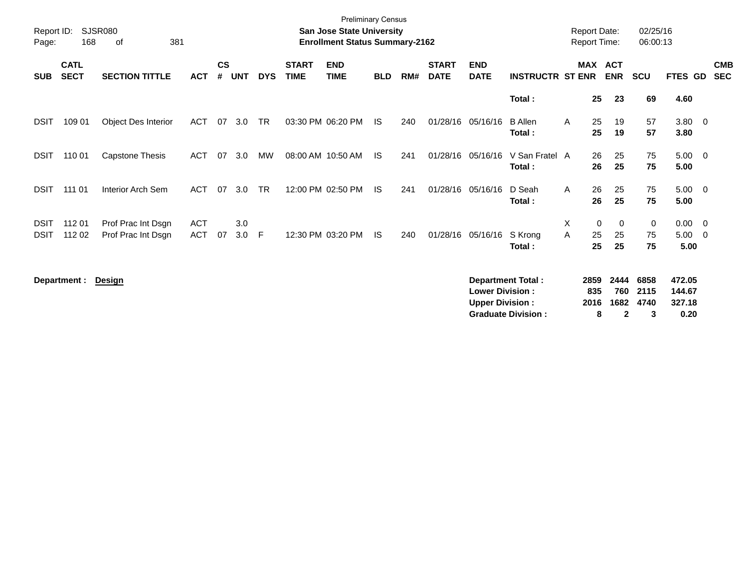Preliminary Census

**San Jose State University**

**Enrollment Status Summary-2162**

Report ID: SJSR080

Report Date: 02/25/16

Report Time: 06:00:13

| SUB | CATL SECT | SECTION TITTLE | ACT | CS # | UNT | DYS | START TIME | END TIME | BLD | RM# | START DATE | END DATE | INSTRUCTR | ST | MAX ENR | ACT ENR | SCU | FTES | GD | CMB SEC |
|---|---|---|---|---|---|---|---|---|---|---|---|---|---|---|---|---|---|---|---|---|
| | | | | | | | | | | | | | **Total :** | | **25** | **23** | **69** | **4.60** | | |
| DSIT | 109 01 | Object Des Interior | ACT | 07 | 3.0 | TR | 03:30 PM | 06:20 PM | IS | 240 | 01/28/16 | 05/16/16 | B Allen | A | 25 | 19 | 57 | 3.80 | 0 | |
| | | | | | | | | | | | | | **Total :** | | **25** | **19** | **57** | **3.80** | | |
| DSIT | 110 01 | Capstone Thesis | ACT | 07 | 3.0 | MW | 08:00 AM | 10:50 AM | IS | 241 | 01/28/16 | 05/16/16 | V San Fratel | A | 26 | 25 | 75 | 5.00 | 0 | |
| | | | | | | | | | | | | | **Total :** | | **26** | **25** | **75** | **5.00** | | |
| DSIT | 111 01 | Interior Arch Sem | ACT | 07 | 3.0 | TR | 12:00 PM | 02:50 PM | IS | 241 | 01/28/16 | 05/16/16 | D Seah | A | 26 | 25 | 75 | 5.00 | 0 | |
| | | | | | | | | | | | | | **Total :** | | **26** | **25** | **75** | **5.00** | | |
| DSIT | 112 01 | Prof Prac Int Dsgn | ACT | | 3.0 | | | | | | | | | X | 0 | 0 | 0 | 0.00 | 0 | |
| DSIT | 112 02 | Prof Prac Int Dsgn | ACT | 07 | 3.0 | F | 12:30 PM | 03:20 PM | IS | 240 | 01/28/16 | 05/16/16 | S Krong | A | 25 | 25 | 75 | 5.00 | 0 | |
| | | | | | | | | | | | | | **Total :** | | **25** | **25** | **75** | **5.00** | | |

**Department :** **Design**

| | MAX ENR | ACT ENR | SCU | FTES |
|---|---|---|---|---|
| **Department Total :** | **2859** | **2444** | **6858** | **472.05** |
| **Lower Division :** | **835** | **760** | **2115** | **144.67** |
| **Upper Division :** | **2016** | **1682** | **4740** | **327.18** |
| **Graduate Division :** | **8** | **2** | **3** | **0.20** |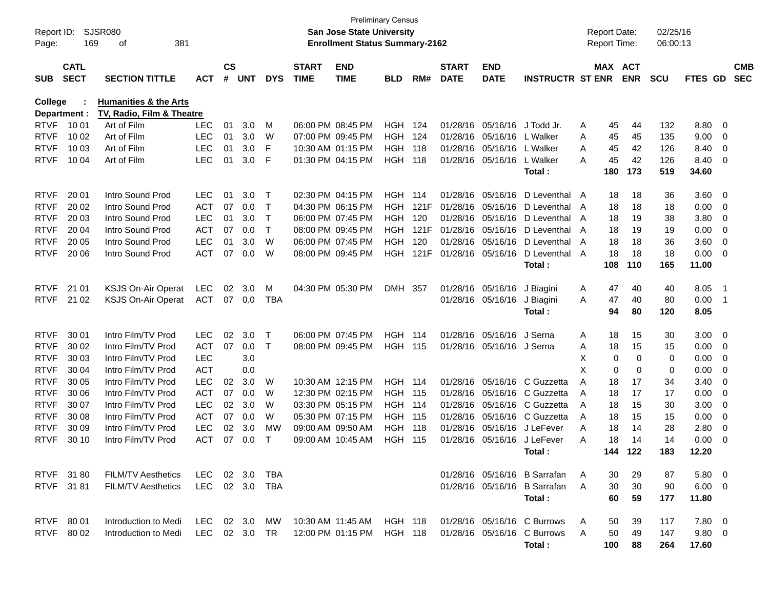Preliminary Census

Report ID: SJSR080
Page: 169 of 381

**San Jose State University**
**Enrollment Status Summary-2162**

Report Date: 02/25/16
Report Time: 06:00:13

**College : Humanities & the Arts**
**Department : TV, Radio, Film & Theatre**

| SUB | CATL SECT | SECTION TITTLE | ACT | CS # | UNT | DYS | START TIME | END TIME | BLD | RM# | START DATE | END DATE | INSTRUCTR | ST | MAX ENR | ACT ENR | SCU | FTES | GD | CMB SEC |
|---|---|---|---|---|---|---|---|---|---|---|---|---|---|---|---|---|---|---|---|---|
| RTVF | 10 01 | Art of Film | LEC | 01 | 3.0 | M | 06:00 PM | 08:45 PM | HGH | 124 | 01/28/16 | 05/16/16 | J Todd Jr. | A | 45 | 44 | 132 | 8.80 | 0 | |
| RTVF | 10 02 | Art of Film | LEC | 01 | 3.0 | W | 07:00 PM | 09:45 PM | HGH | 124 | 01/28/16 | 05/16/16 | L Walker | A | 45 | 45 | 135 | 9.00 | 0 | |
| RTVF | 10 03 | Art of Film | LEC | 01 | 3.0 | F | 10:30 AM | 01:15 PM | HGH | 118 | 01/28/16 | 05/16/16 | L Walker | A | 45 | 42 | 126 | 8.40 | 0 | |
| RTVF | 10 04 | Art of Film | LEC | 01 | 3.0 | F | 01:30 PM | 04:15 PM | HGH | 118 | 01/28/16 | 05/16/16 | L Walker | A | 45 | 42 | 126 | 8.40 | 0 | |
| | | | | | | | | | | | | | **Total :** | | **180** | **173** | **519** | **34.60** | | |
| RTVF | 20 01 | Intro Sound Prod | LEC | 01 | 3.0 | T | 02:30 PM | 04:15 PM | HGH | 114 | 01/28/16 | 05/16/16 | D Leventhal | A | 18 | 18 | 36 | 3.60 | 0 | |
| RTVF | 20 02 | Intro Sound Prod | ACT | 07 | 0.0 | T | 04:30 PM | 06:15 PM | HGH | 121F | 01/28/16 | 05/16/16 | D Leventhal | A | 18 | 18 | 18 | 0.00 | 0 | |
| RTVF | 20 03 | Intro Sound Prod | LEC | 01 | 3.0 | T | 06:00 PM | 07:45 PM | HGH | 120 | 01/28/16 | 05/16/16 | D Leventhal | A | 18 | 19 | 38 | 3.80 | 0 | |
| RTVF | 20 04 | Intro Sound Prod | ACT | 07 | 0.0 | T | 08:00 PM | 09:45 PM | HGH | 121F | 01/28/16 | 05/16/16 | D Leventhal | A | 18 | 19 | 19 | 0.00 | 0 | |
| RTVF | 20 05 | Intro Sound Prod | LEC | 01 | 3.0 | W | 06:00 PM | 07:45 PM | HGH | 120 | 01/28/16 | 05/16/16 | D Leventhal | A | 18 | 18 | 36 | 3.60 | 0 | |
| RTVF | 20 06 | Intro Sound Prod | ACT | 07 | 0.0 | W | 08:00 PM | 09:45 PM | HGH | 121F | 01/28/16 | 05/16/16 | D Leventhal | A | 18 | 18 | 18 | 0.00 | 0 | |
| | | | | | | | | | | | | | **Total :** | | **108** | **110** | **165** | **11.00** | | |
| RTVF | 21 01 | KSJS On-Air Operat | LEC | 02 | 3.0 | M | 04:30 PM | 05:30 PM | DMH | 357 | 01/28/16 | 05/16/16 | J Biagini | A | 47 | 40 | 40 | 8.05 | 1 | |
| RTVF | 21 02 | KSJS On-Air Operat | ACT | 07 | 0.0 | TBA | | | | | 01/28/16 | 05/16/16 | J Biagini | A | 47 | 40 | 80 | 0.00 | 1 | |
| | | | | | | | | | | | | | **Total :** | | **94** | **80** | **120** | **8.05** | | |
| RTVF | 30 01 | Intro Film/TV Prod | LEC | 02 | 3.0 | T | 06:00 PM | 07:45 PM | HGH | 114 | 01/28/16 | 05/16/16 | J Serna | A | 18 | 15 | 30 | 3.00 | 0 | |
| RTVF | 30 02 | Intro Film/TV Prod | ACT | 07 | 0.0 | T | 08:00 PM | 09:45 PM | HGH | 115 | 01/28/16 | 05/16/16 | J Serna | A | 18 | 15 | 15 | 0.00 | 0 | |
| RTVF | 30 03 | Intro Film/TV Prod | LEC | | 3.0 | | | | | | | | | X | 0 | 0 | 0 | 0.00 | 0 | |
| RTVF | 30 04 | Intro Film/TV Prod | ACT | | 0.0 | | | | | | | | | X | 0 | 0 | 0 | 0.00 | 0 | |
| RTVF | 30 05 | Intro Film/TV Prod | LEC | 02 | 3.0 | W | 10:30 AM | 12:15 PM | HGH | 114 | 01/28/16 | 05/16/16 | C Guzzetta | A | 18 | 17 | 34 | 3.40 | 0 | |
| RTVF | 30 06 | Intro Film/TV Prod | ACT | 07 | 0.0 | W | 12:30 PM | 02:15 PM | HGH | 115 | 01/28/16 | 05/16/16 | C Guzzetta | A | 18 | 17 | 17 | 0.00 | 0 | |
| RTVF | 30 07 | Intro Film/TV Prod | LEC | 02 | 3.0 | W | 03:30 PM | 05:15 PM | HGH | 114 | 01/28/16 | 05/16/16 | C Guzzetta | A | 18 | 15 | 30 | 3.00 | 0 | |
| RTVF | 30 08 | Intro Film/TV Prod | ACT | 07 | 0.0 | W | 05:30 PM | 07:15 PM | HGH | 115 | 01/28/16 | 05/16/16 | C Guzzetta | A | 18 | 15 | 15 | 0.00 | 0 | |
| RTVF | 30 09 | Intro Film/TV Prod | LEC | 02 | 3.0 | MW | 09:00 AM | 09:50 AM | HGH | 118 | 01/28/16 | 05/16/16 | J LeFever | A | 18 | 14 | 28 | 2.80 | 0 | |
| RTVF | 30 10 | Intro Film/TV Prod | ACT | 07 | 0.0 | T | 09:00 AM | 10:45 AM | HGH | 115 | 01/28/16 | 05/16/16 | J LeFever | A | 18 | 14 | 14 | 0.00 | 0 | |
| | | | | | | | | | | | | | **Total :** | | **144** | **122** | **183** | **12.20** | | |
| RTVF | 31 80 | FILM/TV Aesthetics | LEC | 02 | 3.0 | TBA | | | | | 01/28/16 | 05/16/16 | B Sarrafan | A | 30 | 29 | 87 | 5.80 | 0 | |
| RTVF | 31 81 | FILM/TV Aesthetics | LEC | 02 | 3.0 | TBA | | | | | 01/28/16 | 05/16/16 | B Sarrafan | A | 30 | 30 | 90 | 6.00 | 0 | |
| | | | | | | | | | | | | | **Total :** | | **60** | **59** | **177** | **11.80** | | |
| RTVF | 80 01 | Introduction to Medi | LEC | 02 | 3.0 | MW | 10:30 AM | 11:45 AM | HGH | 118 | 01/28/16 | 05/16/16 | C Burrows | A | 50 | 39 | 117 | 7.80 | 0 | |
| RTVF | 80 02 | Introduction to Medi | LEC | 02 | 3.0 | TR | 12:00 PM | 01:15 PM | HGH | 118 | 01/28/16 | 05/16/16 | C Burrows | A | 50 | 49 | 147 | 9.80 | 0 | |
| | | | | | | | | | | | | | **Total :** | | **100** | **88** | **264** | **17.60** | | |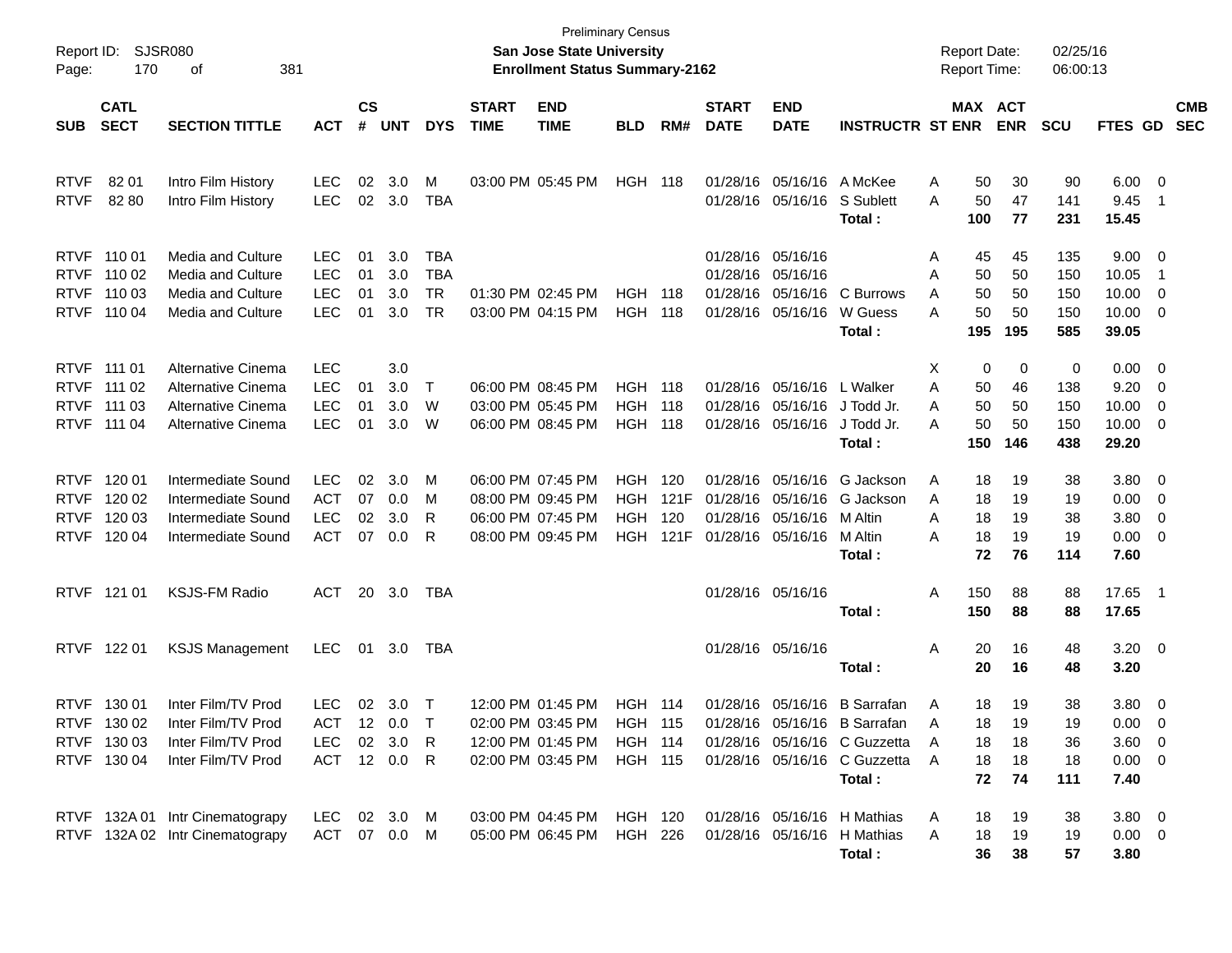Preliminary Census

**San Jose State University**

**Enrollment Status Summary-2162**

Report ID: SJSR080

Report Date: 02/25/16

Report Time: 06:00:13

| SUB | CATL SECT | SECTION TITTLE | ACT | CS # | UNT | DYS | START TIME | END TIME | BLD | RM# | START DATE | END DATE | INSTRUCTR | ST | MAX ENR | ACT ENR | SCU | FTES | GD | CMB SEC |
|---|---|---|---|---|---|---|---|---|---|---|---|---|---|---|---|---|---|---|---|---|
| RTVF | 82 01 | Intro Film History | LEC | 02 | 3.0 | M | 03:00 PM | 05:45 PM | HGH | 118 | 01/28/16 | 05/16/16 | A McKee | A | 50 | 30 | 90 | 6.00 | 0 | |
| RTVF | 82 80 | Intro Film History | LEC | 02 | 3.0 | TBA | | | | | 01/28/16 | 05/16/16 | S Sublett | A | 50 | 47 | 141 | 9.45 | 1 | |
| | | | | | | | | | | | | | **Total :** | | **100** | **77** | **231** | **15.45** | | |
| RTVF | 110 01 | Media and Culture | LEC | 01 | 3.0 | TBA | | | | | 01/28/16 | 05/16/16 | | A | 45 | 45 | 135 | 9.00 | 0 | |
| RTVF | 110 02 | Media and Culture | LEC | 01 | 3.0 | TBA | | | | | 01/28/16 | 05/16/16 | | A | 50 | 50 | 150 | 10.05 | 1 | |
| RTVF | 110 03 | Media and Culture | LEC | 01 | 3.0 | TR | 01:30 PM | 02:45 PM | HGH | 118 | 01/28/16 | 05/16/16 | C Burrows | A | 50 | 50 | 150 | 10.00 | 0 | |
| RTVF | 110 04 | Media and Culture | LEC | 01 | 3.0 | TR | 03:00 PM | 04:15 PM | HGH | 118 | 01/28/16 | 05/16/16 | W Guess | A | 50 | 50 | 150 | 10.00 | 0 | |
| | | | | | | | | | | | | | **Total :** | | **195** | **195** | **585** | **39.05** | | |
| RTVF | 111 01 | Alternative Cinema | LEC | | 3.0 | | | | | | | | | X | 0 | 0 | 0 | 0.00 | 0 | |
| RTVF | 111 02 | Alternative Cinema | LEC | 01 | 3.0 | T | 06:00 PM | 08:45 PM | HGH | 118 | 01/28/16 | 05/16/16 | L Walker | A | 50 | 46 | 138 | 9.20 | 0 | |
| RTVF | 111 03 | Alternative Cinema | LEC | 01 | 3.0 | W | 03:00 PM | 05:45 PM | HGH | 118 | 01/28/16 | 05/16/16 | J Todd Jr. | A | 50 | 50 | 150 | 10.00 | 0 | |
| RTVF | 111 04 | Alternative Cinema | LEC | 01 | 3.0 | W | 06:00 PM | 08:45 PM | HGH | 118 | 01/28/16 | 05/16/16 | J Todd Jr. | A | 50 | 50 | 150 | 10.00 | 0 | |
| | | | | | | | | | | | | | **Total :** | | **150** | **146** | **438** | **29.20** | | |
| RTVF | 120 01 | Intermediate Sound | LEC | 02 | 3.0 | M | 06:00 PM | 07:45 PM | HGH | 120 | 01/28/16 | 05/16/16 | G Jackson | A | 18 | 19 | 38 | 3.80 | 0 | |
| RTVF | 120 02 | Intermediate Sound | ACT | 07 | 0.0 | M | 08:00 PM | 09:45 PM | HGH | 121F | 01/28/16 | 05/16/16 | G Jackson | A | 18 | 19 | 19 | 0.00 | 0 | |
| RTVF | 120 03 | Intermediate Sound | LEC | 02 | 3.0 | R | 06:00 PM | 07:45 PM | HGH | 120 | 01/28/16 | 05/16/16 | M Altin | A | 18 | 19 | 38 | 3.80 | 0 | |
| RTVF | 120 04 | Intermediate Sound | ACT | 07 | 0.0 | R | 08:00 PM | 09:45 PM | HGH | 121F | 01/28/16 | 05/16/16 | M Altin | A | 18 | 19 | 19 | 0.00 | 0 | |
| | | | | | | | | | | | | | **Total :** | | **72** | **76** | **114** | **7.60** | | |
| RTVF | 121 01 | KSJS-FM Radio | ACT | 20 | 3.0 | TBA | | | | | 01/28/16 | 05/16/16 | | A | 150 | 88 | 88 | 17.65 | 1 | |
| | | | | | | | | | | | | | **Total :** | | **150** | **88** | **88** | **17.65** | | |
| RTVF | 122 01 | KSJS Management | LEC | 01 | 3.0 | TBA | | | | | 01/28/16 | 05/16/16 | | A | 20 | 16 | 48 | 3.20 | 0 | |
| | | | | | | | | | | | | | **Total :** | | **20** | **16** | **48** | **3.20** | | |
| RTVF | 130 01 | Inter Film/TV Prod | LEC | 02 | 3.0 | T | 12:00 PM | 01:45 PM | HGH | 114 | 01/28/16 | 05/16/16 | B Sarrafan | A | 18 | 19 | 38 | 3.80 | 0 | |
| RTVF | 130 02 | Inter Film/TV Prod | ACT | 12 | 0.0 | T | 02:00 PM | 03:45 PM | HGH | 115 | 01/28/16 | 05/16/16 | B Sarrafan | A | 18 | 19 | 19 | 0.00 | 0 | |
| RTVF | 130 03 | Inter Film/TV Prod | LEC | 02 | 3.0 | R | 12:00 PM | 01:45 PM | HGH | 114 | 01/28/16 | 05/16/16 | C Guzzetta | A | 18 | 18 | 36 | 3.60 | 0 | |
| RTVF | 130 04 | Inter Film/TV Prod | ACT | 12 | 0.0 | R | 02:00 PM | 03:45 PM | HGH | 115 | 01/28/16 | 05/16/16 | C Guzzetta | A | 18 | 18 | 18 | 0.00 | 0 | |
| | | | | | | | | | | | | | **Total :** | | **72** | **74** | **111** | **7.40** | | |
| RTVF | 132A 01 | Intr Cinematograpy | LEC | 02 | 3.0 | M | 03:00 PM | 04:45 PM | HGH | 120 | 01/28/16 | 05/16/16 | H Mathias | A | 18 | 19 | 38 | 3.80 | 0 | |
| RTVF | 132A 02 | Intr Cinematograpy | ACT | 07 | 0.0 | M | 05:00 PM | 06:45 PM | HGH | 226 | 01/28/16 | 05/16/16 | H Mathias | A | 18 | 19 | 19 | 0.00 | 0 | |
| | | | | | | | | | | | | | **Total :** | | **36** | **38** | **57** | **3.80** | | |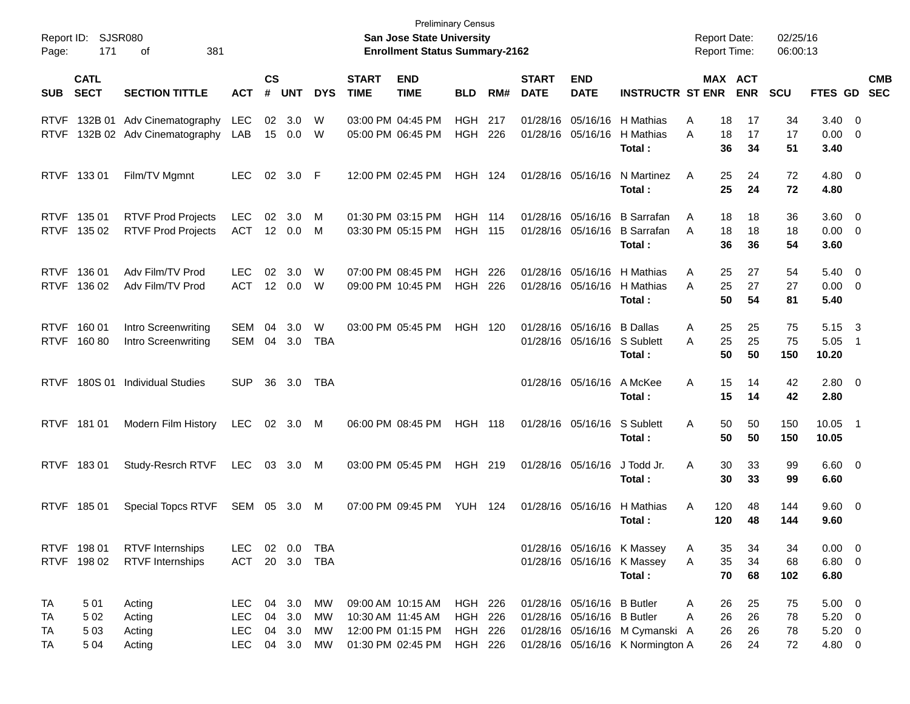Preliminary Census

Report ID: SJSR080

**San Jose State University**

**Enrollment Status Summary-2162**

Report Date: 02/25/16
Report Time: 06:00:13

| SUB | CATL SECT | SECTION TITTLE | ACT | CS # | UNT | DYS | START TIME | END TIME | BLD | RM# | START DATE | END DATE | INSTRUCTR | ST | MAX ENR | ACT ENR | SCU | FTES | GD | CMB SEC |
|---|---|---|---|---|---|---|---|---|---|---|---|---|---|---|---|---|---|---|---|---|
| RTVF | 132B 01 | Adv Cinematography | LEC | 02 | 3.0 | W | 03:00 PM | 04:45 PM | HGH | 217 | 01/28/16 | 05/16/16 | H Mathias | A | 18 | 17 | 34 | 3.40 | 0 | |
| RTVF | 132B 02 | Adv Cinematography | LAB | 15 | 0.0 | W | 05:00 PM | 06:45 PM | HGH | 226 | 01/28/16 | 05/16/16 | H Mathias | A | 18 | 17 | 17 | 0.00 | 0 | |
| | | | | | | | | | | | | | **Total :** | | **36** | **34** | **51** | **3.40** | | |
| RTVF | 133 01 | Film/TV Mgmnt | LEC | 02 | 3.0 | F | 12:00 PM | 02:45 PM | HGH | 124 | 01/28/16 | 05/16/16 | N Martinez | A | 25 | 24 | 72 | 4.80 | 0 | |
| | | | | | | | | | | | | | **Total :** | | **25** | **24** | **72** | **4.80** | | |
| RTVF | 135 01 | RTVF Prod Projects | LEC | 02 | 3.0 | M | 01:30 PM | 03:15 PM | HGH | 114 | 01/28/16 | 05/16/16 | B Sarrafan | A | 18 | 18 | 36 | 3.60 | 0 | |
| RTVF | 135 02 | RTVF Prod Projects | ACT | 12 | 0.0 | M | 03:30 PM | 05:15 PM | HGH | 115 | 01/28/16 | 05/16/16 | B Sarrafan | A | 18 | 18 | 18 | 0.00 | 0 | |
| | | | | | | | | | | | | | **Total :** | | **36** | **36** | **54** | **3.60** | | |
| RTVF | 136 01 | Adv Film/TV Prod | LEC | 02 | 3.0 | W | 07:00 PM | 08:45 PM | HGH | 226 | 01/28/16 | 05/16/16 | H Mathias | A | 25 | 27 | 54 | 5.40 | 0 | |
| RTVF | 136 02 | Adv Film/TV Prod | ACT | 12 | 0.0 | W | 09:00 PM | 10:45 PM | HGH | 226 | 01/28/16 | 05/16/16 | H Mathias | A | 25 | 27 | 27 | 0.00 | 0 | |
| | | | | | | | | | | | | | **Total :** | | **50** | **54** | **81** | **5.40** | | |
| RTVF | 160 01 | Intro Screenwriting | SEM | 04 | 3.0 | W | 03:00 PM | 05:45 PM | HGH | 120 | 01/28/16 | 05/16/16 | B Dallas | A | 25 | 25 | 75 | 5.15 | 3 | |
| RTVF | 160 80 | Intro Screenwriting | SEM | 04 | 3.0 | TBA | | | | | 01/28/16 | 05/16/16 | S Sublett | A | 25 | 25 | 75 | 5.05 | 1 | |
| | | | | | | | | | | | | | **Total :** | | **50** | **50** | **150** | **10.20** | | |
| RTVF | 180S 01 | Individual Studies | SUP | 36 | 3.0 | TBA | | | | | 01/28/16 | 05/16/16 | A McKee | A | 15 | 14 | 42 | 2.80 | 0 | |
| | | | | | | | | | | | | | **Total :** | | **15** | **14** | **42** | **2.80** | | |
| RTVF | 181 01 | Modern Film History | LEC | 02 | 3.0 | M | 06:00 PM | 08:45 PM | HGH | 118 | 01/28/16 | 05/16/16 | S Sublett | A | 50 | 50 | 150 | 10.05 | 1 | |
| | | | | | | | | | | | | | **Total :** | | **50** | **50** | **150** | **10.05** | | |
| RTVF | 183 01 | Study-Resrch RTVF | LEC | 03 | 3.0 | M | 03:00 PM | 05:45 PM | HGH | 219 | 01/28/16 | 05/16/16 | J Todd Jr. | A | 30 | 33 | 99 | 6.60 | 0 | |
| | | | | | | | | | | | | | **Total :** | | **30** | **33** | **99** | **6.60** | | |
| RTVF | 185 01 | Special Topcs RTVF | SEM | 05 | 3.0 | M | 07:00 PM | 09:45 PM | YUH | 124 | 01/28/16 | 05/16/16 | H Mathias | A | 120 | 48 | 144 | 9.60 | 0 | |
| | | | | | | | | | | | | | **Total :** | | **120** | **48** | **144** | **9.60** | | |
| RTVF | 198 01 | RTVF Internships | LEC | 02 | 0.0 | TBA | | | | | 01/28/16 | 05/16/16 | K Massey | A | 35 | 34 | 34 | 0.00 | 0 | |
| RTVF | 198 02 | RTVF Internships | ACT | 20 | 3.0 | TBA | | | | | 01/28/16 | 05/16/16 | K Massey | A | 35 | 34 | 68 | 6.80 | 0 | |
| | | | | | | | | | | | | | **Total :** | | **70** | **68** | **102** | **6.80** | | |
| TA | 5 01 | Acting | LEC | 04 | 3.0 | MW | 09:00 AM | 10:15 AM | HGH | 226 | 01/28/16 | 05/16/16 | B Butler | A | 26 | 25 | 75 | 5.00 | 0 | |
| TA | 5 02 | Acting | LEC | 04 | 3.0 | MW | 10:30 AM | 11:45 AM | HGH | 226 | 01/28/16 | 05/16/16 | B Butler | A | 26 | 26 | 78 | 5.20 | 0 | |
| TA | 5 03 | Acting | LEC | 04 | 3.0 | MW | 12:00 PM | 01:15 PM | HGH | 226 | 01/28/16 | 05/16/16 | M Cymanski | A | 26 | 26 | 78 | 5.20 | 0 | |
| TA | 5 04 | Acting | LEC | 04 | 3.0 | MW | 01:30 PM | 02:45 PM | HGH | 226 | 01/28/16 | 05/16/16 | K Normington | A | 26 | 24 | 72 | 4.80 | 0 | |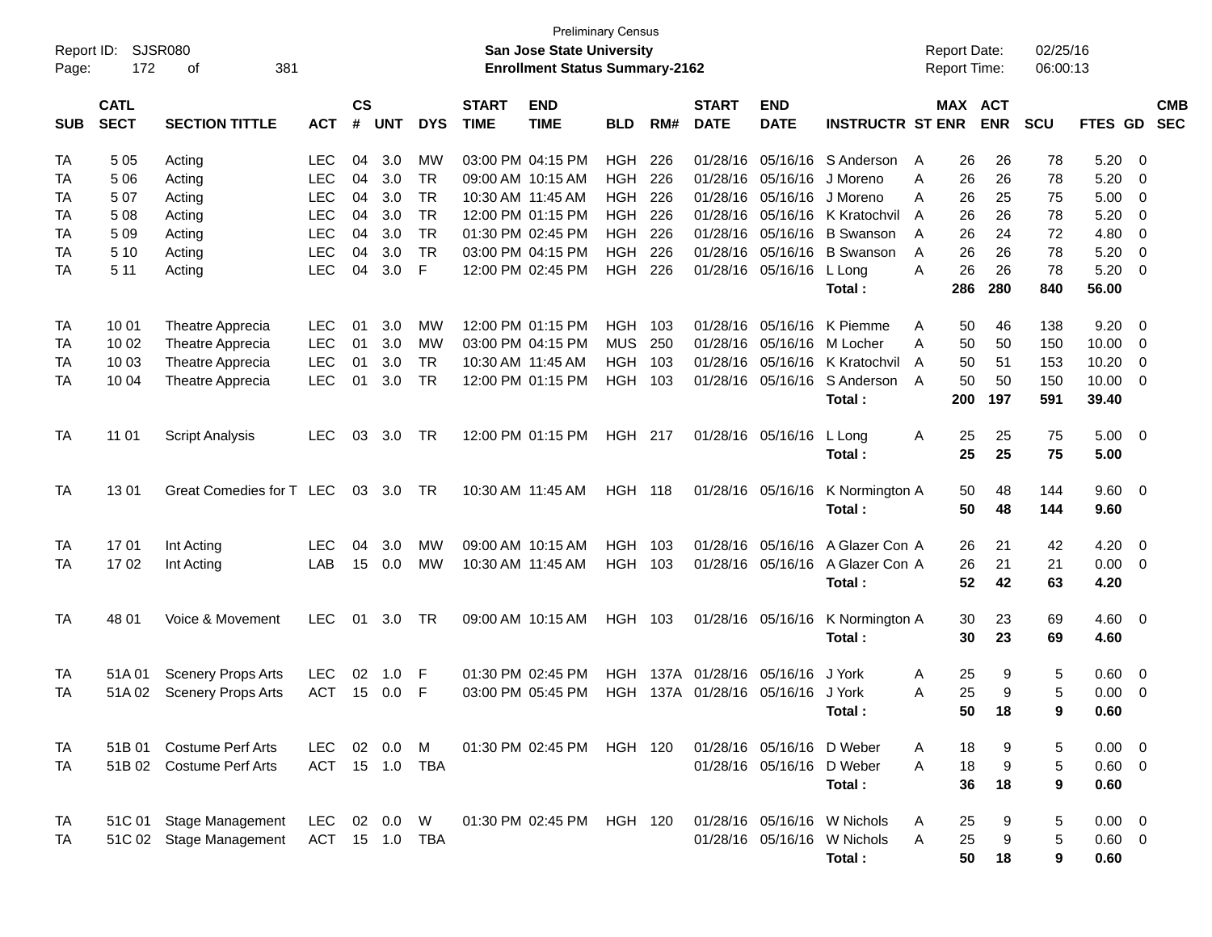Preliminary Census

**San Jose State University**

**Enrollment Status Summary-2162**

Report ID: SJSR080

Report Date: 02/25/16

Report Time: 06:00:13

| SUB | CATL SECT | SECTION TITTLE | ACT | CS # | UNT | DYS | START TIME | END TIME | BLD | RM# | START DATE | END DATE | INSTRUCTR | ST | MAX ENR | ACT ENR | SCU | FTES | GD | CMB SEC |
|---|---|---|---|---|---|---|---|---|---|---|---|---|---|---|---|---|---|---|---|---|
| TA | 5 05 | Acting | LEC | 04 | 3.0 | MW | 03:00 PM | 04:15 PM | HGH | 226 | 01/28/16 | 05/16/16 | S Anderson | A | 26 | 26 | 78 | 5.20 | 0 | |
| TA | 5 06 | Acting | LEC | 04 | 3.0 | TR | 09:00 AM | 10:15 AM | HGH | 226 | 01/28/16 | 05/16/16 | J Moreno | A | 26 | 26 | 78 | 5.20 | 0 | |
| TA | 5 07 | Acting | LEC | 04 | 3.0 | TR | 10:30 AM | 11:45 AM | HGH | 226 | 01/28/16 | 05/16/16 | J Moreno | A | 26 | 25 | 75 | 5.00 | 0 | |
| TA | 5 08 | Acting | LEC | 04 | 3.0 | TR | 12:00 PM | 01:15 PM | HGH | 226 | 01/28/16 | 05/16/16 | K Kratochvil | A | 26 | 26 | 78 | 5.20 | 0 | |
| TA | 5 09 | Acting | LEC | 04 | 3.0 | TR | 01:30 PM | 02:45 PM | HGH | 226 | 01/28/16 | 05/16/16 | B Swanson | A | 26 | 24 | 72 | 4.80 | 0 | |
| TA | 5 10 | Acting | LEC | 04 | 3.0 | TR | 03:00 PM | 04:15 PM | HGH | 226 | 01/28/16 | 05/16/16 | B Swanson | A | 26 | 26 | 78 | 5.20 | 0 | |
| TA | 5 11 | Acting | LEC | 04 | 3.0 | F | 12:00 PM | 02:45 PM | HGH | 226 | 01/28/16 | 05/16/16 | L Long | A | 26 | 26 | 78 | 5.20 | 0 | |
| | | | | | | | | | | | | | **Total :** | | **286** | **280** | **840** | **56.00** | | |
| TA | 10 01 | Theatre Apprecia | LEC | 01 | 3.0 | MW | 12:00 PM | 01:15 PM | HGH | 103 | 01/28/16 | 05/16/16 | K Piemme | A | 50 | 46 | 138 | 9.20 | 0 | |
| TA | 10 02 | Theatre Apprecia | LEC | 01 | 3.0 | MW | 03:00 PM | 04:15 PM | MUS | 250 | 01/28/16 | 05/16/16 | M Locher | A | 50 | 50 | 150 | 10.00 | 0 | |
| TA | 10 03 | Theatre Apprecia | LEC | 01 | 3.0 | TR | 10:30 AM | 11:45 AM | HGH | 103 | 01/28/16 | 05/16/16 | K Kratochvil | A | 50 | 51 | 153 | 10.20 | 0 | |
| TA | 10 04 | Theatre Apprecia | LEC | 01 | 3.0 | TR | 12:00 PM | 01:15 PM | HGH | 103 | 01/28/16 | 05/16/16 | S Anderson | A | 50 | 50 | 150 | 10.00 | 0 | |
| | | | | | | | | | | | | | **Total :** | | **200** | **197** | **591** | **39.40** | | |
| TA | 11 01 | Script Analysis | LEC | 03 | 3.0 | TR | 12:00 PM | 01:15 PM | HGH | 217 | 01/28/16 | 05/16/16 | L Long | A | 25 | 25 | 75 | 5.00 | 0 | |
| | | | | | | | | | | | | | **Total :** | | **25** | **25** | **75** | **5.00** | | |
| TA | 13 01 | Great Comedies for T | LEC | 03 | 3.0 | TR | 10:30 AM | 11:45 AM | HGH | 118 | 01/28/16 | 05/16/16 | K Normington | A | 50 | 48 | 144 | 9.60 | 0 | |
| | | | | | | | | | | | | | **Total :** | | **50** | **48** | **144** | **9.60** | | |
| TA | 17 01 | Int Acting | LEC | 04 | 3.0 | MW | 09:00 AM | 10:15 AM | HGH | 103 | 01/28/16 | 05/16/16 | A Glazer Con | A | 26 | 21 | 42 | 4.20 | 0 | |
| TA | 17 02 | Int Acting | LAB | 15 | 0.0 | MW | 10:30 AM | 11:45 AM | HGH | 103 | 01/28/16 | 05/16/16 | A Glazer Con | A | 26 | 21 | 21 | 0.00 | 0 | |
| | | | | | | | | | | | | | **Total :** | | **52** | **42** | **63** | **4.20** | | |
| TA | 48 01 | Voice & Movement | LEC | 01 | 3.0 | TR | 09:00 AM | 10:15 AM | HGH | 103 | 01/28/16 | 05/16/16 | K Normington | A | 30 | 23 | 69 | 4.60 | 0 | |
| | | | | | | | | | | | | | **Total :** | | **30** | **23** | **69** | **4.60** | | |
| TA | 51A 01 | Scenery Props Arts | LEC | 02 | 1.0 | F | 01:30 PM | 02:45 PM | HGH | 137A | 01/28/16 | 05/16/16 | J York | A | 25 | 9 | 5 | 0.60 | 0 | |
| TA | 51A 02 | Scenery Props Arts | ACT | 15 | 0.0 | F | 03:00 PM | 05:45 PM | HGH | 137A | 01/28/16 | 05/16/16 | J York | A | 25 | 9 | 5 | 0.00 | 0 | |
| | | | | | | | | | | | | | **Total :** | | **50** | **18** | **9** | **0.60** | | |
| TA | 51B 01 | Costume Perf Arts | LEC | 02 | 0.0 | M | 01:30 PM | 02:45 PM | HGH | 120 | 01/28/16 | 05/16/16 | D Weber | A | 18 | 9 | 5 | 0.00 | 0 | |
| TA | 51B 02 | Costume Perf Arts | ACT | 15 | 1.0 | TBA | | | | | 01/28/16 | 05/16/16 | D Weber | A | 18 | 9 | 5 | 0.60 | 0 | |
| | | | | | | | | | | | | | **Total :** | | **36** | **18** | **9** | **0.60** | | |
| TA | 51C 01 | Stage Management | LEC | 02 | 0.0 | W | 01:30 PM | 02:45 PM | HGH | 120 | 01/28/16 | 05/16/16 | W Nichols | A | 25 | 9 | 5 | 0.00 | 0 | |
| TA | 51C 02 | Stage Management | ACT | 15 | 1.0 | TBA | | | | | 01/28/16 | 05/16/16 | W Nichols | A | 25 | 9 | 5 | 0.60 | 0 | |
| | | | | | | | | | | | | | **Total :** | | **50** | **18** | **9** | **0.60** | | |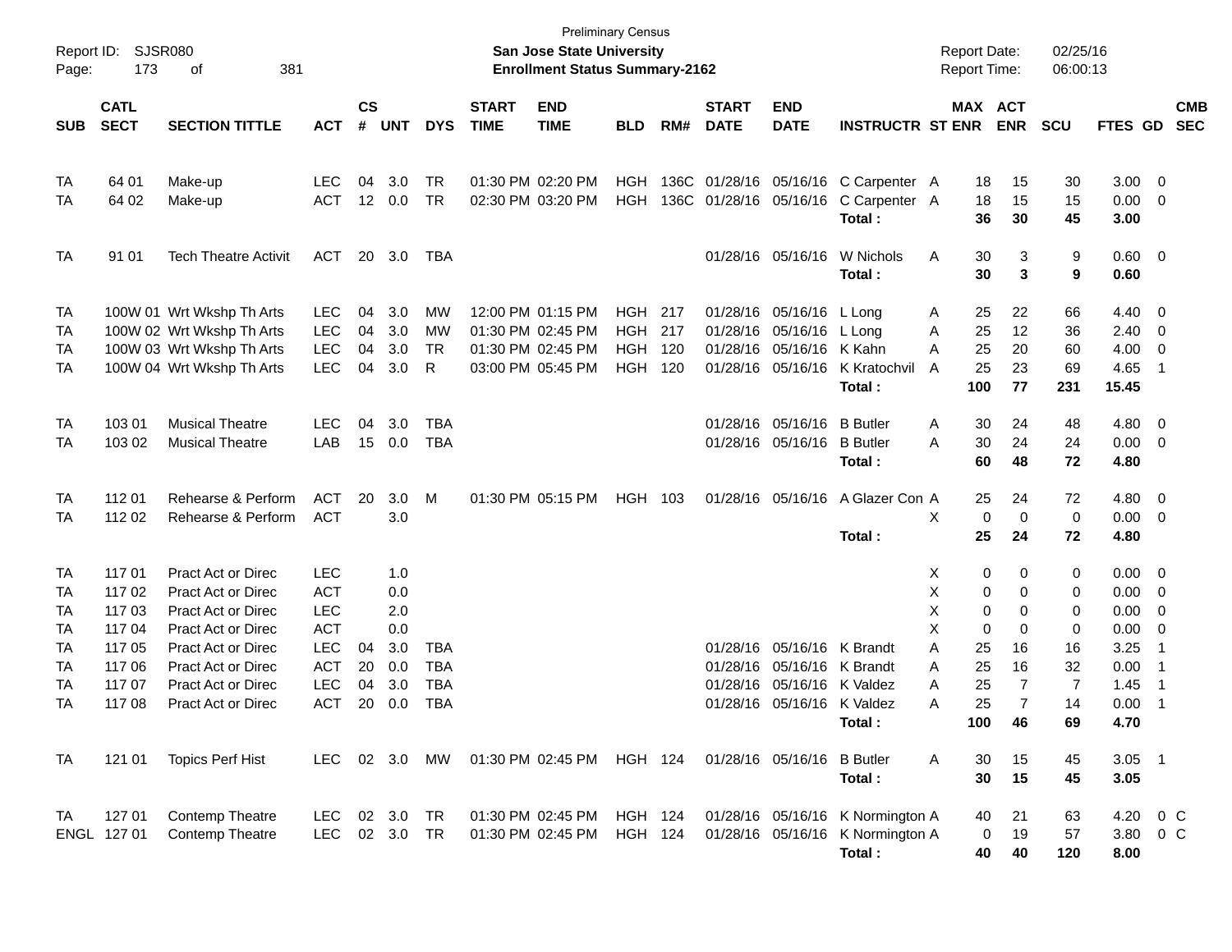Preliminary Census

**San Jose State University**

**Enrollment Status Summary-2162**

Report ID: SJSR080

Report Date: 02/25/16

Report Time: 06:00:13

| SUB | CATL SECT | SECTION TITTLE | ACT | CS # | UNT | DYS | START TIME | END TIME | BLD | RM# | START DATE | END DATE | INSTRUCTR | ST | MAX ENR | ACT ENR | SCU | FTES | GD | CMB SEC |
|---|---|---|---|---|---|---|---|---|---|---|---|---|---|---|---|---|---|---|---|---|
| TA | 64 01 | Make-up | LEC | 04 | 3.0 | TR | 01:30 PM | 02:20 PM | HGH | 136C | 01/28/16 | 05/16/16 | C Carpenter | A | 18 | 15 | 30 | 3.00 | 0 | |
| TA | 64 02 | Make-up | ACT | 12 | 0.0 | TR | 02:30 PM | 03:20 PM | HGH | 136C | 01/28/16 | 05/16/16 | C Carpenter | A | 18 | 15 | 15 | 0.00 | 0 | |
| | | | | | | | | | | | | | **Total :** | | **36** | **30** | **45** | **3.00** | | |
| TA | 91 01 | Tech Theatre Activit | ACT | 20 | 3.0 | TBA | | | | | 01/28/16 | 05/16/16 | W Nichols | A | 30 | 3 | 9 | 0.60 | 0 | |
| | | | | | | | | | | | | | **Total :** | | **30** | **3** | **9** | **0.60** | | |
| TA | 100W 01 | Wrt Wkshp Th Arts | LEC | 04 | 3.0 | MW | 12:00 PM | 01:15 PM | HGH | 217 | 01/28/16 | 05/16/16 | L Long | A | 25 | 22 | 66 | 4.40 | 0 | |
| TA | 100W 02 | Wrt Wkshp Th Arts | LEC | 04 | 3.0 | MW | 01:30 PM | 02:45 PM | HGH | 217 | 01/28/16 | 05/16/16 | L Long | A | 25 | 12 | 36 | 2.40 | 0 | |
| TA | 100W 03 | Wrt Wkshp Th Arts | LEC | 04 | 3.0 | TR | 01:30 PM | 02:45 PM | HGH | 120 | 01/28/16 | 05/16/16 | K Kahn | A | 25 | 20 | 60 | 4.00 | 0 | |
| TA | 100W 04 | Wrt Wkshp Th Arts | LEC | 04 | 3.0 | R | 03:00 PM | 05:45 PM | HGH | 120 | 01/28/16 | 05/16/16 | K Kratochvil | A | 25 | 23 | 69 | 4.65 | 1 | |
| | | | | | | | | | | | | | **Total :** | | **100** | **77** | **231** | **15.45** | | |
| TA | 103 01 | Musical Theatre | LEC | 04 | 3.0 | TBA | | | | | 01/28/16 | 05/16/16 | B Butler | A | 30 | 24 | 48 | 4.80 | 0 | |
| TA | 103 02 | Musical Theatre | LAB | 15 | 0.0 | TBA | | | | | 01/28/16 | 05/16/16 | B Butler | A | 30 | 24 | 24 | 0.00 | 0 | |
| | | | | | | | | | | | | | **Total :** | | **60** | **48** | **72** | **4.80** | | |
| TA | 112 01 | Rehearse & Perform | ACT | 20 | 3.0 | M | 01:30 PM | 05:15 PM | HGH | 103 | 01/28/16 | 05/16/16 | A Glazer Con | A | 25 | 24 | 72 | 4.80 | 0 | |
| TA | 112 02 | Rehearse & Perform | ACT | | 3.0 | | | | | | | | | X | 0 | 0 | 0 | 0.00 | 0 | |
| | | | | | | | | | | | | | **Total :** | | **25** | **24** | **72** | **4.80** | | |
| TA | 117 01 | Pract Act or Direc | LEC | | 1.0 | | | | | | | | | X | 0 | 0 | 0 | 0.00 | 0 | |
| TA | 117 02 | Pract Act or Direc | ACT | | 0.0 | | | | | | | | | X | 0 | 0 | 0 | 0.00 | 0 | |
| TA | 117 03 | Pract Act or Direc | LEC | | 2.0 | | | | | | | | | X | 0 | 0 | 0 | 0.00 | 0 | |
| TA | 117 04 | Pract Act or Direc | ACT | | 0.0 | | | | | | | | | X | 0 | 0 | 0 | 0.00 | 0 | |
| TA | 117 05 | Pract Act or Direc | LEC | 04 | 3.0 | TBA | | | | | 01/28/16 | 05/16/16 | K Brandt | A | 25 | 16 | 16 | 3.25 | 1 | |
| TA | 117 06 | Pract Act or Direc | ACT | 20 | 0.0 | TBA | | | | | 01/28/16 | 05/16/16 | K Brandt | A | 25 | 16 | 32 | 0.00 | 1 | |
| TA | 117 07 | Pract Act or Direc | LEC | 04 | 3.0 | TBA | | | | | 01/28/16 | 05/16/16 | K Valdez | A | 25 | 7 | 7 | 1.45 | 1 | |
| TA | 117 08 | Pract Act or Direc | ACT | 20 | 0.0 | TBA | | | | | 01/28/16 | 05/16/16 | K Valdez | A | 25 | 7 | 14 | 0.00 | 1 | |
| | | | | | | | | | | | | | **Total :** | | **100** | **46** | **69** | **4.70** | | |
| TA | 121 01 | Topics Perf Hist | LEC | 02 | 3.0 | MW | 01:30 PM | 02:45 PM | HGH | 124 | 01/28/16 | 05/16/16 | B Butler | A | 30 | 15 | 45 | 3.05 | 1 | |
| | | | | | | | | | | | | | **Total :** | | **30** | **15** | **45** | **3.05** | | |
| TA | 127 01 | Contemp Theatre | LEC | 02 | 3.0 | TR | 01:30 PM | 02:45 PM | HGH | 124 | 01/28/16 | 05/16/16 | K Normington | A | 40 | 21 | 63 | 4.20 | 0 | C |
| ENGL | 127 01 | Contemp Theatre | LEC | 02 | 3.0 | TR | 01:30 PM | 02:45 PM | HGH | 124 | 01/28/16 | 05/16/16 | K Normington | A | 0 | 19 | 57 | 3.80 | 0 | C |
| | | | | | | | | | | | | | **Total :** | | **40** | **40** | **120** | **8.00** | | |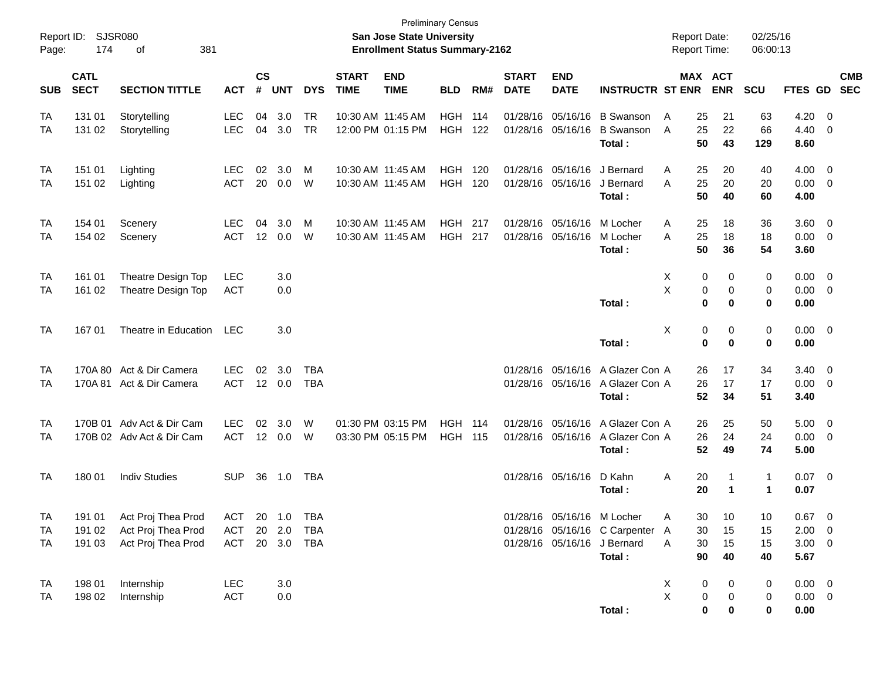Preliminary Census

**San Jose State University**

**Enrollment Status Summary-2162**

Report ID: SJSR080
Report Date: 02/25/16
Report Time: 06:00:13

| SUB | CATL SECT | SECTION TITTLE | ACT | CS # | UNT | DYS | START TIME | END TIME | BLD | RM# | START DATE | END DATE | INSTRUCTR | ST | MAX ENR | ACT ENR | SCU | FTES | GD | CMB SEC |
|---|---|---|---|---|---|---|---|---|---|---|---|---|---|---|---|---|---|---|---|---|
| TA | 131 01 | Storytelling | LEC | 04 | 3.0 | TR | 10:30 AM | 11:45 AM | HGH | 114 | 01/28/16 | 05/16/16 | B Swanson | A | 25 | 21 | 63 | 4.20 | 0 | |
| TA | 131 02 | Storytelling | LEC | 04 | 3.0 | TR | 12:00 PM | 01:15 PM | HGH | 122 | 01/28/16 | 05/16/16 | B Swanson | A | 25 | 22 | 66 | 4.40 | 0 | |
| | | | | | | | | | | | | | **Total :** | | **50** | **43** | **129** | **8.60** | | |
| TA | 151 01 | Lighting | LEC | 02 | 3.0 | M | 10:30 AM | 11:45 AM | HGH | 120 | 01/28/16 | 05/16/16 | J Bernard | A | 25 | 20 | 40 | 4.00 | 0 | |
| TA | 151 02 | Lighting | ACT | 20 | 0.0 | W | 10:30 AM | 11:45 AM | HGH | 120 | 01/28/16 | 05/16/16 | J Bernard | A | 25 | 20 | 20 | 0.00 | 0 | |
| | | | | | | | | | | | | | **Total :** | | **50** | **40** | **60** | **4.00** | | |
| TA | 154 01 | Scenery | LEC | 04 | 3.0 | M | 10:30 AM | 11:45 AM | HGH | 217 | 01/28/16 | 05/16/16 | M Locher | A | 25 | 18 | 36 | 3.60 | 0 | |
| TA | 154 02 | Scenery | ACT | 12 | 0.0 | W | 10:30 AM | 11:45 AM | HGH | 217 | 01/28/16 | 05/16/16 | M Locher | A | 25 | 18 | 18 | 0.00 | 0 | |
| | | | | | | | | | | | | | **Total :** | | **50** | **36** | **54** | **3.60** | | |
| TA | 161 01 | Theatre Design Top | LEC | | 3.0 | | | | | | | | | X | 0 | 0 | 0 | 0.00 | 0 | |
| TA | 161 02 | Theatre Design Top | ACT | | 0.0 | | | | | | | | | X | 0 | 0 | 0 | 0.00 | 0 | |
| | | | | | | | | | | | | | **Total :** | | **0** | **0** | **0** | **0.00** | | |
| TA | 167 01 | Theatre in Education | LEC | | 3.0 | | | | | | | | | X | 0 | 0 | 0 | 0.00 | 0 | |
| | | | | | | | | | | | | | **Total :** | | **0** | **0** | **0** | **0.00** | | |
| TA | 170A 80 | Act & Dir Camera | LEC | 02 | 3.0 | TBA | | | | | 01/28/16 | 05/16/16 | A Glazer Con | A | 26 | 17 | 34 | 3.40 | 0 | |
| TA | 170A 81 | Act & Dir Camera | ACT | 12 | 0.0 | TBA | | | | | 01/28/16 | 05/16/16 | A Glazer Con | A | 26 | 17 | 17 | 0.00 | 0 | |
| | | | | | | | | | | | | | **Total :** | | **52** | **34** | **51** | **3.40** | | |
| TA | 170B 01 | Adv Act & Dir Cam | LEC | 02 | 3.0 | W | 01:30 PM | 03:15 PM | HGH | 114 | 01/28/16 | 05/16/16 | A Glazer Con | A | 26 | 25 | 50 | 5.00 | 0 | |
| TA | 170B 02 | Adv Act & Dir Cam | ACT | 12 | 0.0 | W | 03:30 PM | 05:15 PM | HGH | 115 | 01/28/16 | 05/16/16 | A Glazer Con | A | 26 | 24 | 24 | 0.00 | 0 | |
| | | | | | | | | | | | | | **Total :** | | **52** | **49** | **74** | **5.00** | | |
| TA | 180 01 | Indiv Studies | SUP | 36 | 1.0 | TBA | | | | | 01/28/16 | 05/16/16 | D Kahn | A | 20 | 1 | 1 | 0.07 | 0 | |
| | | | | | | | | | | | | | **Total :** | | **20** | **1** | **1** | **0.07** | | |
| TA | 191 01 | Act Proj Thea Prod | ACT | 20 | 1.0 | TBA | | | | | 01/28/16 | 05/16/16 | M Locher | A | 30 | 10 | 10 | 0.67 | 0 | |
| TA | 191 02 | Act Proj Thea Prod | ACT | 20 | 2.0 | TBA | | | | | 01/28/16 | 05/16/16 | C Carpenter | A | 30 | 15 | 15 | 2.00 | 0 | |
| TA | 191 03 | Act Proj Thea Prod | ACT | 20 | 3.0 | TBA | | | | | 01/28/16 | 05/16/16 | J Bernard | A | 30 | 15 | 15 | 3.00 | 0 | |
| | | | | | | | | | | | | | **Total :** | | **90** | **40** | **40** | **5.67** | | |
| TA | 198 01 | Internship | LEC | | 3.0 | | | | | | | | | X | 0 | 0 | 0 | 0.00 | 0 | |
| TA | 198 02 | Internship | ACT | | 0.0 | | | | | | | | | X | 0 | 0 | 0 | 0.00 | 0 | |
| | | | | | | | | | | | | | **Total :** | | **0** | **0** | **0** | **0.00** | | |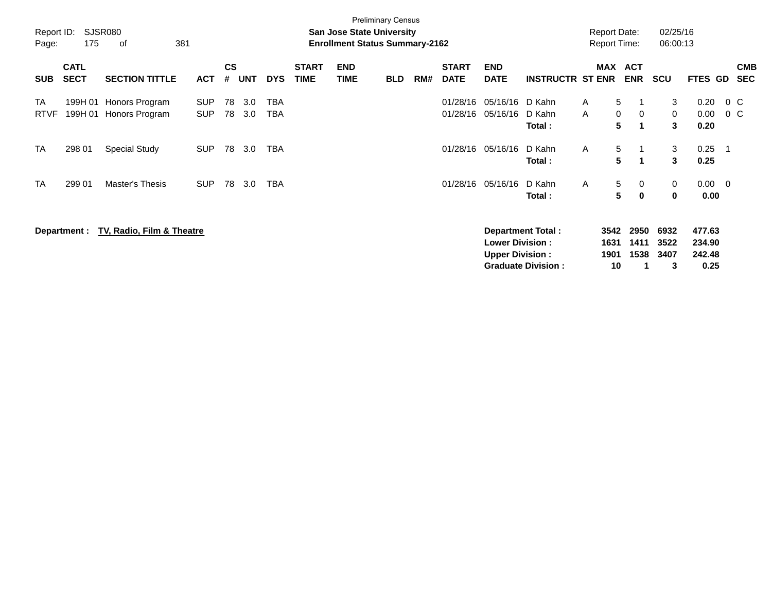Preliminary Census

**San Jose State University**
**Enrollment Status Summary-2162**

Report ID: SJSR080
Report Date: 02/25/16
Report Time: 06:00:13

| SUB | CATL SECT | SECTION TITTLE | ACT | CS # | UNT | DYS | START TIME | END TIME | BLD | RM# | START DATE | END DATE | INSTRUCTR | ST | MAX ENR | ACT ENR | SCU | FTES | GD | CMB SEC |
|---|---|---|---|---|---|---|---|---|---|---|---|---|---|---|---|---|---|---|---|---|
| TA | 199H 01 | Honors Program | SUP | 78 | 3.0 | TBA | | | | | 01/28/16 | 05/16/16 | D Kahn | A | 5 | 1 | 3 | 0.20 | 0 | C |
| RTVF | 199H 01 | Honors Program | SUP | 78 | 3.0 | TBA | | | | | 01/28/16 | 05/16/16 | D Kahn | A | 0 | 0 | 0 | 0.00 | 0 | C |
| | | | | | | | | | | | | | **Total :** | | **5** | **1** | **3** | **0.20** | | |
| TA | 298 01 | Special Study | SUP | 78 | 3.0 | TBA | | | | | 01/28/16 | 05/16/16 | D Kahn | A | 5 | 1 | 3 | 0.25 | 1 | |
| | | | | | | | | | | | | | **Total :** | | **5** | **1** | **3** | **0.25** | | |
| TA | 299 01 | Master's Thesis | SUP | 78 | 3.0 | TBA | | | | | 01/28/16 | 05/16/16 | D Kahn | A | 5 | 0 | 0 | 0.00 | 0 | |
| | | | | | | | | | | | | | **Total :** | | **5** | **0** | **0** | **0.00** | | |

**Department :** **TV, Radio, Film & Theatre**

| | MAX ENR | ACT ENR | SCU | FTES |
|---|---|---|---|---|
| **Department Total :** | **3542** | **2950** | **6932** | **477.63** |
| **Lower Division :** | **1631** | **1411** | **3522** | **234.90** |
| **Upper Division :** | **1901** | **1538** | **3407** | **242.48** |
| **Graduate Division :** | **10** | **1** | **3** | **0.25** |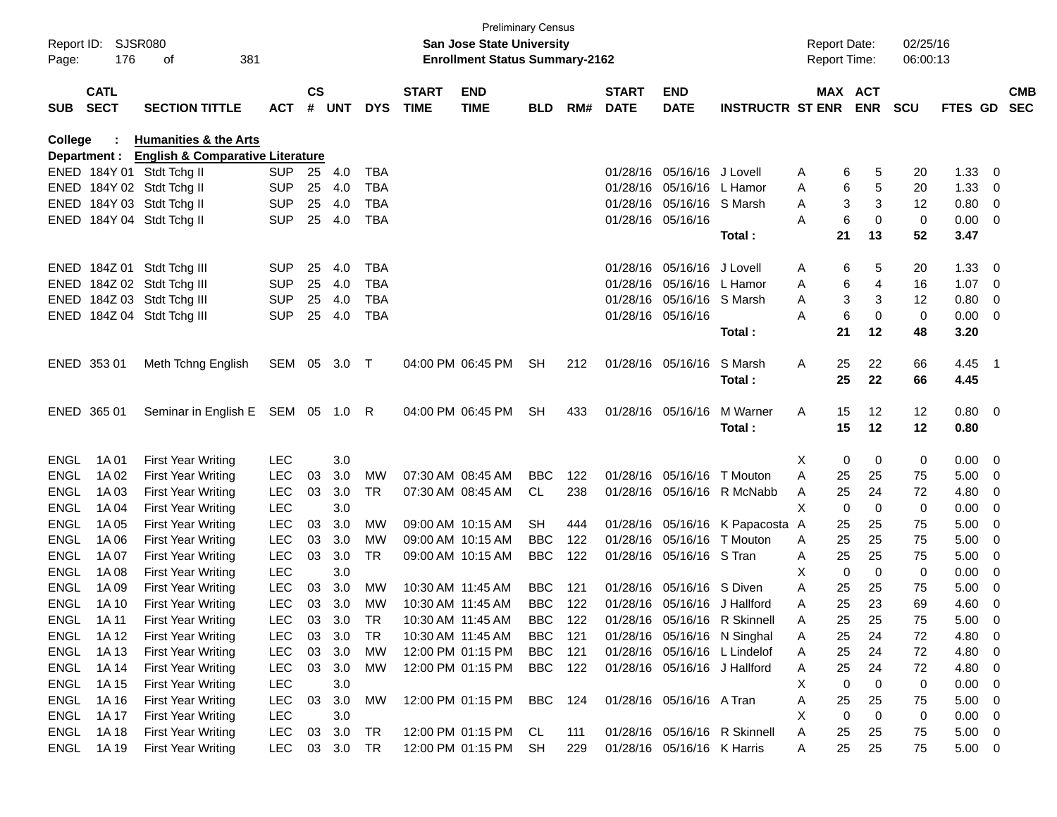Preliminary Census

**San Jose State University**

**Enrollment Status Summary-2162**

Report ID: SJSR080

Report Date: 02/25/16

Report Time: 06:00:13

**College : Humanities & the Arts**

**Department : English & Comparative Literature**

| SUB | CATL SECT | SECTION TITTLE | ACT | CS # | UNT | DYS | START TIME | END TIME | BLD | RM# | START DATE | END DATE | INSTRUCTR | ST | MAX ENR | ACT ENR | SCU | FTES | GD | CMB SEC |
|---|---|---|---|---|---|---|---|---|---|---|---|---|---|---|---|---|---|---|---|---|
| ENED | 184Y 01 | Stdt Tchg II | SUP | 25 | 4.0 | TBA | | | | | 01/28/16 | 05/16/16 | J Lovell | A | 6 | 5 | 20 | 1.33 | 0 | |
| ENED | 184Y 02 | Stdt Tchg II | SUP | 25 | 4.0 | TBA | | | | | 01/28/16 | 05/16/16 | L Hamor | A | 6 | 5 | 20 | 1.33 | 0 | |
| ENED | 184Y 03 | Stdt Tchg II | SUP | 25 | 4.0 | TBA | | | | | 01/28/16 | 05/16/16 | S Marsh | A | 3 | 3 | 12 | 0.80 | 0 | |
| ENED | 184Y 04 | Stdt Tchg II | SUP | 25 | 4.0 | TBA | | | | | 01/28/16 | 05/16/16 | | A | 6 | 0 | 0 | 0.00 | 0 | |
| | | | | | | | | | | | | | **Total :** | | **21** | **13** | **52** | **3.47** | | |
| ENED | 184Z 01 | Stdt Tchg III | SUP | 25 | 4.0 | TBA | | | | | 01/28/16 | 05/16/16 | J Lovell | A | 6 | 5 | 20 | 1.33 | 0 | |
| ENED | 184Z 02 | Stdt Tchg III | SUP | 25 | 4.0 | TBA | | | | | 01/28/16 | 05/16/16 | L Hamor | A | 6 | 4 | 16 | 1.07 | 0 | |
| ENED | 184Z 03 | Stdt Tchg III | SUP | 25 | 4.0 | TBA | | | | | 01/28/16 | 05/16/16 | S Marsh | A | 3 | 3 | 12 | 0.80 | 0 | |
| ENED | 184Z 04 | Stdt Tchg III | SUP | 25 | 4.0 | TBA | | | | | 01/28/16 | 05/16/16 | | A | 6 | 0 | 0 | 0.00 | 0 | |
| | | | | | | | | | | | | | **Total :** | | **21** | **12** | **48** | **3.20** | | |
| ENED | 353 01 | Meth Tchng English | SEM | 05 | 3.0 | T | 04:00 PM | 06:45 PM | SH | 212 | 01/28/16 | 05/16/16 | S Marsh | A | 25 | 22 | 66 | 4.45 | 1 | |
| | | | | | | | | | | | | | **Total :** | | **25** | **22** | **66** | **4.45** | | |
| ENED | 365 01 | Seminar in English E | SEM | 05 | 1.0 | R | 04:00 PM | 06:45 PM | SH | 433 | 01/28/16 | 05/16/16 | M Warner | A | 15 | 12 | 12 | 0.80 | 0 | |
| | | | | | | | | | | | | | **Total :** | | **15** | **12** | **12** | **0.80** | | |
| ENGL | 1A 01 | First Year Writing | LEC | | 3.0 | | | | | | | | | X | 0 | 0 | 0 | 0.00 | 0 | |
| ENGL | 1A 02 | First Year Writing | LEC | 03 | 3.0 | MW | 07:30 AM | 08:45 AM | BBC | 122 | 01/28/16 | 05/16/16 | T Mouton | A | 25 | 25 | 75 | 5.00 | 0 | |
| ENGL | 1A 03 | First Year Writing | LEC | 03 | 3.0 | TR | 07:30 AM | 08:45 AM | CL | 238 | 01/28/16 | 05/16/16 | R McNabb | A | 25 | 24 | 72 | 4.80 | 0 | |
| ENGL | 1A 04 | First Year Writing | LEC | | 3.0 | | | | | | | | | X | 0 | 0 | 0 | 0.00 | 0 | |
| ENGL | 1A 05 | First Year Writing | LEC | 03 | 3.0 | MW | 09:00 AM | 10:15 AM | SH | 444 | 01/28/16 | 05/16/16 | K Papacosta | A | 25 | 25 | 75 | 5.00 | 0 | |
| ENGL | 1A 06 | First Year Writing | LEC | 03 | 3.0 | MW | 09:00 AM | 10:15 AM | BBC | 122 | 01/28/16 | 05/16/16 | T Mouton | A | 25 | 25 | 75 | 5.00 | 0 | |
| ENGL | 1A 07 | First Year Writing | LEC | 03 | 3.0 | TR | 09:00 AM | 10:15 AM | BBC | 122 | 01/28/16 | 05/16/16 | S Tran | A | 25 | 25 | 75 | 5.00 | 0 | |
| ENGL | 1A 08 | First Year Writing | LEC | | 3.0 | | | | | | | | | X | 0 | 0 | 0 | 0.00 | 0 | |
| ENGL | 1A 09 | First Year Writing | LEC | 03 | 3.0 | MW | 10:30 AM | 11:45 AM | BBC | 121 | 01/28/16 | 05/16/16 | S Diven | A | 25 | 25 | 75 | 5.00 | 0 | |
| ENGL | 1A 10 | First Year Writing | LEC | 03 | 3.0 | MW | 10:30 AM | 11:45 AM | BBC | 122 | 01/28/16 | 05/16/16 | J Hallford | A | 25 | 23 | 69 | 4.60 | 0 | |
| ENGL | 1A 11 | First Year Writing | LEC | 03 | 3.0 | TR | 10:30 AM | 11:45 AM | BBC | 122 | 01/28/16 | 05/16/16 | R Skinnell | A | 25 | 25 | 75 | 5.00 | 0 | |
| ENGL | 1A 12 | First Year Writing | LEC | 03 | 3.0 | TR | 10:30 AM | 11:45 AM | BBC | 121 | 01/28/16 | 05/16/16 | N Singhal | A | 25 | 24 | 72 | 4.80 | 0 | |
| ENGL | 1A 13 | First Year Writing | LEC | 03 | 3.0 | MW | 12:00 PM | 01:15 PM | BBC | 121 | 01/28/16 | 05/16/16 | L Lindelof | A | 25 | 24 | 72 | 4.80 | 0 | |
| ENGL | 1A 14 | First Year Writing | LEC | 03 | 3.0 | MW | 12:00 PM | 01:15 PM | BBC | 122 | 01/28/16 | 05/16/16 | J Hallford | A | 25 | 24 | 72 | 4.80 | 0 | |
| ENGL | 1A 15 | First Year Writing | LEC | | 3.0 | | | | | | | | | X | 0 | 0 | 0 | 0.00 | 0 | |
| ENGL | 1A 16 | First Year Writing | LEC | 03 | 3.0 | MW | 12:00 PM | 01:15 PM | BBC | 124 | 01/28/16 | 05/16/16 | A Tran | A | 25 | 25 | 75 | 5.00 | 0 | |
| ENGL | 1A 17 | First Year Writing | LEC | | 3.0 | | | | | | | | | X | 0 | 0 | 0 | 0.00 | 0 | |
| ENGL | 1A 18 | First Year Writing | LEC | 03 | 3.0 | TR | 12:00 PM | 01:15 PM | CL | 111 | 01/28/16 | 05/16/16 | R Skinnell | A | 25 | 25 | 75 | 5.00 | 0 | |
| ENGL | 1A 19 | First Year Writing | LEC | 03 | 3.0 | TR | 12:00 PM | 01:15 PM | SH | 229 | 01/28/16 | 05/16/16 | K Harris | A | 25 | 25 | 75 | 5.00 | 0 | |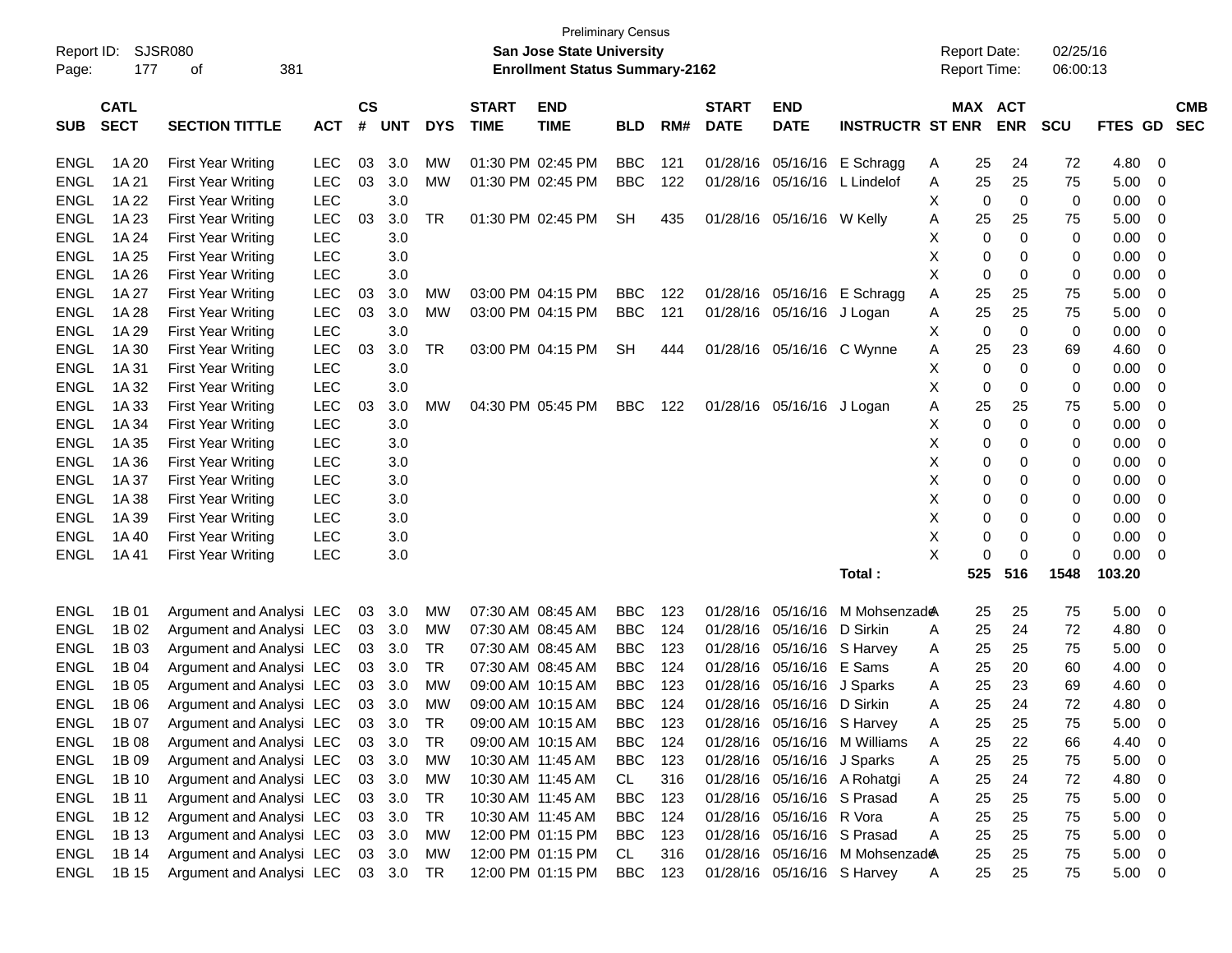Preliminary Census

Report ID: SJSR080

**San Jose State University**

**Enrollment Status Summary-2162**

Report Date: 02/25/16

Report Time: 06:00:13

| SUB | CATL SECT | SECTION TITTLE | ACT | CS # | UNT | DYS | START TIME | END TIME | BLD | RM# | START DATE | END DATE | INSTRUCTR | ST | MAX ENR | ACT ENR | SCU | FTES | GD | CMB SEC |
|---|---|---|---|---|---|---|---|---|---|---|---|---|---|---|---|---|---|---|---|---|
| ENGL | 1A 20 | First Year Writing | LEC | 03 | 3.0 | MW | 01:30 PM | 02:45 PM | BBC | 121 | 01/28/16 | 05/16/16 | E Schragg | A | 25 | 24 | 72 | 4.80 | 0 | |
| ENGL | 1A 21 | First Year Writing | LEC | 03 | 3.0 | MW | 01:30 PM | 02:45 PM | BBC | 122 | 01/28/16 | 05/16/16 | L Lindelof | A | 25 | 25 | 75 | 5.00 | 0 | |
| ENGL | 1A 22 | First Year Writing | LEC | | 3.0 | | | | | | | | | X | 0 | 0 | 0 | 0.00 | 0 | |
| ENGL | 1A 23 | First Year Writing | LEC | 03 | 3.0 | TR | 01:30 PM | 02:45 PM | SH | 435 | 01/28/16 | 05/16/16 | W Kelly | A | 25 | 25 | 75 | 5.00 | 0 | |
| ENGL | 1A 24 | First Year Writing | LEC | | 3.0 | | | | | | | | | X | 0 | 0 | 0 | 0.00 | 0 | |
| ENGL | 1A 25 | First Year Writing | LEC | | 3.0 | | | | | | | | | X | 0 | 0 | 0 | 0.00 | 0 | |
| ENGL | 1A 26 | First Year Writing | LEC | | 3.0 | | | | | | | | | X | 0 | 0 | 0 | 0.00 | 0 | |
| ENGL | 1A 27 | First Year Writing | LEC | 03 | 3.0 | MW | 03:00 PM | 04:15 PM | BBC | 122 | 01/28/16 | 05/16/16 | E Schragg | A | 25 | 25 | 75 | 5.00 | 0 | |
| ENGL | 1A 28 | First Year Writing | LEC | 03 | 3.0 | MW | 03:00 PM | 04:15 PM | BBC | 121 | 01/28/16 | 05/16/16 | J Logan | A | 25 | 25 | 75 | 5.00 | 0 | |
| ENGL | 1A 29 | First Year Writing | LEC | | 3.0 | | | | | | | | | X | 0 | 0 | 0 | 0.00 | 0 | |
| ENGL | 1A 30 | First Year Writing | LEC | 03 | 3.0 | TR | 03:00 PM | 04:15 PM | SH | 444 | 01/28/16 | 05/16/16 | C Wynne | A | 25 | 23 | 69 | 4.60 | 0 | |
| ENGL | 1A 31 | First Year Writing | LEC | | 3.0 | | | | | | | | | X | 0 | 0 | 0 | 0.00 | 0 | |
| ENGL | 1A 32 | First Year Writing | LEC | | 3.0 | | | | | | | | | X | 0 | 0 | 0 | 0.00 | 0 | |
| ENGL | 1A 33 | First Year Writing | LEC | 03 | 3.0 | MW | 04:30 PM | 05:45 PM | BBC | 122 | 01/28/16 | 05/16/16 | J Logan | A | 25 | 25 | 75 | 5.00 | 0 | |
| ENGL | 1A 34 | First Year Writing | LEC | | 3.0 | | | | | | | | | X | 0 | 0 | 0 | 0.00 | 0 | |
| ENGL | 1A 35 | First Year Writing | LEC | | 3.0 | | | | | | | | | X | 0 | 0 | 0 | 0.00 | 0 | |
| ENGL | 1A 36 | First Year Writing | LEC | | 3.0 | | | | | | | | | X | 0 | 0 | 0 | 0.00 | 0 | |
| ENGL | 1A 37 | First Year Writing | LEC | | 3.0 | | | | | | | | | X | 0 | 0 | 0 | 0.00 | 0 | |
| ENGL | 1A 38 | First Year Writing | LEC | | 3.0 | | | | | | | | | X | 0 | 0 | 0 | 0.00 | 0 | |
| ENGL | 1A 39 | First Year Writing | LEC | | 3.0 | | | | | | | | | X | 0 | 0 | 0 | 0.00 | 0 | |
| ENGL | 1A 40 | First Year Writing | LEC | | 3.0 | | | | | | | | | X | 0 | 0 | 0 | 0.00 | 0 | |
| ENGL | 1A 41 | First Year Writing | LEC | | 3.0 | | | | | | | | | X | 0 | 0 | 0 | 0.00 | 0 | |
| | | | | | | | | | | | | | **Total :** | | **525** | **516** | **1548** | **103.20** | | |
| ENGL | 1B 01 | Argument and Analysi | LEC | 03 | 3.0 | MW | 07:30 AM | 08:45 AM | BBC | 123 | 01/28/16 | 05/16/16 | M Mohsenzade | A | 25 | 25 | 75 | 5.00 | 0 | |
| ENGL | 1B 02 | Argument and Analysi | LEC | 03 | 3.0 | MW | 07:30 AM | 08:45 AM | BBC | 124 | 01/28/16 | 05/16/16 | D Sirkin | A | 25 | 24 | 72 | 4.80 | 0 | |
| ENGL | 1B 03 | Argument and Analysi | LEC | 03 | 3.0 | TR | 07:30 AM | 08:45 AM | BBC | 123 | 01/28/16 | 05/16/16 | S Harvey | A | 25 | 25 | 75 | 5.00 | 0 | |
| ENGL | 1B 04 | Argument and Analysi | LEC | 03 | 3.0 | TR | 07:30 AM | 08:45 AM | BBC | 124 | 01/28/16 | 05/16/16 | E Sams | A | 25 | 20 | 60 | 4.00 | 0 | |
| ENGL | 1B 05 | Argument and Analysi | LEC | 03 | 3.0 | MW | 09:00 AM | 10:15 AM | BBC | 123 | 01/28/16 | 05/16/16 | J Sparks | A | 25 | 23 | 69 | 4.60 | 0 | |
| ENGL | 1B 06 | Argument and Analysi | LEC | 03 | 3.0 | MW | 09:00 AM | 10:15 AM | BBC | 124 | 01/28/16 | 05/16/16 | D Sirkin | A | 25 | 24 | 72 | 4.80 | 0 | |
| ENGL | 1B 07 | Argument and Analysi | LEC | 03 | 3.0 | TR | 09:00 AM | 10:15 AM | BBC | 123 | 01/28/16 | 05/16/16 | S Harvey | A | 25 | 25 | 75 | 5.00 | 0 | |
| ENGL | 1B 08 | Argument and Analysi | LEC | 03 | 3.0 | TR | 09:00 AM | 10:15 AM | BBC | 124 | 01/28/16 | 05/16/16 | M Williams | A | 25 | 22 | 66 | 4.40 | 0 | |
| ENGL | 1B 09 | Argument and Analysi | LEC | 03 | 3.0 | MW | 10:30 AM | 11:45 AM | BBC | 123 | 01/28/16 | 05/16/16 | J Sparks | A | 25 | 25 | 75 | 5.00 | 0 | |
| ENGL | 1B 10 | Argument and Analysi | LEC | 03 | 3.0 | MW | 10:30 AM | 11:45 AM | CL | 316 | 01/28/16 | 05/16/16 | A Rohatgi | A | 25 | 24 | 72 | 4.80 | 0 | |
| ENGL | 1B 11 | Argument and Analysi | LEC | 03 | 3.0 | TR | 10:30 AM | 11:45 AM | BBC | 123 | 01/28/16 | 05/16/16 | S Prasad | A | 25 | 25 | 75 | 5.00 | 0 | |
| ENGL | 1B 12 | Argument and Analysi | LEC | 03 | 3.0 | TR | 10:30 AM | 11:45 AM | BBC | 124 | 01/28/16 | 05/16/16 | R Vora | A | 25 | 25 | 75 | 5.00 | 0 | |
| ENGL | 1B 13 | Argument and Analysi | LEC | 03 | 3.0 | MW | 12:00 PM | 01:15 PM | BBC | 123 | 01/28/16 | 05/16/16 | S Prasad | A | 25 | 25 | 75 | 5.00 | 0 | |
| ENGL | 1B 14 | Argument and Analysi | LEC | 03 | 3.0 | MW | 12:00 PM | 01:15 PM | CL | 316 | 01/28/16 | 05/16/16 | M Mohsenzade | A | 25 | 25 | 75 | 5.00 | 0 | |
| ENGL | 1B 15 | Argument and Analysi | LEC | 03 | 3.0 | TR | 12:00 PM | 01:15 PM | BBC | 123 | 01/28/16 | 05/16/16 | S Harvey | A | 25 | 25 | 75 | 5.00 | 0 | |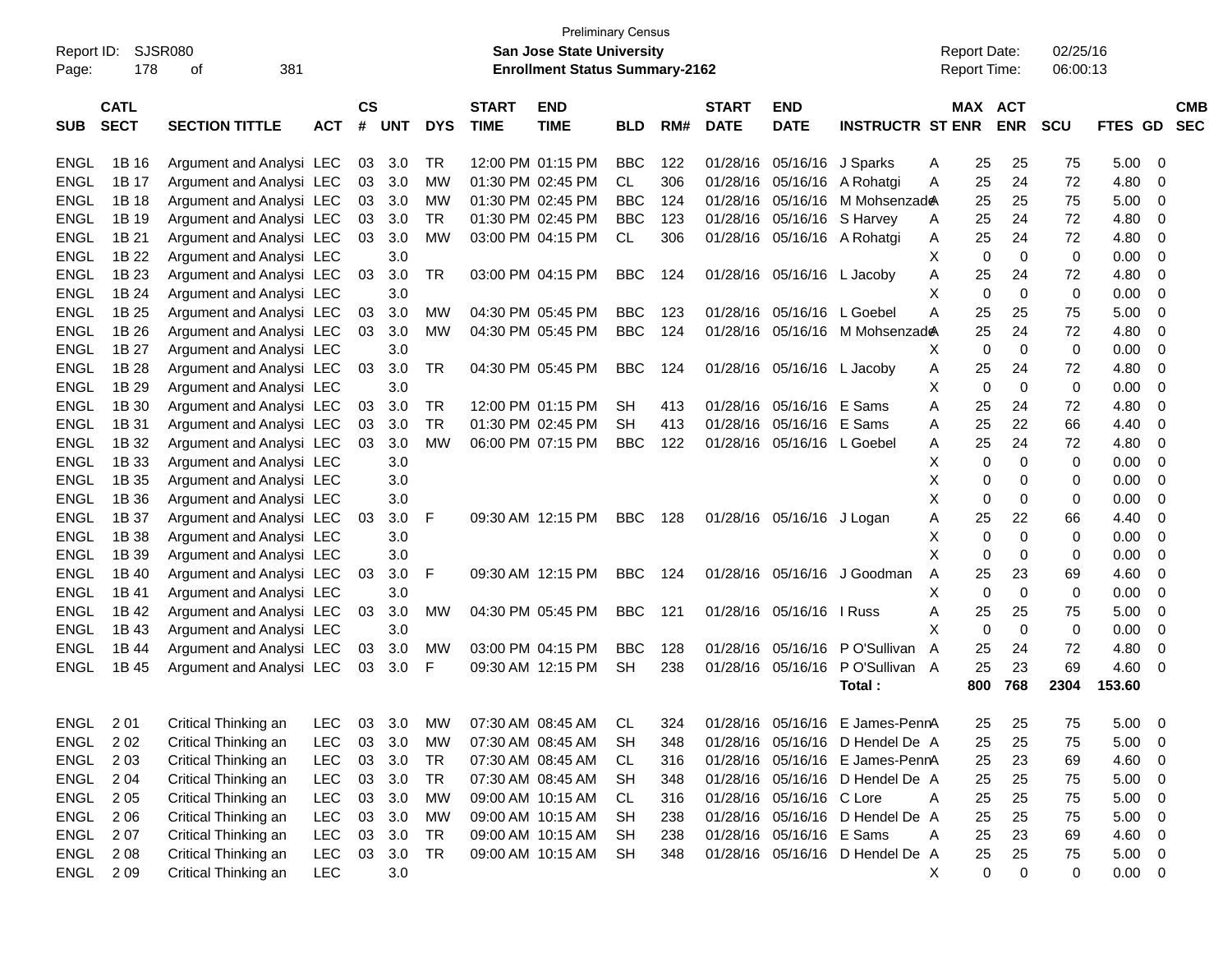Preliminary Census

Report ID: SJSR080 **San Jose State University** Report Date: 02/25/16

**Enrollment Status Summary-2162** Report Time: 06:00:13

| SUB | CATL SECT | SECTION TITTLE | ACT | CS # | UNT | DYS | START TIME | END TIME | BLD | RM# | START DATE | END DATE | INSTRUCTR | ST | MAX ENR | ACT ENR | SCU | FTES | GD | CMB SEC |
|---|---|---|---|---|---|---|---|---|---|---|---|---|---|---|---|---|---|---|---|---|
| ENGL | 1B 16 | Argument and Analysi | LEC | 03 | 3.0 | TR | 12:00 PM | 01:15 PM | BBC | 122 | 01/28/16 | 05/16/16 | J Sparks | A | 25 | 25 | 75 | 5.00 | 0 | |
| ENGL | 1B 17 | Argument and Analysi | LEC | 03 | 3.0 | MW | 01:30 PM | 02:45 PM | CL | 306 | 01/28/16 | 05/16/16 | A Rohatgi | A | 25 | 24 | 72 | 4.80 | 0 | |
| ENGL | 1B 18 | Argument and Analysi | LEC | 03 | 3.0 | MW | 01:30 PM | 02:45 PM | BBC | 124 | 01/28/16 | 05/16/16 | M Mohsenzade | A | 25 | 25 | 75 | 5.00 | 0 | |
| ENGL | 1B 19 | Argument and Analysi | LEC | 03 | 3.0 | TR | 01:30 PM | 02:45 PM | BBC | 123 | 01/28/16 | 05/16/16 | S Harvey | A | 25 | 24 | 72 | 4.80 | 0 | |
| ENGL | 1B 21 | Argument and Analysi | LEC | 03 | 3.0 | MW | 03:00 PM | 04:15 PM | CL | 306 | 01/28/16 | 05/16/16 | A Rohatgi | A | 25 | 24 | 72 | 4.80 | 0 | |
| ENGL | 1B 22 | Argument and Analysi | LEC | | 3.0 | | | | | | | | | X | 0 | 0 | 0 | 0.00 | 0 | |
| ENGL | 1B 23 | Argument and Analysi | LEC | 03 | 3.0 | TR | 03:00 PM | 04:15 PM | BBC | 124 | 01/28/16 | 05/16/16 | L Jacoby | A | 25 | 24 | 72 | 4.80 | 0 | |
| ENGL | 1B 24 | Argument and Analysi | LEC | | 3.0 | | | | | | | | | X | 0 | 0 | 0 | 0.00 | 0 | |
| ENGL | 1B 25 | Argument and Analysi | LEC | 03 | 3.0 | MW | 04:30 PM | 05:45 PM | BBC | 123 | 01/28/16 | 05/16/16 | L Goebel | A | 25 | 25 | 75 | 5.00 | 0 | |
| ENGL | 1B 26 | Argument and Analysi | LEC | 03 | 3.0 | MW | 04:30 PM | 05:45 PM | BBC | 124 | 01/28/16 | 05/16/16 | M Mohsenzade | A | 25 | 24 | 72 | 4.80 | 0 | |
| ENGL | 1B 27 | Argument and Analysi | LEC | | 3.0 | | | | | | | | | X | 0 | 0 | 0 | 0.00 | 0 | |
| ENGL | 1B 28 | Argument and Analysi | LEC | 03 | 3.0 | TR | 04:30 PM | 05:45 PM | BBC | 124 | 01/28/16 | 05/16/16 | L Jacoby | A | 25 | 24 | 72 | 4.80 | 0 | |
| ENGL | 1B 29 | Argument and Analysi | LEC | | 3.0 | | | | | | | | | X | 0 | 0 | 0 | 0.00 | 0 | |
| ENGL | 1B 30 | Argument and Analysi | LEC | 03 | 3.0 | TR | 12:00 PM | 01:15 PM | SH | 413 | 01/28/16 | 05/16/16 | E Sams | A | 25 | 24 | 72 | 4.80 | 0 | |
| ENGL | 1B 31 | Argument and Analysi | LEC | 03 | 3.0 | TR | 01:30 PM | 02:45 PM | SH | 413 | 01/28/16 | 05/16/16 | E Sams | A | 25 | 22 | 66 | 4.40 | 0 | |
| ENGL | 1B 32 | Argument and Analysi | LEC | 03 | 3.0 | MW | 06:00 PM | 07:15 PM | BBC | 122 | 01/28/16 | 05/16/16 | L Goebel | A | 25 | 24 | 72 | 4.80 | 0 | |
| ENGL | 1B 33 | Argument and Analysi | LEC | | 3.0 | | | | | | | | | X | 0 | 0 | 0 | 0.00 | 0 | |
| ENGL | 1B 35 | Argument and Analysi | LEC | | 3.0 | | | | | | | | | X | 0 | 0 | 0 | 0.00 | 0 | |
| ENGL | 1B 36 | Argument and Analysi | LEC | | 3.0 | | | | | | | | | X | 0 | 0 | 0 | 0.00 | 0 | |
| ENGL | 1B 37 | Argument and Analysi | LEC | 03 | 3.0 | F | 09:30 AM | 12:15 PM | BBC | 128 | 01/28/16 | 05/16/16 | J Logan | A | 25 | 22 | 66 | 4.40 | 0 | |
| ENGL | 1B 38 | Argument and Analysi | LEC | | 3.0 | | | | | | | | | X | 0 | 0 | 0 | 0.00 | 0 | |
| ENGL | 1B 39 | Argument and Analysi | LEC | | 3.0 | | | | | | | | | X | 0 | 0 | 0 | 0.00 | 0 | |
| ENGL | 1B 40 | Argument and Analysi | LEC | 03 | 3.0 | F | 09:30 AM | 12:15 PM | BBC | 124 | 01/28/16 | 05/16/16 | J Goodman | A | 25 | 23 | 69 | 4.60 | 0 | |
| ENGL | 1B 41 | Argument and Analysi | LEC | | 3.0 | | | | | | | | | X | 0 | 0 | 0 | 0.00 | 0 | |
| ENGL | 1B 42 | Argument and Analysi | LEC | 03 | 3.0 | MW | 04:30 PM | 05:45 PM | BBC | 121 | 01/28/16 | 05/16/16 | I Russ | A | 25 | 25 | 75 | 5.00 | 0 | |
| ENGL | 1B 43 | Argument and Analysi | LEC | | 3.0 | | | | | | | | | X | 0 | 0 | 0 | 0.00 | 0 | |
| ENGL | 1B 44 | Argument and Analysi | LEC | 03 | 3.0 | MW | 03:00 PM | 04:15 PM | BBC | 128 | 01/28/16 | 05/16/16 | P O'Sullivan | A | 25 | 24 | 72 | 4.80 | 0 | |
| ENGL | 1B 45 | Argument and Analysi | LEC | 03 | 3.0 | F | 09:30 AM | 12:15 PM | SH | 238 | 01/28/16 | 05/16/16 | P O'Sullivan | A | 25 | 23 | 69 | 4.60 | 0 | |
| | | | | | | | | | | | | | **Total :** | | **800** | **768** | **2304** | **153.60** | | |
| ENGL | 2 01 | Critical Thinking an | LEC | 03 | 3.0 | MW | 07:30 AM | 08:45 AM | CL | 324 | 01/28/16 | 05/16/16 | E James-Penn | A | 25 | 25 | 75 | 5.00 | 0 | |
| ENGL | 2 02 | Critical Thinking an | LEC | 03 | 3.0 | MW | 07:30 AM | 08:45 AM | SH | 348 | 01/28/16 | 05/16/16 | D Hendel De | A | 25 | 25 | 75 | 5.00 | 0 | |
| ENGL | 2 03 | Critical Thinking an | LEC | 03 | 3.0 | TR | 07:30 AM | 08:45 AM | CL | 316 | 01/28/16 | 05/16/16 | E James-Penn | A | 25 | 23 | 69 | 4.60 | 0 | |
| ENGL | 2 04 | Critical Thinking an | LEC | 03 | 3.0 | TR | 07:30 AM | 08:45 AM | SH | 348 | 01/28/16 | 05/16/16 | D Hendel De | A | 25 | 25 | 75 | 5.00 | 0 | |
| ENGL | 2 05 | Critical Thinking an | LEC | 03 | 3.0 | MW | 09:00 AM | 10:15 AM | CL | 316 | 01/28/16 | 05/16/16 | C Lore | A | 25 | 25 | 75 | 5.00 | 0 | |
| ENGL | 2 06 | Critical Thinking an | LEC | 03 | 3.0 | MW | 09:00 AM | 10:15 AM | SH | 238 | 01/28/16 | 05/16/16 | D Hendel De | A | 25 | 25 | 75 | 5.00 | 0 | |
| ENGL | 2 07 | Critical Thinking an | LEC | 03 | 3.0 | TR | 09:00 AM | 10:15 AM | SH | 238 | 01/28/16 | 05/16/16 | E Sams | A | 25 | 23 | 69 | 4.60 | 0 | |
| ENGL | 2 08 | Critical Thinking an | LEC | 03 | 3.0 | TR | 09:00 AM | 10:15 AM | SH | 348 | 01/28/16 | 05/16/16 | D Hendel De | A | 25 | 25 | 75 | 5.00 | 0 | |
| ENGL | 2 09 | Critical Thinking an | LEC | | 3.0 | | | | | | | | | X | 0 | 0 | 0 | 0.00 | 0 | |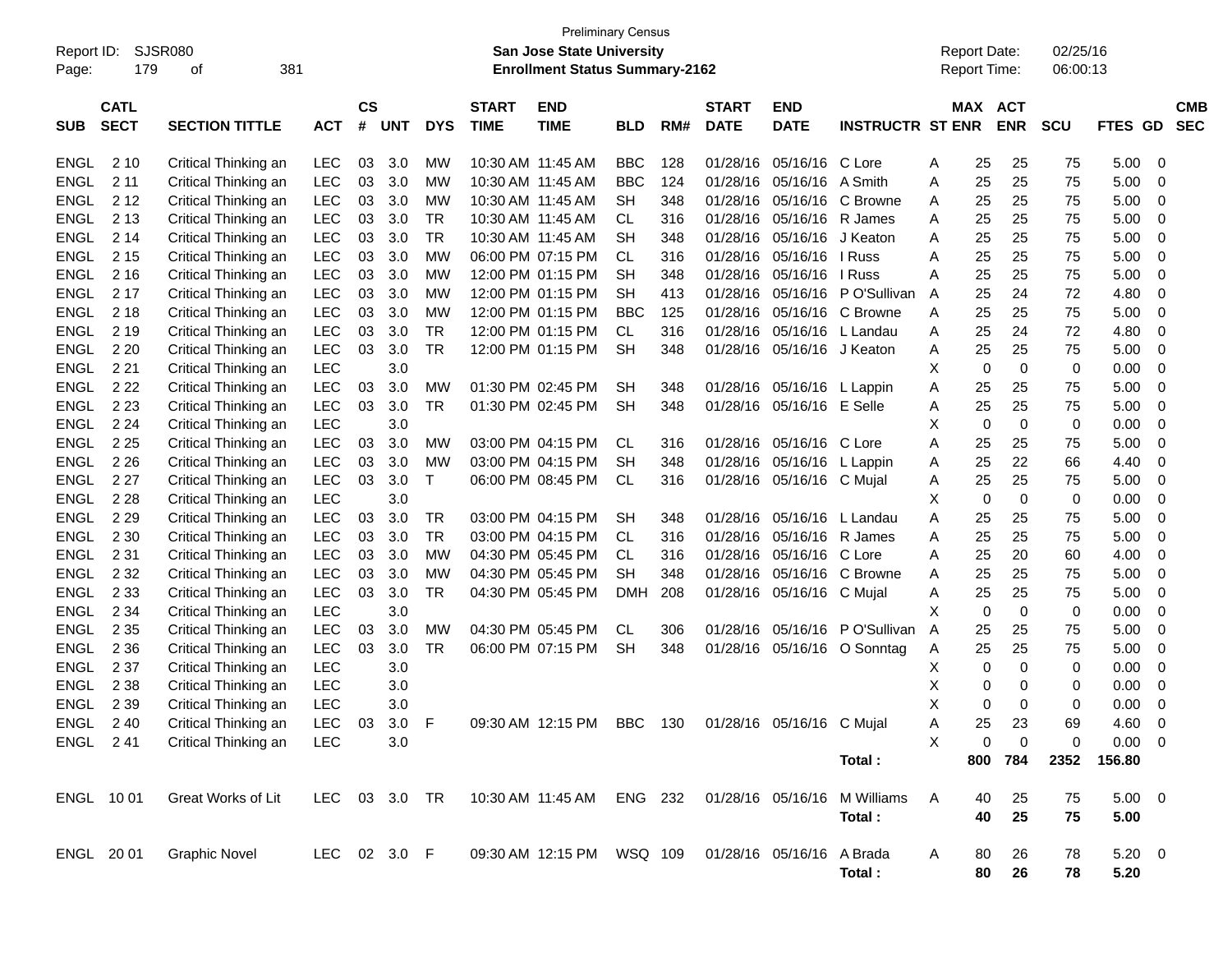Preliminary Census

Report ID: SJSR080

**San Jose State University**

**Enrollment Status Summary-2162**

Report Date: 02/25/16

Report Time: 06:00:13

| SUB | CATL SECT | SECTION TITTLE | ACT | CS # | UNT | DYS | START TIME | END TIME | BLD | RM# | START DATE | END DATE | INSTRUCTR | ST | MAX ENR | ACT ENR | SCU | FTES | GD | CMB SEC |
|---|---|---|---|---|---|---|---|---|---|---|---|---|---|---|---|---|---|---|---|---|
| ENGL | 2 10 | Critical Thinking an | LEC | 03 | 3.0 | MW | 10:30 AM | 11:45 AM | BBC | 128 | 01/28/16 | 05/16/16 | C Lore | A | 25 | 25 | 75 | 5.00 | 0 | |
| ENGL | 2 11 | Critical Thinking an | LEC | 03 | 3.0 | MW | 10:30 AM | 11:45 AM | BBC | 124 | 01/28/16 | 05/16/16 | A Smith | A | 25 | 25 | 75 | 5.00 | 0 | |
| ENGL | 2 12 | Critical Thinking an | LEC | 03 | 3.0 | MW | 10:30 AM | 11:45 AM | SH | 348 | 01/28/16 | 05/16/16 | C Browne | A | 25 | 25 | 75 | 5.00 | 0 | |
| ENGL | 2 13 | Critical Thinking an | LEC | 03 | 3.0 | TR | 10:30 AM | 11:45 AM | CL | 316 | 01/28/16 | 05/16/16 | R James | A | 25 | 25 | 75 | 5.00 | 0 | |
| ENGL | 2 14 | Critical Thinking an | LEC | 03 | 3.0 | TR | 10:30 AM | 11:45 AM | SH | 348 | 01/28/16 | 05/16/16 | J Keaton | A | 25 | 25 | 75 | 5.00 | 0 | |
| ENGL | 2 15 | Critical Thinking an | LEC | 03 | 3.0 | MW | 06:00 PM | 07:15 PM | CL | 316 | 01/28/16 | 05/16/16 | I Russ | A | 25 | 25 | 75 | 5.00 | 0 | |
| ENGL | 2 16 | Critical Thinking an | LEC | 03 | 3.0 | MW | 12:00 PM | 01:15 PM | SH | 348 | 01/28/16 | 05/16/16 | I Russ | A | 25 | 25 | 75 | 5.00 | 0 | |
| ENGL | 2 17 | Critical Thinking an | LEC | 03 | 3.0 | MW | 12:00 PM | 01:15 PM | SH | 413 | 01/28/16 | 05/16/16 | P O'Sullivan | A | 25 | 24 | 72 | 4.80 | 0 | |
| ENGL | 2 18 | Critical Thinking an | LEC | 03 | 3.0 | MW | 12:00 PM | 01:15 PM | BBC | 125 | 01/28/16 | 05/16/16 | C Browne | A | 25 | 25 | 75 | 5.00 | 0 | |
| ENGL | 2 19 | Critical Thinking an | LEC | 03 | 3.0 | TR | 12:00 PM | 01:15 PM | CL | 316 | 01/28/16 | 05/16/16 | L Landau | A | 25 | 24 | 72 | 4.80 | 0 | |
| ENGL | 2 20 | Critical Thinking an | LEC | 03 | 3.0 | TR | 12:00 PM | 01:15 PM | SH | 348 | 01/28/16 | 05/16/16 | J Keaton | A | 25 | 25 | 75 | 5.00 | 0 | |
| ENGL | 2 21 | Critical Thinking an | LEC | | 3.0 | | | | | | | | | X | 0 | 0 | 0 | 0.00 | 0 | |
| ENGL | 2 22 | Critical Thinking an | LEC | 03 | 3.0 | MW | 01:30 PM | 02:45 PM | SH | 348 | 01/28/16 | 05/16/16 | L Lappin | A | 25 | 25 | 75 | 5.00 | 0 | |
| ENGL | 2 23 | Critical Thinking an | LEC | 03 | 3.0 | TR | 01:30 PM | 02:45 PM | SH | 348 | 01/28/16 | 05/16/16 | E Selle | A | 25 | 25 | 75 | 5.00 | 0 | |
| ENGL | 2 24 | Critical Thinking an | LEC | | 3.0 | | | | | | | | | X | 0 | 0 | 0 | 0.00 | 0 | |
| ENGL | 2 25 | Critical Thinking an | LEC | 03 | 3.0 | MW | 03:00 PM | 04:15 PM | CL | 316 | 01/28/16 | 05/16/16 | C Lore | A | 25 | 25 | 75 | 5.00 | 0 | |
| ENGL | 2 26 | Critical Thinking an | LEC | 03 | 3.0 | MW | 03:00 PM | 04:15 PM | SH | 348 | 01/28/16 | 05/16/16 | L Lappin | A | 25 | 22 | 66 | 4.40 | 0 | |
| ENGL | 2 27 | Critical Thinking an | LEC | 03 | 3.0 | T | 06:00 PM | 08:45 PM | CL | 316 | 01/28/16 | 05/16/16 | C Mujal | A | 25 | 25 | 75 | 5.00 | 0 | |
| ENGL | 2 28 | Critical Thinking an | LEC | | 3.0 | | | | | | | | | X | 0 | 0 | 0 | 0.00 | 0 | |
| ENGL | 2 29 | Critical Thinking an | LEC | 03 | 3.0 | TR | 03:00 PM | 04:15 PM | SH | 348 | 01/28/16 | 05/16/16 | L Landau | A | 25 | 25 | 75 | 5.00 | 0 | |
| ENGL | 2 30 | Critical Thinking an | LEC | 03 | 3.0 | TR | 03:00 PM | 04:15 PM | CL | 316 | 01/28/16 | 05/16/16 | R James | A | 25 | 25 | 75 | 5.00 | 0 | |
| ENGL | 2 31 | Critical Thinking an | LEC | 03 | 3.0 | MW | 04:30 PM | 05:45 PM | CL | 316 | 01/28/16 | 05/16/16 | C Lore | A | 25 | 20 | 60 | 4.00 | 0 | |
| ENGL | 2 32 | Critical Thinking an | LEC | 03 | 3.0 | MW | 04:30 PM | 05:45 PM | SH | 348 | 01/28/16 | 05/16/16 | C Browne | A | 25 | 25 | 75 | 5.00 | 0 | |
| ENGL | 2 33 | Critical Thinking an | LEC | 03 | 3.0 | TR | 04:30 PM | 05:45 PM | DMH | 208 | 01/28/16 | 05/16/16 | C Mujal | A | 25 | 25 | 75 | 5.00 | 0 | |
| ENGL | 2 34 | Critical Thinking an | LEC | | 3.0 | | | | | | | | | X | 0 | 0 | 0 | 0.00 | 0 | |
| ENGL | 2 35 | Critical Thinking an | LEC | 03 | 3.0 | MW | 04:30 PM | 05:45 PM | CL | 306 | 01/28/16 | 05/16/16 | P O'Sullivan | A | 25 | 25 | 75 | 5.00 | 0 | |
| ENGL | 2 36 | Critical Thinking an | LEC | 03 | 3.0 | TR | 06:00 PM | 07:15 PM | SH | 348 | 01/28/16 | 05/16/16 | O Sonntag | A | 25 | 25 | 75 | 5.00 | 0 | |
| ENGL | 2 37 | Critical Thinking an | LEC | | 3.0 | | | | | | | | | X | 0 | 0 | 0 | 0.00 | 0 | |
| ENGL | 2 38 | Critical Thinking an | LEC | | 3.0 | | | | | | | | | X | 0 | 0 | 0 | 0.00 | 0 | |
| ENGL | 2 39 | Critical Thinking an | LEC | | 3.0 | | | | | | | | | X | 0 | 0 | 0 | 0.00 | 0 | |
| ENGL | 2 40 | Critical Thinking an | LEC | 03 | 3.0 | F | 09:30 AM | 12:15 PM | BBC | 130 | 01/28/16 | 05/16/16 | C Mujal | A | 25 | 23 | 69 | 4.60 | 0 | |
| ENGL | 2 41 | Critical Thinking an | LEC | | 3.0 | | | | | | | | | X | 0 | 0 | 0 | 0.00 | 0 | |
| | | | | | | | | | | | | | **Total :** | | **800** | **784** | **2352** | **156.80** | | |
| ENGL | 10 01 | Great Works of Lit | LEC | 03 | 3.0 | TR | 10:30 AM | 11:45 AM | ENG | 232 | 01/28/16 | 05/16/16 | M Williams | A | 40 | 25 | 75 | 5.00 | 0 | |
| | | | | | | | | | | | | | **Total :** | | **40** | **25** | **75** | **5.00** | | |
| ENGL | 20 01 | Graphic Novel | LEC | 02 | 3.0 | F | 09:30 AM | 12:15 PM | WSQ | 109 | 01/28/16 | 05/16/16 | A Brada | A | 80 | 26 | 78 | 5.20 | 0 | |
| | | | | | | | | | | | | | **Total :** | | **80** | **26** | **78** | **5.20** | | |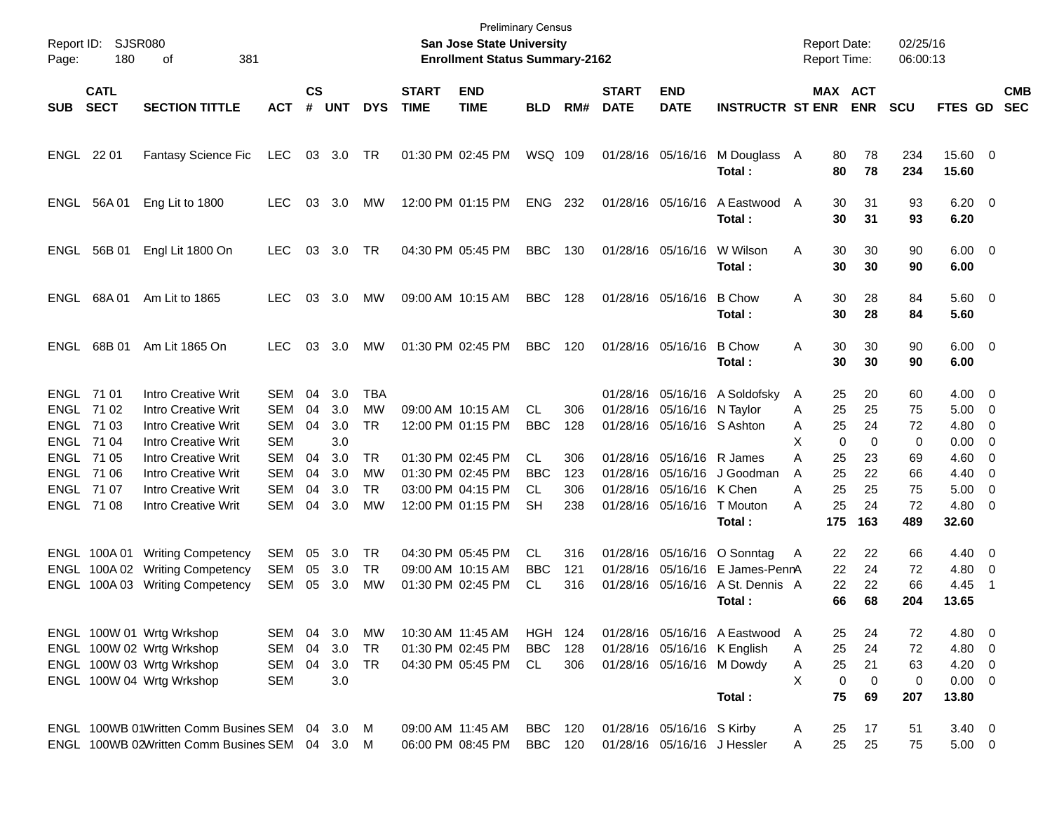Preliminary Census
**San Jose State University**
**Enrollment Status Summary-2162**

Report ID: SJSR080
Report Date: 02/25/16
Report Time: 06:00:13

| SUB | CATL SECT | SECTION TITTLE | ACT | CS # | UNT | DYS | START TIME | END TIME | BLD | RM# | START DATE | END DATE | INSTRUCTR | ST | MAX ENR | ACT ENR | SCU | FTES | GD | CMB SEC |
|---|---|---|---|---|---|---|---|---|---|---|---|---|---|---|---|---|---|---|---|---|
| ENGL | 22 01 | Fantasy Science Fic | LEC | 03 | 3.0 | TR | 01:30 PM | 02:45 PM | WSQ | 109 | 01/28/16 | 05/16/16 | M Douglass | A | 80 | 78 | 234 | 15.60 | 0 | |
| | | | | | | | | | | | | | **Total :** | | **80** | **78** | **234** | **15.60** | | |
| ENGL | 56A 01 | Eng Lit to 1800 | LEC | 03 | 3.0 | MW | 12:00 PM | 01:15 PM | ENG | 232 | 01/28/16 | 05/16/16 | A Eastwood | A | 30 | 31 | 93 | 6.20 | 0 | |
| | | | | | | | | | | | | | **Total :** | | **30** | **31** | **93** | **6.20** | | |
| ENGL | 56B 01 | Engl Lit 1800 On | LEC | 03 | 3.0 | TR | 04:30 PM | 05:45 PM | BBC | 130 | 01/28/16 | 05/16/16 | W Wilson | A | 30 | 30 | 90 | 6.00 | 0 | |
| | | | | | | | | | | | | | **Total :** | | **30** | **30** | **90** | **6.00** | | |
| ENGL | 68A 01 | Am Lit to 1865 | LEC | 03 | 3.0 | MW | 09:00 AM | 10:15 AM | BBC | 128 | 01/28/16 | 05/16/16 | B Chow | A | 30 | 28 | 84 | 5.60 | 0 | |
| | | | | | | | | | | | | | **Total :** | | **30** | **28** | **84** | **5.60** | | |
| ENGL | 68B 01 | Am Lit 1865 On | LEC | 03 | 3.0 | MW | 01:30 PM | 02:45 PM | BBC | 120 | 01/28/16 | 05/16/16 | B Chow | A | 30 | 30 | 90 | 6.00 | 0 | |
| | | | | | | | | | | | | | **Total :** | | **30** | **30** | **90** | **6.00** | | |
| ENGL | 71 01 | Intro Creative Writ | SEM | 04 | 3.0 | TBA | | | | | 01/28/16 | 05/16/16 | A Soldofsky | A | 25 | 20 | 60 | 4.00 | 0 | |
| ENGL | 71 02 | Intro Creative Writ | SEM | 04 | 3.0 | MW | 09:00 AM | 10:15 AM | CL | 306 | 01/28/16 | 05/16/16 | N Taylor | A | 25 | 25 | 75 | 5.00 | 0 | |
| ENGL | 71 03 | Intro Creative Writ | SEM | 04 | 3.0 | TR | 12:00 PM | 01:15 PM | BBC | 128 | 01/28/16 | 05/16/16 | S Ashton | A | 25 | 24 | 72 | 4.80 | 0 | |
| ENGL | 71 04 | Intro Creative Writ | SEM | | 3.0 | | | | | | | | | X | 0 | 0 | 0 | 0.00 | 0 | |
| ENGL | 71 05 | Intro Creative Writ | SEM | 04 | 3.0 | TR | 01:30 PM | 02:45 PM | CL | 306 | 01/28/16 | 05/16/16 | R James | A | 25 | 23 | 69 | 4.60 | 0 | |
| ENGL | 71 06 | Intro Creative Writ | SEM | 04 | 3.0 | MW | 01:30 PM | 02:45 PM | BBC | 123 | 01/28/16 | 05/16/16 | J Goodman | A | 25 | 22 | 66 | 4.40 | 0 | |
| ENGL | 71 07 | Intro Creative Writ | SEM | 04 | 3.0 | TR | 03:00 PM | 04:15 PM | CL | 306 | 01/28/16 | 05/16/16 | K Chen | A | 25 | 25 | 75 | 5.00 | 0 | |
| ENGL | 71 08 | Intro Creative Writ | SEM | 04 | 3.0 | MW | 12:00 PM | 01:15 PM | SH | 238 | 01/28/16 | 05/16/16 | T Mouton | A | 25 | 24 | 72 | 4.80 | 0 | |
| | | | | | | | | | | | | | **Total :** | | **175** | **163** | **489** | **32.60** | | |
| ENGL | 100A 01 | Writing Competency | SEM | 05 | 3.0 | TR | 04:30 PM | 05:45 PM | CL | 316 | 01/28/16 | 05/16/16 | O Sonntag | A | 22 | 22 | 66 | 4.40 | 0 | |
| ENGL | 100A 02 | Writing Competency | SEM | 05 | 3.0 | TR | 09:00 AM | 10:15 AM | BBC | 121 | 01/28/16 | 05/16/16 | E James-Penn | A | 22 | 24 | 72 | 4.80 | 0 | |
| ENGL | 100A 03 | Writing Competency | SEM | 05 | 3.0 | MW | 01:30 PM | 02:45 PM | CL | 316 | 01/28/16 | 05/16/16 | A St. Dennis | A | 22 | 22 | 66 | 4.45 | 1 | |
| | | | | | | | | | | | | | **Total :** | | **66** | **68** | **204** | **13.65** | | |
| ENGL | 100W 01 | Wrtg Wrkshop | SEM | 04 | 3.0 | MW | 10:30 AM | 11:45 AM | HGH | 124 | 01/28/16 | 05/16/16 | A Eastwood | A | 25 | 24 | 72 | 4.80 | 0 | |
| ENGL | 100W 02 | Wrtg Wrkshop | SEM | 04 | 3.0 | TR | 01:30 PM | 02:45 PM | BBC | 128 | 01/28/16 | 05/16/16 | K English | A | 25 | 24 | 72 | 4.80 | 0 | |
| ENGL | 100W 03 | Wrtg Wrkshop | SEM | 04 | 3.0 | TR | 04:30 PM | 05:45 PM | CL | 306 | 01/28/16 | 05/16/16 | M Dowdy | A | 25 | 21 | 63 | 4.20 | 0 | |
| ENGL | 100W 04 | Wrtg Wrkshop | SEM | | 3.0 | | | | | | | | | X | 0 | 0 | 0 | 0.00 | 0 | |
| | | | | | | | | | | | | | **Total :** | | **75** | **69** | **207** | **13.80** | | |
| ENGL | 100WB 01 | Written Comm Busines | SEM | 04 | 3.0 | M | 09:00 AM | 11:45 AM | BBC | 120 | 01/28/16 | 05/16/16 | S Kirby | A | 25 | 17 | 51 | 3.40 | 0 | |
| ENGL | 100WB 02 | Written Comm Busines | SEM | 04 | 3.0 | M | 06:00 PM | 08:45 PM | BBC | 120 | 01/28/16 | 05/16/16 | J Hessler | A | 25 | 25 | 75 | 5.00 | 0 | |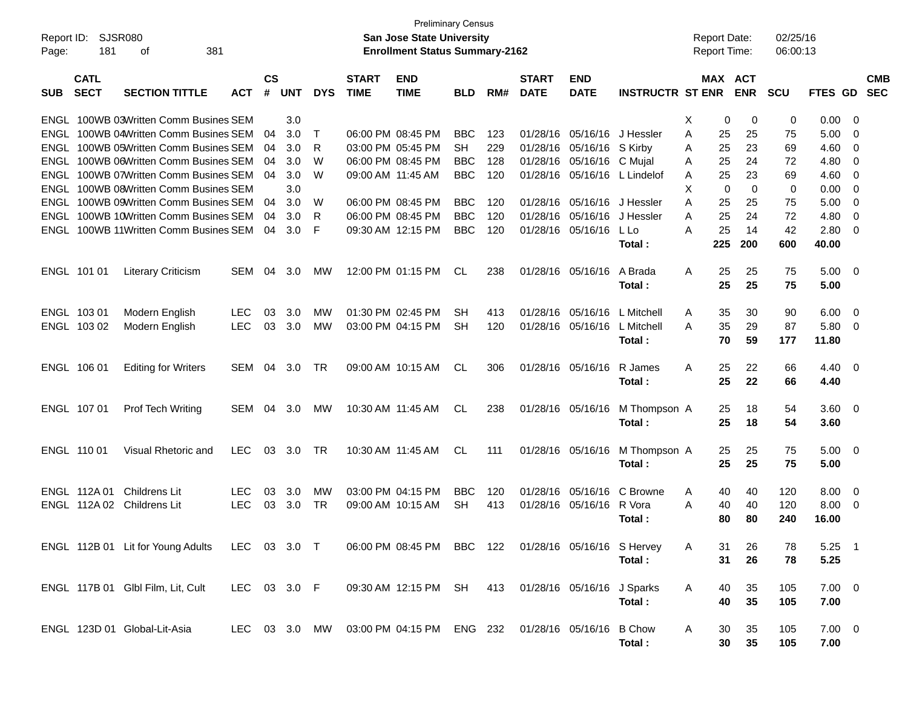Preliminary Census

**San Jose State University**

**Enrollment Status Summary-2162**

Report ID: SJSR080

Report Date: 02/25/16

Report Time: 06:00:13

| SUB | CATL SECT | SECTION TITTLE | ACT | CS # | UNT | DYS | START TIME | END TIME | BLD | RM# | START DATE | END DATE | INSTRUCTR | ST | MAX ENR | ACT ENR | SCU | FTES | GD | CMB SEC |
|---|---|---|---|---|---|---|---|---|---|---|---|---|---|---|---|---|---|---|---|---|
| ENGL | 100WB 03 | Written Comm Busines | SEM | | 3.0 | | | | | | | | | X | 0 | 0 | 0 | 0.00 | 0 | |
| ENGL | 100WB 04 | Written Comm Busines | SEM | 04 | 3.0 | T | 06:00 PM | 08:45 PM | BBC | 123 | 01/28/16 | 05/16/16 | J Hessler | A | 25 | 25 | 75 | 5.00 | 0 | |
| ENGL | 100WB 05 | Written Comm Busines | SEM | 04 | 3.0 | R | 03:00 PM | 05:45 PM | SH | 229 | 01/28/16 | 05/16/16 | S Kirby | A | 25 | 23 | 69 | 4.60 | 0 | |
| ENGL | 100WB 06 | Written Comm Busines | SEM | 04 | 3.0 | W | 06:00 PM | 08:45 PM | BBC | 128 | 01/28/16 | 05/16/16 | C Mujal | A | 25 | 24 | 72 | 4.80 | 0 | |
| ENGL | 100WB 07 | Written Comm Busines | SEM | 04 | 3.0 | W | 09:00 AM | 11:45 AM | BBC | 120 | 01/28/16 | 05/16/16 | L Lindelof | A | 25 | 23 | 69 | 4.60 | 0 | |
| ENGL | 100WB 08 | Written Comm Busines | SEM | | 3.0 | | | | | | | | | X | 0 | 0 | 0 | 0.00 | 0 | |
| ENGL | 100WB 09 | Written Comm Busines | SEM | 04 | 3.0 | W | 06:00 PM | 08:45 PM | BBC | 120 | 01/28/16 | 05/16/16 | J Hessler | A | 25 | 25 | 75 | 5.00 | 0 | |
| ENGL | 100WB 10 | Written Comm Busines | SEM | 04 | 3.0 | R | 06:00 PM | 08:45 PM | BBC | 120 | 01/28/16 | 05/16/16 | J Hessler | A | 25 | 24 | 72 | 4.80 | 0 | |
| ENGL | 100WB 11 | Written Comm Busines | SEM | 04 | 3.0 | F | 09:30 AM | 12:15 PM | BBC | 120 | 01/28/16 | 05/16/16 | L Lo | A | 25 | 14 | 42 | 2.80 | 0 | |
| | | | | | | | | | | | | | **Total :** | | **225** | **200** | **600** | **40.00** | | |
| ENGL | 101 01 | Literary Criticism | SEM | 04 | 3.0 | MW | 12:00 PM | 01:15 PM | CL | 238 | 01/28/16 | 05/16/16 | A Brada | A | 25 | 25 | 75 | 5.00 | 0 | |
| | | | | | | | | | | | | | **Total :** | | **25** | **25** | **75** | **5.00** | | |
| ENGL | 103 01 | Modern English | LEC | 03 | 3.0 | MW | 01:30 PM | 02:45 PM | SH | 413 | 01/28/16 | 05/16/16 | L Mitchell | A | 35 | 30 | 90 | 6.00 | 0 | |
| ENGL | 103 02 | Modern English | LEC | 03 | 3.0 | MW | 03:00 PM | 04:15 PM | SH | 120 | 01/28/16 | 05/16/16 | L Mitchell | A | 35 | 29 | 87 | 5.80 | 0 | |
| | | | | | | | | | | | | | **Total :** | | **70** | **59** | **177** | **11.80** | | |
| ENGL | 106 01 | Editing for Writers | SEM | 04 | 3.0 | TR | 09:00 AM | 10:15 AM | CL | 306 | 01/28/16 | 05/16/16 | R James | A | 25 | 22 | 66 | 4.40 | 0 | |
| | | | | | | | | | | | | | **Total :** | | **25** | **22** | **66** | **4.40** | | |
| ENGL | 107 01 | Prof Tech Writing | SEM | 04 | 3.0 | MW | 10:30 AM | 11:45 AM | CL | 238 | 01/28/16 | 05/16/16 | M Thompson | A | 25 | 18 | 54 | 3.60 | 0 | |
| | | | | | | | | | | | | | **Total :** | | **25** | **18** | **54** | **3.60** | | |
| ENGL | 110 01 | Visual Rhetoric and | LEC | 03 | 3.0 | TR | 10:30 AM | 11:45 AM | CL | 111 | 01/28/16 | 05/16/16 | M Thompson | A | 25 | 25 | 75 | 5.00 | 0 | |
| | | | | | | | | | | | | | **Total :** | | **25** | **25** | **75** | **5.00** | | |
| ENGL | 112A 01 | Childrens Lit | LEC | 03 | 3.0 | MW | 03:00 PM | 04:15 PM | BBC | 120 | 01/28/16 | 05/16/16 | C Browne | A | 40 | 40 | 120 | 8.00 | 0 | |
| ENGL | 112A 02 | Childrens Lit | LEC | 03 | 3.0 | TR | 09:00 AM | 10:15 AM | SH | 413 | 01/28/16 | 05/16/16 | R Vora | A | 40 | 40 | 120 | 8.00 | 0 | |
| | | | | | | | | | | | | | **Total :** | | **80** | **80** | **240** | **16.00** | | |
| ENGL | 112B 01 | Lit for Young Adults | LEC | 03 | 3.0 | T | 06:00 PM | 08:45 PM | BBC | 122 | 01/28/16 | 05/16/16 | S Hervey | A | 31 | 26 | 78 | 5.25 | 1 | |
| | | | | | | | | | | | | | **Total :** | | **31** | **26** | **78** | **5.25** | | |
| ENGL | 117B 01 | Glbl Film, Lit, Cult | LEC | 03 | 3.0 | F | 09:30 AM | 12:15 PM | SH | 413 | 01/28/16 | 05/16/16 | J Sparks | A | 40 | 35 | 105 | 7.00 | 0 | |
| | | | | | | | | | | | | | **Total :** | | **40** | **35** | **105** | **7.00** | | |
| ENGL | 123D 01 | Global-Lit-Asia | LEC | 03 | 3.0 | MW | 03:00 PM | 04:15 PM | ENG | 232 | 01/28/16 | 05/16/16 | B Chow | A | 30 | 35 | 105 | 7.00 | 0 | |
| | | | | | | | | | | | | | **Total :** | | **30** | **35** | **105** | **7.00** | | |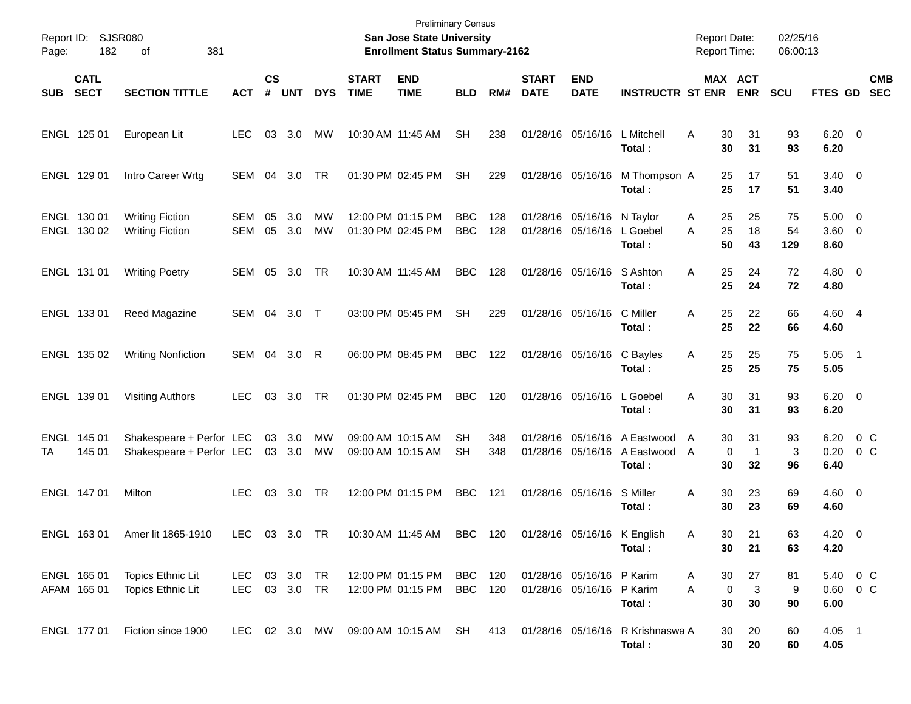Preliminary Census

**San Jose State University**

**Enrollment Status Summary-2162**

Report ID: SJSR080

Report Date: 02/25/16

Report Time: 06:00:13

| SUB | CATL SECT | SECTION TITTLE | ACT | CS # | UNT | DYS | START TIME | END TIME | BLD | RM# | START DATE | END DATE | INSTRUCTR | ST | MAX ENR | ACT ENR | SCU | FTES | GD | CMB SEC |
|---|---|---|---|---|---|---|---|---|---|---|---|---|---|---|---|---|---|---|---|---|
| ENGL | 125 01 | European Lit | LEC | 03 | 3.0 | MW | 10:30 AM | 11:45 AM | SH | 238 | 01/28/16 | 05/16/16 | L Mitchell | A | 30 | 31 | 93 | 6.20 | 0 | |
| | | | | | | | | | | | | | **Total :** | | **30** | **31** | **93** | **6.20** | | |
| ENGL | 129 01 | Intro Career Wrtg | SEM | 04 | 3.0 | TR | 01:30 PM | 02:45 PM | SH | 229 | 01/28/16 | 05/16/16 | M Thompson | A | 25 | 17 | 51 | 3.40 | 0 | |
| | | | | | | | | | | | | | **Total :** | | **25** | **17** | **51** | **3.40** | | |
| ENGL | 130 01 | Writing Fiction | SEM | 05 | 3.0 | MW | 12:00 PM | 01:15 PM | BBC | 128 | 01/28/16 | 05/16/16 | N Taylor | A | 25 | 25 | 75 | 5.00 | 0 | |
| ENGL | 130 02 | Writing Fiction | SEM | 05 | 3.0 | MW | 01:30 PM | 02:45 PM | BBC | 128 | 01/28/16 | 05/16/16 | L Goebel | A | 25 | 18 | 54 | 3.60 | 0 | |
| | | | | | | | | | | | | | **Total :** | | **50** | **43** | **129** | **8.60** | | |
| ENGL | 131 01 | Writing Poetry | SEM | 05 | 3.0 | TR | 10:30 AM | 11:45 AM | BBC | 128 | 01/28/16 | 05/16/16 | S Ashton | A | 25 | 24 | 72 | 4.80 | 0 | |
| | | | | | | | | | | | | | **Total :** | | **25** | **24** | **72** | **4.80** | | |
| ENGL | 133 01 | Reed Magazine | SEM | 04 | 3.0 | T | 03:00 PM | 05:45 PM | SH | 229 | 01/28/16 | 05/16/16 | C Miller | A | 25 | 22 | 66 | 4.60 | 4 | |
| | | | | | | | | | | | | | **Total :** | | **25** | **22** | **66** | **4.60** | | |
| ENGL | 135 02 | Writing Nonfiction | SEM | 04 | 3.0 | R | 06:00 PM | 08:45 PM | BBC | 122 | 01/28/16 | 05/16/16 | C Bayles | A | 25 | 25 | 75 | 5.05 | 1 | |
| | | | | | | | | | | | | | **Total :** | | **25** | **25** | **75** | **5.05** | | |
| ENGL | 139 01 | Visiting Authors | LEC | 03 | 3.0 | TR | 01:30 PM | 02:45 PM | BBC | 120 | 01/28/16 | 05/16/16 | L Goebel | A | 30 | 31 | 93 | 6.20 | 0 | |
| | | | | | | | | | | | | | **Total :** | | **30** | **31** | **93** | **6.20** | | |
| ENGL | 145 01 | Shakespeare + Perfor | LEC | 03 | 3.0 | MW | 09:00 AM | 10:15 AM | SH | 348 | 01/28/16 | 05/16/16 | A Eastwood | A | 30 | 31 | 93 | 6.20 | 0 | C |
| TA | 145 01 | Shakespeare + Perfor | LEC | 03 | 3.0 | MW | 09:00 AM | 10:15 AM | SH | 348 | 01/28/16 | 05/16/16 | A Eastwood | A | 0 | 1 | 3 | 0.20 | 0 | C |
| | | | | | | | | | | | | | **Total :** | | **30** | **32** | **96** | **6.40** | | |
| ENGL | 147 01 | Milton | LEC | 03 | 3.0 | TR | 12:00 PM | 01:15 PM | BBC | 121 | 01/28/16 | 05/16/16 | S Miller | A | 30 | 23 | 69 | 4.60 | 0 | |
| | | | | | | | | | | | | | **Total :** | | **30** | **23** | **69** | **4.60** | | |
| ENGL | 163 01 | Amer lit 1865-1910 | LEC | 03 | 3.0 | TR | 10:30 AM | 11:45 AM | BBC | 120 | 01/28/16 | 05/16/16 | K English | A | 30 | 21 | 63 | 4.20 | 0 | |
| | | | | | | | | | | | | | **Total :** | | **30** | **21** | **63** | **4.20** | | |
| ENGL | 165 01 | Topics Ethnic Lit | LEC | 03 | 3.0 | TR | 12:00 PM | 01:15 PM | BBC | 120 | 01/28/16 | 05/16/16 | P Karim | A | 30 | 27 | 81 | 5.40 | 0 | C |
| AFAM | 165 01 | Topics Ethnic Lit | LEC | 03 | 3.0 | TR | 12:00 PM | 01:15 PM | BBC | 120 | 01/28/16 | 05/16/16 | P Karim | A | 0 | 3 | 9 | 0.60 | 0 | C |
| | | | | | | | | | | | | | **Total :** | | **30** | **30** | **90** | **6.00** | | |
| ENGL | 177 01 | Fiction since 1900 | LEC | 02 | 3.0 | MW | 09:00 AM | 10:15 AM | SH | 413 | 01/28/16 | 05/16/16 | R Krishnaswa | A | 30 | 20 | 60 | 4.05 | 1 | |
| | | | | | | | | | | | | | **Total :** | | **30** | **20** | **60** | **4.05** | | |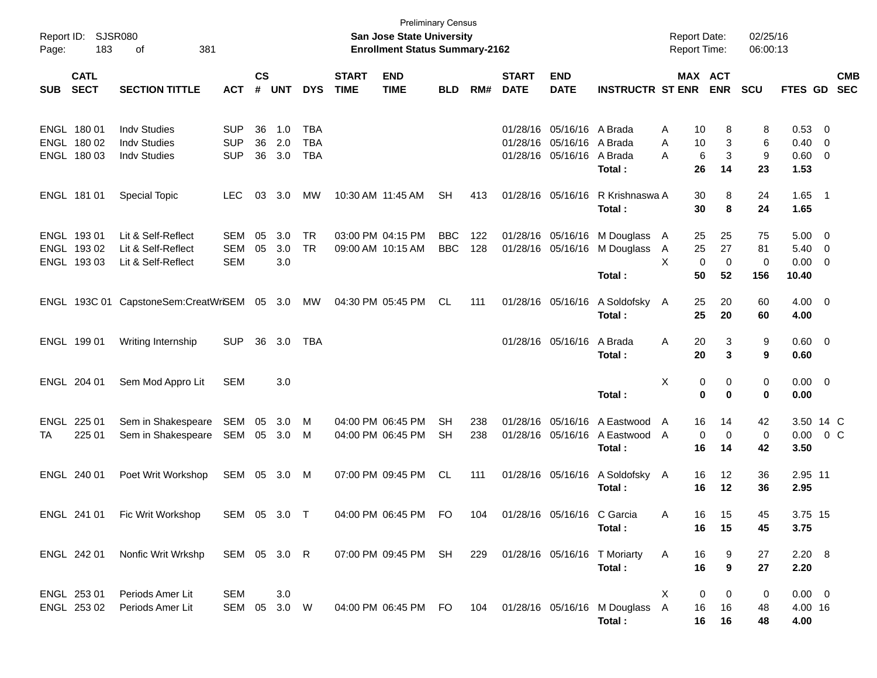Preliminary Census

**San Jose State University**

**Enrollment Status Summary-2162**

Report ID: SJSR080
Page: 183 of 381

Report Date: 02/25/16
Report Time: 06:00:13

| SUB | CATL SECT | SECTION TITTLE | ACT | CS # | UNT | DYS | START TIME | END TIME | BLD | RM# | START DATE | END DATE | INSTRUCTR | ST | MAX ENR | ACT ENR | SCU | FTES | GD | CMB SEC |
|---|---|---|---|---|---|---|---|---|---|---|---|---|---|---|---|---|---|---|---|---|
| ENGL | 180 01 | Indv Studies | SUP | 36 | 1.0 | TBA | | | | | 01/28/16 | 05/16/16 | A Brada | A | 10 | 8 | 8 | 0.53 | 0 | |
| ENGL | 180 02 | Indv Studies | SUP | 36 | 2.0 | TBA | | | | | 01/28/16 | 05/16/16 | A Brada | A | 10 | 3 | 6 | 0.40 | 0 | |
| ENGL | 180 03 | Indv Studies | SUP | 36 | 3.0 | TBA | | | | | 01/28/16 | 05/16/16 | A Brada | A | 6 | 3 | 9 | 0.60 | 0 | |
| | | | | | | | | | | | | | **Total :** | | **26** | **14** | **23** | **1.53** | | |
| ENGL | 181 01 | Special Topic | LEC | 03 | 3.0 | MW | 10:30 AM | 11:45 AM | SH | 413 | 01/28/16 | 05/16/16 | R Krishnaswa | A | 30 | 8 | 24 | 1.65 | 1 | |
| | | | | | | | | | | | | | **Total :** | | **30** | **8** | **24** | **1.65** | | |
| ENGL | 193 01 | Lit & Self-Reflect | SEM | 05 | 3.0 | TR | 03:00 PM | 04:15 PM | BBC | 122 | 01/28/16 | 05/16/16 | M Douglass | A | 25 | 25 | 75 | 5.00 | 0 | |
| ENGL | 193 02 | Lit & Self-Reflect | SEM | 05 | 3.0 | TR | 09:00 AM | 10:15 AM | BBC | 128 | 01/28/16 | 05/16/16 | M Douglass | A | 25 | 27 | 81 | 5.40 | 0 | |
| ENGL | 193 03 | Lit & Self-Reflect | SEM | | 3.0 | | | | | | | | | X | 0 | 0 | 0 | 0.00 | 0 | |
| | | | | | | | | | | | | | **Total :** | | **50** | **52** | **156** | **10.40** | | |
| ENGL | 193C 01 | CapstoneSem:CreatWri | SEM | 05 | 3.0 | MW | 04:30 PM | 05:45 PM | CL | 111 | 01/28/16 | 05/16/16 | A Soldofsky | A | 25 | 20 | 60 | 4.00 | 0 | |
| | | | | | | | | | | | | | **Total :** | | **25** | **20** | **60** | **4.00** | | |
| ENGL | 199 01 | Writing Internship | SUP | 36 | 3.0 | TBA | | | | | 01/28/16 | 05/16/16 | A Brada | A | 20 | 3 | 9 | 0.60 | 0 | |
| | | | | | | | | | | | | | **Total :** | | **20** | **3** | **9** | **0.60** | | |
| ENGL | 204 01 | Sem Mod Appro Lit | SEM | | 3.0 | | | | | | | | | X | 0 | 0 | 0 | 0.00 | 0 | |
| | | | | | | | | | | | | | **Total :** | | **0** | **0** | **0** | **0.00** | | |
| ENGL | 225 01 | Sem in Shakespeare | SEM | 05 | 3.0 | M | 04:00 PM | 06:45 PM | SH | 238 | 01/28/16 | 05/16/16 | A Eastwood | A | 16 | 14 | 42 | 3.50 | 14 | C |
| TA | 225 01 | Sem in Shakespeare | SEM | 05 | 3.0 | M | 04:00 PM | 06:45 PM | SH | 238 | 01/28/16 | 05/16/16 | A Eastwood | A | 0 | 0 | 0 | 0.00 | 0 | C |
| | | | | | | | | | | | | | **Total :** | | **16** | **14** | **42** | **3.50** | | |
| ENGL | 240 01 | Poet Writ Workshop | SEM | 05 | 3.0 | M | 07:00 PM | 09:45 PM | CL | 111 | 01/28/16 | 05/16/16 | A Soldofsky | A | 16 | 12 | 36 | 2.95 | 11 | |
| | | | | | | | | | | | | | **Total :** | | **16** | **12** | **36** | **2.95** | | |
| ENGL | 241 01 | Fic Writ Workshop | SEM | 05 | 3.0 | T | 04:00 PM | 06:45 PM | FO | 104 | 01/28/16 | 05/16/16 | C Garcia | A | 16 | 15 | 45 | 3.75 | 15 | |
| | | | | | | | | | | | | | **Total :** | | **16** | **15** | **45** | **3.75** | | |
| ENGL | 242 01 | Nonfic Writ Wrkshp | SEM | 05 | 3.0 | R | 07:00 PM | 09:45 PM | SH | 229 | 01/28/16 | 05/16/16 | T Moriarty | A | 16 | 9 | 27 | 2.20 | 8 | |
| | | | | | | | | | | | | | **Total :** | | **16** | **9** | **27** | **2.20** | | |
| ENGL | 253 01 | Periods Amer Lit | SEM | | 3.0 | | | | | | | | | X | 0 | 0 | 0 | 0.00 | 0 | |
| ENGL | 253 02 | Periods Amer Lit | SEM | 05 | 3.0 | W | 04:00 PM | 06:45 PM | FO | 104 | 01/28/16 | 05/16/16 | M Douglass | A | 16 | 16 | 48 | 4.00 | 16 | |
| | | | | | | | | | | | | | **Total :** | | **16** | **16** | **48** | **4.00** | | |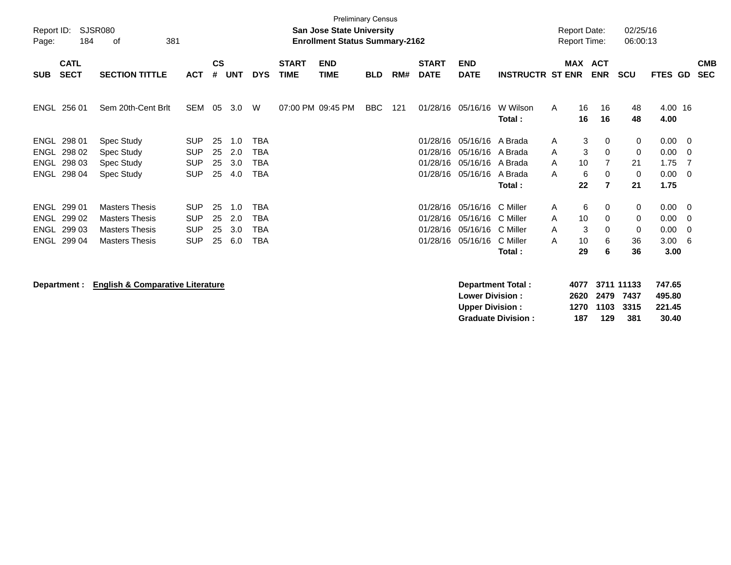Preliminary Census

**San Jose State University**

**Enrollment Status Summary-2162**

Report ID: SJSR080

Report Date: 02/25/16

Report Time: 06:00:13

| SUB | CATL SECT | SECTION TITTLE | ACT | CS # | UNT | DYS | START TIME | END TIME | BLD | RM# | START DATE | END DATE | INSTRUCTR | ST | MAX ENR | ACT ENR | SCU | FTES | GD | CMB SEC |
|---|---|---|---|---|---|---|---|---|---|---|---|---|---|---|---|---|---|---|---|---|
| ENGL | 256 01 | Sem 20th-Cent Brlt | SEM | 05 | 3.0 | W | 07:00 PM | 09:45 PM | BBC | 121 | 01/28/16 | 05/16/16 | W Wilson | A | 16 | 16 | 48 | 4.00 | 16 | |
| | | | | | | | | | | | | | **Total :** | | **16** | **16** | **48** | **4.00** | | |
| ENGL | 298 01 | Spec Study | SUP | 25 | 1.0 | TBA | | | | | 01/28/16 | 05/16/16 | A Brada | A | 3 | 0 | 0 | 0.00 | 0 | |
| ENGL | 298 02 | Spec Study | SUP | 25 | 2.0 | TBA | | | | | 01/28/16 | 05/16/16 | A Brada | A | 3 | 0 | 0 | 0.00 | 0 | |
| ENGL | 298 03 | Spec Study | SUP | 25 | 3.0 | TBA | | | | | 01/28/16 | 05/16/16 | A Brada | A | 10 | 7 | 21 | 1.75 | 7 | |
| ENGL | 298 04 | Spec Study | SUP | 25 | 4.0 | TBA | | | | | 01/28/16 | 05/16/16 | A Brada | A | 6 | 0 | 0 | 0.00 | 0 | |
| | | | | | | | | | | | | | **Total :** | | **22** | **7** | **21** | **1.75** | | |
| ENGL | 299 01 | Masters Thesis | SUP | 25 | 1.0 | TBA | | | | | 01/28/16 | 05/16/16 | C Miller | A | 6 | 0 | 0 | 0.00 | 0 | |
| ENGL | 299 02 | Masters Thesis | SUP | 25 | 2.0 | TBA | | | | | 01/28/16 | 05/16/16 | C Miller | A | 10 | 0 | 0 | 0.00 | 0 | |
| ENGL | 299 03 | Masters Thesis | SUP | 25 | 3.0 | TBA | | | | | 01/28/16 | 05/16/16 | C Miller | A | 3 | 0 | 0 | 0.00 | 0 | |
| ENGL | 299 04 | Masters Thesis | SUP | 25 | 6.0 | TBA | | | | | 01/28/16 | 05/16/16 | C Miller | A | 10 | 6 | 36 | 3.00 | 6 | |
| | | | | | | | | | | | | | **Total :** | | **29** | **6** | **36** | **3.00** | | |

**Department :** **English & Comparative Literature**

| | MAX ENR | ACT ENR | SCU | FTES |
|---|---|---|---|---|
| **Department Total :** | **4077** | **3711** | **11133** | **747.65** |
| **Lower Division :** | **2620** | **2479** | **7437** | **495.80** |
| **Upper Division :** | **1270** | **1103** | **3315** | **221.45** |
| **Graduate Division :** | **187** | **129** | **381** | **30.40** |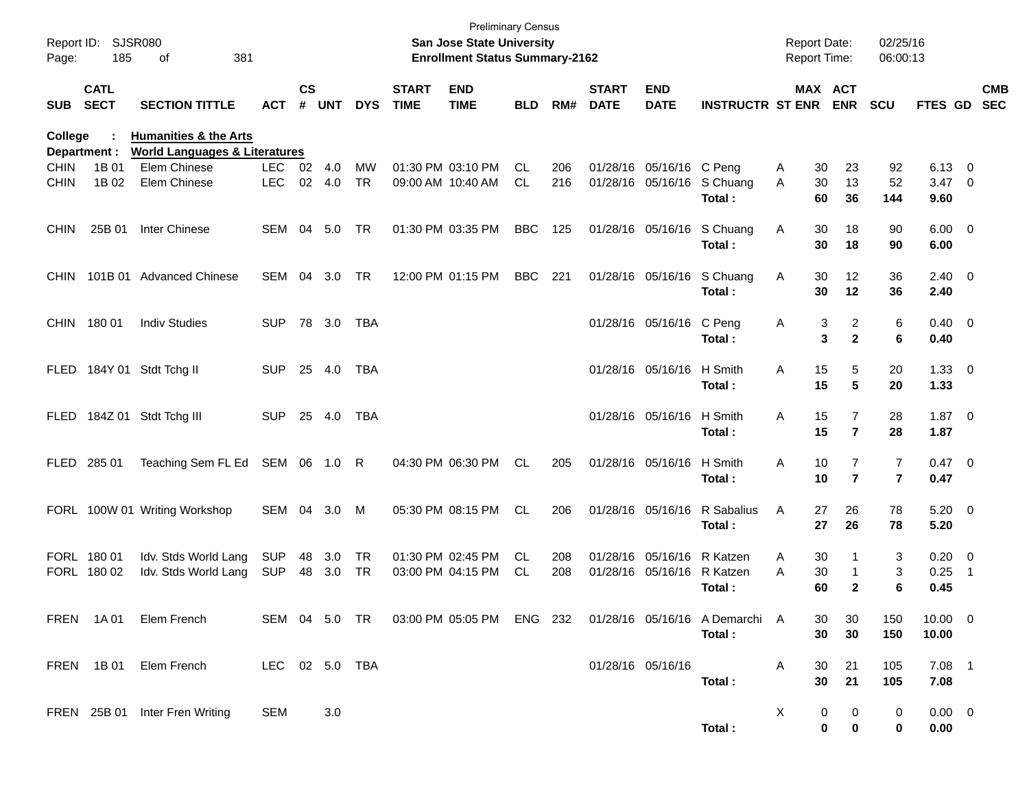Preliminary Census
**San Jose State University**
**Enrollment Status Summary-2162**

Report ID: SJSR080
Report Date: 02/25/16
Report Time: 06:00:13

**College : Humanities & the Arts**
**Department : World Languages & Literatures**

| SUB | CATL SECT | SECTION TITTLE | ACT | CS # | UNT | DYS | START TIME | END TIME | BLD | RM# | START DATE | END DATE | INSTRUCTR | ST | MAX ENR | ACT ENR | SCU | FTES | GD | CMB SEC |
|---|---|---|---|---|---|---|---|---|---|---|---|---|---|---|---|---|---|---|---|---|
| CHIN | 1B 01 | Elem Chinese | LEC | 02 | 4.0 | MW | 01:30 PM | 03:10 PM | CL | 206 | 01/28/16 | 05/16/16 | C Peng | A | 30 | 23 | 92 | 6.13 | 0 | |
| CHIN | 1B 02 | Elem Chinese | LEC | 02 | 4.0 | TR | 09:00 AM | 10:40 AM | CL | 216 | 01/28/16 | 05/16/16 | S Chuang | A | 30 | 13 | 52 | 3.47 | 0 | |
| | | | | | | | | | | | | | **Total :** | | **60** | **36** | **144** | **9.60** | | |
| CHIN | 25B 01 | Inter Chinese | SEM | 04 | 5.0 | TR | 01:30 PM | 03:35 PM | BBC | 125 | 01/28/16 | 05/16/16 | S Chuang | A | 30 | 18 | 90 | 6.00 | 0 | |
| | | | | | | | | | | | | | **Total :** | | **30** | **18** | **90** | **6.00** | | |
| CHIN | 101B 01 | Advanced Chinese | SEM | 04 | 3.0 | TR | 12:00 PM | 01:15 PM | BBC | 221 | 01/28/16 | 05/16/16 | S Chuang | A | 30 | 12 | 36 | 2.40 | 0 | |
| | | | | | | | | | | | | | **Total :** | | **30** | **12** | **36** | **2.40** | | |
| CHIN | 180 01 | Indiv Studies | SUP | 78 | 3.0 | TBA | | | | | 01/28/16 | 05/16/16 | C Peng | A | 3 | 2 | 6 | 0.40 | 0 | |
| | | | | | | | | | | | | | **Total :** | | **3** | **2** | **6** | **0.40** | | |
| FLED | 184Y 01 | Stdt Tchg II | SUP | 25 | 4.0 | TBA | | | | | 01/28/16 | 05/16/16 | H Smith | A | 15 | 5 | 20 | 1.33 | 0 | |
| | | | | | | | | | | | | | **Total :** | | **15** | **5** | **20** | **1.33** | | |
| FLED | 184Z 01 | Stdt Tchg III | SUP | 25 | 4.0 | TBA | | | | | 01/28/16 | 05/16/16 | H Smith | A | 15 | 7 | 28 | 1.87 | 0 | |
| | | | | | | | | | | | | | **Total :** | | **15** | **7** | **28** | **1.87** | | |
| FLED | 285 01 | Teaching Sem FL Ed | SEM | 06 | 1.0 | R | 04:30 PM | 06:30 PM | CL | 205 | 01/28/16 | 05/16/16 | H Smith | A | 10 | 7 | 7 | 0.47 | 0 | |
| | | | | | | | | | | | | | **Total :** | | **10** | **7** | **7** | **0.47** | | |
| FORL | 100W 01 | Writing Workshop | SEM | 04 | 3.0 | M | 05:30 PM | 08:15 PM | CL | 206 | 01/28/16 | 05/16/16 | R Sabalius | A | 27 | 26 | 78 | 5.20 | 0 | |
| | | | | | | | | | | | | | **Total :** | | **27** | **26** | **78** | **5.20** | | |
| FORL | 180 01 | Idv. Stds World Lang | SUP | 48 | 3.0 | TR | 01:30 PM | 02:45 PM | CL | 208 | 01/28/16 | 05/16/16 | R Katzen | A | 30 | 1 | 3 | 0.20 | 0 | |
| FORL | 180 02 | Idv. Stds World Lang | SUP | 48 | 3.0 | TR | 03:00 PM | 04:15 PM | CL | 208 | 01/28/16 | 05/16/16 | R Katzen | A | 30 | 1 | 3 | 0.25 | 1 | |
| | | | | | | | | | | | | | **Total :** | | **60** | **2** | **6** | **0.45** | | |
| FREN | 1A 01 | Elem French | SEM | 04 | 5.0 | TR | 03:00 PM | 05:05 PM | ENG | 232 | 01/28/16 | 05/16/16 | A Demarchi | A | 30 | 30 | 150 | 10.00 | 0 | |
| | | | | | | | | | | | | | **Total :** | | **30** | **30** | **150** | **10.00** | | |
| FREN | 1B 01 | Elem French | LEC | 02 | 5.0 | TBA | | | | | 01/28/16 | 05/16/16 | | A | 30 | 21 | 105 | 7.08 | 1 | |
| | | | | | | | | | | | | | **Total :** | | **30** | **21** | **105** | **7.08** | | |
| FREN | 25B 01 | Inter Fren Writing | SEM | | 3.0 | | | | | | | | | X | 0 | 0 | 0 | 0.00 | 0 | |
| | | | | | | | | | | | | | **Total :** | | **0** | **0** | **0** | **0.00** | | |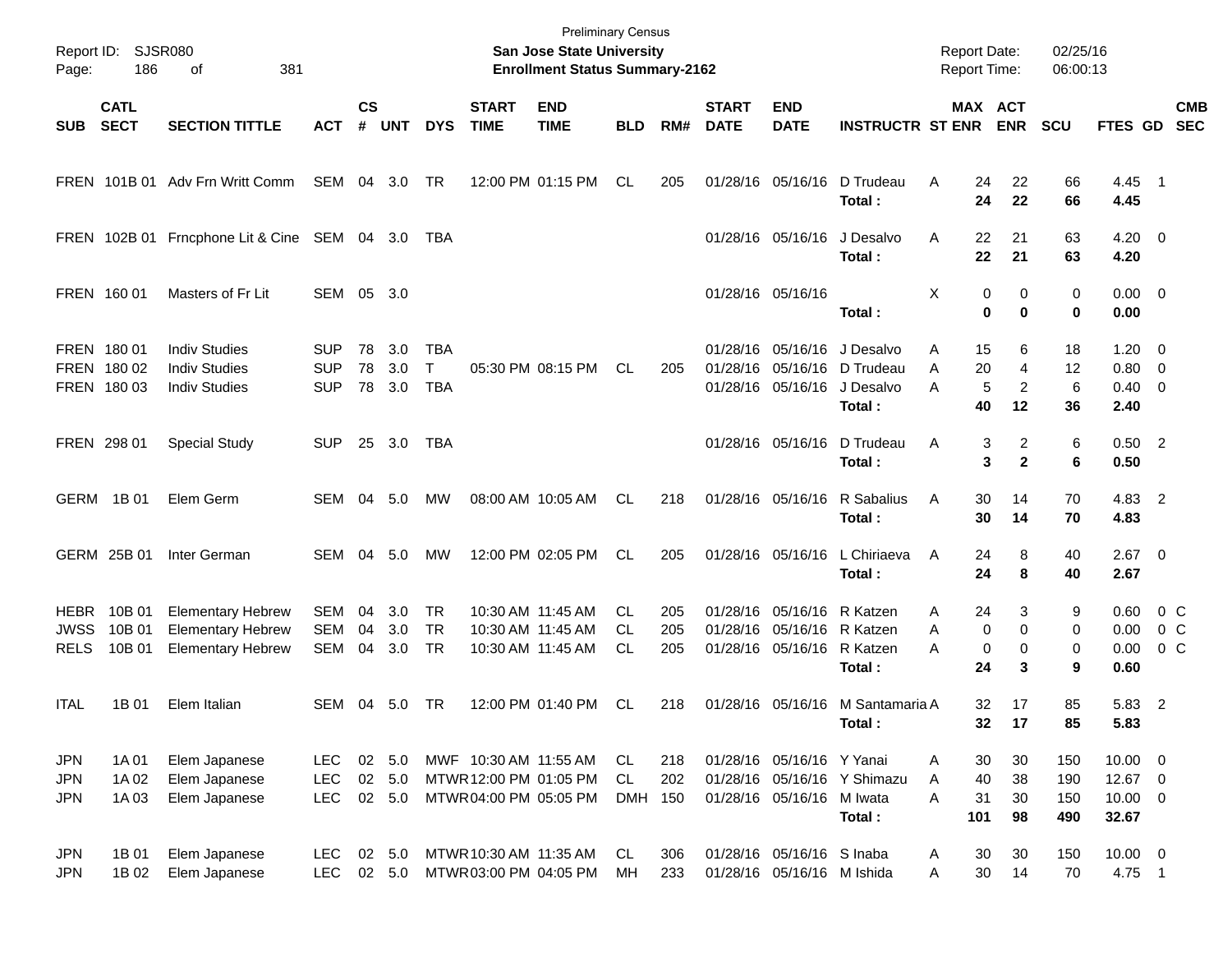Preliminary Census
**San Jose State University**
**Enrollment Status Summary-2162**

Report ID: SJSR080
Report Date: 02/25/16
Report Time: 06:00:13

| SUB | CATL SECT | SECTION TITTLE | ACT | CS # | UNT | DYS | START TIME | END TIME | BLD | RM# | START DATE | END DATE | INSTRUCTR | ST | MAX ENR | ACT ENR | SCU | FTES | GD | CMB SEC |
|---|---|---|---|---|---|---|---|---|---|---|---|---|---|---|---|---|---|---|---|---|
| FREN | 101B 01 | Adv Frn Writt Comm | SEM | 04 | 3.0 | TR | 12:00 PM | 01:15 PM | CL | 205 | 01/28/16 | 05/16/16 | D Trudeau | A | 24 | 22 | 66 | 4.45 | 1 | |
| | | | | | | | | | | | | | **Total :** | | **24** | **22** | **66** | **4.45** | | |
| FREN | 102B 01 | Frncphone Lit & Cine | SEM | 04 | 3.0 | TBA | | | | | 01/28/16 | 05/16/16 | J Desalvo | A | 22 | 21 | 63 | 4.20 | 0 | |
| | | | | | | | | | | | | | **Total :** | | **22** | **21** | **63** | **4.20** | | |
| FREN | 160 01 | Masters of Fr Lit | SEM | 05 | 3.0 | | | | | | 01/28/16 | 05/16/16 | | X | 0 | 0 | 0 | 0.00 | 0 | |
| | | | | | | | | | | | | | **Total :** | | **0** | **0** | **0** | **0.00** | | |
| FREN | 180 01 | Indiv Studies | SUP | 78 | 3.0 | TBA | | | | | 01/28/16 | 05/16/16 | J Desalvo | A | 15 | 6 | 18 | 1.20 | 0 | |
| FREN | 180 02 | Indiv Studies | SUP | 78 | 3.0 | T | 05:30 PM | 08:15 PM | CL | 205 | 01/28/16 | 05/16/16 | D Trudeau | A | 20 | 4 | 12 | 0.80 | 0 | |
| FREN | 180 03 | Indiv Studies | SUP | 78 | 3.0 | TBA | | | | | 01/28/16 | 05/16/16 | J Desalvo | A | 5 | 2 | 6 | 0.40 | 0 | |
| | | | | | | | | | | | | | **Total :** | | **40** | **12** | **36** | **2.40** | | |
| FREN | 298 01 | Special Study | SUP | 25 | 3.0 | TBA | | | | | 01/28/16 | 05/16/16 | D Trudeau | A | 3 | 2 | 6 | 0.50 | 2 | |
| | | | | | | | | | | | | | **Total :** | | **3** | **2** | **6** | **0.50** | | |
| GERM | 1B 01 | Elem Germ | SEM | 04 | 5.0 | MW | 08:00 AM | 10:05 AM | CL | 218 | 01/28/16 | 05/16/16 | R Sabalius | A | 30 | 14 | 70 | 4.83 | 2 | |
| | | | | | | | | | | | | | **Total :** | | **30** | **14** | **70** | **4.83** | | |
| GERM | 25B 01 | Inter German | SEM | 04 | 5.0 | MW | 12:00 PM | 02:05 PM | CL | 205 | 01/28/16 | 05/16/16 | L Chiriaeva | A | 24 | 8 | 40 | 2.67 | 0 | |
| | | | | | | | | | | | | | **Total :** | | **24** | **8** | **40** | **2.67** | | |
| HEBR | 10B 01 | Elementary Hebrew | SEM | 04 | 3.0 | TR | 10:30 AM | 11:45 AM | CL | 205 | 01/28/16 | 05/16/16 | R Katzen | A | 24 | 3 | 9 | 0.60 | 0 | C |
| JWSS | 10B 01 | Elementary Hebrew | SEM | 04 | 3.0 | TR | 10:30 AM | 11:45 AM | CL | 205 | 01/28/16 | 05/16/16 | R Katzen | A | 0 | 0 | 0 | 0.00 | 0 | C |
| RELS | 10B 01 | Elementary Hebrew | SEM | 04 | 3.0 | TR | 10:30 AM | 11:45 AM | CL | 205 | 01/28/16 | 05/16/16 | R Katzen | A | 0 | 0 | 0 | 0.00 | 0 | C |
| | | | | | | | | | | | | | **Total :** | | **24** | **3** | **9** | **0.60** | | |
| ITAL | 1B 01 | Elem Italian | SEM | 04 | 5.0 | TR | 12:00 PM | 01:40 PM | CL | 218 | 01/28/16 | 05/16/16 | M Santamaria | A | 32 | 17 | 85 | 5.83 | 2 | |
| | | | | | | | | | | | | | **Total :** | | **32** | **17** | **85** | **5.83** | | |
| JPN | 1A 01 | Elem Japanese | LEC | 02 | 5.0 | MWF | 10:30 AM | 11:55 AM | CL | 218 | 01/28/16 | 05/16/16 | Y Yanai | A | 30 | 30 | 150 | 10.00 | 0 | |
| JPN | 1A 02 | Elem Japanese | LEC | 02 | 5.0 | MTWR | 12:00 PM | 01:05 PM | CL | 202 | 01/28/16 | 05/16/16 | Y Shimazu | A | 40 | 38 | 190 | 12.67 | 0 | |
| JPN | 1A 03 | Elem Japanese | LEC | 02 | 5.0 | MTWR | 04:00 PM | 05:05 PM | DMH | 150 | 01/28/16 | 05/16/16 | M Iwata | A | 31 | 30 | 150 | 10.00 | 0 | |
| | | | | | | | | | | | | | **Total :** | | **101** | **98** | **490** | **32.67** | | |
| JPN | 1B 01 | Elem Japanese | LEC | 02 | 5.0 | MTWR | 10:30 AM | 11:35 AM | CL | 306 | 01/28/16 | 05/16/16 | S Inaba | A | 30 | 30 | 150 | 10.00 | 0 | |
| JPN | 1B 02 | Elem Japanese | LEC | 02 | 5.0 | MTWR | 03:00 PM | 04:05 PM | MH | 233 | 01/28/16 | 05/16/16 | M Ishida | A | 30 | 14 | 70 | 4.75 | 1 | |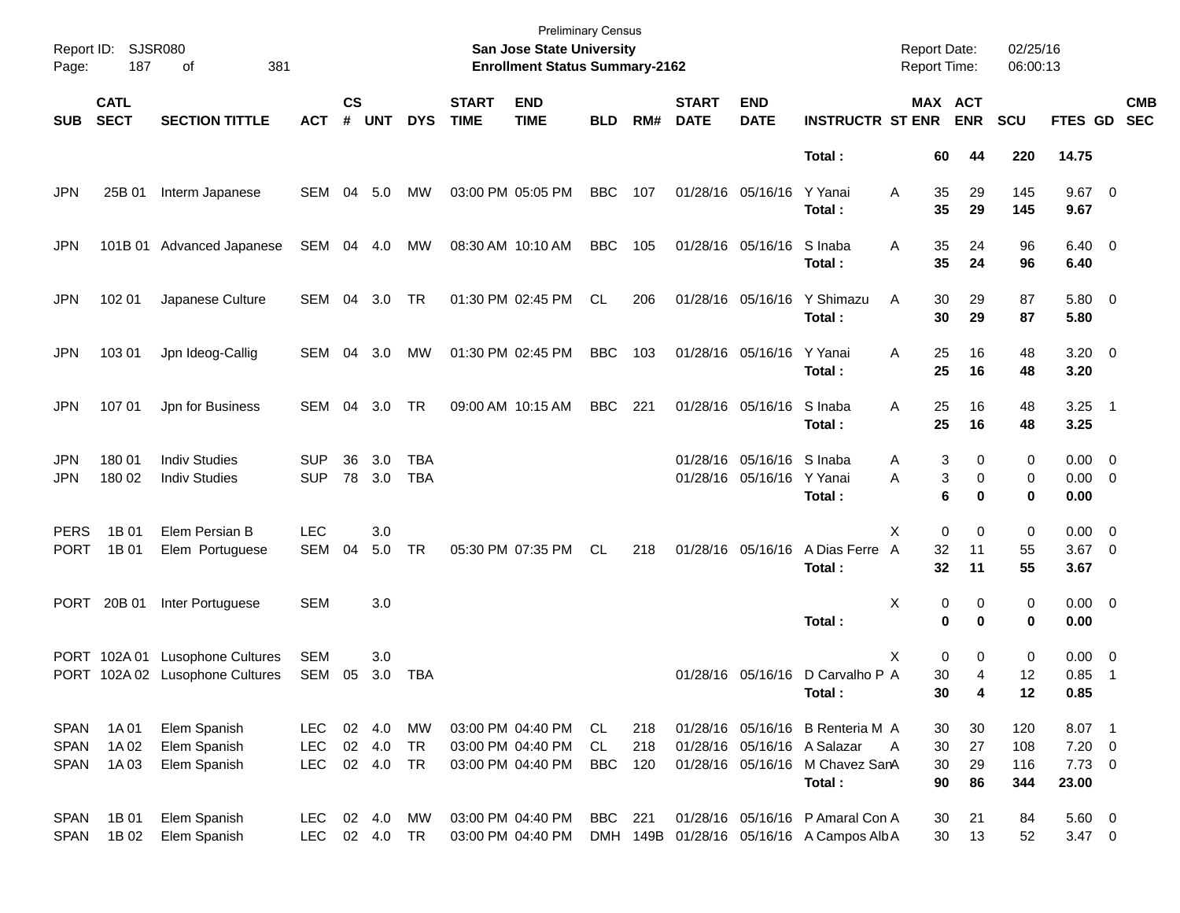Preliminary Census

**San Jose State University**

**Enrollment Status Summary-2162**

Report ID: SJSR080
Report Date: 02/25/16
Report Time: 06:00:13

| SUB | CATL SECT | SECTION TITTLE | ACT | CS # | UNT | DYS | START TIME | END TIME | BLD | RM# | START DATE | END DATE | INSTRUCTR | ST | MAX ENR | ACT ENR | SCU | FTES | GD | CMB SEC |
|---|---|---|---|---|---|---|---|---|---|---|---|---|---|---|---|---|---|---|---|---|
| | | | | | | | | | | | | | **Total :** | | **60** | **44** | **220** | **14.75** | | |
| JPN | 25B 01 | Interm Japanese | SEM | 04 | 5.0 | MW | 03:00 PM | 05:05 PM | BBC | 107 | 01/28/16 | 05/16/16 | Y Yanai | A | 35 | 29 | 145 | 9.67 | 0 | |
| | | | | | | | | | | | | | **Total :** | | **35** | **29** | **145** | **9.67** | | |
| JPN | 101B 01 | Advanced Japanese | SEM | 04 | 4.0 | MW | 08:30 AM | 10:10 AM | BBC | 105 | 01/28/16 | 05/16/16 | S Inaba | A | 35 | 24 | 96 | 6.40 | 0 | |
| | | | | | | | | | | | | | **Total :** | | **35** | **24** | **96** | **6.40** | | |
| JPN | 102 01 | Japanese Culture | SEM | 04 | 3.0 | TR | 01:30 PM | 02:45 PM | CL | 206 | 01/28/16 | 05/16/16 | Y Shimazu | A | 30 | 29 | 87 | 5.80 | 0 | |
| | | | | | | | | | | | | | **Total :** | | **30** | **29** | **87** | **5.80** | | |
| JPN | 103 01 | Jpn Ideog-Callig | SEM | 04 | 3.0 | MW | 01:30 PM | 02:45 PM | BBC | 103 | 01/28/16 | 05/16/16 | Y Yanai | A | 25 | 16 | 48 | 3.20 | 0 | |
| | | | | | | | | | | | | | **Total :** | | **25** | **16** | **48** | **3.20** | | |
| JPN | 107 01 | Jpn for Business | SEM | 04 | 3.0 | TR | 09:00 AM | 10:15 AM | BBC | 221 | 01/28/16 | 05/16/16 | S Inaba | A | 25 | 16 | 48 | 3.25 | 1 | |
| | | | | | | | | | | | | | **Total :** | | **25** | **16** | **48** | **3.25** | | |
| JPN | 180 01 | Indiv Studies | SUP | 36 | 3.0 | TBA | | | | | 01/28/16 | 05/16/16 | S Inaba | A | 3 | 0 | 0 | 0.00 | 0 | |
| JPN | 180 02 | Indiv Studies | SUP | 78 | 3.0 | TBA | | | | | 01/28/16 | 05/16/16 | Y Yanai | A | 3 | 0 | 0 | 0.00 | 0 | |
| | | | | | | | | | | | | | **Total :** | | **6** | **0** | **0** | **0.00** | | |
| PERS | 1B 01 | Elem Persian B | LEC | | 3.0 | | | | | | | | | X | 0 | 0 | 0 | 0.00 | 0 | |
| PORT | 1B 01 | Elem Portuguese | SEM | 04 | 5.0 | TR | 05:30 PM | 07:35 PM | CL | 218 | 01/28/16 | 05/16/16 | A Dias Ferre | A | 32 | 11 | 55 | 3.67 | 0 | |
| | | | | | | | | | | | | | **Total :** | | **32** | **11** | **55** | **3.67** | | |
| PORT | 20B 01 | Inter Portuguese | SEM | | 3.0 | | | | | | | | | X | 0 | 0 | 0 | 0.00 | 0 | |
| | | | | | | | | | | | | | **Total :** | | **0** | **0** | **0** | **0.00** | | |
| PORT | 102A 01 | Lusophone Cultures | SEM | | 3.0 | | | | | | | | | X | 0 | 0 | 0 | 0.00 | 0 | |
| PORT | 102A 02 | Lusophone Cultures | SEM | 05 | 3.0 | TBA | | | | | 01/28/16 | 05/16/16 | D Carvalho P | A | 30 | 4 | 12 | 0.85 | 1 | |
| | | | | | | | | | | | | | **Total :** | | **30** | **4** | **12** | **0.85** | | |
| SPAN | 1A 01 | Elem Spanish | LEC | 02 | 4.0 | MW | 03:00 PM | 04:40 PM | CL | 218 | 01/28/16 | 05/16/16 | B Renteria M | A | 30 | 30 | 120 | 8.07 | 1 | |
| SPAN | 1A 02 | Elem Spanish | LEC | 02 | 4.0 | TR | 03:00 PM | 04:40 PM | CL | 218 | 01/28/16 | 05/16/16 | A Salazar | A | 30 | 27 | 108 | 7.20 | 0 | |
| SPAN | 1A 03 | Elem Spanish | LEC | 02 | 4.0 | TR | 03:00 PM | 04:40 PM | BBC | 120 | 01/28/16 | 05/16/16 | M Chavez San | A | 30 | 29 | 116 | 7.73 | 0 | |
| | | | | | | | | | | | | | **Total :** | | **90** | **86** | **344** | **23.00** | | |
| SPAN | 1B 01 | Elem Spanish | LEC | 02 | 4.0 | MW | 03:00 PM | 04:40 PM | BBC | 221 | 01/28/16 | 05/16/16 | P Amaral Con | A | 30 | 21 | 84 | 5.60 | 0 | |
| SPAN | 1B 02 | Elem Spanish | LEC | 02 | 4.0 | TR | 03:00 PM | 04:40 PM | DMH | 149B | 01/28/16 | 05/16/16 | A Campos Alb | A | 30 | 13 | 52 | 3.47 | 0 | |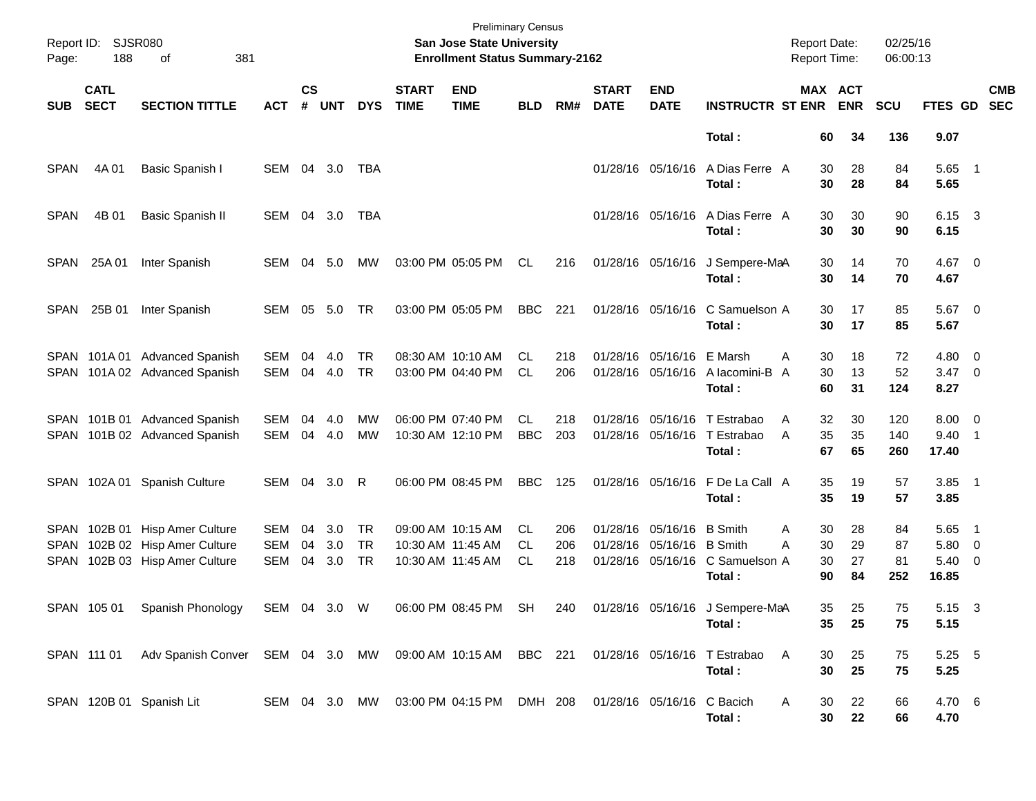Preliminary Census

**San Jose State University**
**Enrollment Status Summary-2162**

Report ID: SJSR080
Report Date: 02/25/16
Report Time: 06:00:13

| SUB | CATL SECT | SECTION TITTLE | ACT | CS # | UNT | DYS | START TIME | END TIME | BLD | RM# | START DATE | END DATE | INSTRUCTR | ST | MAX ENR | ACT ENR | SCU | FTES | GD | CMB SEC |
|---|---|---|---|---|---|---|---|---|---|---|---|---|---|---|---|---|---|---|---|---|
| | | | | | | | | | | | | | **Total :** | | **60** | **34** | **136** | **9.07** | | |
| SPAN | 4A 01 | Basic Spanish I | SEM | 04 | 3.0 | TBA | | | | | 01/28/16 | 05/16/16 | A Dias Ferre | A | 30 | 28 | 84 | 5.65 | 1 | |
| | | | | | | | | | | | | | **Total :** | | **30** | **28** | **84** | **5.65** | | |
| SPAN | 4B 01 | Basic Spanish II | SEM | 04 | 3.0 | TBA | | | | | 01/28/16 | 05/16/16 | A Dias Ferre | A | 30 | 30 | 90 | 6.15 | 3 | |
| | | | | | | | | | | | | | **Total :** | | **30** | **30** | **90** | **6.15** | | |
| SPAN | 25A 01 | Inter Spanish | SEM | 04 | 5.0 | MW | 03:00 PM | 05:05 PM | CL | 216 | 01/28/16 | 05/16/16 | J Sempere-Ma | A | 30 | 14 | 70 | 4.67 | 0 | |
| | | | | | | | | | | | | | **Total :** | | **30** | **14** | **70** | **4.67** | | |
| SPAN | 25B 01 | Inter Spanish | SEM | 05 | 5.0 | TR | 03:00 PM | 05:05 PM | BBC | 221 | 01/28/16 | 05/16/16 | C Samuelson | A | 30 | 17 | 85 | 5.67 | 0 | |
| | | | | | | | | | | | | | **Total :** | | **30** | **17** | **85** | **5.67** | | |
| SPAN | 101A 01 | Advanced Spanish | SEM | 04 | 4.0 | TR | 08:30 AM | 10:10 AM | CL | 218 | 01/28/16 | 05/16/16 | E Marsh | A | 30 | 18 | 72 | 4.80 | 0 | |
| SPAN | 101A 02 | Advanced Spanish | SEM | 04 | 4.0 | TR | 03:00 PM | 04:40 PM | CL | 206 | 01/28/16 | 05/16/16 | A Iacomini-B | A | 30 | 13 | 52 | 3.47 | 0 | |
| | | | | | | | | | | | | | **Total :** | | **60** | **31** | **124** | **8.27** | | |
| SPAN | 101B 01 | Advanced Spanish | SEM | 04 | 4.0 | MW | 06:00 PM | 07:40 PM | CL | 218 | 01/28/16 | 05/16/16 | T Estrabao | A | 32 | 30 | 120 | 8.00 | 0 | |
| SPAN | 101B 02 | Advanced Spanish | SEM | 04 | 4.0 | MW | 10:30 AM | 12:10 PM | BBC | 203 | 01/28/16 | 05/16/16 | T Estrabao | A | 35 | 35 | 140 | 9.40 | 1 | |
| | | | | | | | | | | | | | **Total :** | | **67** | **65** | **260** | **17.40** | | |
| SPAN | 102A 01 | Spanish Culture | SEM | 04 | 3.0 | R | 06:00 PM | 08:45 PM | BBC | 125 | 01/28/16 | 05/16/16 | F De La Call | A | 35 | 19 | 57 | 3.85 | 1 | |
| | | | | | | | | | | | | | **Total :** | | **35** | **19** | **57** | **3.85** | | |
| SPAN | 102B 01 | Hisp Amer Culture | SEM | 04 | 3.0 | TR | 09:00 AM | 10:15 AM | CL | 206 | 01/28/16 | 05/16/16 | B Smith | A | 30 | 28 | 84 | 5.65 | 1 | |
| SPAN | 102B 02 | Hisp Amer Culture | SEM | 04 | 3.0 | TR | 10:30 AM | 11:45 AM | CL | 206 | 01/28/16 | 05/16/16 | B Smith | A | 30 | 29 | 87 | 5.80 | 0 | |
| SPAN | 102B 03 | Hisp Amer Culture | SEM | 04 | 3.0 | TR | 10:30 AM | 11:45 AM | CL | 218 | 01/28/16 | 05/16/16 | C Samuelson | A | 30 | 27 | 81 | 5.40 | 0 | |
| | | | | | | | | | | | | | **Total :** | | **90** | **84** | **252** | **16.85** | | |
| SPAN | 105 01 | Spanish Phonology | SEM | 04 | 3.0 | W | 06:00 PM | 08:45 PM | SH | 240 | 01/28/16 | 05/16/16 | J Sempere-Ma | A | 35 | 25 | 75 | 5.15 | 3 | |
| | | | | | | | | | | | | | **Total :** | | **35** | **25** | **75** | **5.15** | | |
| SPAN | 111 01 | Adv Spanish Conver | SEM | 04 | 3.0 | MW | 09:00 AM | 10:15 AM | BBC | 221 | 01/28/16 | 05/16/16 | T Estrabao | A | 30 | 25 | 75 | 5.25 | 5 | |
| | | | | | | | | | | | | | **Total :** | | **30** | **25** | **75** | **5.25** | | |
| SPAN | 120B 01 | Spanish Lit | SEM | 04 | 3.0 | MW | 03:00 PM | 04:15 PM | DMH | 208 | 01/28/16 | 05/16/16 | C Bacich | A | 30 | 22 | 66 | 4.70 | 6 | |
| | | | | | | | | | | | | | **Total :** | | **30** | **22** | **66** | **4.70** | | |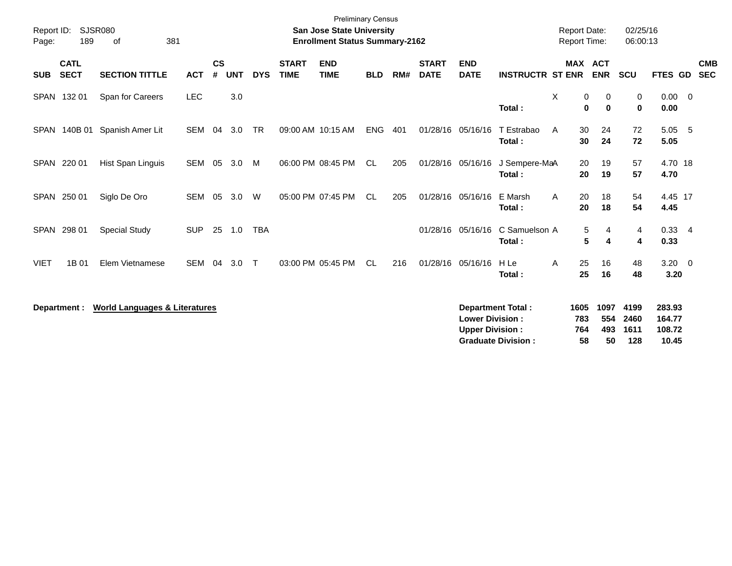Preliminary Census

**San Jose State University**
**Enrollment Status Summary-2162**

Report ID: SJSR080
Report Date: 02/25/16
Report Time: 06:00:13

| SUB | CATL SECT | SECTION TITTLE | ACT | CS # | UNT | DYS | START TIME | END TIME | BLD | RM# | START DATE | END DATE | INSTRUCTR | ST | MAX ENR | ACT ENR | SCU | FTES | GD | CMB SEC |
|---|---|---|---|---|---|---|---|---|---|---|---|---|---|---|---|---|---|---|---|---|
| SPAN | 132 01 | Span for Careers | LEC | | 3.0 | | | | | | | | | X | 0 | 0 | 0 | 0.00 | 0 | |
| | | | | | | | | | | | | | **Total :** | | **0** | **0** | **0** | **0.00** | | |
| SPAN | 140B 01 | Spanish Amer Lit | SEM | 04 | 3.0 | TR | 09:00 AM | 10:15 AM | ENG | 401 | 01/28/16 | 05/16/16 | T Estrabao | A | 30 | 24 | 72 | 5.05 | 5 | |
| | | | | | | | | | | | | | **Total :** | | **30** | **24** | **72** | **5.05** | | |
| SPAN | 220 01 | Hist Span Linguis | SEM | 05 | 3.0 | M | 06:00 PM | 08:45 PM | CL | 205 | 01/28/16 | 05/16/16 | J Sempere-Ma | A | 20 | 19 | 57 | 4.70 | 18 | |
| | | | | | | | | | | | | | **Total :** | | **20** | **19** | **57** | **4.70** | | |
| SPAN | 250 01 | Siglo De Oro | SEM | 05 | 3.0 | W | 05:00 PM | 07:45 PM | CL | 205 | 01/28/16 | 05/16/16 | E Marsh | A | 20 | 18 | 54 | 4.45 | 17 | |
| | | | | | | | | | | | | | **Total :** | | **20** | **18** | **54** | **4.45** | | |
| SPAN | 298 01 | Special Study | SUP | 25 | 1.0 | TBA | | | | | 01/28/16 | 05/16/16 | C Samuelson | A | 5 | 4 | 4 | 0.33 | 4 | |
| | | | | | | | | | | | | | **Total :** | | **5** | **4** | **4** | **0.33** | | |
| VIET | 1B 01 | Elem Vietnamese | SEM | 04 | 3.0 | T | 03:00 PM | 05:45 PM | CL | 216 | 01/28/16 | 05/16/16 | H Le | A | 25 | 16 | 48 | 3.20 | 0 | |
| | | | | | | | | | | | | | **Total :** | | **25** | **16** | **48** | **3.20** | | |

**Department :** **World Languages & Literatures**

| | MAX ENR | ACT ENR | SCU | FTES |
|---|---|---|---|---|
| **Department Total :** | **1605** | **1097** | **4199** | **283.93** |
| **Lower Division :** | **783** | **554** | **2460** | **164.77** |
| **Upper Division :** | **764** | **493** | **1611** | **108.72** |
| **Graduate Division :** | **58** | **50** | **128** | **10.45** |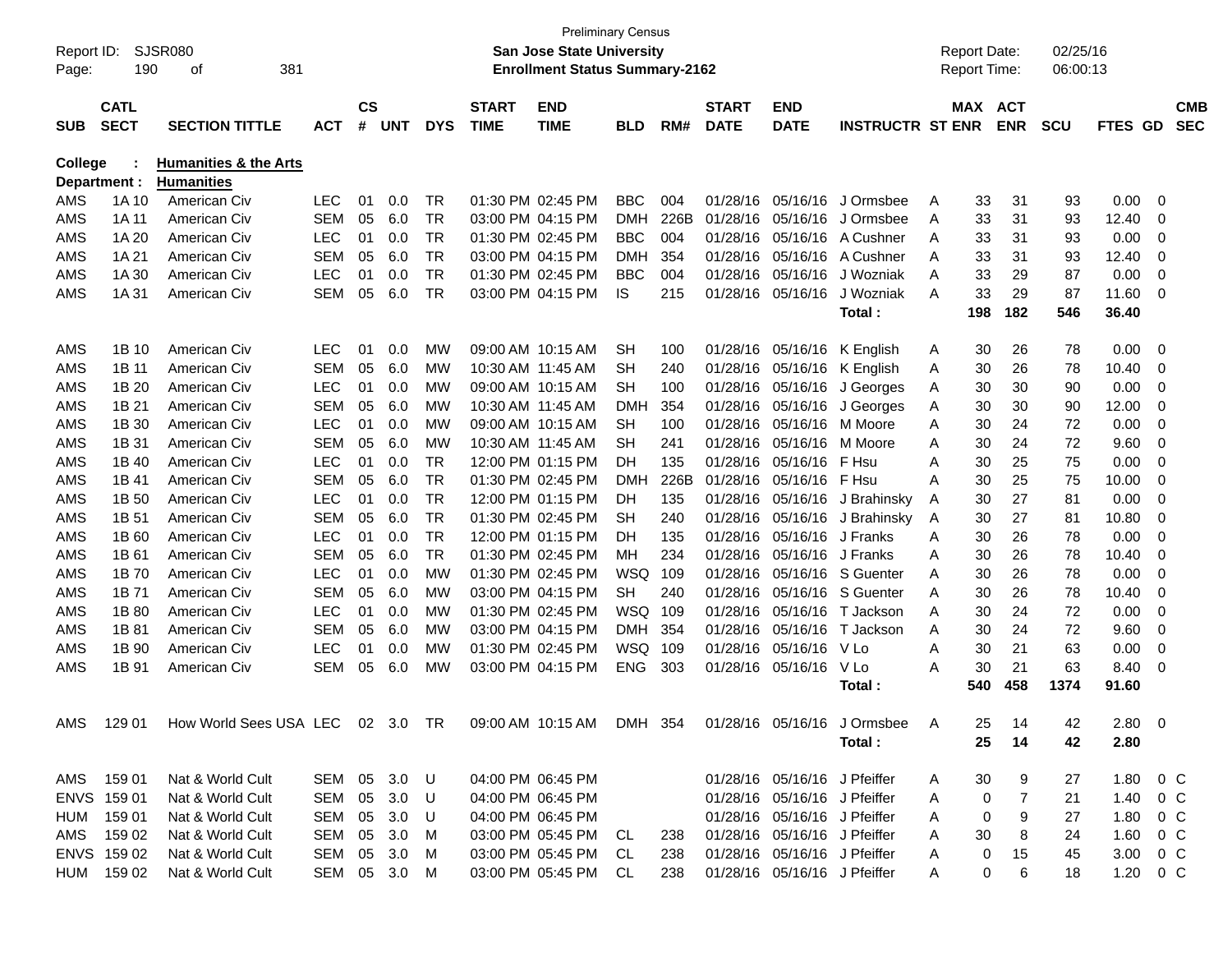Preliminary Census

Report ID: SJSR080 **San Jose State University** Report Date: 02/25/16

**Enrollment Status Summary-2162** Report Time: 06:00:13

**College : Humanities & the Arts**
**Department : Humanities**

| SUB | CATL SECT | SECTION TITTLE | ACT | CS # | UNT | DYS | START TIME | END TIME | BLD | RM# | START DATE | END DATE | INSTRUCTR | ST | MAX ENR | ACT ENR | SCU | FTES | GD | CMB SEC |
|---|---|---|---|---|---|---|---|---|---|---|---|---|---|---|---|---|---|---|---|---|
| AMS | 1A 10 | American Civ | LEC | 01 | 0.0 | TR | 01:30 PM | 02:45 PM | BBC | 004 | 01/28/16 | 05/16/16 | J Ormsbee | A | 33 | 31 | 93 | 0.00 | 0 | |
| AMS | 1A 11 | American Civ | SEM | 05 | 6.0 | TR | 03:00 PM | 04:15 PM | DMH | 226B | 01/28/16 | 05/16/16 | J Ormsbee | A | 33 | 31 | 93 | 12.40 | 0 | |
| AMS | 1A 20 | American Civ | LEC | 01 | 0.0 | TR | 01:30 PM | 02:45 PM | BBC | 004 | 01/28/16 | 05/16/16 | A Cushner | A | 33 | 31 | 93 | 0.00 | 0 | |
| AMS | 1A 21 | American Civ | SEM | 05 | 6.0 | TR | 03:00 PM | 04:15 PM | DMH | 354 | 01/28/16 | 05/16/16 | A Cushner | A | 33 | 31 | 93 | 12.40 | 0 | |
| AMS | 1A 30 | American Civ | LEC | 01 | 0.0 | TR | 01:30 PM | 02:45 PM | BBC | 004 | 01/28/16 | 05/16/16 | J Wozniak | A | 33 | 29 | 87 | 0.00 | 0 | |
| AMS | 1A 31 | American Civ | SEM | 05 | 6.0 | TR | 03:00 PM | 04:15 PM | IS | 215 | 01/28/16 | 05/16/16 | J Wozniak | A | 33 | 29 | 87 | 11.60 | 0 | |
| | | | | | | | | | | | | | **Total :** | | **198** | **182** | **546** | **36.40** | | |
| AMS | 1B 10 | American Civ | LEC | 01 | 0.0 | MW | 09:00 AM | 10:15 AM | SH | 100 | 01/28/16 | 05/16/16 | K English | A | 30 | 26 | 78 | 0.00 | 0 | |
| AMS | 1B 11 | American Civ | SEM | 05 | 6.0 | MW | 10:30 AM | 11:45 AM | SH | 240 | 01/28/16 | 05/16/16 | K English | A | 30 | 26 | 78 | 10.40 | 0 | |
| AMS | 1B 20 | American Civ | LEC | 01 | 0.0 | MW | 09:00 AM | 10:15 AM | SH | 100 | 01/28/16 | 05/16/16 | J Georges | A | 30 | 30 | 90 | 0.00 | 0 | |
| AMS | 1B 21 | American Civ | SEM | 05 | 6.0 | MW | 10:30 AM | 11:45 AM | DMH | 354 | 01/28/16 | 05/16/16 | J Georges | A | 30 | 30 | 90 | 12.00 | 0 | |
| AMS | 1B 30 | American Civ | LEC | 01 | 0.0 | MW | 09:00 AM | 10:15 AM | SH | 100 | 01/28/16 | 05/16/16 | M Moore | A | 30 | 24 | 72 | 0.00 | 0 | |
| AMS | 1B 31 | American Civ | SEM | 05 | 6.0 | MW | 10:30 AM | 11:45 AM | SH | 241 | 01/28/16 | 05/16/16 | M Moore | A | 30 | 24 | 72 | 9.60 | 0 | |
| AMS | 1B 40 | American Civ | LEC | 01 | 0.0 | TR | 12:00 PM | 01:15 PM | DH | 135 | 01/28/16 | 05/16/16 | F Hsu | A | 30 | 25 | 75 | 0.00 | 0 | |
| AMS | 1B 41 | American Civ | SEM | 05 | 6.0 | TR | 01:30 PM | 02:45 PM | DMH | 226B | 01/28/16 | 05/16/16 | F Hsu | A | 30 | 25 | 75 | 10.00 | 0 | |
| AMS | 1B 50 | American Civ | LEC | 01 | 0.0 | TR | 12:00 PM | 01:15 PM | DH | 135 | 01/28/16 | 05/16/16 | J Brahinsky | A | 30 | 27 | 81 | 0.00 | 0 | |
| AMS | 1B 51 | American Civ | SEM | 05 | 6.0 | TR | 01:30 PM | 02:45 PM | SH | 240 | 01/28/16 | 05/16/16 | J Brahinsky | A | 30 | 27 | 81 | 10.80 | 0 | |
| AMS | 1B 60 | American Civ | LEC | 01 | 0.0 | TR | 12:00 PM | 01:15 PM | DH | 135 | 01/28/16 | 05/16/16 | J Franks | A | 30 | 26 | 78 | 0.00 | 0 | |
| AMS | 1B 61 | American Civ | SEM | 05 | 6.0 | TR | 01:30 PM | 02:45 PM | MH | 234 | 01/28/16 | 05/16/16 | J Franks | A | 30 | 26 | 78 | 10.40 | 0 | |
| AMS | 1B 70 | American Civ | LEC | 01 | 0.0 | MW | 01:30 PM | 02:45 PM | WSQ | 109 | 01/28/16 | 05/16/16 | S Guenter | A | 30 | 26 | 78 | 0.00 | 0 | |
| AMS | 1B 71 | American Civ | SEM | 05 | 6.0 | MW | 03:00 PM | 04:15 PM | SH | 240 | 01/28/16 | 05/16/16 | S Guenter | A | 30 | 26 | 78 | 10.40 | 0 | |
| AMS | 1B 80 | American Civ | LEC | 01 | 0.0 | MW | 01:30 PM | 02:45 PM | WSQ | 109 | 01/28/16 | 05/16/16 | T Jackson | A | 30 | 24 | 72 | 0.00 | 0 | |
| AMS | 1B 81 | American Civ | SEM | 05 | 6.0 | MW | 03:00 PM | 04:15 PM | DMH | 354 | 01/28/16 | 05/16/16 | T Jackson | A | 30 | 24 | 72 | 9.60 | 0 | |
| AMS | 1B 90 | American Civ | LEC | 01 | 0.0 | MW | 01:30 PM | 02:45 PM | WSQ | 109 | 01/28/16 | 05/16/16 | V Lo | A | 30 | 21 | 63 | 0.00 | 0 | |
| AMS | 1B 91 | American Civ | SEM | 05 | 6.0 | MW | 03:00 PM | 04:15 PM | ENG | 303 | 01/28/16 | 05/16/16 | V Lo | A | 30 | 21 | 63 | 8.40 | 0 | |
| | | | | | | | | | | | | | **Total :** | | **540** | **458** | **1374** | **91.60** | | |
| AMS | 129 01 | How World Sees USA | LEC | 02 | 3.0 | TR | 09:00 AM | 10:15 AM | DMH | 354 | 01/28/16 | 05/16/16 | J Ormsbee | A | 25 | 14 | 42 | 2.80 | 0 | |
| | | | | | | | | | | | | | **Total :** | | **25** | **14** | **42** | **2.80** | | |
| AMS | 159 01 | Nat & World Cult | SEM | 05 | 3.0 | U | 04:00 PM | 06:45 PM | | | 01/28/16 | 05/16/16 | J Pfeiffer | A | 30 | 9 | 27 | 1.80 | 0 | C |
| ENVS | 159 01 | Nat & World Cult | SEM | 05 | 3.0 | U | 04:00 PM | 06:45 PM | | | 01/28/16 | 05/16/16 | J Pfeiffer | A | 0 | 7 | 21 | 1.40 | 0 | C |
| HUM | 159 01 | Nat & World Cult | SEM | 05 | 3.0 | U | 04:00 PM | 06:45 PM | | | 01/28/16 | 05/16/16 | J Pfeiffer | A | 0 | 9 | 27 | 1.80 | 0 | C |
| AMS | 159 02 | Nat & World Cult | SEM | 05 | 3.0 | M | 03:00 PM | 05:45 PM | CL | 238 | 01/28/16 | 05/16/16 | J Pfeiffer | A | 30 | 8 | 24 | 1.60 | 0 | C |
| ENVS | 159 02 | Nat & World Cult | SEM | 05 | 3.0 | M | 03:00 PM | 05:45 PM | CL | 238 | 01/28/16 | 05/16/16 | J Pfeiffer | A | 0 | 15 | 45 | 3.00 | 0 | C |
| HUM | 159 02 | Nat & World Cult | SEM | 05 | 3.0 | M | 03:00 PM | 05:45 PM | CL | 238 | 01/28/16 | 05/16/16 | J Pfeiffer | A | 0 | 6 | 18 | 1.20 | 0 | C |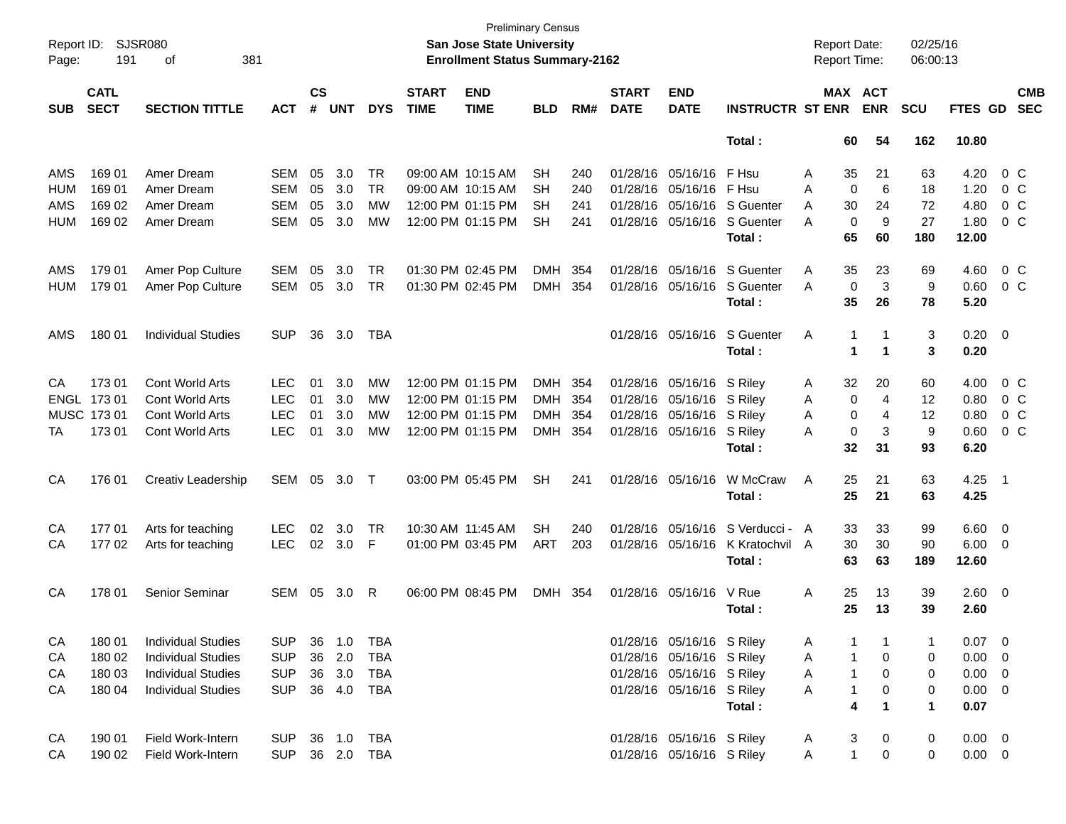Preliminary Census
**San Jose State University**
**Enrollment Status Summary-2162**

Report ID: SJSR080
Report Date: 02/25/16
Report Time: 06:00:13

| SUB | CATL SECT | SECTION TITTLE | ACT | CS # | UNT | DYS | START TIME | END TIME | BLD | RM# | START DATE | END DATE | INSTRUCTR | ST | MAX ENR | ACT ENR | SCU | FTES | GD | CMB SEC |
|---|---|---|---|---|---|---|---|---|---|---|---|---|---|---|---|---|---|---|---|---|
| | | | | | | | | | | | | | **Total :** | | **60** | **54** | **162** | **10.80** | | |
| AMS | 169 01 | Amer Dream | SEM | 05 | 3.0 | TR | 09:00 AM | 10:15 AM | SH | 240 | 01/28/16 | 05/16/16 | F Hsu | A | 35 | 21 | 63 | 4.20 | 0 | C |
| HUM | 169 01 | Amer Dream | SEM | 05 | 3.0 | TR | 09:00 AM | 10:15 AM | SH | 240 | 01/28/16 | 05/16/16 | F Hsu | A | 0 | 6 | 18 | 1.20 | 0 | C |
| AMS | 169 02 | Amer Dream | SEM | 05 | 3.0 | MW | 12:00 PM | 01:15 PM | SH | 241 | 01/28/16 | 05/16/16 | S Guenter | A | 30 | 24 | 72 | 4.80 | 0 | C |
| HUM | 169 02 | Amer Dream | SEM | 05 | 3.0 | MW | 12:00 PM | 01:15 PM | SH | 241 | 01/28/16 | 05/16/16 | S Guenter | A | 0 | 9 | 27 | 1.80 | 0 | C |
| | | | | | | | | | | | | | **Total :** | | **65** | **60** | **180** | **12.00** | | |
| AMS | 179 01 | Amer Pop Culture | SEM | 05 | 3.0 | TR | 01:30 PM | 02:45 PM | DMH | 354 | 01/28/16 | 05/16/16 | S Guenter | A | 35 | 23 | 69 | 4.60 | 0 | C |
| HUM | 179 01 | Amer Pop Culture | SEM | 05 | 3.0 | TR | 01:30 PM | 02:45 PM | DMH | 354 | 01/28/16 | 05/16/16 | S Guenter | A | 0 | 3 | 9 | 0.60 | 0 | C |
| | | | | | | | | | | | | | **Total :** | | **35** | **26** | **78** | **5.20** | | |
| AMS | 180 01 | Individual Studies | SUP | 36 | 3.0 | TBA | | | | | 01/28/16 | 05/16/16 | S Guenter | A | 1 | 1 | 3 | 0.20 | 0 | |
| | | | | | | | | | | | | | **Total :** | | **1** | **1** | **3** | **0.20** | | |
| CA | 173 01 | Cont World Arts | LEC | 01 | 3.0 | MW | 12:00 PM | 01:15 PM | DMH | 354 | 01/28/16 | 05/16/16 | S Riley | A | 32 | 20 | 60 | 4.00 | 0 | C |
| ENGL | 173 01 | Cont World Arts | LEC | 01 | 3.0 | MW | 12:00 PM | 01:15 PM | DMH | 354 | 01/28/16 | 05/16/16 | S Riley | A | 0 | 4 | 12 | 0.80 | 0 | C |
| MUSC | 173 01 | Cont World Arts | LEC | 01 | 3.0 | MW | 12:00 PM | 01:15 PM | DMH | 354 | 01/28/16 | 05/16/16 | S Riley | A | 0 | 4 | 12 | 0.80 | 0 | C |
| TA | 173 01 | Cont World Arts | LEC | 01 | 3.0 | MW | 12:00 PM | 01:15 PM | DMH | 354 | 01/28/16 | 05/16/16 | S Riley | A | 0 | 3 | 9 | 0.60 | 0 | C |
| | | | | | | | | | | | | | **Total :** | | **32** | **31** | **93** | **6.20** | | |
| CA | 176 01 | Creativ Leadership | SEM | 05 | 3.0 | T | 03:00 PM | 05:45 PM | SH | 241 | 01/28/16 | 05/16/16 | W McCraw | A | 25 | 21 | 63 | 4.25 | 1 | |
| | | | | | | | | | | | | | **Total :** | | **25** | **21** | **63** | **4.25** | | |
| CA | 177 01 | Arts for teaching | LEC | 02 | 3.0 | TR | 10:30 AM | 11:45 AM | SH | 240 | 01/28/16 | 05/16/16 | S Verducci - | A | 33 | 33 | 99 | 6.60 | 0 | |
| CA | 177 02 | Arts for teaching | LEC | 02 | 3.0 | F | 01:00 PM | 03:45 PM | ART | 203 | 01/28/16 | 05/16/16 | K Kratochvil | A | 30 | 30 | 90 | 6.00 | 0 | |
| | | | | | | | | | | | | | **Total :** | | **63** | **63** | **189** | **12.60** | | |
| CA | 178 01 | Senior Seminar | SEM | 05 | 3.0 | R | 06:00 PM | 08:45 PM | DMH | 354 | 01/28/16 | 05/16/16 | V Rue | A | 25 | 13 | 39 | 2.60 | 0 | |
| | | | | | | | | | | | | | **Total :** | | **25** | **13** | **39** | **2.60** | | |
| CA | 180 01 | Individual Studies | SUP | 36 | 1.0 | TBA | | | | | 01/28/16 | 05/16/16 | S Riley | A | 1 | 1 | 1 | 0.07 | 0 | |
| CA | 180 02 | Individual Studies | SUP | 36 | 2.0 | TBA | | | | | 01/28/16 | 05/16/16 | S Riley | A | 1 | 0 | 0 | 0.00 | 0 | |
| CA | 180 03 | Individual Studies | SUP | 36 | 3.0 | TBA | | | | | 01/28/16 | 05/16/16 | S Riley | A | 1 | 0 | 0 | 0.00 | 0 | |
| CA | 180 04 | Individual Studies | SUP | 36 | 4.0 | TBA | | | | | 01/28/16 | 05/16/16 | S Riley | A | 1 | 0 | 0 | 0.00 | 0 | |
| | | | | | | | | | | | | | **Total :** | | **4** | **1** | **1** | **0.07** | | |
| CA | 190 01 | Field Work-Intern | SUP | 36 | 1.0 | TBA | | | | | 01/28/16 | 05/16/16 | S Riley | A | 3 | 0 | 0 | 0.00 | 0 | |
| CA | 190 02 | Field Work-Intern | SUP | 36 | 2.0 | TBA | | | | | 01/28/16 | 05/16/16 | S Riley | A | 1 | 0 | 0 | 0.00 | 0 | |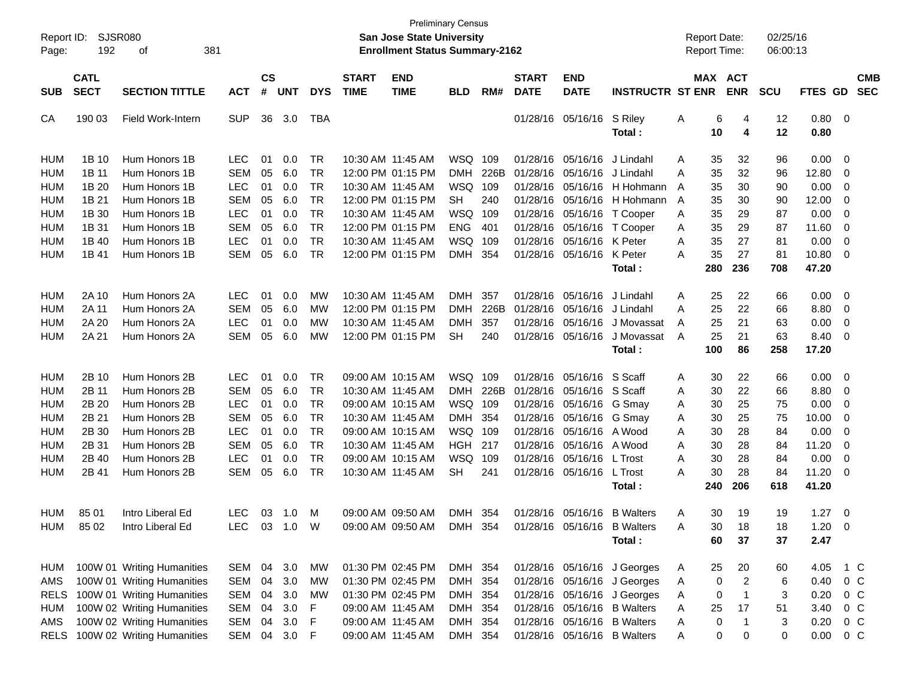Preliminary Census

Report ID: SJSR080

**San Jose State University**

**Enrollment Status Summary-2162**

Report Date: 02/25/16

Report Time: 06:00:13

| SUB | CATL SECT | SECTION TITTLE | ACT | CS # | UNT | DYS | START TIME | END TIME | BLD | RM# | START DATE | END DATE | INSTRUCTR | ST | MAX ENR | ACT ENR | SCU | FTES | GD | CMB SEC |
|---|---|---|---|---|---|---|---|---|---|---|---|---|---|---|---|---|---|---|---|---|
| CA | 190 03 | Field Work-Intern | SUP | 36 | 3.0 | TBA | | | | | 01/28/16 | 05/16/16 | S Riley | A | 6 | 4 | 12 | 0.80 | 0 | |
| | | | | | | | | | | | | | **Total :** | | **10** | **4** | **12** | **0.80** | | |
| HUM | 1B 10 | Hum Honors 1B | LEC | 01 | 0.0 | TR | 10:30 AM | 11:45 AM | WSQ | 109 | 01/28/16 | 05/16/16 | J Lindahl | A | 35 | 32 | 96 | 0.00 | 0 | |
| HUM | 1B 11 | Hum Honors 1B | SEM | 05 | 6.0 | TR | 12:00 PM | 01:15 PM | DMH | 226B | 01/28/16 | 05/16/16 | J Lindahl | A | 35 | 32 | 96 | 12.80 | 0 | |
| HUM | 1B 20 | Hum Honors 1B | LEC | 01 | 0.0 | TR | 10:30 AM | 11:45 AM | WSQ | 109 | 01/28/16 | 05/16/16 | H Hohmann | A | 35 | 30 | 90 | 0.00 | 0 | |
| HUM | 1B 21 | Hum Honors 1B | SEM | 05 | 6.0 | TR | 12:00 PM | 01:15 PM | SH | 240 | 01/28/16 | 05/16/16 | H Hohmann | A | 35 | 30 | 90 | 12.00 | 0 | |
| HUM | 1B 30 | Hum Honors 1B | LEC | 01 | 0.0 | TR | 10:30 AM | 11:45 AM | WSQ | 109 | 01/28/16 | 05/16/16 | T Cooper | A | 35 | 29 | 87 | 0.00 | 0 | |
| HUM | 1B 31 | Hum Honors 1B | SEM | 05 | 6.0 | TR | 12:00 PM | 01:15 PM | ENG | 401 | 01/28/16 | 05/16/16 | T Cooper | A | 35 | 29 | 87 | 11.60 | 0 | |
| HUM | 1B 40 | Hum Honors 1B | LEC | 01 | 0.0 | TR | 10:30 AM | 11:45 AM | WSQ | 109 | 01/28/16 | 05/16/16 | K Peter | A | 35 | 27 | 81 | 0.00 | 0 | |
| HUM | 1B 41 | Hum Honors 1B | SEM | 05 | 6.0 | TR | 12:00 PM | 01:15 PM | DMH | 354 | 01/28/16 | 05/16/16 | K Peter | A | 35 | 27 | 81 | 10.80 | 0 | |
| | | | | | | | | | | | | | **Total :** | | **280** | **236** | **708** | **47.20** | | |
| HUM | 2A 10 | Hum Honors 2A | LEC | 01 | 0.0 | MW | 10:30 AM | 11:45 AM | DMH | 357 | 01/28/16 | 05/16/16 | J Lindahl | A | 25 | 22 | 66 | 0.00 | 0 | |
| HUM | 2A 11 | Hum Honors 2A | SEM | 05 | 6.0 | MW | 12:00 PM | 01:15 PM | DMH | 226B | 01/28/16 | 05/16/16 | J Lindahl | A | 25 | 22 | 66 | 8.80 | 0 | |
| HUM | 2A 20 | Hum Honors 2A | LEC | 01 | 0.0 | MW | 10:30 AM | 11:45 AM | DMH | 357 | 01/28/16 | 05/16/16 | J Movassat | A | 25 | 21 | 63 | 0.00 | 0 | |
| HUM | 2A 21 | Hum Honors 2A | SEM | 05 | 6.0 | MW | 12:00 PM | 01:15 PM | SH | 240 | 01/28/16 | 05/16/16 | J Movassat | A | 25 | 21 | 63 | 8.40 | 0 | |
| | | | | | | | | | | | | | **Total :** | | **100** | **86** | **258** | **17.20** | | |
| HUM | 2B 10 | Hum Honors 2B | LEC | 01 | 0.0 | TR | 09:00 AM | 10:15 AM | WSQ | 109 | 01/28/16 | 05/16/16 | S Scaff | A | 30 | 22 | 66 | 0.00 | 0 | |
| HUM | 2B 11 | Hum Honors 2B | SEM | 05 | 6.0 | TR | 10:30 AM | 11:45 AM | DMH | 226B | 01/28/16 | 05/16/16 | S Scaff | A | 30 | 22 | 66 | 8.80 | 0 | |
| HUM | 2B 20 | Hum Honors 2B | LEC | 01 | 0.0 | TR | 09:00 AM | 10:15 AM | WSQ | 109 | 01/28/16 | 05/16/16 | G Smay | A | 30 | 25 | 75 | 0.00 | 0 | |
| HUM | 2B 21 | Hum Honors 2B | SEM | 05 | 6.0 | TR | 10:30 AM | 11:45 AM | DMH | 354 | 01/28/16 | 05/16/16 | G Smay | A | 30 | 25 | 75 | 10.00 | 0 | |
| HUM | 2B 30 | Hum Honors 2B | LEC | 01 | 0.0 | TR | 09:00 AM | 10:15 AM | WSQ | 109 | 01/28/16 | 05/16/16 | A Wood | A | 30 | 28 | 84 | 0.00 | 0 | |
| HUM | 2B 31 | Hum Honors 2B | SEM | 05 | 6.0 | TR | 10:30 AM | 11:45 AM | HGH | 217 | 01/28/16 | 05/16/16 | A Wood | A | 30 | 28 | 84 | 11.20 | 0 | |
| HUM | 2B 40 | Hum Honors 2B | LEC | 01 | 0.0 | TR | 09:00 AM | 10:15 AM | WSQ | 109 | 01/28/16 | 05/16/16 | L Trost | A | 30 | 28 | 84 | 0.00 | 0 | |
| HUM | 2B 41 | Hum Honors 2B | SEM | 05 | 6.0 | TR | 10:30 AM | 11:45 AM | SH | 241 | 01/28/16 | 05/16/16 | L Trost | A | 30 | 28 | 84 | 11.20 | 0 | |
| | | | | | | | | | | | | | **Total :** | | **240** | **206** | **618** | **41.20** | | |
| HUM | 85 01 | Intro Liberal Ed | LEC | 03 | 1.0 | M | 09:00 AM | 09:50 AM | DMH | 354 | 01/28/16 | 05/16/16 | B Walters | A | 30 | 19 | 19 | 1.27 | 0 | |
| HUM | 85 02 | Intro Liberal Ed | LEC | 03 | 1.0 | W | 09:00 AM | 09:50 AM | DMH | 354 | 01/28/16 | 05/16/16 | B Walters | A | 30 | 18 | 18 | 1.20 | 0 | |
| | | | | | | | | | | | | | **Total :** | | **60** | **37** | **37** | **2.47** | | |
| HUM | 100W 01 | Writing Humanities | SEM | 04 | 3.0 | MW | 01:30 PM | 02:45 PM | DMH | 354 | 01/28/16 | 05/16/16 | J Georges | A | 25 | 20 | 60 | 4.05 | 1 | C |
| AMS | 100W 01 | Writing Humanities | SEM | 04 | 3.0 | MW | 01:30 PM | 02:45 PM | DMH | 354 | 01/28/16 | 05/16/16 | J Georges | A | 0 | 2 | 6 | 0.40 | 0 | C |
| RELS | 100W 01 | Writing Humanities | SEM | 04 | 3.0 | MW | 01:30 PM | 02:45 PM | DMH | 354 | 01/28/16 | 05/16/16 | J Georges | A | 0 | 1 | 3 | 0.20 | 0 | C |
| HUM | 100W 02 | Writing Humanities | SEM | 04 | 3.0 | F | 09:00 AM | 11:45 AM | DMH | 354 | 01/28/16 | 05/16/16 | B Walters | A | 25 | 17 | 51 | 3.40 | 0 | C |
| AMS | 100W 02 | Writing Humanities | SEM | 04 | 3.0 | F | 09:00 AM | 11:45 AM | DMH | 354 | 01/28/16 | 05/16/16 | B Walters | A | 0 | 1 | 3 | 0.20 | 0 | C |
| RELS | 100W 02 | Writing Humanities | SEM | 04 | 3.0 | F | 09:00 AM | 11:45 AM | DMH | 354 | 01/28/16 | 05/16/16 | B Walters | A | 0 | 0 | 0 | 0.00 | 0 | C |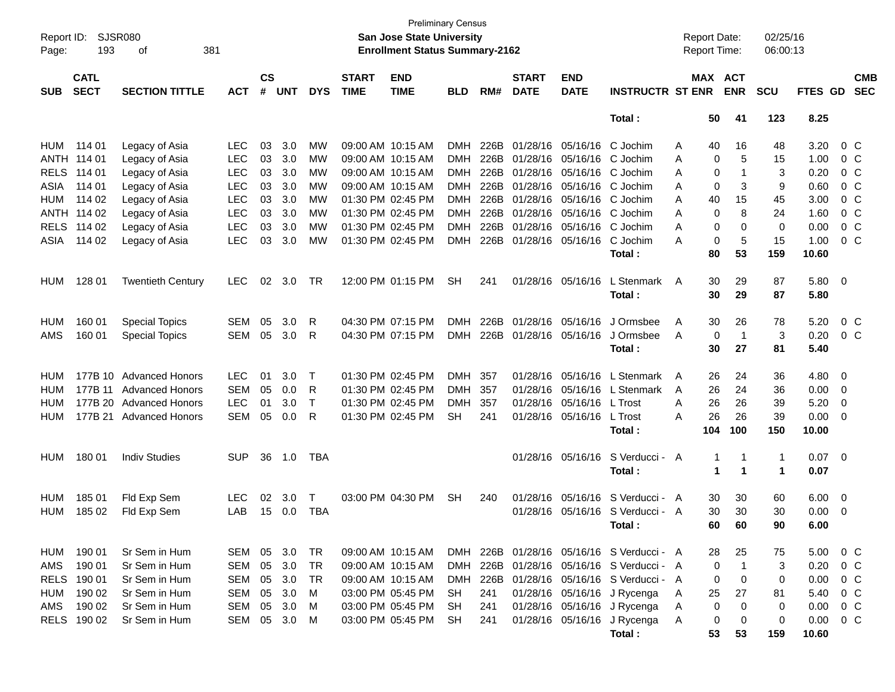Preliminary Census

**San Jose State University**

**Enrollment Status Summary-2162**

Report ID: SJSR080
Report Date: 02/25/16
Report Time: 06:00:13

| SUB | CATL SECT | SECTION TITTLE | ACT | CS # | UNT | DYS | START TIME | END TIME | BLD | RM# | START DATE | END DATE | INSTRUCTR | ST | MAX ENR | ACT ENR | SCU | FTES | GD | CMB SEC |
|---|---|---|---|---|---|---|---|---|---|---|---|---|---|---|---|---|---|---|---|---|
| | | | | | | | | | | | | | **Total :** | | **50** | **41** | **123** | **8.25** | | |
| HUM | 114 01 | Legacy of Asia | LEC | 03 | 3.0 | MW | 09:00 AM | 10:15 AM | DMH | 226B | 01/28/16 | 05/16/16 | C Jochim | A | 40 | 16 | 48 | 3.20 | 0 | C |
| ANTH | 114 01 | Legacy of Asia | LEC | 03 | 3.0 | MW | 09:00 AM | 10:15 AM | DMH | 226B | 01/28/16 | 05/16/16 | C Jochim | A | 0 | 5 | 15 | 1.00 | 0 | C |
| RELS | 114 01 | Legacy of Asia | LEC | 03 | 3.0 | MW | 09:00 AM | 10:15 AM | DMH | 226B | 01/28/16 | 05/16/16 | C Jochim | A | 0 | 1 | 3 | 0.20 | 0 | C |
| ASIA | 114 01 | Legacy of Asia | LEC | 03 | 3.0 | MW | 09:00 AM | 10:15 AM | DMH | 226B | 01/28/16 | 05/16/16 | C Jochim | A | 0 | 3 | 9 | 0.60 | 0 | C |
| HUM | 114 02 | Legacy of Asia | LEC | 03 | 3.0 | MW | 01:30 PM | 02:45 PM | DMH | 226B | 01/28/16 | 05/16/16 | C Jochim | A | 40 | 15 | 45 | 3.00 | 0 | C |
| ANTH | 114 02 | Legacy of Asia | LEC | 03 | 3.0 | MW | 01:30 PM | 02:45 PM | DMH | 226B | 01/28/16 | 05/16/16 | C Jochim | A | 0 | 8 | 24 | 1.60 | 0 | C |
| RELS | 114 02 | Legacy of Asia | LEC | 03 | 3.0 | MW | 01:30 PM | 02:45 PM | DMH | 226B | 01/28/16 | 05/16/16 | C Jochim | A | 0 | 0 | 0 | 0.00 | 0 | C |
| ASIA | 114 02 | Legacy of Asia | LEC | 03 | 3.0 | MW | 01:30 PM | 02:45 PM | DMH | 226B | 01/28/16 | 05/16/16 | C Jochim | A | 0 | 5 | 15 | 1.00 | 0 | C |
| | | | | | | | | | | | | | **Total :** | | **80** | **53** | **159** | **10.60** | | |
| HUM | 128 01 | Twentieth Century | LEC | 02 | 3.0 | TR | 12:00 PM | 01:15 PM | SH | 241 | 01/28/16 | 05/16/16 | L Stenmark | A | 30 | 29 | 87 | 5.80 | 0 | |
| | | | | | | | | | | | | | **Total :** | | **30** | **29** | **87** | **5.80** | | |
| HUM | 160 01 | Special Topics | SEM | 05 | 3.0 | R | 04:30 PM | 07:15 PM | DMH | 226B | 01/28/16 | 05/16/16 | J Ormsbee | A | 30 | 26 | 78 | 5.20 | 0 | C |
| AMS | 160 01 | Special Topics | SEM | 05 | 3.0 | R | 04:30 PM | 07:15 PM | DMH | 226B | 01/28/16 | 05/16/16 | J Ormsbee | A | 0 | 1 | 3 | 0.20 | 0 | C |
| | | | | | | | | | | | | | **Total :** | | **30** | **27** | **81** | **5.40** | | |
| HUM | 177B 10 | Advanced Honors | LEC | 01 | 3.0 | T | 01:30 PM | 02:45 PM | DMH | 357 | 01/28/16 | 05/16/16 | L Stenmark | A | 26 | 24 | 36 | 4.80 | 0 | |
| HUM | 177B 11 | Advanced Honors | SEM | 05 | 0.0 | R | 01:30 PM | 02:45 PM | DMH | 357 | 01/28/16 | 05/16/16 | L Stenmark | A | 26 | 24 | 36 | 0.00 | 0 | |
| HUM | 177B 20 | Advanced Honors | LEC | 01 | 3.0 | T | 01:30 PM | 02:45 PM | DMH | 357 | 01/28/16 | 05/16/16 | L Trost | A | 26 | 26 | 39 | 5.20 | 0 | |
| HUM | 177B 21 | Advanced Honors | SEM | 05 | 0.0 | R | 01:30 PM | 02:45 PM | SH | 241 | 01/28/16 | 05/16/16 | L Trost | A | 26 | 26 | 39 | 0.00 | 0 | |
| | | | | | | | | | | | | | **Total :** | | **104** | **100** | **150** | **10.00** | | |
| HUM | 180 01 | Indiv Studies | SUP | 36 | 1.0 | TBA | | | | | 01/28/16 | 05/16/16 | S Verducci - | A | 1 | 1 | 1 | 0.07 | 0 | |
| | | | | | | | | | | | | | **Total :** | | **1** | **1** | **1** | **0.07** | | |
| HUM | 185 01 | Fld Exp Sem | LEC | 02 | 3.0 | T | 03:00 PM | 04:30 PM | SH | 240 | 01/28/16 | 05/16/16 | S Verducci - | A | 30 | 30 | 60 | 6.00 | 0 | |
| HUM | 185 02 | Fld Exp Sem | LAB | 15 | 0.0 | TBA | | | | | 01/28/16 | 05/16/16 | S Verducci - | A | 30 | 30 | 30 | 0.00 | 0 | |
| | | | | | | | | | | | | | **Total :** | | **60** | **60** | **90** | **6.00** | | |
| HUM | 190 01 | Sr Sem in Hum | SEM | 05 | 3.0 | TR | 09:00 AM | 10:15 AM | DMH | 226B | 01/28/16 | 05/16/16 | S Verducci - | A | 28 | 25 | 75 | 5.00 | 0 | C |
| AMS | 190 01 | Sr Sem in Hum | SEM | 05 | 3.0 | TR | 09:00 AM | 10:15 AM | DMH | 226B | 01/28/16 | 05/16/16 | S Verducci - | A | 0 | 1 | 3 | 0.20 | 0 | C |
| RELS | 190 01 | Sr Sem in Hum | SEM | 05 | 3.0 | TR | 09:00 AM | 10:15 AM | DMH | 226B | 01/28/16 | 05/16/16 | S Verducci - | A | 0 | 0 | 0 | 0.00 | 0 | C |
| HUM | 190 02 | Sr Sem in Hum | SEM | 05 | 3.0 | M | 03:00 PM | 05:45 PM | SH | 241 | 01/28/16 | 05/16/16 | J Rycenga | A | 25 | 27 | 81 | 5.40 | 0 | C |
| AMS | 190 02 | Sr Sem in Hum | SEM | 05 | 3.0 | M | 03:00 PM | 05:45 PM | SH | 241 | 01/28/16 | 05/16/16 | J Rycenga | A | 0 | 0 | 0 | 0.00 | 0 | C |
| RELS | 190 02 | Sr Sem in Hum | SEM | 05 | 3.0 | M | 03:00 PM | 05:45 PM | SH | 241 | 01/28/16 | 05/16/16 | J Rycenga | A | 0 | 0 | 0 | 0.00 | 0 | C |
| | | | | | | | | | | | | | **Total :** | | **53** | **53** | **159** | **10.60** | | |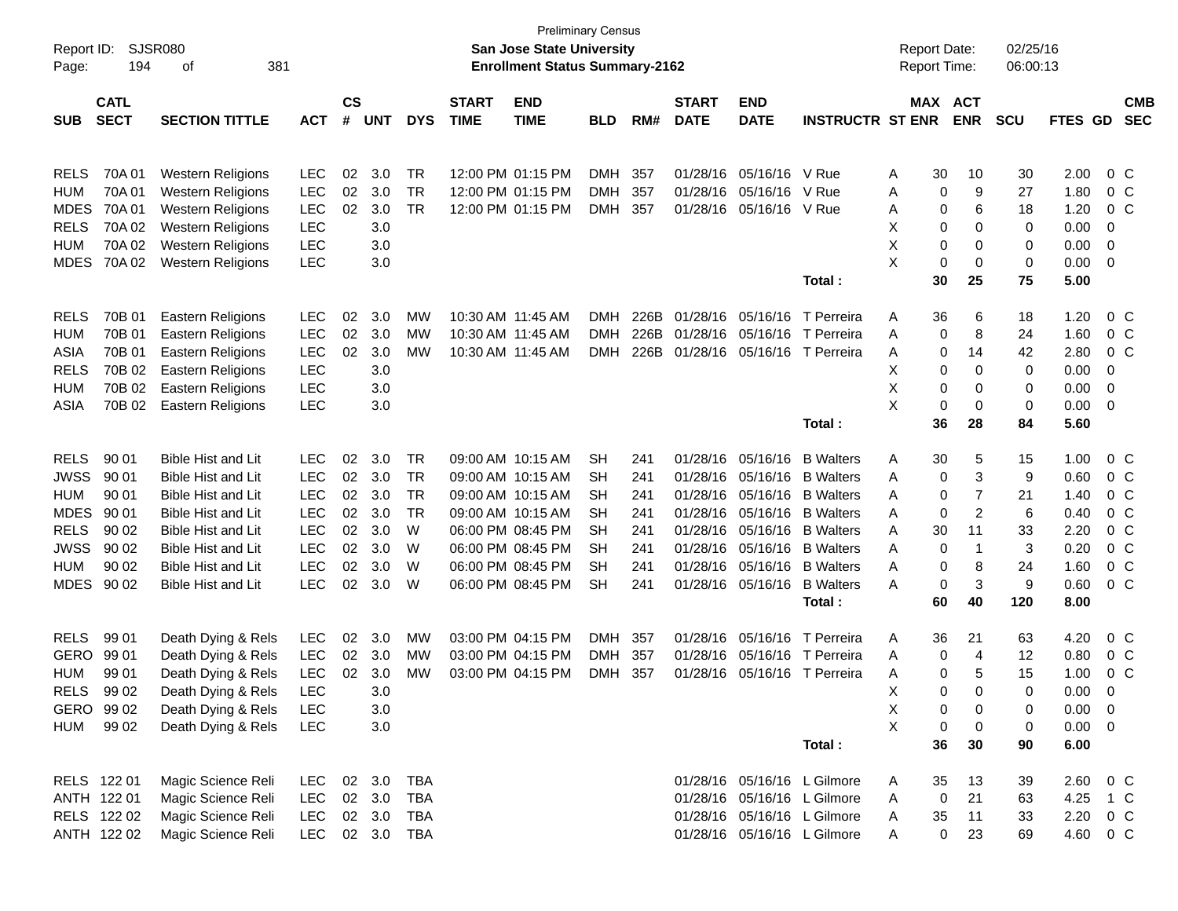Preliminary Census

**San Jose State University**

**Enrollment Status Summary-2162**

Report ID: SJSR080 | Report Date: 02/25/16 | Report Time: 06:00:13

| SUB | CATL SECT | SECTION TITTLE | ACT | CS # | UNT | DYS | START TIME | END TIME | BLD | RM# | START DATE | END DATE | INSTRUCTR | ST | MAX ENR | ACT ENR | SCU | FTES | GD | CMB SEC |
|---|---|---|---|---|---|---|---|---|---|---|---|---|---|---|---|---|---|---|---|---|
| RELS | 70A 01 | Western Religions | LEC | 02 | 3.0 | TR | 12:00 PM | 01:15 PM | DMH | 357 | 01/28/16 | 05/16/16 | V Rue | A | 30 | 10 | 30 | 2.00 | 0 | C |
| HUM | 70A 01 | Western Religions | LEC | 02 | 3.0 | TR | 12:00 PM | 01:15 PM | DMH | 357 | 01/28/16 | 05/16/16 | V Rue | A | 0 | 9 | 27 | 1.80 | 0 | C |
| MDES | 70A 01 | Western Religions | LEC | 02 | 3.0 | TR | 12:00 PM | 01:15 PM | DMH | 357 | 01/28/16 | 05/16/16 | V Rue | A | 0 | 6 | 18 | 1.20 | 0 | C |
| RELS | 70A 02 | Western Religions | LEC | | 3.0 | | | | | | | | | X | 0 | 0 | 0 | 0.00 | 0 | |
| HUM | 70A 02 | Western Religions | LEC | | 3.0 | | | | | | | | | X | 0 | 0 | 0 | 0.00 | 0 | |
| MDES | 70A 02 | Western Religions | LEC | | 3.0 | | | | | | | | | X | 0 | 0 | 0 | 0.00 | 0 | |
| | | | | | | | | | | | | | **Total :** | | **30** | **25** | **75** | **5.00** | | |
| RELS | 70B 01 | Eastern Religions | LEC | 02 | 3.0 | MW | 10:30 AM | 11:45 AM | DMH | 226B | 01/28/16 | 05/16/16 | T Perreira | A | 36 | 6 | 18 | 1.20 | 0 | C |
| HUM | 70B 01 | Eastern Religions | LEC | 02 | 3.0 | MW | 10:30 AM | 11:45 AM | DMH | 226B | 01/28/16 | 05/16/16 | T Perreira | A | 0 | 8 | 24 | 1.60 | 0 | C |
| ASIA | 70B 01 | Eastern Religions | LEC | 02 | 3.0 | MW | 10:30 AM | 11:45 AM | DMH | 226B | 01/28/16 | 05/16/16 | T Perreira | A | 0 | 14 | 42 | 2.80 | 0 | C |
| RELS | 70B 02 | Eastern Religions | LEC | | 3.0 | | | | | | | | | X | 0 | 0 | 0 | 0.00 | 0 | |
| HUM | 70B 02 | Eastern Religions | LEC | | 3.0 | | | | | | | | | X | 0 | 0 | 0 | 0.00 | 0 | |
| ASIA | 70B 02 | Eastern Religions | LEC | | 3.0 | | | | | | | | | X | 0 | 0 | 0 | 0.00 | 0 | |
| | | | | | | | | | | | | | **Total :** | | **36** | **28** | **84** | **5.60** | | |
| RELS | 90 01 | Bible Hist and Lit | LEC | 02 | 3.0 | TR | 09:00 AM | 10:15 AM | SH | 241 | 01/28/16 | 05/16/16 | B Walters | A | 30 | 5 | 15 | 1.00 | 0 | C |
| JWSS | 90 01 | Bible Hist and Lit | LEC | 02 | 3.0 | TR | 09:00 AM | 10:15 AM | SH | 241 | 01/28/16 | 05/16/16 | B Walters | A | 0 | 3 | 9 | 0.60 | 0 | C |
| HUM | 90 01 | Bible Hist and Lit | LEC | 02 | 3.0 | TR | 09:00 AM | 10:15 AM | SH | 241 | 01/28/16 | 05/16/16 | B Walters | A | 0 | 7 | 21 | 1.40 | 0 | C |
| MDES | 90 01 | Bible Hist and Lit | LEC | 02 | 3.0 | TR | 09:00 AM | 10:15 AM | SH | 241 | 01/28/16 | 05/16/16 | B Walters | A | 0 | 2 | 6 | 0.40 | 0 | C |
| RELS | 90 02 | Bible Hist and Lit | LEC | 02 | 3.0 | W | 06:00 PM | 08:45 PM | SH | 241 | 01/28/16 | 05/16/16 | B Walters | A | 30 | 11 | 33 | 2.20 | 0 | C |
| JWSS | 90 02 | Bible Hist and Lit | LEC | 02 | 3.0 | W | 06:00 PM | 08:45 PM | SH | 241 | 01/28/16 | 05/16/16 | B Walters | A | 0 | 1 | 3 | 0.20 | 0 | C |
| HUM | 90 02 | Bible Hist and Lit | LEC | 02 | 3.0 | W | 06:00 PM | 08:45 PM | SH | 241 | 01/28/16 | 05/16/16 | B Walters | A | 0 | 8 | 24 | 1.60 | 0 | C |
| MDES | 90 02 | Bible Hist and Lit | LEC | 02 | 3.0 | W | 06:00 PM | 08:45 PM | SH | 241 | 01/28/16 | 05/16/16 | B Walters | A | 0 | 3 | 9 | 0.60 | 0 | C |
| | | | | | | | | | | | | | **Total :** | | **60** | **40** | **120** | **8.00** | | |
| RELS | 99 01 | Death Dying & Rels | LEC | 02 | 3.0 | MW | 03:00 PM | 04:15 PM | DMH | 357 | 01/28/16 | 05/16/16 | T Perreira | A | 36 | 21 | 63 | 4.20 | 0 | C |
| GERO | 99 01 | Death Dying & Rels | LEC | 02 | 3.0 | MW | 03:00 PM | 04:15 PM | DMH | 357 | 01/28/16 | 05/16/16 | T Perreira | A | 0 | 4 | 12 | 0.80 | 0 | C |
| HUM | 99 01 | Death Dying & Rels | LEC | 02 | 3.0 | MW | 03:00 PM | 04:15 PM | DMH | 357 | 01/28/16 | 05/16/16 | T Perreira | A | 0 | 5 | 15 | 1.00 | 0 | C |
| RELS | 99 02 | Death Dying & Rels | LEC | | 3.0 | | | | | | | | | X | 0 | 0 | 0 | 0.00 | 0 | |
| GERO | 99 02 | Death Dying & Rels | LEC | | 3.0 | | | | | | | | | X | 0 | 0 | 0 | 0.00 | 0 | |
| HUM | 99 02 | Death Dying & Rels | LEC | | 3.0 | | | | | | | | | X | 0 | 0 | 0 | 0.00 | 0 | |
| | | | | | | | | | | | | | **Total :** | | **36** | **30** | **90** | **6.00** | | |
| RELS | 122 01 | Magic Science Reli | LEC | 02 | 3.0 | TBA | | | | | 01/28/16 | 05/16/16 | L Gilmore | A | 35 | 13 | 39 | 2.60 | 0 | C |
| ANTH | 122 01 | Magic Science Reli | LEC | 02 | 3.0 | TBA | | | | | 01/28/16 | 05/16/16 | L Gilmore | A | 0 | 21 | 63 | 4.25 | 1 | C |
| RELS | 122 02 | Magic Science Reli | LEC | 02 | 3.0 | TBA | | | | | 01/28/16 | 05/16/16 | L Gilmore | A | 35 | 11 | 33 | 2.20 | 0 | C |
| ANTH | 122 02 | Magic Science Reli | LEC | 02 | 3.0 | TBA | | | | | 01/28/16 | 05/16/16 | L Gilmore | A | 0 | 23 | 69 | 4.60 | 0 | C |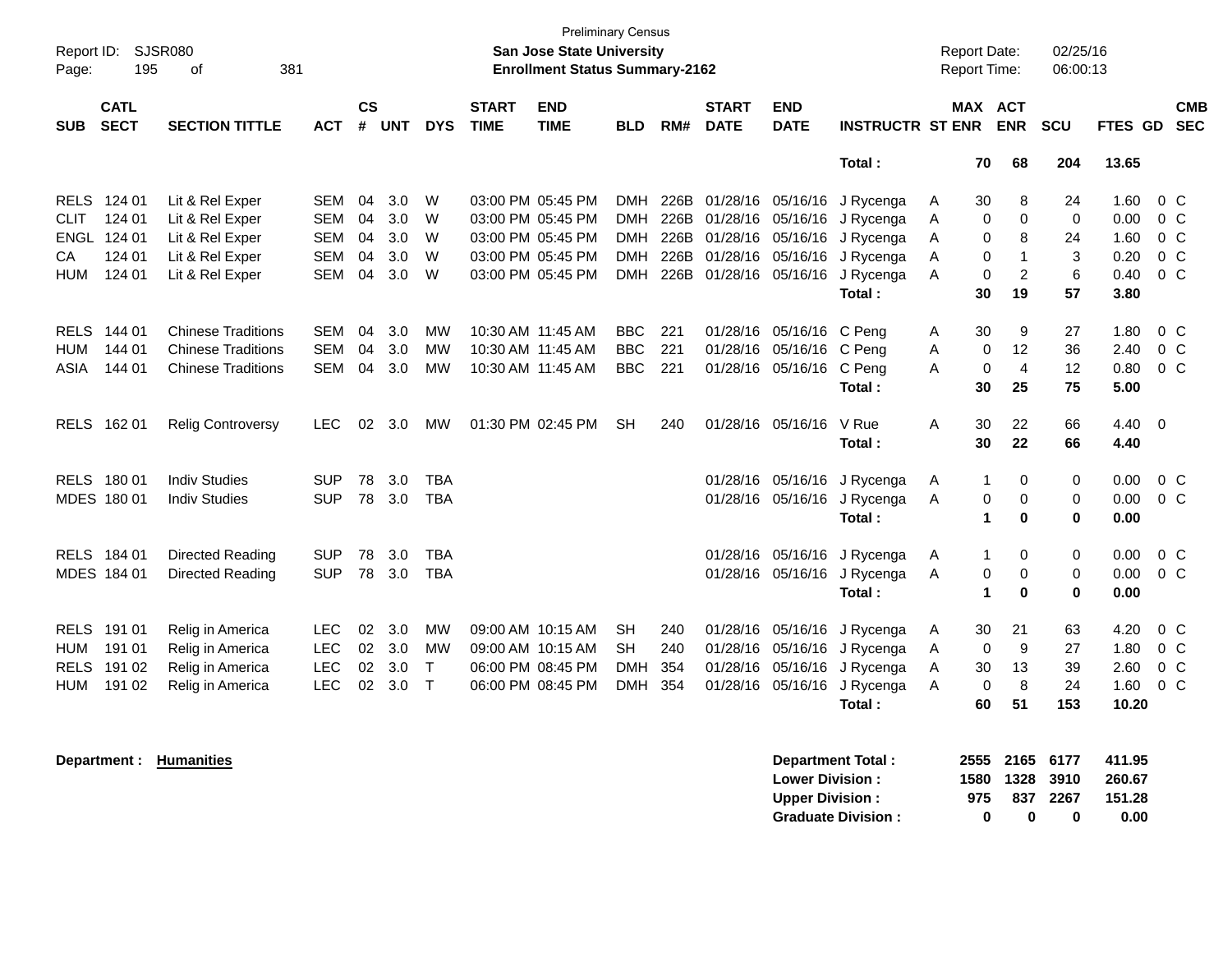Preliminary Census

**San Jose State University**
**Enrollment Status Summary-2162**

Report ID: SJSR080
Report Date: 02/25/16
Report Time: 06:00:13

| SUB | CATL SECT | SECTION TITTLE | ACT | CS # | UNT | DYS | START TIME | END TIME | BLD | RM# | START DATE | END DATE | INSTRUCTR | ST | MAX ENR | ACT ENR | SCU | FTES | GD | CMB SEC |
|---|---|---|---|---|---|---|---|---|---|---|---|---|---|---|---|---|---|---|---|---|
| | | | | | | | | | | | | | **Total :** | | **70** | **68** | **204** | **13.65** | | |
| RELS | 124 01 | Lit & Rel Exper | SEM | 04 | 3.0 | W | 03:00 PM | 05:45 PM | DMH | 226B | 01/28/16 | 05/16/16 | J Rycenga | A | 30 | 8 | 24 | 1.60 | 0 | C |
| CLIT | 124 01 | Lit & Rel Exper | SEM | 04 | 3.0 | W | 03:00 PM | 05:45 PM | DMH | 226B | 01/28/16 | 05/16/16 | J Rycenga | A | 0 | 0 | 0 | 0.00 | 0 | C |
| ENGL | 124 01 | Lit & Rel Exper | SEM | 04 | 3.0 | W | 03:00 PM | 05:45 PM | DMH | 226B | 01/28/16 | 05/16/16 | J Rycenga | A | 0 | 8 | 24 | 1.60 | 0 | C |
| CA | 124 01 | Lit & Rel Exper | SEM | 04 | 3.0 | W | 03:00 PM | 05:45 PM | DMH | 226B | 01/28/16 | 05/16/16 | J Rycenga | A | 0 | 1 | 3 | 0.20 | 0 | C |
| HUM | 124 01 | Lit & Rel Exper | SEM | 04 | 3.0 | W | 03:00 PM | 05:45 PM | DMH | 226B | 01/28/16 | 05/16/16 | J Rycenga | A | 0 | 2 | 6 | 0.40 | 0 | C |
| | | | | | | | | | | | | | **Total :** | | **30** | **19** | **57** | **3.80** | | |
| RELS | 144 01 | Chinese Traditions | SEM | 04 | 3.0 | MW | 10:30 AM | 11:45 AM | BBC | 221 | 01/28/16 | 05/16/16 | C Peng | A | 30 | 9 | 27 | 1.80 | 0 | C |
| HUM | 144 01 | Chinese Traditions | SEM | 04 | 3.0 | MW | 10:30 AM | 11:45 AM | BBC | 221 | 01/28/16 | 05/16/16 | C Peng | A | 0 | 12 | 36 | 2.40 | 0 | C |
| ASIA | 144 01 | Chinese Traditions | SEM | 04 | 3.0 | MW | 10:30 AM | 11:45 AM | BBC | 221 | 01/28/16 | 05/16/16 | C Peng | A | 0 | 4 | 12 | 0.80 | 0 | C |
| | | | | | | | | | | | | | **Total :** | | **30** | **25** | **75** | **5.00** | | |
| RELS | 162 01 | Relig Controversy | LEC | 02 | 3.0 | MW | 01:30 PM | 02:45 PM | SH | 240 | 01/28/16 | 05/16/16 | V Rue | A | 30 | 22 | 66 | 4.40 | 0 | |
| | | | | | | | | | | | | | **Total :** | | **30** | **22** | **66** | **4.40** | | |
| RELS | 180 01 | Indiv Studies | SUP | 78 | 3.0 | TBA | | | | | 01/28/16 | 05/16/16 | J Rycenga | A | 1 | 0 | 0 | 0.00 | 0 | C |
| MDES | 180 01 | Indiv Studies | SUP | 78 | 3.0 | TBA | | | | | 01/28/16 | 05/16/16 | J Rycenga | A | 0 | 0 | 0 | 0.00 | 0 | C |
| | | | | | | | | | | | | | **Total :** | | **1** | **0** | **0** | **0.00** | | |
| RELS | 184 01 | Directed Reading | SUP | 78 | 3.0 | TBA | | | | | 01/28/16 | 05/16/16 | J Rycenga | A | 1 | 0 | 0 | 0.00 | 0 | C |
| MDES | 184 01 | Directed Reading | SUP | 78 | 3.0 | TBA | | | | | 01/28/16 | 05/16/16 | J Rycenga | A | 0 | 0 | 0 | 0.00 | 0 | C |
| | | | | | | | | | | | | | **Total :** | | **1** | **0** | **0** | **0.00** | | |
| RELS | 191 01 | Relig in America | LEC | 02 | 3.0 | MW | 09:00 AM | 10:15 AM | SH | 240 | 01/28/16 | 05/16/16 | J Rycenga | A | 30 | 21 | 63 | 4.20 | 0 | C |
| HUM | 191 01 | Relig in America | LEC | 02 | 3.0 | MW | 09:00 AM | 10:15 AM | SH | 240 | 01/28/16 | 05/16/16 | J Rycenga | A | 0 | 9 | 27 | 1.80 | 0 | C |
| RELS | 191 02 | Relig in America | LEC | 02 | 3.0 | T | 06:00 PM | 08:45 PM | DMH | 354 | 01/28/16 | 05/16/16 | J Rycenga | A | 30 | 13 | 39 | 2.60 | 0 | C |
| HUM | 191 02 | Relig in America | LEC | 02 | 3.0 | T | 06:00 PM | 08:45 PM | DMH | 354 | 01/28/16 | 05/16/16 | J Rycenga | A | 0 | 8 | 24 | 1.60 | 0 | C |
| | | | | | | | | | | | | | **Total :** | | **60** | **51** | **153** | **10.20** | | |

**Department : Humanities**

| | MAX ENR | ACT ENR | SCU | FTES |
|---|---|---|---|---|
| **Department Total :** | **2555** | **2165** | **6177** | **411.95** |
| **Lower Division :** | **1580** | **1328** | **3910** | **260.67** |
| **Upper Division :** | **975** | **837** | **2267** | **151.28** |
| **Graduate Division :** | **0** | **0** | **0** | **0.00** |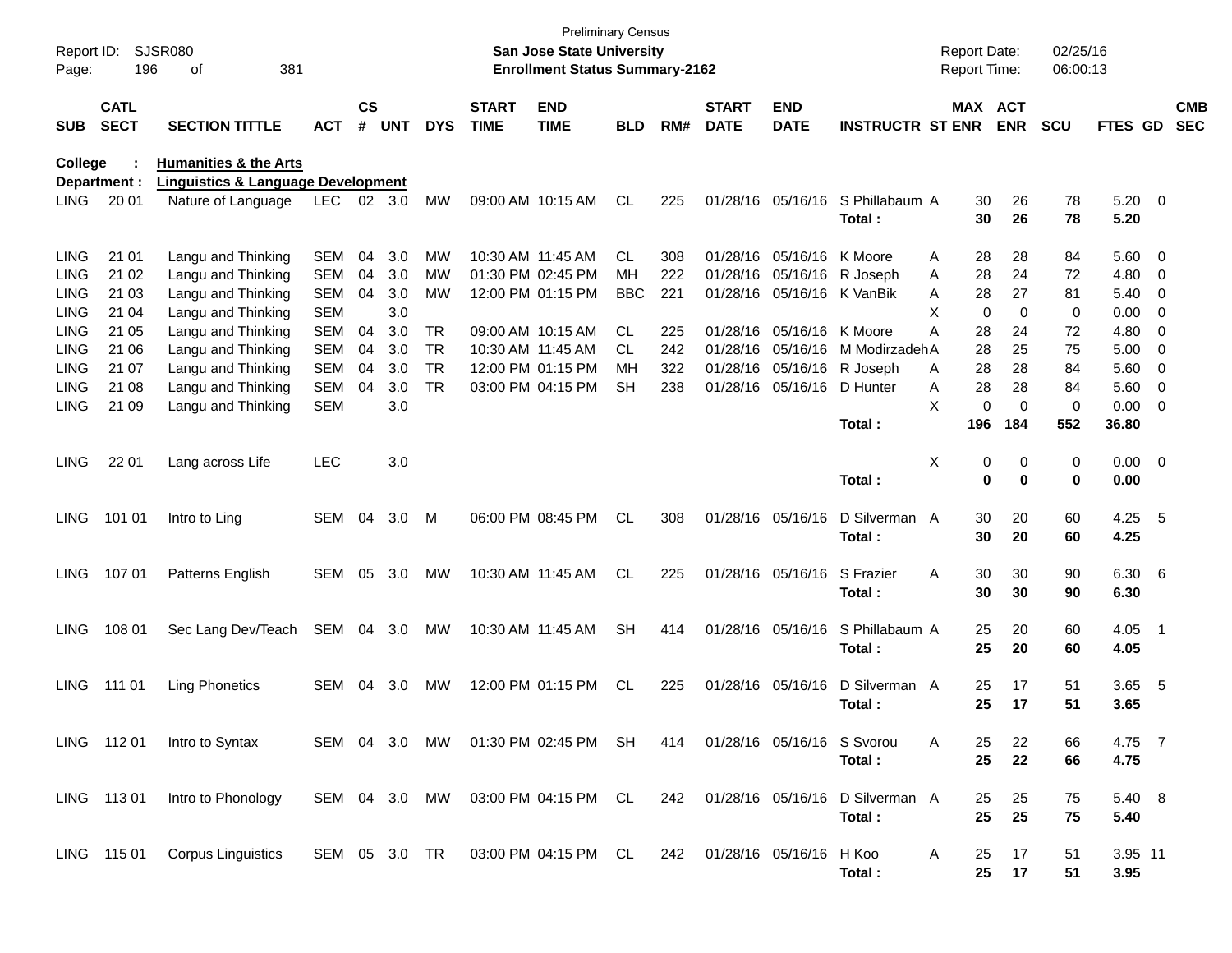Preliminary Census

**San Jose State University**

**Enrollment Status Summary-2162**

Report ID: SJSR080

Report Date: 02/25/16

Report Time: 06:00:13

| SUB | CATL SECT | SECTION TITTLE | ACT | CS # | UNT | DYS | START TIME | END TIME | BLD | RM# | START DATE | END DATE | INSTRUCTR | ST | MAX ENR | ACT ENR | SCU | FTES | GD | CMB SEC |
|---|---|---|---|---|---|---|---|---|---|---|---|---|---|---|---|---|---|---|---|---|
| **College :** | | **Humanities & the Arts** | | | | | | | | | | | | | | | | | | |
| **Department :** | | **Linguistics & Language Development** | | | | | | | | | | | | | | | | | | |
| LING | 20 01 | Nature of Language | LEC | 02 | 3.0 | MW | 09:00 AM | 10:15 AM | CL | 225 | 01/28/16 | 05/16/16 | S Phillabaum | A | 30 | 26 | 78 | 5.20 | 0 | |
| | | | | | | | | | | | | | **Total :** | | **30** | **26** | **78** | **5.20** | | |
| LING | 21 01 | Langu and Thinking | SEM | 04 | 3.0 | MW | 10:30 AM | 11:45 AM | CL | 308 | 01/28/16 | 05/16/16 | K Moore | A | 28 | 28 | 84 | 5.60 | 0 | |
| LING | 21 02 | Langu and Thinking | SEM | 04 | 3.0 | MW | 01:30 PM | 02:45 PM | MH | 222 | 01/28/16 | 05/16/16 | R Joseph | A | 28 | 24 | 72 | 4.80 | 0 | |
| LING | 21 03 | Langu and Thinking | SEM | 04 | 3.0 | MW | 12:00 PM | 01:15 PM | BBC | 221 | 01/28/16 | 05/16/16 | K VanBik | A | 28 | 27 | 81 | 5.40 | 0 | |
| LING | 21 04 | Langu and Thinking | SEM | | 3.0 | | | | | | | | | X | 0 | 0 | 0 | 0.00 | 0 | |
| LING | 21 05 | Langu and Thinking | SEM | 04 | 3.0 | TR | 09:00 AM | 10:15 AM | CL | 225 | 01/28/16 | 05/16/16 | K Moore | A | 28 | 24 | 72 | 4.80 | 0 | |
| LING | 21 06 | Langu and Thinking | SEM | 04 | 3.0 | TR | 10:30 AM | 11:45 AM | CL | 242 | 01/28/16 | 05/16/16 | M Modirzadeh | A | 28 | 25 | 75 | 5.00 | 0 | |
| LING | 21 07 | Langu and Thinking | SEM | 04 | 3.0 | TR | 12:00 PM | 01:15 PM | MH | 322 | 01/28/16 | 05/16/16 | R Joseph | A | 28 | 28 | 84 | 5.60 | 0 | |
| LING | 21 08 | Langu and Thinking | SEM | 04 | 3.0 | TR | 03:00 PM | 04:15 PM | SH | 238 | 01/28/16 | 05/16/16 | D Hunter | A | 28 | 28 | 84 | 5.60 | 0 | |
| LING | 21 09 | Langu and Thinking | SEM | | 3.0 | | | | | | | | | X | 0 | 0 | 0 | 0.00 | 0 | |
| | | | | | | | | | | | | | **Total :** | | **196** | **184** | **552** | **36.80** | | |
| LING | 22 01 | Lang across Life | LEC | | 3.0 | | | | | | | | | X | 0 | 0 | 0 | 0.00 | 0 | |
| | | | | | | | | | | | | | **Total :** | | **0** | **0** | **0** | **0.00** | | |
| LING | 101 01 | Intro to Ling | SEM | 04 | 3.0 | M | 06:00 PM | 08:45 PM | CL | 308 | 01/28/16 | 05/16/16 | D Silverman | A | 30 | 20 | 60 | 4.25 | 5 | |
| | | | | | | | | | | | | | **Total :** | | **30** | **20** | **60** | **4.25** | | |
| LING | 107 01 | Patterns English | SEM | 05 | 3.0 | MW | 10:30 AM | 11:45 AM | CL | 225 | 01/28/16 | 05/16/16 | S Frazier | A | 30 | 30 | 90 | 6.30 | 6 | |
| | | | | | | | | | | | | | **Total :** | | **30** | **30** | **90** | **6.30** | | |
| LING | 108 01 | Sec Lang Dev/Teach | SEM | 04 | 3.0 | MW | 10:30 AM | 11:45 AM | SH | 414 | 01/28/16 | 05/16/16 | S Phillabaum | A | 25 | 20 | 60 | 4.05 | 1 | |
| | | | | | | | | | | | | | **Total :** | | **25** | **20** | **60** | **4.05** | | |
| LING | 111 01 | Ling Phonetics | SEM | 04 | 3.0 | MW | 12:00 PM | 01:15 PM | CL | 225 | 01/28/16 | 05/16/16 | D Silverman | A | 25 | 17 | 51 | 3.65 | 5 | |
| | | | | | | | | | | | | | **Total :** | | **25** | **17** | **51** | **3.65** | | |
| LING | 112 01 | Intro to Syntax | SEM | 04 | 3.0 | MW | 01:30 PM | 02:45 PM | SH | 414 | 01/28/16 | 05/16/16 | S Svorou | A | 25 | 22 | 66 | 4.75 | 7 | |
| | | | | | | | | | | | | | **Total :** | | **25** | **22** | **66** | **4.75** | | |
| LING | 113 01 | Intro to Phonology | SEM | 04 | 3.0 | MW | 03:00 PM | 04:15 PM | CL | 242 | 01/28/16 | 05/16/16 | D Silverman | A | 25 | 25 | 75 | 5.40 | 8 | |
| | | | | | | | | | | | | | **Total :** | | **25** | **25** | **75** | **5.40** | | |
| LING | 115 01 | Corpus Linguistics | SEM | 05 | 3.0 | TR | 03:00 PM | 04:15 PM | CL | 242 | 01/28/16 | 05/16/16 | H Koo | A | 25 | 17 | 51 | 3.95 | 11 | |
| | | | | | | | | | | | | | **Total :** | | **25** | **17** | **51** | **3.95** | | |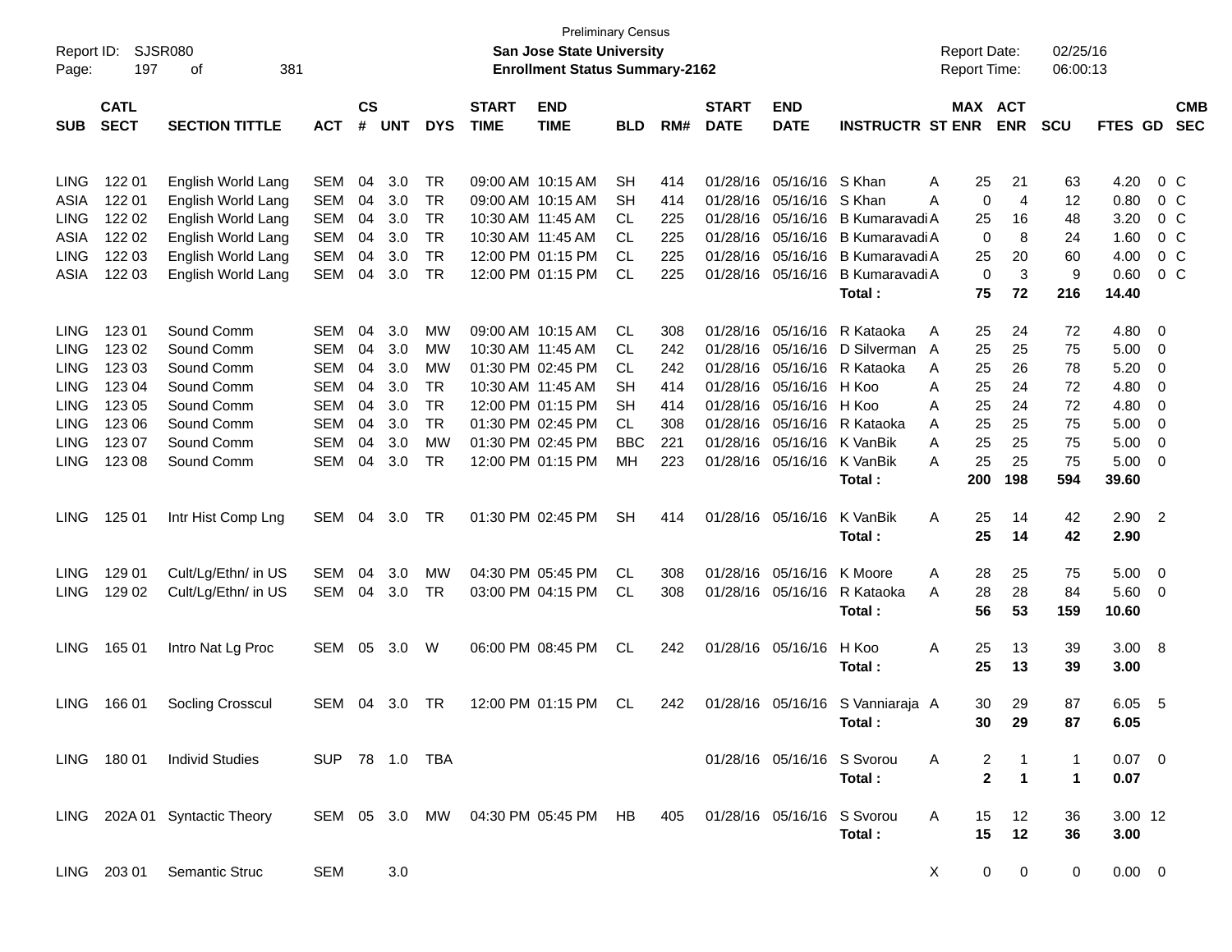Preliminary Census

Report ID: SJSR080

**San Jose State University**

**Enrollment Status Summary-2162**

Report Date: 02/25/16

Report Time: 06:00:13

| SUB | CATL SECT | SECTION TITTLE | ACT | CS # | UNT | DYS | START TIME | END TIME | BLD | RM# | START DATE | END DATE | INSTRUCTR | ST | MAX ENR | ACT ENR | SCU | FTES | GD | CMB SEC |
|---|---|---|---|---|---|---|---|---|---|---|---|---|---|---|---|---|---|---|---|---|
| LING | 122 01 | English World Lang | SEM | 04 | 3.0 | TR | 09:00 AM | 10:15 AM | SH | 414 | 01/28/16 | 05/16/16 | S Khan | A | 25 | 21 | 63 | 4.20 | 0 | C |
| ASIA | 122 01 | English World Lang | SEM | 04 | 3.0 | TR | 09:00 AM | 10:15 AM | SH | 414 | 01/28/16 | 05/16/16 | S Khan | A | 0 | 4 | 12 | 0.80 | 0 | C |
| LING | 122 02 | English World Lang | SEM | 04 | 3.0 | TR | 10:30 AM | 11:45 AM | CL | 225 | 01/28/16 | 05/16/16 | B Kumaravadi | A | 25 | 16 | 48 | 3.20 | 0 | C |
| ASIA | 122 02 | English World Lang | SEM | 04 | 3.0 | TR | 10:30 AM | 11:45 AM | CL | 225 | 01/28/16 | 05/16/16 | B Kumaravadi | A | 0 | 8 | 24 | 1.60 | 0 | C |
| LING | 122 03 | English World Lang | SEM | 04 | 3.0 | TR | 12:00 PM | 01:15 PM | CL | 225 | 01/28/16 | 05/16/16 | B Kumaravadi | A | 25 | 20 | 60 | 4.00 | 0 | C |
| ASIA | 122 03 | English World Lang | SEM | 04 | 3.0 | TR | 12:00 PM | 01:15 PM | CL | 225 | 01/28/16 | 05/16/16 | B Kumaravadi | A | 0 | 3 | 9 | 0.60 | 0 | C |
| | | | | | | | | | | | | | **Total :** | | **75** | **72** | **216** | **14.40** | | |
| LING | 123 01 | Sound Comm | SEM | 04 | 3.0 | MW | 09:00 AM | 10:15 AM | CL | 308 | 01/28/16 | 05/16/16 | R Kataoka | A | 25 | 24 | 72 | 4.80 | 0 | |
| LING | 123 02 | Sound Comm | SEM | 04 | 3.0 | MW | 10:30 AM | 11:45 AM | CL | 242 | 01/28/16 | 05/16/16 | D Silverman | A | 25 | 25 | 75 | 5.00 | 0 | |
| LING | 123 03 | Sound Comm | SEM | 04 | 3.0 | MW | 01:30 PM | 02:45 PM | CL | 242 | 01/28/16 | 05/16/16 | R Kataoka | A | 25 | 26 | 78 | 5.20 | 0 | |
| LING | 123 04 | Sound Comm | SEM | 04 | 3.0 | TR | 10:30 AM | 11:45 AM | SH | 414 | 01/28/16 | 05/16/16 | H Koo | A | 25 | 24 | 72 | 4.80 | 0 | |
| LING | 123 05 | Sound Comm | SEM | 04 | 3.0 | TR | 12:00 PM | 01:15 PM | SH | 414 | 01/28/16 | 05/16/16 | H Koo | A | 25 | 24 | 72 | 4.80 | 0 | |
| LING | 123 06 | Sound Comm | SEM | 04 | 3.0 | TR | 01:30 PM | 02:45 PM | CL | 308 | 01/28/16 | 05/16/16 | R Kataoka | A | 25 | 25 | 75 | 5.00 | 0 | |
| LING | 123 07 | Sound Comm | SEM | 04 | 3.0 | MW | 01:30 PM | 02:45 PM | BBC | 221 | 01/28/16 | 05/16/16 | K VanBik | A | 25 | 25 | 75 | 5.00 | 0 | |
| LING | 123 08 | Sound Comm | SEM | 04 | 3.0 | TR | 12:00 PM | 01:15 PM | MH | 223 | 01/28/16 | 05/16/16 | K VanBik | A | 25 | 25 | 75 | 5.00 | 0 | |
| | | | | | | | | | | | | | **Total :** | | **200** | **198** | **594** | **39.60** | | |
| LING | 125 01 | Intr Hist Comp Lng | SEM | 04 | 3.0 | TR | 01:30 PM | 02:45 PM | SH | 414 | 01/28/16 | 05/16/16 | K VanBik | A | 25 | 14 | 42 | 2.90 | 2 | |
| | | | | | | | | | | | | | **Total :** | | **25** | **14** | **42** | **2.90** | | |
| LING | 129 01 | Cult/Lg/Ethn/ in US | SEM | 04 | 3.0 | MW | 04:30 PM | 05:45 PM | CL | 308 | 01/28/16 | 05/16/16 | K Moore | A | 28 | 25 | 75 | 5.00 | 0 | |
| LING | 129 02 | Cult/Lg/Ethn/ in US | SEM | 04 | 3.0 | TR | 03:00 PM | 04:15 PM | CL | 308 | 01/28/16 | 05/16/16 | R Kataoka | A | 28 | 28 | 84 | 5.60 | 0 | |
| | | | | | | | | | | | | | **Total :** | | **56** | **53** | **159** | **10.60** | | |
| LING | 165 01 | Intro Nat Lg Proc | SEM | 05 | 3.0 | W | 06:00 PM | 08:45 PM | CL | 242 | 01/28/16 | 05/16/16 | H Koo | A | 25 | 13 | 39 | 3.00 | 8 | |
| | | | | | | | | | | | | | **Total :** | | **25** | **13** | **39** | **3.00** | | |
| LING | 166 01 | Socling Crosscul | SEM | 04 | 3.0 | TR | 12:00 PM | 01:15 PM | CL | 242 | 01/28/16 | 05/16/16 | S Vanniaraja | A | 30 | 29 | 87 | 6.05 | 5 | |
| | | | | | | | | | | | | | **Total :** | | **30** | **29** | **87** | **6.05** | | |
| LING | 180 01 | Individ Studies | SUP | 78 | 1.0 | TBA | | | | | 01/28/16 | 05/16/16 | S Svorou | A | 2 | 1 | 1 | 0.07 | 0 | |
| | | | | | | | | | | | | | **Total :** | | **2** | **1** | **1** | **0.07** | | |
| LING | 202A 01 | Syntactic Theory | SEM | 05 | 3.0 | MW | 04:30 PM | 05:45 PM | HB | 405 | 01/28/16 | 05/16/16 | S Svorou | A | 15 | 12 | 36 | 3.00 | 12 | |
| | | | | | | | | | | | | | **Total :** | | **15** | **12** | **36** | **3.00** | | |
| LING | 203 01 | Semantic Struc | SEM | | 3.0 | | | | | | | | | X | 0 | 0 | 0 | 0.00 | 0 | |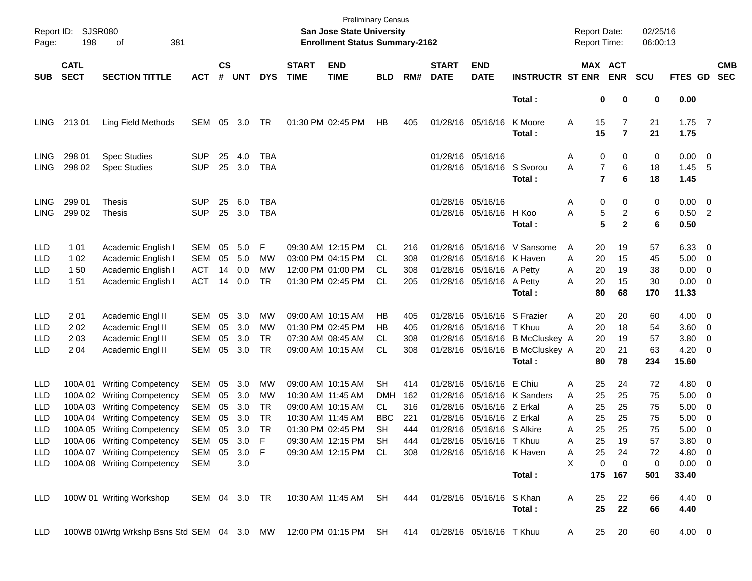Preliminary Census

**San Jose State University**

**Enrollment Status Summary-2162**

Report ID: SJSR080

Report Date: 02/25/16

Report Time: 06:00:13

| SUB | CATL SECT | SECTION TITTLE | ACT | CS # | UNT | DYS | START TIME | END TIME | BLD | RM# | START DATE | END DATE | INSTRUCTR | ST | MAX ENR | ACT ENR | SCU | FTES | GD | CMB SEC |
|---|---|---|---|---|---|---|---|---|---|---|---|---|---|---|---|---|---|---|---|---|
| | | | | | | | | | | | | | **Total :** | | **0** | **0** | **0** | **0.00** | | |
| LING | 213 01 | Ling Field Methods | SEM | 05 | 3.0 | TR | 01:30 PM | 02:45 PM | HB | 405 | 01/28/16 | 05/16/16 | K Moore | A | 15 | 7 | 21 | 1.75 | 7 | |
| | | | | | | | | | | | | | **Total :** | | **15** | **7** | **21** | **1.75** | | |
| LING | 298 01 | Spec Studies | SUP | 25 | 4.0 | TBA | | | | | 01/28/16 | 05/16/16 | | A | 0 | 0 | 0 | 0.00 | 0 | |
| LING | 298 02 | Spec Studies | SUP | 25 | 3.0 | TBA | | | | | 01/28/16 | 05/16/16 | S Svorou | A | 7 | 6 | 18 | 1.45 | 5 | |
| | | | | | | | | | | | | | **Total :** | | **7** | **6** | **18** | **1.45** | | |
| LING | 299 01 | Thesis | SUP | 25 | 6.0 | TBA | | | | | 01/28/16 | 05/16/16 | | A | 0 | 0 | 0 | 0.00 | 0 | |
| LING | 299 02 | Thesis | SUP | 25 | 3.0 | TBA | | | | | 01/28/16 | 05/16/16 | H Koo | A | 5 | 2 | 6 | 0.50 | 2 | |
| | | | | | | | | | | | | | **Total :** | | **5** | **2** | **6** | **0.50** | | |
| LLD | 1 01 | Academic English I | SEM | 05 | 5.0 | F | 09:30 AM | 12:15 PM | CL | 216 | 01/28/16 | 05/16/16 | V Sansome | A | 20 | 19 | 57 | 6.33 | 0 | |
| LLD | 1 02 | Academic English I | SEM | 05 | 5.0 | MW | 03:00 PM | 04:15 PM | CL | 308 | 01/28/16 | 05/16/16 | K Haven | A | 20 | 15 | 45 | 5.00 | 0 | |
| LLD | 1 50 | Academic English I | ACT | 14 | 0.0 | MW | 12:00 PM | 01:00 PM | CL | 308 | 01/28/16 | 05/16/16 | A Petty | A | 20 | 19 | 38 | 0.00 | 0 | |
| LLD | 1 51 | Academic English I | ACT | 14 | 0.0 | TR | 01:30 PM | 02:45 PM | CL | 205 | 01/28/16 | 05/16/16 | A Petty | A | 20 | 15 | 30 | 0.00 | 0 | |
| | | | | | | | | | | | | | **Total :** | | **80** | **68** | **170** | **11.33** | | |
| LLD | 2 01 | Academic Engl II | SEM | 05 | 3.0 | MW | 09:00 AM | 10:15 AM | HB | 405 | 01/28/16 | 05/16/16 | S Frazier | A | 20 | 20 | 60 | 4.00 | 0 | |
| LLD | 2 02 | Academic Engl II | SEM | 05 | 3.0 | MW | 01:30 PM | 02:45 PM | HB | 405 | 01/28/16 | 05/16/16 | T Khuu | A | 20 | 18 | 54 | 3.60 | 0 | |
| LLD | 2 03 | Academic Engl II | SEM | 05 | 3.0 | TR | 07:30 AM | 08:45 AM | CL | 308 | 01/28/16 | 05/16/16 | B McCluskey | A | 20 | 19 | 57 | 3.80 | 0 | |
| LLD | 2 04 | Academic Engl II | SEM | 05 | 3.0 | TR | 09:00 AM | 10:15 AM | CL | 308 | 01/28/16 | 05/16/16 | B McCluskey | A | 20 | 21 | 63 | 4.20 | 0 | |
| | | | | | | | | | | | | | **Total :** | | **80** | **78** | **234** | **15.60** | | |
| LLD | 100A 01 | Writing Competency | SEM | 05 | 3.0 | MW | 09:00 AM | 10:15 AM | SH | 414 | 01/28/16 | 05/16/16 | E Chiu | A | 25 | 24 | 72 | 4.80 | 0 | |
| LLD | 100A 02 | Writing Competency | SEM | 05 | 3.0 | MW | 10:30 AM | 11:45 AM | DMH | 162 | 01/28/16 | 05/16/16 | K Sanders | A | 25 | 25 | 75 | 5.00 | 0 | |
| LLD | 100A 03 | Writing Competency | SEM | 05 | 3.0 | TR | 09:00 AM | 10:15 AM | CL | 316 | 01/28/16 | 05/16/16 | Z Erkal | A | 25 | 25 | 75 | 5.00 | 0 | |
| LLD | 100A 04 | Writing Competency | SEM | 05 | 3.0 | TR | 10:30 AM | 11:45 AM | BBC | 221 | 01/28/16 | 05/16/16 | Z Erkal | A | 25 | 25 | 75 | 5.00 | 0 | |
| LLD | 100A 05 | Writing Competency | SEM | 05 | 3.0 | TR | 01:30 PM | 02:45 PM | SH | 444 | 01/28/16 | 05/16/16 | S Alkire | A | 25 | 25 | 75 | 5.00 | 0 | |
| LLD | 100A 06 | Writing Competency | SEM | 05 | 3.0 | F | 09:30 AM | 12:15 PM | SH | 444 | 01/28/16 | 05/16/16 | T Khuu | A | 25 | 19 | 57 | 3.80 | 0 | |
| LLD | 100A 07 | Writing Competency | SEM | 05 | 3.0 | F | 09:30 AM | 12:15 PM | CL | 308 | 01/28/16 | 05/16/16 | K Haven | A | 25 | 24 | 72 | 4.80 | 0 | |
| LLD | 100A 08 | Writing Competency | SEM | | 3.0 | | | | | | | | | X | 0 | 0 | 0 | 0.00 | 0 | |
| | | | | | | | | | | | | | **Total :** | | **175** | **167** | **501** | **33.40** | | |
| LLD | 100W 01 | Writing Workshop | SEM | 04 | 3.0 | TR | 10:30 AM | 11:45 AM | SH | 444 | 01/28/16 | 05/16/16 | S Khan | A | 25 | 22 | 66 | 4.40 | 0 | |
| | | | | | | | | | | | | | **Total :** | | **25** | **22** | **66** | **4.40** | | |
| LLD | 100WB 01 | Wrtg Wrkshp Bsns Std | SEM | 04 | 3.0 | MW | 12:00 PM | 01:15 PM | SH | 414 | 01/28/16 | 05/16/16 | T Khuu | A | 25 | 20 | 60 | 4.00 | 0 | |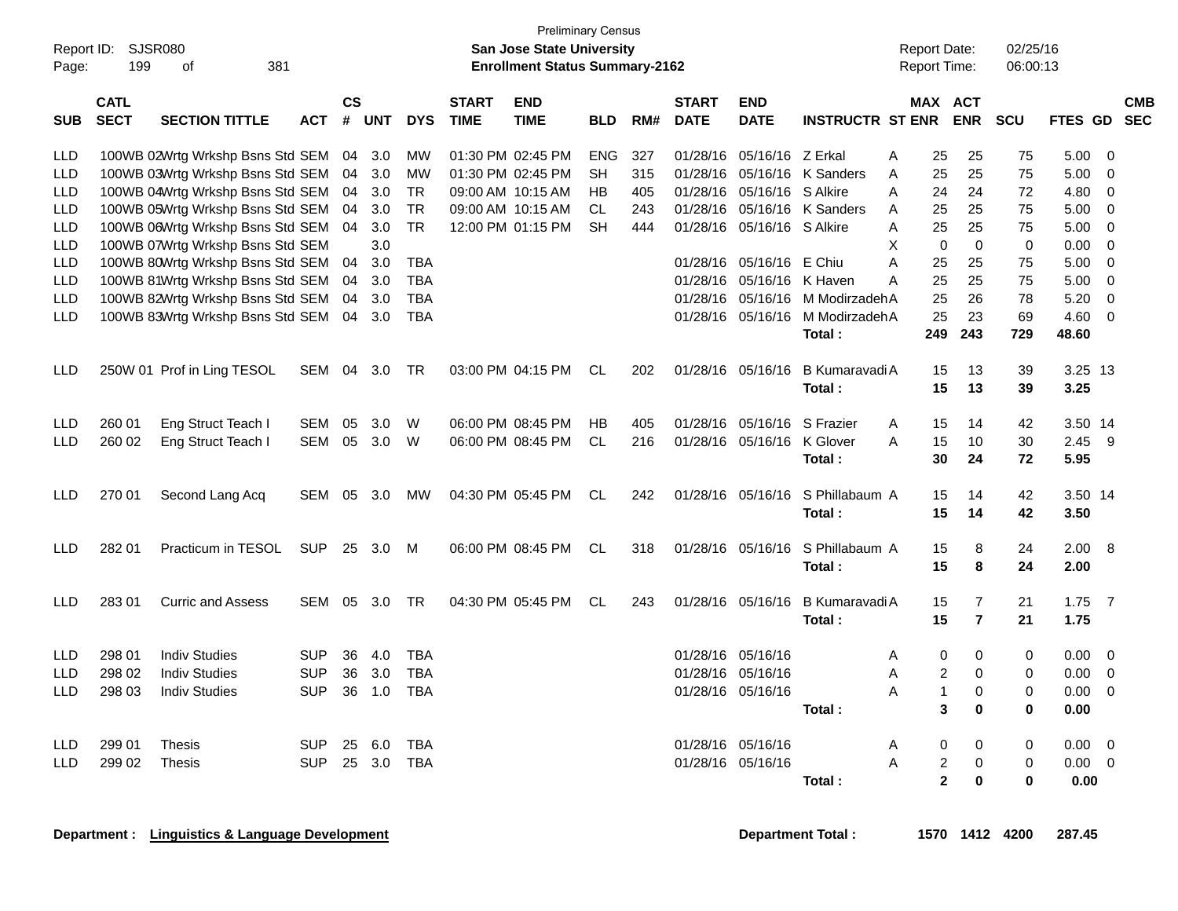Preliminary Census

Report ID: SJSR080
**San Jose State University**
**Enrollment Status Summary-2162**
Report Date: 02/25/16
Report Time: 06:00:13

| SUB | CATL SECT | SECTION TITTLE | ACT | CS # | UNT | DYS | START TIME | END TIME | BLD | RM# | START DATE | END DATE | INSTRUCTR | ST | MAX ENR | ACT ENR | SCU | FTES | GD | CMB SEC |
|---|---|---|---|---|---|---|---|---|---|---|---|---|---|---|---|---|---|---|---|---|
| LLD | 100WB 02 | Wrtg Wrkshp Bsns Std | SEM | 04 | 3.0 | MW | 01:30 PM | 02:45 PM | ENG | 327 | 01/28/16 | 05/16/16 | Z Erkal | A | 25 | 25 | 75 | 5.00 | 0 | |
| LLD | 100WB 03 | Wrtg Wrkshp Bsns Std | SEM | 04 | 3.0 | MW | 01:30 PM | 02:45 PM | SH | 315 | 01/28/16 | 05/16/16 | K Sanders | A | 25 | 25 | 75 | 5.00 | 0 | |
| LLD | 100WB 04 | Wrtg Wrkshp Bsns Std | SEM | 04 | 3.0 | TR | 09:00 AM | 10:15 AM | HB | 405 | 01/28/16 | 05/16/16 | S Alkire | A | 24 | 24 | 72 | 4.80 | 0 | |
| LLD | 100WB 05 | Wrtg Wrkshp Bsns Std | SEM | 04 | 3.0 | TR | 09:00 AM | 10:15 AM | CL | 243 | 01/28/16 | 05/16/16 | K Sanders | A | 25 | 25 | 75 | 5.00 | 0 | |
| LLD | 100WB 06 | Wrtg Wrkshp Bsns Std | SEM | 04 | 3.0 | TR | 12:00 PM | 01:15 PM | SH | 444 | 01/28/16 | 05/16/16 | S Alkire | A | 25 | 25 | 75 | 5.00 | 0 | |
| LLD | 100WB 07 | Wrtg Wrkshp Bsns Std | SEM | | 3.0 | | | | | | | | | X | 0 | 0 | 0 | 0.00 | 0 | |
| LLD | 100WB 80 | Wrtg Wrkshp Bsns Std | SEM | 04 | 3.0 | TBA | | | | | 01/28/16 | 05/16/16 | E Chiu | A | 25 | 25 | 75 | 5.00 | 0 | |
| LLD | 100WB 81 | Wrtg Wrkshp Bsns Std | SEM | 04 | 3.0 | TBA | | | | | 01/28/16 | 05/16/16 | K Haven | A | 25 | 25 | 75 | 5.00 | 0 | |
| LLD | 100WB 82 | Wrtg Wrkshp Bsns Std | SEM | 04 | 3.0 | TBA | | | | | 01/28/16 | 05/16/16 | M Modirzadeh | A | 25 | 26 | 78 | 5.20 | 0 | |
| LLD | 100WB 83 | Wrtg Wrkshp Bsns Std | SEM | 04 | 3.0 | TBA | | | | | 01/28/16 | 05/16/16 | M Modirzadeh | A | 25 | 23 | 69 | 4.60 | 0 | |
| | | | | | | | | | | | | | **Total :** | | **249** | **243** | **729** | **48.60** | | |
| LLD | 250W 01 | Prof in Ling TESOL | SEM | 04 | 3.0 | TR | 03:00 PM | 04:15 PM | CL | 202 | 01/28/16 | 05/16/16 | B Kumaravadi | A | 15 | 13 | 39 | 3.25 | 13 | |
| | | | | | | | | | | | | | **Total :** | | **15** | **13** | **39** | **3.25** | | |
| LLD | 260 01 | Eng Struct Teach I | SEM | 05 | 3.0 | W | 06:00 PM | 08:45 PM | HB | 405 | 01/28/16 | 05/16/16 | S Frazier | A | 15 | 14 | 42 | 3.50 | 14 | |
| LLD | 260 02 | Eng Struct Teach I | SEM | 05 | 3.0 | W | 06:00 PM | 08:45 PM | CL | 216 | 01/28/16 | 05/16/16 | K Glover | A | 15 | 10 | 30 | 2.45 | 9 | |
| | | | | | | | | | | | | | **Total :** | | **30** | **24** | **72** | **5.95** | | |
| LLD | 270 01 | Second Lang Acq | SEM | 05 | 3.0 | MW | 04:30 PM | 05:45 PM | CL | 242 | 01/28/16 | 05/16/16 | S Phillabaum | A | 15 | 14 | 42 | 3.50 | 14 | |
| | | | | | | | | | | | | | **Total :** | | **15** | **14** | **42** | **3.50** | | |
| LLD | 282 01 | Practicum in TESOL | SUP | 25 | 3.0 | M | 06:00 PM | 08:45 PM | CL | 318 | 01/28/16 | 05/16/16 | S Phillabaum | A | 15 | 8 | 24 | 2.00 | 8 | |
| | | | | | | | | | | | | | **Total :** | | **15** | **8** | **24** | **2.00** | | |
| LLD | 283 01 | Curric and Assess | SEM | 05 | 3.0 | TR | 04:30 PM | 05:45 PM | CL | 243 | 01/28/16 | 05/16/16 | B Kumaravadi | A | 15 | 7 | 21 | 1.75 | 7 | |
| | | | | | | | | | | | | | **Total :** | | **15** | **7** | **21** | **1.75** | | |
| LLD | 298 01 | Indiv Studies | SUP | 36 | 4.0 | TBA | | | | | 01/28/16 | 05/16/16 | | A | 0 | 0 | 0 | 0.00 | 0 | |
| LLD | 298 02 | Indiv Studies | SUP | 36 | 3.0 | TBA | | | | | 01/28/16 | 05/16/16 | | A | 2 | 0 | 0 | 0.00 | 0 | |
| LLD | 298 03 | Indiv Studies | SUP | 36 | 1.0 | TBA | | | | | 01/28/16 | 05/16/16 | | A | 1 | 0 | 0 | 0.00 | 0 | |
| | | | | | | | | | | | | | **Total :** | | **3** | **0** | **0** | **0.00** | | |
| LLD | 299 01 | Thesis | SUP | 25 | 6.0 | TBA | | | | | 01/28/16 | 05/16/16 | | A | 0 | 0 | 0 | 0.00 | 0 | |
| LLD | 299 02 | Thesis | SUP | 25 | 3.0 | TBA | | | | | 01/28/16 | 05/16/16 | | A | 2 | 0 | 0 | 0.00 | 0 | |
| | | | | | | | | | | | | | **Total :** | | **2** | **0** | **0** | **0.00** | | |

**Department : Linguistics & Language Development** **Department Total : 1570 1412 4200 287.45**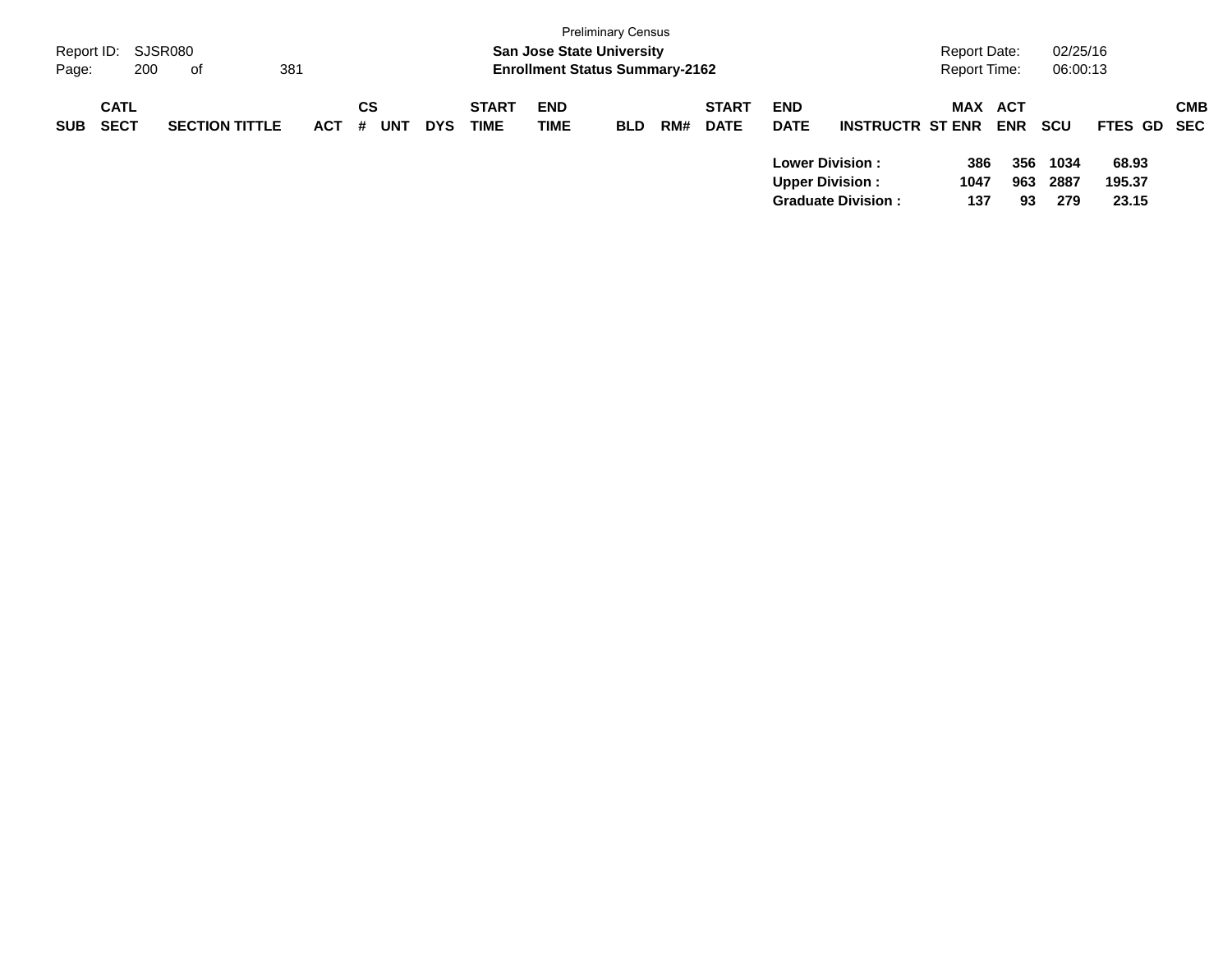| SUB | CATL SECT | SECTION TITTLE | ACT | CS # | UNT | DYS | START TIME | END TIME | BLD | RM# | START DATE | END DATE | INSTRUCTR | ST | MAX ENR | ACT ENR | SCU | FTES | GD | CMB SEC |
|---|---|---|---|---|---|---|---|---|---|---|---|---|---|---|---|---|---|---|---|---|
| | | | | | | | | | | | | **Lower Division :** | | | **386** | **356** | **1034** | **68.93** | | |
| | | | | | | | | | | | | **Upper Division :** | | | **1047** | **963** | **2887** | **195.37** | | |
| | | | | | | | | | | | | **Graduate Division :** | | | **137** | **93** | **279** | **23.15** | | |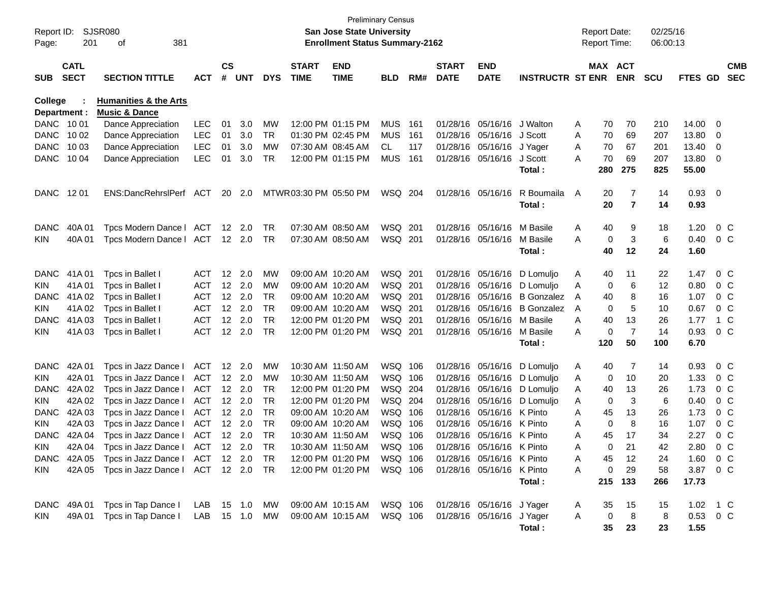Preliminary Census

**San Jose State University**

**Enrollment Status Summary-2162**

Report ID: SJSR080

Report Date: 02/25/16

Report Time: 06:00:13

**College : Humanities & the Arts**

**Department : Music & Dance**

| SUB | CATL SECT | SECTION TITTLE | ACT | CS # | UNT | DYS | START TIME | END TIME | BLD | RM# | START DATE | END DATE | INSTRUCTR | ST | MAX ENR | ACT ENR | SCU | FTES | GD | CMB SEC |
|---|---|---|---|---|---|---|---|---|---|---|---|---|---|---|---|---|---|---|---|---|
| DANC | 10 01 | Dance Appreciation | LEC | 01 | 3.0 | MW | 12:00 PM | 01:15 PM | MUS | 161 | 01/28/16 | 05/16/16 | J Walton | A | 70 | 70 | 210 | 14.00 | 0 | |
| DANC | 10 02 | Dance Appreciation | LEC | 01 | 3.0 | TR | 01:30 PM | 02:45 PM | MUS | 161 | 01/28/16 | 05/16/16 | J Scott | A | 70 | 69 | 207 | 13.80 | 0 | |
| DANC | 10 03 | Dance Appreciation | LEC | 01 | 3.0 | MW | 07:30 AM | 08:45 AM | CL | 117 | 01/28/16 | 05/16/16 | J Yager | A | 70 | 67 | 201 | 13.40 | 0 | |
| DANC | 10 04 | Dance Appreciation | LEC | 01 | 3.0 | TR | 12:00 PM | 01:15 PM | MUS | 161 | 01/28/16 | 05/16/16 | J Scott | A | 70 | 69 | 207 | 13.80 | 0 | |
| | | | | | | | | | | | | | **Total :** | | **280** | **275** | **825** | **55.00** | | |
| DANC | 12 01 | ENS:DancRehrslPerf | ACT | 20 | 2.0 | MTWR | 03:30 PM | 05:50 PM | WSQ | 204 | 01/28/16 | 05/16/16 | R Boumaila | A | 20 | 7 | 14 | 0.93 | 0 | |
| | | | | | | | | | | | | | **Total :** | | **20** | **7** | **14** | **0.93** | | |
| DANC | 40A 01 | Tpcs Modern Dance I | ACT | 12 | 2.0 | TR | 07:30 AM | 08:50 AM | WSQ | 201 | 01/28/16 | 05/16/16 | M Basile | A | 40 | 9 | 18 | 1.20 | 0 | C |
| KIN | 40A 01 | Tpcs Modern Dance I | ACT | 12 | 2.0 | TR | 07:30 AM | 08:50 AM | WSQ | 201 | 01/28/16 | 05/16/16 | M Basile | A | 0 | 3 | 6 | 0.40 | 0 | C |
| | | | | | | | | | | | | | **Total :** | | **40** | **12** | **24** | **1.60** | | |
| DANC | 41A 01 | Tpcs in Ballet I | ACT | 12 | 2.0 | MW | 09:00 AM | 10:20 AM | WSQ | 201 | 01/28/16 | 05/16/16 | D Lomuljo | A | 40 | 11 | 22 | 1.47 | 0 | C |
| KIN | 41A 01 | Tpcs in Ballet I | ACT | 12 | 2.0 | MW | 09:00 AM | 10:20 AM | WSQ | 201 | 01/28/16 | 05/16/16 | D Lomuljo | A | 0 | 6 | 12 | 0.80 | 0 | C |
| DANC | 41A 02 | Tpcs in Ballet I | ACT | 12 | 2.0 | TR | 09:00 AM | 10:20 AM | WSQ | 201 | 01/28/16 | 05/16/16 | B Gonzalez | A | 40 | 8 | 16 | 1.07 | 0 | C |
| KIN | 41A 02 | Tpcs in Ballet I | ACT | 12 | 2.0 | TR | 09:00 AM | 10:20 AM | WSQ | 201 | 01/28/16 | 05/16/16 | B Gonzalez | A | 0 | 5 | 10 | 0.67 | 0 | C |
| DANC | 41A 03 | Tpcs in Ballet I | ACT | 12 | 2.0 | TR | 12:00 PM | 01:20 PM | WSQ | 201 | 01/28/16 | 05/16/16 | M Basile | A | 40 | 13 | 26 | 1.77 | 1 | C |
| KIN | 41A 03 | Tpcs in Ballet I | ACT | 12 | 2.0 | TR | 12:00 PM | 01:20 PM | WSQ | 201 | 01/28/16 | 05/16/16 | M Basile | A | 0 | 7 | 14 | 0.93 | 0 | C |
| | | | | | | | | | | | | | **Total :** | | **120** | **50** | **100** | **6.70** | | |
| DANC | 42A 01 | Tpcs in Jazz Dance I | ACT | 12 | 2.0 | MW | 10:30 AM | 11:50 AM | WSQ | 106 | 01/28/16 | 05/16/16 | D Lomuljo | A | 40 | 7 | 14 | 0.93 | 0 | C |
| KIN | 42A 01 | Tpcs in Jazz Dance I | ACT | 12 | 2.0 | MW | 10:30 AM | 11:50 AM | WSQ | 106 | 01/28/16 | 05/16/16 | D Lomuljo | A | 0 | 10 | 20 | 1.33 | 0 | C |
| DANC | 42A 02 | Tpcs in Jazz Dance I | ACT | 12 | 2.0 | TR | 12:00 PM | 01:20 PM | WSQ | 204 | 01/28/16 | 05/16/16 | D Lomuljo | A | 40 | 13 | 26 | 1.73 | 0 | C |
| KIN | 42A 02 | Tpcs in Jazz Dance I | ACT | 12 | 2.0 | TR | 12:00 PM | 01:20 PM | WSQ | 204 | 01/28/16 | 05/16/16 | D Lomuljo | A | 0 | 3 | 6 | 0.40 | 0 | C |
| DANC | 42A 03 | Tpcs in Jazz Dance I | ACT | 12 | 2.0 | TR | 09:00 AM | 10:20 AM | WSQ | 106 | 01/28/16 | 05/16/16 | K Pinto | A | 45 | 13 | 26 | 1.73 | 0 | C |
| KIN | 42A 03 | Tpcs in Jazz Dance I | ACT | 12 | 2.0 | TR | 09:00 AM | 10:20 AM | WSQ | 106 | 01/28/16 | 05/16/16 | K Pinto | A | 0 | 8 | 16 | 1.07 | 0 | C |
| DANC | 42A 04 | Tpcs in Jazz Dance I | ACT | 12 | 2.0 | TR | 10:30 AM | 11:50 AM | WSQ | 106 | 01/28/16 | 05/16/16 | K Pinto | A | 45 | 17 | 34 | 2.27 | 0 | C |
| KIN | 42A 04 | Tpcs in Jazz Dance I | ACT | 12 | 2.0 | TR | 10:30 AM | 11:50 AM | WSQ | 106 | 01/28/16 | 05/16/16 | K Pinto | A | 0 | 21 | 42 | 2.80 | 0 | C |
| DANC | 42A 05 | Tpcs in Jazz Dance I | ACT | 12 | 2.0 | TR | 12:00 PM | 01:20 PM | WSQ | 106 | 01/28/16 | 05/16/16 | K Pinto | A | 45 | 12 | 24 | 1.60 | 0 | C |
| KIN | 42A 05 | Tpcs in Jazz Dance I | ACT | 12 | 2.0 | TR | 12:00 PM | 01:20 PM | WSQ | 106 | 01/28/16 | 05/16/16 | K Pinto | A | 0 | 29 | 58 | 3.87 | 0 | C |
| | | | | | | | | | | | | | **Total :** | | **215** | **133** | **266** | **17.73** | | |
| DANC | 49A 01 | Tpcs in Tap Dance I | LAB | 15 | 1.0 | MW | 09:00 AM | 10:15 AM | WSQ | 106 | 01/28/16 | 05/16/16 | J Yager | A | 35 | 15 | 15 | 1.02 | 1 | C |
| KIN | 49A 01 | Tpcs in Tap Dance I | LAB | 15 | 1.0 | MW | 09:00 AM | 10:15 AM | WSQ | 106 | 01/28/16 | 05/16/16 | J Yager | A | 0 | 8 | 8 | 0.53 | 0 | C |
| | | | | | | | | | | | | | **Total :** | | **35** | **23** | **23** | **1.55** | | |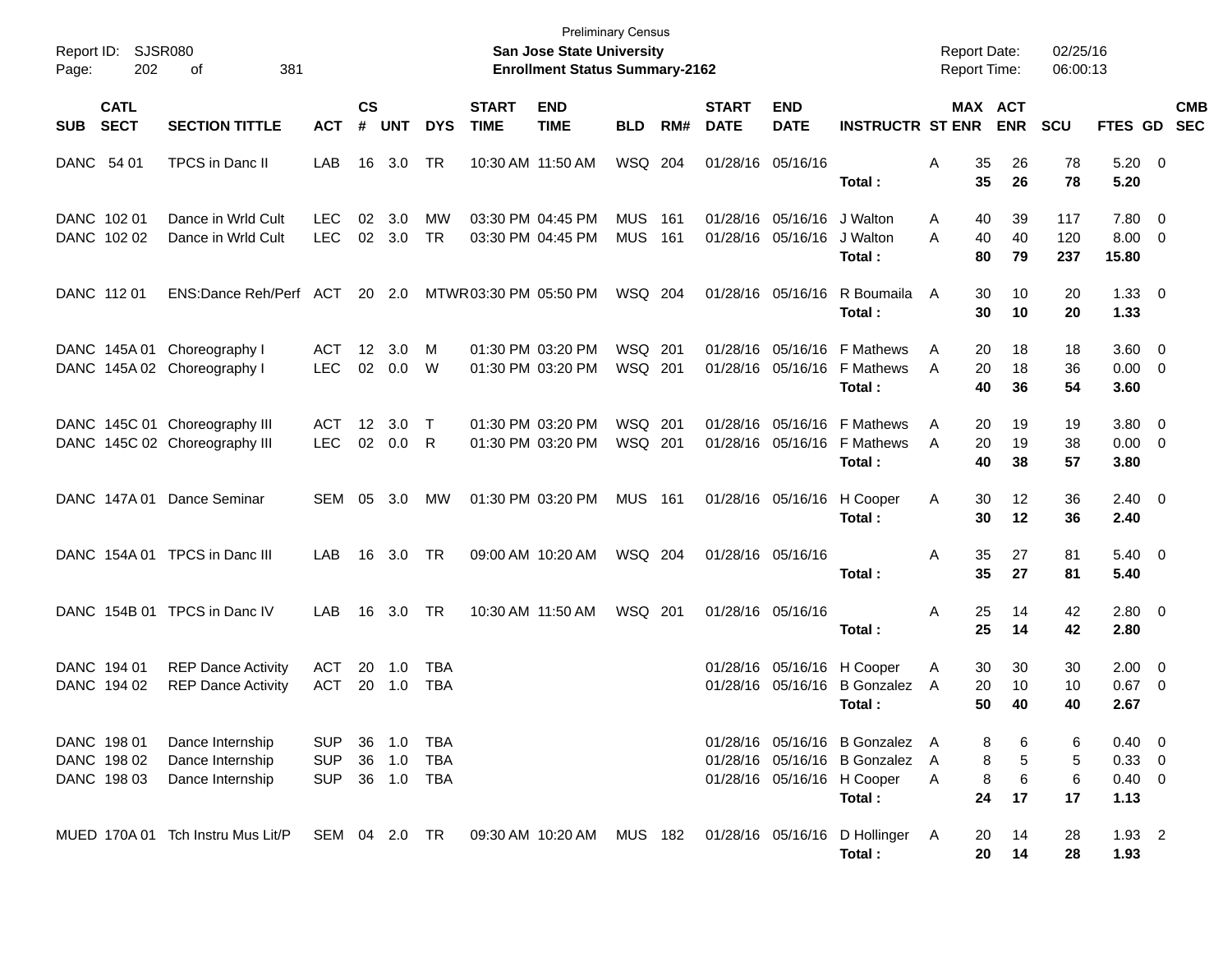Preliminary Census

Report ID: SJSR080

**San Jose State University**

**Enrollment Status Summary-2162**

Report Date: 02/25/16

Report Time: 06:00:13

| SUB | CATL SECT | SECTION TITTLE | ACT | CS # | UNT | DYS | START TIME | END TIME | BLD | RM# | START DATE | END DATE | INSTRUCTR | ST | MAX ENR | ACT ENR | SCU | FTES | GD | CMB SEC |
|---|---|---|---|---|---|---|---|---|---|---|---|---|---|---|---|---|---|---|---|---|
| DANC | 54 01 | TPCS in Danc II | LAB | 16 | 3.0 | TR | 10:30 AM | 11:50 AM | WSQ | 204 | 01/28/16 | 05/16/16 | | A | 35 | 26 | 78 | 5.20 | 0 | |
| | | | | | | | | | | | | | **Total :** | | **35** | **26** | **78** | **5.20** | | |
| DANC | 102 01 | Dance in Wrld Cult | LEC | 02 | 3.0 | MW | 03:30 PM | 04:45 PM | MUS | 161 | 01/28/16 | 05/16/16 | J Walton | A | 40 | 39 | 117 | 7.80 | 0 | |
| DANC | 102 02 | Dance in Wrld Cult | LEC | 02 | 3.0 | TR | 03:30 PM | 04:45 PM | MUS | 161 | 01/28/16 | 05/16/16 | J Walton | A | 40 | 40 | 120 | 8.00 | 0 | |
| | | | | | | | | | | | | | **Total :** | | **80** | **79** | **237** | **15.80** | | |
| DANC | 112 01 | ENS:Dance Reh/Perf | ACT | 20 | 2.0 | MTWR | 03:30 PM | 05:50 PM | WSQ | 204 | 01/28/16 | 05/16/16 | R Boumaila | A | 30 | 10 | 20 | 1.33 | 0 | |
| | | | | | | | | | | | | | **Total :** | | **30** | **10** | **20** | **1.33** | | |
| DANC | 145A 01 | Choreography I | ACT | 12 | 3.0 | M | 01:30 PM | 03:20 PM | WSQ | 201 | 01/28/16 | 05/16/16 | F Mathews | A | 20 | 18 | 18 | 3.60 | 0 | |
| DANC | 145A 02 | Choreography I | LEC | 02 | 0.0 | W | 01:30 PM | 03:20 PM | WSQ | 201 | 01/28/16 | 05/16/16 | F Mathews | A | 20 | 18 | 36 | 0.00 | 0 | |
| | | | | | | | | | | | | | **Total :** | | **40** | **36** | **54** | **3.60** | | |
| DANC | 145C 01 | Choreography III | ACT | 12 | 3.0 | T | 01:30 PM | 03:20 PM | WSQ | 201 | 01/28/16 | 05/16/16 | F Mathews | A | 20 | 19 | 19 | 3.80 | 0 | |
| DANC | 145C 02 | Choreography III | LEC | 02 | 0.0 | R | 01:30 PM | 03:20 PM | WSQ | 201 | 01/28/16 | 05/16/16 | F Mathews | A | 20 | 19 | 38 | 0.00 | 0 | |
| | | | | | | | | | | | | | **Total :** | | **40** | **38** | **57** | **3.80** | | |
| DANC | 147A 01 | Dance Seminar | SEM | 05 | 3.0 | MW | 01:30 PM | 03:20 PM | MUS | 161 | 01/28/16 | 05/16/16 | H Cooper | A | 30 | 12 | 36 | 2.40 | 0 | |
| | | | | | | | | | | | | | **Total :** | | **30** | **12** | **36** | **2.40** | | |
| DANC | 154A 01 | TPCS in Danc III | LAB | 16 | 3.0 | TR | 09:00 AM | 10:20 AM | WSQ | 204 | 01/28/16 | 05/16/16 | | A | 35 | 27 | 81 | 5.40 | 0 | |
| | | | | | | | | | | | | | **Total :** | | **35** | **27** | **81** | **5.40** | | |
| DANC | 154B 01 | TPCS in Danc IV | LAB | 16 | 3.0 | TR | 10:30 AM | 11:50 AM | WSQ | 201 | 01/28/16 | 05/16/16 | | A | 25 | 14 | 42 | 2.80 | 0 | |
| | | | | | | | | | | | | | **Total :** | | **25** | **14** | **42** | **2.80** | | |
| DANC | 194 01 | REP Dance Activity | ACT | 20 | 1.0 | TBA | | | | | 01/28/16 | 05/16/16 | H Cooper | A | 30 | 30 | 30 | 2.00 | 0 | |
| DANC | 194 02 | REP Dance Activity | ACT | 20 | 1.0 | TBA | | | | | 01/28/16 | 05/16/16 | B Gonzalez | A | 20 | 10 | 10 | 0.67 | 0 | |
| | | | | | | | | | | | | | **Total :** | | **50** | **40** | **40** | **2.67** | | |
| DANC | 198 01 | Dance Internship | SUP | 36 | 1.0 | TBA | | | | | 01/28/16 | 05/16/16 | B Gonzalez | A | 8 | 6 | 6 | 0.40 | 0 | |
| DANC | 198 02 | Dance Internship | SUP | 36 | 1.0 | TBA | | | | | 01/28/16 | 05/16/16 | B Gonzalez | A | 8 | 5 | 5 | 0.33 | 0 | |
| DANC | 198 03 | Dance Internship | SUP | 36 | 1.0 | TBA | | | | | 01/28/16 | 05/16/16 | H Cooper | A | 8 | 6 | 6 | 0.40 | 0 | |
| | | | | | | | | | | | | | **Total :** | | **24** | **17** | **17** | **1.13** | | |
| MUED | 170A 01 | Tch Instru Mus Lit/P | SEM | 04 | 2.0 | TR | 09:30 AM | 10:20 AM | MUS | 182 | 01/28/16 | 05/16/16 | D Hollinger | A | 20 | 14 | 28 | 1.93 | 2 | |
| | | | | | | | | | | | | | **Total :** | | **20** | **14** | **28** | **1.93** | | |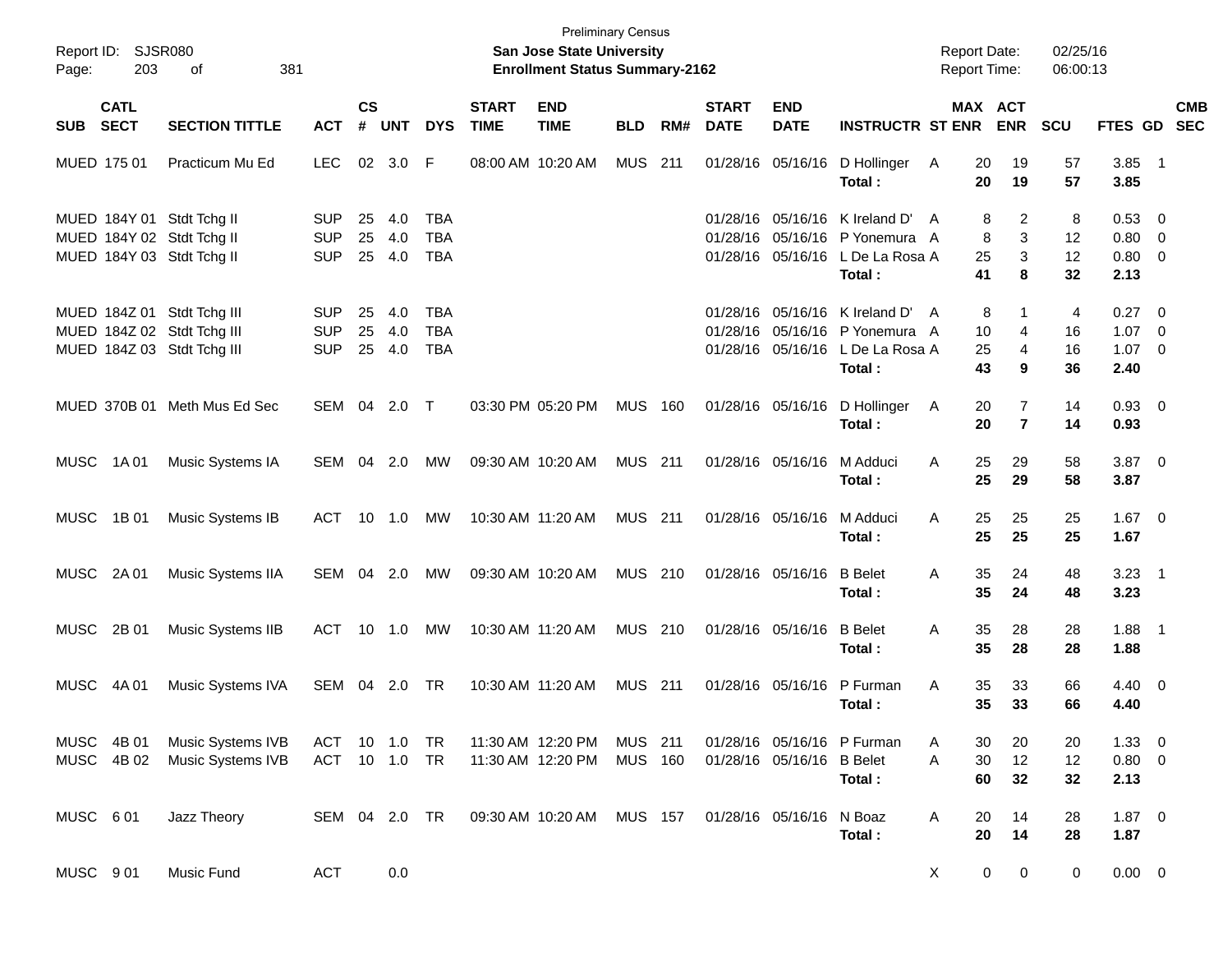Preliminary Census

**San Jose State University**

**Enrollment Status Summary-2162**

Report ID: SJSR080
Report Date: 02/25/16
Report Time: 06:00:13

| SUB | CATL SECT | SECTION TITTLE | ACT | CS # | UNT | DYS | START TIME | END TIME | BLD | RM# | START DATE | END DATE | INSTRUCTR | ST | MAX ENR | ACT ENR | SCU | FTES | GD | CMB SEC |
|---|---|---|---|---|---|---|---|---|---|---|---|---|---|---|---|---|---|---|---|---|
| MUED | 175 01 | Practicum Mu Ed | LEC | 02 | 3.0 | F | 08:00 AM | 10:20 AM | MUS | 211 | 01/28/16 | 05/16/16 | D Hollinger | A | 20 | 19 | 57 | 3.85 | 1 | |
| | | | | | | | | | | | | | **Total :** | | **20** | **19** | **57** | **3.85** | | |
| MUED | 184Y 01 | Stdt Tchg II | SUP | 25 | 4.0 | TBA | | | | | 01/28/16 | 05/16/16 | K Ireland D' | A | 8 | 2 | 8 | 0.53 | 0 | |
| MUED | 184Y 02 | Stdt Tchg II | SUP | 25 | 4.0 | TBA | | | | | 01/28/16 | 05/16/16 | P Yonemura | A | 8 | 3 | 12 | 0.80 | 0 | |
| MUED | 184Y 03 | Stdt Tchg II | SUP | 25 | 4.0 | TBA | | | | | 01/28/16 | 05/16/16 | L De La Rosa | A | 25 | 3 | 12 | 0.80 | 0 | |
| | | | | | | | | | | | | | **Total :** | | **41** | **8** | **32** | **2.13** | | |
| MUED | 184Z 01 | Stdt Tchg III | SUP | 25 | 4.0 | TBA | | | | | 01/28/16 | 05/16/16 | K Ireland D' | A | 8 | 1 | 4 | 0.27 | 0 | |
| MUED | 184Z 02 | Stdt Tchg III | SUP | 25 | 4.0 | TBA | | | | | 01/28/16 | 05/16/16 | P Yonemura | A | 10 | 4 | 16 | 1.07 | 0 | |
| MUED | 184Z 03 | Stdt Tchg III | SUP | 25 | 4.0 | TBA | | | | | 01/28/16 | 05/16/16 | L De La Rosa | A | 25 | 4 | 16 | 1.07 | 0 | |
| | | | | | | | | | | | | | **Total :** | | **43** | **9** | **36** | **2.40** | | |
| MUED | 370B 01 | Meth Mus Ed Sec | SEM | 04 | 2.0 | T | 03:30 PM | 05:20 PM | MUS | 160 | 01/28/16 | 05/16/16 | D Hollinger | A | 20 | 7 | 14 | 0.93 | 0 | |
| | | | | | | | | | | | | | **Total :** | | **20** | **7** | **14** | **0.93** | | |
| MUSC | 1A 01 | Music Systems IA | SEM | 04 | 2.0 | MW | 09:30 AM | 10:20 AM | MUS | 211 | 01/28/16 | 05/16/16 | M Adduci | A | 25 | 29 | 58 | 3.87 | 0 | |
| | | | | | | | | | | | | | **Total :** | | **25** | **29** | **58** | **3.87** | | |
| MUSC | 1B 01 | Music Systems IB | ACT | 10 | 1.0 | MW | 10:30 AM | 11:20 AM | MUS | 211 | 01/28/16 | 05/16/16 | M Adduci | A | 25 | 25 | 25 | 1.67 | 0 | |
| | | | | | | | | | | | | | **Total :** | | **25** | **25** | **25** | **1.67** | | |
| MUSC | 2A 01 | Music Systems IIA | SEM | 04 | 2.0 | MW | 09:30 AM | 10:20 AM | MUS | 210 | 01/28/16 | 05/16/16 | B Belet | A | 35 | 24 | 48 | 3.23 | 1 | |
| | | | | | | | | | | | | | **Total :** | | **35** | **24** | **48** | **3.23** | | |
| MUSC | 2B 01 | Music Systems IIB | ACT | 10 | 1.0 | MW | 10:30 AM | 11:20 AM | MUS | 210 | 01/28/16 | 05/16/16 | B Belet | A | 35 | 28 | 28 | 1.88 | 1 | |
| | | | | | | | | | | | | | **Total :** | | **35** | **28** | **28** | **1.88** | | |
| MUSC | 4A 01 | Music Systems IVA | SEM | 04 | 2.0 | TR | 10:30 AM | 11:20 AM | MUS | 211 | 01/28/16 | 05/16/16 | P Furman | A | 35 | 33 | 66 | 4.40 | 0 | |
| | | | | | | | | | | | | | **Total :** | | **35** | **33** | **66** | **4.40** | | |
| MUSC | 4B 01 | Music Systems IVB | ACT | 10 | 1.0 | TR | 11:30 AM | 12:20 PM | MUS | 211 | 01/28/16 | 05/16/16 | P Furman | A | 30 | 20 | 20 | 1.33 | 0 | |
| MUSC | 4B 02 | Music Systems IVB | ACT | 10 | 1.0 | TR | 11:30 AM | 12:20 PM | MUS | 160 | 01/28/16 | 05/16/16 | B Belet | A | 30 | 12 | 12 | 0.80 | 0 | |
| | | | | | | | | | | | | | **Total :** | | **60** | **32** | **32** | **2.13** | | |
| MUSC | 6 01 | Jazz Theory | SEM | 04 | 2.0 | TR | 09:30 AM | 10:20 AM | MUS | 157 | 01/28/16 | 05/16/16 | N Boaz | A | 20 | 14 | 28 | 1.87 | 0 | |
| | | | | | | | | | | | | | **Total :** | | **20** | **14** | **28** | **1.87** | | |
| MUSC | 9 01 | Music Fund | ACT | | 0.0 | | | | | | | | | X | 0 | 0 | 0 | 0.00 | 0 | |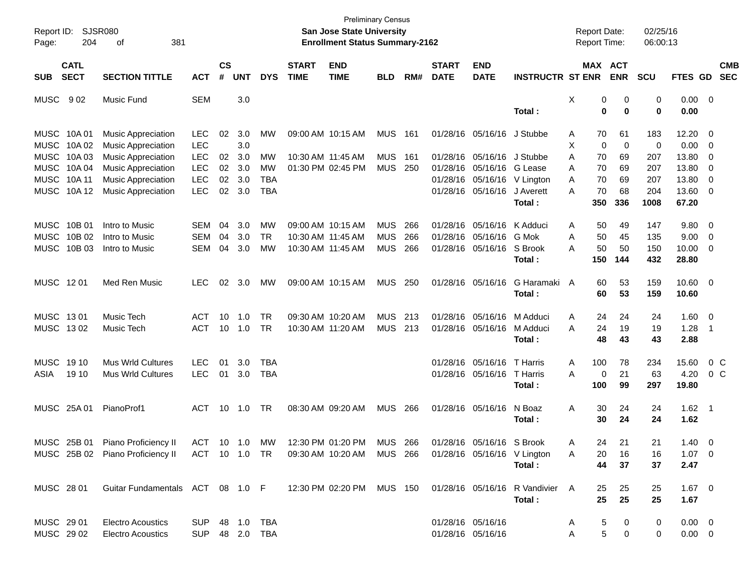Preliminary Census

**San Jose State University**

**Enrollment Status Summary-2162**

Report ID: SJSR080

Report Date: 02/25/16

Report Time: 06:00:13

| SUB | CATL SECT | SECTION TITTLE | ACT | CS # | UNT | DYS | START TIME | END TIME | BLD | RM# | START DATE | END DATE | INSTRUCTR | ST | MAX ENR | ACT ENR | SCU | FTES | GD | CMB SEC |
|---|---|---|---|---|---|---|---|---|---|---|---|---|---|---|---|---|---|---|---|---|
| MUSC | 9 02 | Music Fund | SEM | | 3.0 | | | | | | | | | X | 0 | 0 | 0 | 0.00 | 0 | |
| | | | | | | | | | | | | | **Total :** | | **0** | **0** | **0** | **0.00** | | |
| MUSC | 10A 01 | Music Appreciation | LEC | 02 | 3.0 | MW | 09:00 AM | 10:15 AM | MUS | 161 | 01/28/16 | 05/16/16 | J Stubbe | A | 70 | 61 | 183 | 12.20 | 0 | |
| MUSC | 10A 02 | Music Appreciation | LEC | | 3.0 | | | | | | | | | X | 0 | 0 | 0 | 0.00 | 0 | |
| MUSC | 10A 03 | Music Appreciation | LEC | 02 | 3.0 | MW | 10:30 AM | 11:45 AM | MUS | 161 | 01/28/16 | 05/16/16 | J Stubbe | A | 70 | 69 | 207 | 13.80 | 0 | |
| MUSC | 10A 04 | Music Appreciation | LEC | 02 | 3.0 | MW | 01:30 PM | 02:45 PM | MUS | 250 | 01/28/16 | 05/16/16 | G Lease | A | 70 | 69 | 207 | 13.80 | 0 | |
| MUSC | 10A 11 | Music Appreciation | LEC | 02 | 3.0 | TBA | | | | | 01/28/16 | 05/16/16 | V Lington | A | 70 | 69 | 207 | 13.80 | 0 | |
| MUSC | 10A 12 | Music Appreciation | LEC | 02 | 3.0 | TBA | | | | | 01/28/16 | 05/16/16 | J Averett | A | 70 | 68 | 204 | 13.60 | 0 | |
| | | | | | | | | | | | | | **Total :** | | **350** | **336** | **1008** | **67.20** | | |
| MUSC | 10B 01 | Intro to Music | SEM | 04 | 3.0 | MW | 09:00 AM | 10:15 AM | MUS | 266 | 01/28/16 | 05/16/16 | K Adduci | A | 50 | 49 | 147 | 9.80 | 0 | |
| MUSC | 10B 02 | Intro to Music | SEM | 04 | 3.0 | TR | 10:30 AM | 11:45 AM | MUS | 266 | 01/28/16 | 05/16/16 | G Mok | A | 50 | 45 | 135 | 9.00 | 0 | |
| MUSC | 10B 03 | Intro to Music | SEM | 04 | 3.0 | MW | 10:30 AM | 11:45 AM | MUS | 266 | 01/28/16 | 05/16/16 | S Brook | A | 50 | 50 | 150 | 10.00 | 0 | |
| | | | | | | | | | | | | | **Total :** | | **150** | **144** | **432** | **28.80** | | |
| MUSC | 12 01 | Med Ren Music | LEC | 02 | 3.0 | MW | 09:00 AM | 10:15 AM | MUS | 250 | 01/28/16 | 05/16/16 | G Haramaki | A | 60 | 53 | 159 | 10.60 | 0 | |
| | | | | | | | | | | | | | **Total :** | | **60** | **53** | **159** | **10.60** | | |
| MUSC | 13 01 | Music Tech | ACT | 10 | 1.0 | TR | 09:30 AM | 10:20 AM | MUS | 213 | 01/28/16 | 05/16/16 | M Adduci | A | 24 | 24 | 24 | 1.60 | 0 | |
| MUSC | 13 02 | Music Tech | ACT | 10 | 1.0 | TR | 10:30 AM | 11:20 AM | MUS | 213 | 01/28/16 | 05/16/16 | M Adduci | A | 24 | 19 | 19 | 1.28 | 1 | |
| | | | | | | | | | | | | | **Total :** | | **48** | **43** | **43** | **2.88** | | |
| MUSC | 19 10 | Mus Wrld Cultures | LEC | 01 | 3.0 | TBA | | | | | 01/28/16 | 05/16/16 | T Harris | A | 100 | 78 | 234 | 15.60 | 0 | C |
| ASIA | 19 10 | Mus Wrld Cultures | LEC | 01 | 3.0 | TBA | | | | | 01/28/16 | 05/16/16 | T Harris | A | 0 | 21 | 63 | 4.20 | 0 | C |
| | | | | | | | | | | | | | **Total :** | | **100** | **99** | **297** | **19.80** | | |
| MUSC | 25A 01 | PianoProf1 | ACT | 10 | 1.0 | TR | 08:30 AM | 09:20 AM | MUS | 266 | 01/28/16 | 05/16/16 | N Boaz | A | 30 | 24 | 24 | 1.62 | 1 | |
| | | | | | | | | | | | | | **Total :** | | **30** | **24** | **24** | **1.62** | | |
| MUSC | 25B 01 | Piano Proficiency II | ACT | 10 | 1.0 | MW | 12:30 PM | 01:20 PM | MUS | 266 | 01/28/16 | 05/16/16 | S Brook | A | 24 | 21 | 21 | 1.40 | 0 | |
| MUSC | 25B 02 | Piano Proficiency II | ACT | 10 | 1.0 | TR | 09:30 AM | 10:20 AM | MUS | 266 | 01/28/16 | 05/16/16 | V Lington | A | 20 | 16 | 16 | 1.07 | 0 | |
| | | | | | | | | | | | | | **Total :** | | **44** | **37** | **37** | **2.47** | | |
| MUSC | 28 01 | Guitar Fundamentals | ACT | 08 | 1.0 | F | 12:30 PM | 02:20 PM | MUS | 150 | 01/28/16 | 05/16/16 | R Vandivier | A | 25 | 25 | 25 | 1.67 | 0 | |
| | | | | | | | | | | | | | **Total :** | | **25** | **25** | **25** | **1.67** | | |
| MUSC | 29 01 | Electro Acoustics | SUP | 48 | 1.0 | TBA | | | | | 01/28/16 | 05/16/16 | | A | 5 | 0 | 0 | 0.00 | 0 | |
| MUSC | 29 02 | Electro Acoustics | SUP | 48 | 2.0 | TBA | | | | | 01/28/16 | 05/16/16 | | A | 5 | 0 | 0 | 0.00 | 0 | |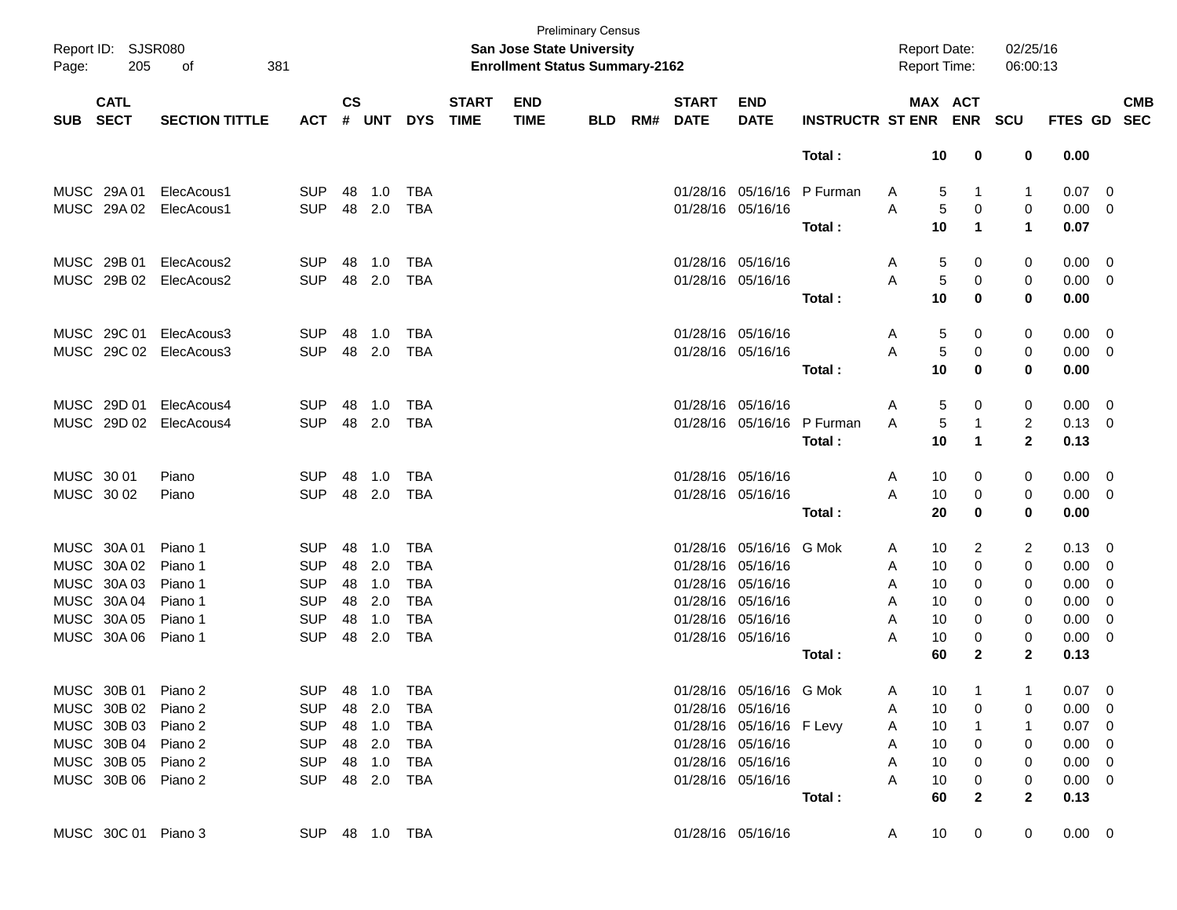Preliminary Census

**San Jose State University**

**Enrollment Status Summary-2162**

| SUB | CATL SECT | SECTION TITTLE | ACT | CS # | UNT | DYS | START TIME | END TIME | BLD | RM# | START DATE | END DATE | INSTRUCTR | ST | MAX ENR | ACT ENR | SCU | FTES | GD | CMB SEC |
|---|---|---|---|---|---|---|---|---|---|---|---|---|---|---|---|---|---|---|---|---|
| | | | | | | | | | | | | | **Total :** | | **10** | **0** | **0** | **0.00** | | |
| MUSC | 29A 01 | ElecAcous1 | SUP | 48 | 1.0 | TBA | | | | | 01/28/16 | 05/16/16 | P Furman | A | 5 | 1 | 1 | 0.07 | 0 | |
| MUSC | 29A 02 | ElecAcous1 | SUP | 48 | 2.0 | TBA | | | | | 01/28/16 | 05/16/16 | | A | 5 | 0 | 0 | 0.00 | 0 | |
| | | | | | | | | | | | | | **Total :** | | **10** | **1** | **1** | **0.07** | | |
| MUSC | 29B 01 | ElecAcous2 | SUP | 48 | 1.0 | TBA | | | | | 01/28/16 | 05/16/16 | | A | 5 | 0 | 0 | 0.00 | 0 | |
| MUSC | 29B 02 | ElecAcous2 | SUP | 48 | 2.0 | TBA | | | | | 01/28/16 | 05/16/16 | | A | 5 | 0 | 0 | 0.00 | 0 | |
| | | | | | | | | | | | | | **Total :** | | **10** | **0** | **0** | **0.00** | | |
| MUSC | 29C 01 | ElecAcous3 | SUP | 48 | 1.0 | TBA | | | | | 01/28/16 | 05/16/16 | | A | 5 | 0 | 0 | 0.00 | 0 | |
| MUSC | 29C 02 | ElecAcous3 | SUP | 48 | 2.0 | TBA | | | | | 01/28/16 | 05/16/16 | | A | 5 | 0 | 0 | 0.00 | 0 | |
| | | | | | | | | | | | | | **Total :** | | **10** | **0** | **0** | **0.00** | | |
| MUSC | 29D 01 | ElecAcous4 | SUP | 48 | 1.0 | TBA | | | | | 01/28/16 | 05/16/16 | | A | 5 | 0 | 0 | 0.00 | 0 | |
| MUSC | 29D 02 | ElecAcous4 | SUP | 48 | 2.0 | TBA | | | | | 01/28/16 | 05/16/16 | P Furman | A | 5 | 1 | 2 | 0.13 | 0 | |
| | | | | | | | | | | | | | **Total :** | | **10** | **1** | **2** | **0.13** | | |
| MUSC | 30 01 | Piano | SUP | 48 | 1.0 | TBA | | | | | 01/28/16 | 05/16/16 | | A | 10 | 0 | 0 | 0.00 | 0 | |
| MUSC | 30 02 | Piano | SUP | 48 | 2.0 | TBA | | | | | 01/28/16 | 05/16/16 | | A | 10 | 0 | 0 | 0.00 | 0 | |
| | | | | | | | | | | | | | **Total :** | | **20** | **0** | **0** | **0.00** | | |
| MUSC | 30A 01 | Piano 1 | SUP | 48 | 1.0 | TBA | | | | | 01/28/16 | 05/16/16 | G Mok | A | 10 | 2 | 2 | 0.13 | 0 | |
| MUSC | 30A 02 | Piano 1 | SUP | 48 | 2.0 | TBA | | | | | 01/28/16 | 05/16/16 | | A | 10 | 0 | 0 | 0.00 | 0 | |
| MUSC | 30A 03 | Piano 1 | SUP | 48 | 1.0 | TBA | | | | | 01/28/16 | 05/16/16 | | A | 10 | 0 | 0 | 0.00 | 0 | |
| MUSC | 30A 04 | Piano 1 | SUP | 48 | 2.0 | TBA | | | | | 01/28/16 | 05/16/16 | | A | 10 | 0 | 0 | 0.00 | 0 | |
| MUSC | 30A 05 | Piano 1 | SUP | 48 | 1.0 | TBA | | | | | 01/28/16 | 05/16/16 | | A | 10 | 0 | 0 | 0.00 | 0 | |
| MUSC | 30A 06 | Piano 1 | SUP | 48 | 2.0 | TBA | | | | | 01/28/16 | 05/16/16 | | A | 10 | 0 | 0 | 0.00 | 0 | |
| | | | | | | | | | | | | | **Total :** | | **60** | **2** | **2** | **0.13** | | |
| MUSC | 30B 01 | Piano 2 | SUP | 48 | 1.0 | TBA | | | | | 01/28/16 | 05/16/16 | G Mok | A | 10 | 1 | 1 | 0.07 | 0 | |
| MUSC | 30B 02 | Piano 2 | SUP | 48 | 2.0 | TBA | | | | | 01/28/16 | 05/16/16 | | A | 10 | 0 | 0 | 0.00 | 0 | |
| MUSC | 30B 03 | Piano 2 | SUP | 48 | 1.0 | TBA | | | | | 01/28/16 | 05/16/16 | F Levy | A | 10 | 1 | 1 | 0.07 | 0 | |
| MUSC | 30B 04 | Piano 2 | SUP | 48 | 2.0 | TBA | | | | | 01/28/16 | 05/16/16 | | A | 10 | 0 | 0 | 0.00 | 0 | |
| MUSC | 30B 05 | Piano 2 | SUP | 48 | 1.0 | TBA | | | | | 01/28/16 | 05/16/16 | | A | 10 | 0 | 0 | 0.00 | 0 | |
| MUSC | 30B 06 | Piano 2 | SUP | 48 | 2.0 | TBA | | | | | 01/28/16 | 05/16/16 | | A | 10 | 0 | 0 | 0.00 | 0 | |
| | | | | | | | | | | | | | **Total :** | | **60** | **2** | **2** | **0.13** | | |
| MUSC | 30C 01 | Piano 3 | SUP | 48 | 1.0 | TBA | | | | | 01/28/16 | 05/16/16 | | A | 10 | 0 | 0 | 0.00 | 0 | |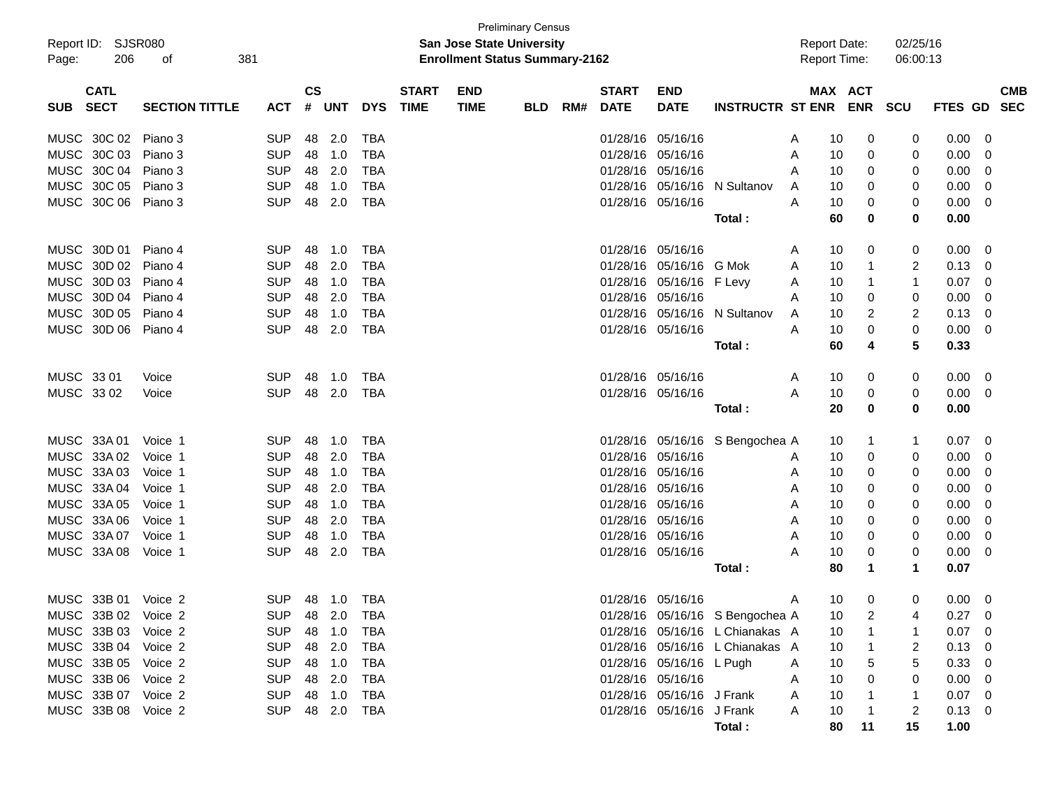Preliminary Census

Report ID: SJSR080

**San Jose State University**

**Enrollment Status Summary-2162**

Report Date: 02/25/16

Report Time: 06:00:13

| SUB | CATL SECT | SECTION TITTLE | ACT | CS # | UNT | DYS | START TIME | END TIME | BLD | RM# | START DATE | END DATE | INSTRUCTR | ST | MAX ENR | ACT ENR | SCU | FTES | GD | CMB SEC |
|---|---|---|---|---|---|---|---|---|---|---|---|---|---|---|---|---|---|---|---|---|
| MUSC | 30C 02 | Piano 3 | SUP | 48 | 2.0 | TBA | | | | | 01/28/16 | 05/16/16 | | A | 10 | 0 | 0 | 0.00 | 0 | |
| MUSC | 30C 03 | Piano 3 | SUP | 48 | 1.0 | TBA | | | | | 01/28/16 | 05/16/16 | | A | 10 | 0 | 0 | 0.00 | 0 | |
| MUSC | 30C 04 | Piano 3 | SUP | 48 | 2.0 | TBA | | | | | 01/28/16 | 05/16/16 | | A | 10 | 0 | 0 | 0.00 | 0 | |
| MUSC | 30C 05 | Piano 3 | SUP | 48 | 1.0 | TBA | | | | | 01/28/16 | 05/16/16 | N Sultanov | A | 10 | 0 | 0 | 0.00 | 0 | |
| MUSC | 30C 06 | Piano 3 | SUP | 48 | 2.0 | TBA | | | | | 01/28/16 | 05/16/16 | | A | 10 | 0 | 0 | 0.00 | 0 | |
| | | | | | | | | | | | | | **Total :** | | **60** | **0** | **0** | **0.00** | | |
| MUSC | 30D 01 | Piano 4 | SUP | 48 | 1.0 | TBA | | | | | 01/28/16 | 05/16/16 | | A | 10 | 0 | 0 | 0.00 | 0 | |
| MUSC | 30D 02 | Piano 4 | SUP | 48 | 2.0 | TBA | | | | | 01/28/16 | 05/16/16 | G Mok | A | 10 | 1 | 2 | 0.13 | 0 | |
| MUSC | 30D 03 | Piano 4 | SUP | 48 | 1.0 | TBA | | | | | 01/28/16 | 05/16/16 | F Levy | A | 10 | 1 | 1 | 0.07 | 0 | |
| MUSC | 30D 04 | Piano 4 | SUP | 48 | 2.0 | TBA | | | | | 01/28/16 | 05/16/16 | | A | 10 | 0 | 0 | 0.00 | 0 | |
| MUSC | 30D 05 | Piano 4 | SUP | 48 | 1.0 | TBA | | | | | 01/28/16 | 05/16/16 | N Sultanov | A | 10 | 2 | 2 | 0.13 | 0 | |
| MUSC | 30D 06 | Piano 4 | SUP | 48 | 2.0 | TBA | | | | | 01/28/16 | 05/16/16 | | A | 10 | 0 | 0 | 0.00 | 0 | |
| | | | | | | | | | | | | | **Total :** | | **60** | **4** | **5** | **0.33** | | |
| MUSC | 33 01 | Voice | SUP | 48 | 1.0 | TBA | | | | | 01/28/16 | 05/16/16 | | A | 10 | 0 | 0 | 0.00 | 0 | |
| MUSC | 33 02 | Voice | SUP | 48 | 2.0 | TBA | | | | | 01/28/16 | 05/16/16 | | A | 10 | 0 | 0 | 0.00 | 0 | |
| | | | | | | | | | | | | | **Total :** | | **20** | **0** | **0** | **0.00** | | |
| MUSC | 33A 01 | Voice 1 | SUP | 48 | 1.0 | TBA | | | | | 01/28/16 | 05/16/16 | S Bengochea | A | 10 | 1 | 1 | 0.07 | 0 | |
| MUSC | 33A 02 | Voice 1 | SUP | 48 | 2.0 | TBA | | | | | 01/28/16 | 05/16/16 | | A | 10 | 0 | 0 | 0.00 | 0 | |
| MUSC | 33A 03 | Voice 1 | SUP | 48 | 1.0 | TBA | | | | | 01/28/16 | 05/16/16 | | A | 10 | 0 | 0 | 0.00 | 0 | |
| MUSC | 33A 04 | Voice 1 | SUP | 48 | 2.0 | TBA | | | | | 01/28/16 | 05/16/16 | | A | 10 | 0 | 0 | 0.00 | 0 | |
| MUSC | 33A 05 | Voice 1 | SUP | 48 | 1.0 | TBA | | | | | 01/28/16 | 05/16/16 | | A | 10 | 0 | 0 | 0.00 | 0 | |
| MUSC | 33A 06 | Voice 1 | SUP | 48 | 2.0 | TBA | | | | | 01/28/16 | 05/16/16 | | A | 10 | 0 | 0 | 0.00 | 0 | |
| MUSC | 33A 07 | Voice 1 | SUP | 48 | 1.0 | TBA | | | | | 01/28/16 | 05/16/16 | | A | 10 | 0 | 0 | 0.00 | 0 | |
| MUSC | 33A 08 | Voice 1 | SUP | 48 | 2.0 | TBA | | | | | 01/28/16 | 05/16/16 | | A | 10 | 0 | 0 | 0.00 | 0 | |
| | | | | | | | | | | | | | **Total :** | | **80** | **1** | **1** | **0.07** | | |
| MUSC | 33B 01 | Voice 2 | SUP | 48 | 1.0 | TBA | | | | | 01/28/16 | 05/16/16 | | A | 10 | 0 | 0 | 0.00 | 0 | |
| MUSC | 33B 02 | Voice 2 | SUP | 48 | 2.0 | TBA | | | | | 01/28/16 | 05/16/16 | S Bengochea | A | 10 | 2 | 4 | 0.27 | 0 | |
| MUSC | 33B 03 | Voice 2 | SUP | 48 | 1.0 | TBA | | | | | 01/28/16 | 05/16/16 | L Chianakas | A | 10 | 1 | 1 | 0.07 | 0 | |
| MUSC | 33B 04 | Voice 2 | SUP | 48 | 2.0 | TBA | | | | | 01/28/16 | 05/16/16 | L Chianakas | A | 10 | 1 | 2 | 0.13 | 0 | |
| MUSC | 33B 05 | Voice 2 | SUP | 48 | 1.0 | TBA | | | | | 01/28/16 | 05/16/16 | L Pugh | A | 10 | 5 | 5 | 0.33 | 0 | |
| MUSC | 33B 06 | Voice 2 | SUP | 48 | 2.0 | TBA | | | | | 01/28/16 | 05/16/16 | | A | 10 | 0 | 0 | 0.00 | 0 | |
| MUSC | 33B 07 | Voice 2 | SUP | 48 | 1.0 | TBA | | | | | 01/28/16 | 05/16/16 | J Frank | A | 10 | 1 | 1 | 0.07 | 0 | |
| MUSC | 33B 08 | Voice 2 | SUP | 48 | 2.0 | TBA | | | | | 01/28/16 | 05/16/16 | J Frank | A | 10 | 1 | 2 | 0.13 | 0 | |
| | | | | | | | | | | | | | **Total :** | | **80** | **11** | **15** | **1.00** | | |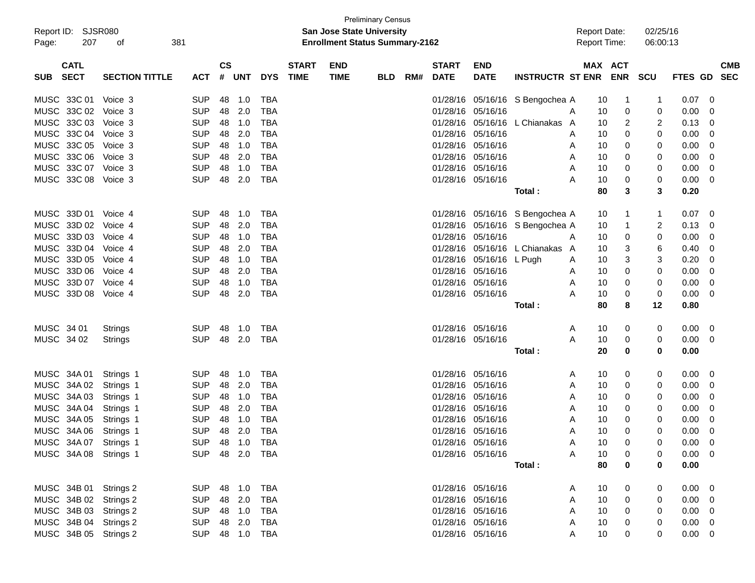Preliminary Census

**San Jose State University**

**Enrollment Status Summary-2162**

Report ID: SJSR080

Report Date: 02/25/16

Report Time: 06:00:13

| SUB | CATL SECT | SECTION TITTLE | ACT | CS # | UNT | DYS | START TIME | END TIME | BLD | RM# | START DATE | END DATE | INSTRUCTR | ST | MAX ENR | ACT ENR | SCU | FTES | GD | CMB SEC |
|---|---|---|---|---|---|---|---|---|---|---|---|---|---|---|---|---|---|---|---|---|
| MUSC | 33C 01 | Voice 3 | SUP | 48 | 1.0 | TBA | | | | | 01/28/16 | 05/16/16 | S Bengochea | A | 10 | 1 | 1 | 0.07 | 0 | |
| MUSC | 33C 02 | Voice 3 | SUP | 48 | 2.0 | TBA | | | | | 01/28/16 | 05/16/16 | | A | 10 | 0 | 0 | 0.00 | 0 | |
| MUSC | 33C 03 | Voice 3 | SUP | 48 | 1.0 | TBA | | | | | 01/28/16 | 05/16/16 | L Chianakas | A | 10 | 2 | 2 | 0.13 | 0 | |
| MUSC | 33C 04 | Voice 3 | SUP | 48 | 2.0 | TBA | | | | | 01/28/16 | 05/16/16 | | A | 10 | 0 | 0 | 0.00 | 0 | |
| MUSC | 33C 05 | Voice 3 | SUP | 48 | 1.0 | TBA | | | | | 01/28/16 | 05/16/16 | | A | 10 | 0 | 0 | 0.00 | 0 | |
| MUSC | 33C 06 | Voice 3 | SUP | 48 | 2.0 | TBA | | | | | 01/28/16 | 05/16/16 | | A | 10 | 0 | 0 | 0.00 | 0 | |
| MUSC | 33C 07 | Voice 3 | SUP | 48 | 1.0 | TBA | | | | | 01/28/16 | 05/16/16 | | A | 10 | 0 | 0 | 0.00 | 0 | |
| MUSC | 33C 08 | Voice 3 | SUP | 48 | 2.0 | TBA | | | | | 01/28/16 | 05/16/16 | | A | 10 | 0 | 0 | 0.00 | 0 | |
| | | | | | | | | | | | | | **Total :** | | **80** | **3** | **3** | **0.20** | | |
| MUSC | 33D 01 | Voice 4 | SUP | 48 | 1.0 | TBA | | | | | 01/28/16 | 05/16/16 | S Bengochea | A | 10 | 1 | 1 | 0.07 | 0 | |
| MUSC | 33D 02 | Voice 4 | SUP | 48 | 2.0 | TBA | | | | | 01/28/16 | 05/16/16 | S Bengochea | A | 10 | 1 | 2 | 0.13 | 0 | |
| MUSC | 33D 03 | Voice 4 | SUP | 48 | 1.0 | TBA | | | | | 01/28/16 | 05/16/16 | | A | 10 | 0 | 0 | 0.00 | 0 | |
| MUSC | 33D 04 | Voice 4 | SUP | 48 | 2.0 | TBA | | | | | 01/28/16 | 05/16/16 | L Chianakas | A | 10 | 3 | 6 | 0.40 | 0 | |
| MUSC | 33D 05 | Voice 4 | SUP | 48 | 1.0 | TBA | | | | | 01/28/16 | 05/16/16 | L Pugh | A | 10 | 3 | 3 | 0.20 | 0 | |
| MUSC | 33D 06 | Voice 4 | SUP | 48 | 2.0 | TBA | | | | | 01/28/16 | 05/16/16 | | A | 10 | 0 | 0 | 0.00 | 0 | |
| MUSC | 33D 07 | Voice 4 | SUP | 48 | 1.0 | TBA | | | | | 01/28/16 | 05/16/16 | | A | 10 | 0 | 0 | 0.00 | 0 | |
| MUSC | 33D 08 | Voice 4 | SUP | 48 | 2.0 | TBA | | | | | 01/28/16 | 05/16/16 | | A | 10 | 0 | 0 | 0.00 | 0 | |
| | | | | | | | | | | | | | **Total :** | | **80** | **8** | **12** | **0.80** | | |
| MUSC | 34 01 | Strings | SUP | 48 | 1.0 | TBA | | | | | 01/28/16 | 05/16/16 | | A | 10 | 0 | 0 | 0.00 | 0 | |
| MUSC | 34 02 | Strings | SUP | 48 | 2.0 | TBA | | | | | 01/28/16 | 05/16/16 | | A | 10 | 0 | 0 | 0.00 | 0 | |
| | | | | | | | | | | | | | **Total :** | | **20** | **0** | **0** | **0.00** | | |
| MUSC | 34A 01 | Strings 1 | SUP | 48 | 1.0 | TBA | | | | | 01/28/16 | 05/16/16 | | A | 10 | 0 | 0 | 0.00 | 0 | |
| MUSC | 34A 02 | Strings 1 | SUP | 48 | 2.0 | TBA | | | | | 01/28/16 | 05/16/16 | | A | 10 | 0 | 0 | 0.00 | 0 | |
| MUSC | 34A 03 | Strings 1 | SUP | 48 | 1.0 | TBA | | | | | 01/28/16 | 05/16/16 | | A | 10 | 0 | 0 | 0.00 | 0 | |
| MUSC | 34A 04 | Strings 1 | SUP | 48 | 2.0 | TBA | | | | | 01/28/16 | 05/16/16 | | A | 10 | 0 | 0 | 0.00 | 0 | |
| MUSC | 34A 05 | Strings 1 | SUP | 48 | 1.0 | TBA | | | | | 01/28/16 | 05/16/16 | | A | 10 | 0 | 0 | 0.00 | 0 | |
| MUSC | 34A 06 | Strings 1 | SUP | 48 | 2.0 | TBA | | | | | 01/28/16 | 05/16/16 | | A | 10 | 0 | 0 | 0.00 | 0 | |
| MUSC | 34A 07 | Strings 1 | SUP | 48 | 1.0 | TBA | | | | | 01/28/16 | 05/16/16 | | A | 10 | 0 | 0 | 0.00 | 0 | |
| MUSC | 34A 08 | Strings 1 | SUP | 48 | 2.0 | TBA | | | | | 01/28/16 | 05/16/16 | | A | 10 | 0 | 0 | 0.00 | 0 | |
| | | | | | | | | | | | | | **Total :** | | **80** | **0** | **0** | **0.00** | | |
| MUSC | 34B 01 | Strings 2 | SUP | 48 | 1.0 | TBA | | | | | 01/28/16 | 05/16/16 | | A | 10 | 0 | 0 | 0.00 | 0 | |
| MUSC | 34B 02 | Strings 2 | SUP | 48 | 2.0 | TBA | | | | | 01/28/16 | 05/16/16 | | A | 10 | 0 | 0 | 0.00 | 0 | |
| MUSC | 34B 03 | Strings 2 | SUP | 48 | 1.0 | TBA | | | | | 01/28/16 | 05/16/16 | | A | 10 | 0 | 0 | 0.00 | 0 | |
| MUSC | 34B 04 | Strings 2 | SUP | 48 | 2.0 | TBA | | | | | 01/28/16 | 05/16/16 | | A | 10 | 0 | 0 | 0.00 | 0 | |
| MUSC | 34B 05 | Strings 2 | SUP | 48 | 1.0 | TBA | | | | | 01/28/16 | 05/16/16 | | A | 10 | 0 | 0 | 0.00 | 0 | |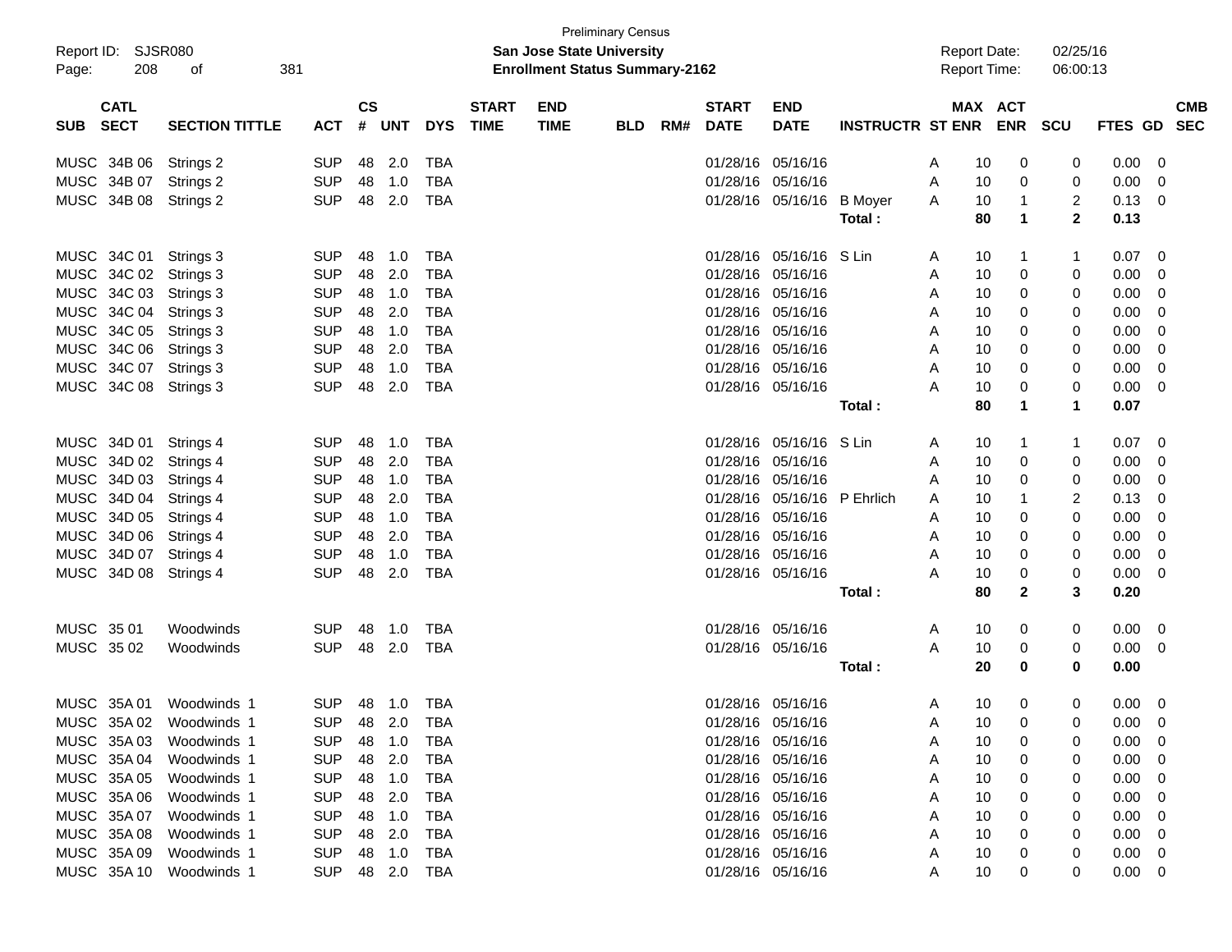Preliminary Census

Report ID: SJSR080
Page: 208 of 381

**San Jose State University**
**Enrollment Status Summary-2162**

Report Date: 02/25/16
Report Time: 06:00:13

| SUB | CATL SECT | SECTION TITTLE | ACT | CS # | UNT | DYS | START TIME | END TIME | BLD | RM# | START DATE | END DATE | INSTRUCTR | ST | MAX ENR | ACT ENR | SCU | FTES | GD | CMB SEC |
|---|---|---|---|---|---|---|---|---|---|---|---|---|---|---|---|---|---|---|---|---|
| MUSC | 34B 06 | Strings 2 | SUP | 48 | 2.0 | TBA | | | | | 01/28/16 | 05/16/16 | | A | 10 | 0 | 0 | 0.00 | 0 | |
| MUSC | 34B 07 | Strings 2 | SUP | 48 | 1.0 | TBA | | | | | 01/28/16 | 05/16/16 | | A | 10 | 0 | 0 | 0.00 | 0 | |
| MUSC | 34B 08 | Strings 2 | SUP | 48 | 2.0 | TBA | | | | | 01/28/16 | 05/16/16 | B Moyer | A | 10 | 1 | 2 | 0.13 | 0 | |
| | | | | | | | | | | | | | **Total :** | | **80** | **1** | **2** | **0.13** | | |
| MUSC | 34C 01 | Strings 3 | SUP | 48 | 1.0 | TBA | | | | | 01/28/16 | 05/16/16 | S Lin | A | 10 | 1 | 1 | 0.07 | 0 | |
| MUSC | 34C 02 | Strings 3 | SUP | 48 | 2.0 | TBA | | | | | 01/28/16 | 05/16/16 | | A | 10 | 0 | 0 | 0.00 | 0 | |
| MUSC | 34C 03 | Strings 3 | SUP | 48 | 1.0 | TBA | | | | | 01/28/16 | 05/16/16 | | A | 10 | 0 | 0 | 0.00 | 0 | |
| MUSC | 34C 04 | Strings 3 | SUP | 48 | 2.0 | TBA | | | | | 01/28/16 | 05/16/16 | | A | 10 | 0 | 0 | 0.00 | 0 | |
| MUSC | 34C 05 | Strings 3 | SUP | 48 | 1.0 | TBA | | | | | 01/28/16 | 05/16/16 | | A | 10 | 0 | 0 | 0.00 | 0 | |
| MUSC | 34C 06 | Strings 3 | SUP | 48 | 2.0 | TBA | | | | | 01/28/16 | 05/16/16 | | A | 10 | 0 | 0 | 0.00 | 0 | |
| MUSC | 34C 07 | Strings 3 | SUP | 48 | 1.0 | TBA | | | | | 01/28/16 | 05/16/16 | | A | 10 | 0 | 0 | 0.00 | 0 | |
| MUSC | 34C 08 | Strings 3 | SUP | 48 | 2.0 | TBA | | | | | 01/28/16 | 05/16/16 | | A | 10 | 0 | 0 | 0.00 | 0 | |
| | | | | | | | | | | | | | **Total :** | | **80** | **1** | **1** | **0.07** | | |
| MUSC | 34D 01 | Strings 4 | SUP | 48 | 1.0 | TBA | | | | | 01/28/16 | 05/16/16 | S Lin | A | 10 | 1 | 1 | 0.07 | 0 | |
| MUSC | 34D 02 | Strings 4 | SUP | 48 | 2.0 | TBA | | | | | 01/28/16 | 05/16/16 | | A | 10 | 0 | 0 | 0.00 | 0 | |
| MUSC | 34D 03 | Strings 4 | SUP | 48 | 1.0 | TBA | | | | | 01/28/16 | 05/16/16 | | A | 10 | 0 | 0 | 0.00 | 0 | |
| MUSC | 34D 04 | Strings 4 | SUP | 48 | 2.0 | TBA | | | | | 01/28/16 | 05/16/16 | P Ehrlich | A | 10 | 1 | 2 | 0.13 | 0 | |
| MUSC | 34D 05 | Strings 4 | SUP | 48 | 1.0 | TBA | | | | | 01/28/16 | 05/16/16 | | A | 10 | 0 | 0 | 0.00 | 0 | |
| MUSC | 34D 06 | Strings 4 | SUP | 48 | 2.0 | TBA | | | | | 01/28/16 | 05/16/16 | | A | 10 | 0 | 0 | 0.00 | 0 | |
| MUSC | 34D 07 | Strings 4 | SUP | 48 | 1.0 | TBA | | | | | 01/28/16 | 05/16/16 | | A | 10 | 0 | 0 | 0.00 | 0 | |
| MUSC | 34D 08 | Strings 4 | SUP | 48 | 2.0 | TBA | | | | | 01/28/16 | 05/16/16 | | A | 10 | 0 | 0 | 0.00 | 0 | |
| | | | | | | | | | | | | | **Total :** | | **80** | **2** | **3** | **0.20** | | |
| MUSC | 35 01 | Woodwinds | SUP | 48 | 1.0 | TBA | | | | | 01/28/16 | 05/16/16 | | A | 10 | 0 | 0 | 0.00 | 0 | |
| MUSC | 35 02 | Woodwinds | SUP | 48 | 2.0 | TBA | | | | | 01/28/16 | 05/16/16 | | A | 10 | 0 | 0 | 0.00 | 0 | |
| | | | | | | | | | | | | | **Total :** | | **20** | **0** | **0** | **0.00** | | |
| MUSC | 35A 01 | Woodwinds 1 | SUP | 48 | 1.0 | TBA | | | | | 01/28/16 | 05/16/16 | | A | 10 | 0 | 0 | 0.00 | 0 | |
| MUSC | 35A 02 | Woodwinds 1 | SUP | 48 | 2.0 | TBA | | | | | 01/28/16 | 05/16/16 | | A | 10 | 0 | 0 | 0.00 | 0 | |
| MUSC | 35A 03 | Woodwinds 1 | SUP | 48 | 1.0 | TBA | | | | | 01/28/16 | 05/16/16 | | A | 10 | 0 | 0 | 0.00 | 0 | |
| MUSC | 35A 04 | Woodwinds 1 | SUP | 48 | 2.0 | TBA | | | | | 01/28/16 | 05/16/16 | | A | 10 | 0 | 0 | 0.00 | 0 | |
| MUSC | 35A 05 | Woodwinds 1 | SUP | 48 | 1.0 | TBA | | | | | 01/28/16 | 05/16/16 | | A | 10 | 0 | 0 | 0.00 | 0 | |
| MUSC | 35A 06 | Woodwinds 1 | SUP | 48 | 2.0 | TBA | | | | | 01/28/16 | 05/16/16 | | A | 10 | 0 | 0 | 0.00 | 0 | |
| MUSC | 35A 07 | Woodwinds 1 | SUP | 48 | 1.0 | TBA | | | | | 01/28/16 | 05/16/16 | | A | 10 | 0 | 0 | 0.00 | 0 | |
| MUSC | 35A 08 | Woodwinds 1 | SUP | 48 | 2.0 | TBA | | | | | 01/28/16 | 05/16/16 | | A | 10 | 0 | 0 | 0.00 | 0 | |
| MUSC | 35A 09 | Woodwinds 1 | SUP | 48 | 1.0 | TBA | | | | | 01/28/16 | 05/16/16 | | A | 10 | 0 | 0 | 0.00 | 0 | |
| MUSC | 35A 10 | Woodwinds 1 | SUP | 48 | 2.0 | TBA | | | | | 01/28/16 | 05/16/16 | | A | 10 | 0 | 0 | 0.00 | 0 | |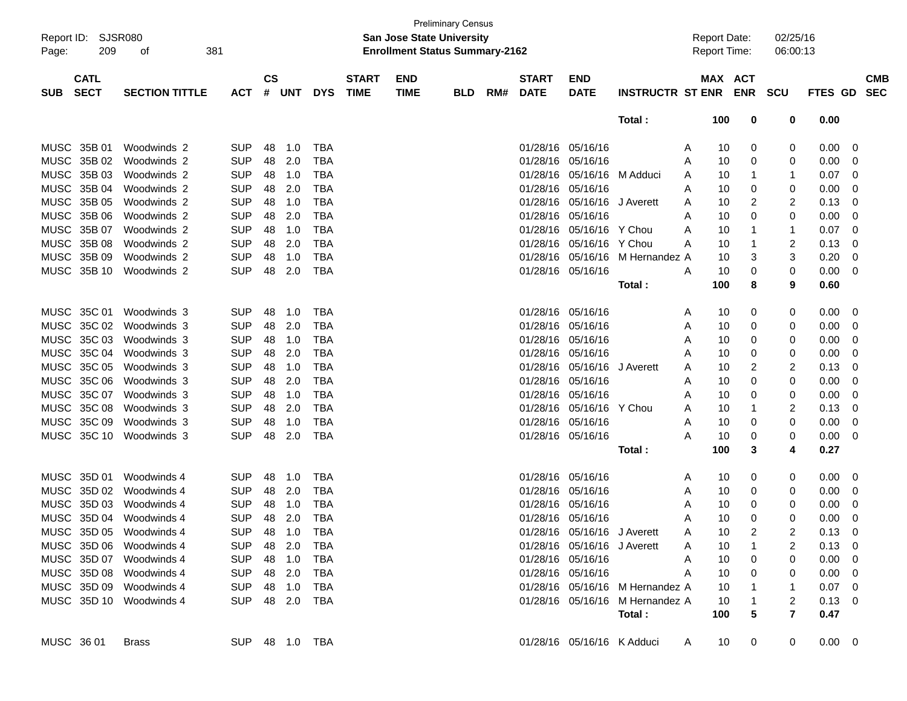Preliminary Census

**San Jose State University**

**Enrollment Status Summary-2162**

Report ID: SJSR080
Report Date: 02/25/16
Report Time: 06:00:13

| SUB | CATL SECT | SECTION TITTLE | ACT | CS # | UNT | DYS | START TIME | END TIME | BLD | RM# | START DATE | END DATE | INSTRUCTR | ST | MAX ENR | ACT ENR | SCU | FTES | GD | CMB SEC |
|---|---|---|---|---|---|---|---|---|---|---|---|---|---|---|---|---|---|---|---|---|
| | | | | | | | | | | | | | **Total :** | | **100** | **0** | **0** | **0.00** | | |
| MUSC | 35B 01 | Woodwinds 2 | SUP | 48 | 1.0 | TBA | | | | | 01/28/16 | 05/16/16 | | A | 10 | 0 | 0 | 0.00 | 0 | |
| MUSC | 35B 02 | Woodwinds 2 | SUP | 48 | 2.0 | TBA | | | | | 01/28/16 | 05/16/16 | | A | 10 | 0 | 0 | 0.00 | 0 | |
| MUSC | 35B 03 | Woodwinds 2 | SUP | 48 | 1.0 | TBA | | | | | 01/28/16 | 05/16/16 | M Adduci | A | 10 | 1 | 1 | 0.07 | 0 | |
| MUSC | 35B 04 | Woodwinds 2 | SUP | 48 | 2.0 | TBA | | | | | 01/28/16 | 05/16/16 | | A | 10 | 0 | 0 | 0.00 | 0 | |
| MUSC | 35B 05 | Woodwinds 2 | SUP | 48 | 1.0 | TBA | | | | | 01/28/16 | 05/16/16 | J Averett | A | 10 | 2 | 2 | 0.13 | 0 | |
| MUSC | 35B 06 | Woodwinds 2 | SUP | 48 | 2.0 | TBA | | | | | 01/28/16 | 05/16/16 | | A | 10 | 0 | 0 | 0.00 | 0 | |
| MUSC | 35B 07 | Woodwinds 2 | SUP | 48 | 1.0 | TBA | | | | | 01/28/16 | 05/16/16 | Y Chou | A | 10 | 1 | 1 | 0.07 | 0 | |
| MUSC | 35B 08 | Woodwinds 2 | SUP | 48 | 2.0 | TBA | | | | | 01/28/16 | 05/16/16 | Y Chou | A | 10 | 1 | 2 | 0.13 | 0 | |
| MUSC | 35B 09 | Woodwinds 2 | SUP | 48 | 1.0 | TBA | | | | | 01/28/16 | 05/16/16 | M Hernandez | A | 10 | 3 | 3 | 0.20 | 0 | |
| MUSC | 35B 10 | Woodwinds 2 | SUP | 48 | 2.0 | TBA | | | | | 01/28/16 | 05/16/16 | | A | 10 | 0 | 0 | 0.00 | 0 | |
| | | | | | | | | | | | | | **Total :** | | **100** | **8** | **9** | **0.60** | | |
| MUSC | 35C 01 | Woodwinds 3 | SUP | 48 | 1.0 | TBA | | | | | 01/28/16 | 05/16/16 | | A | 10 | 0 | 0 | 0.00 | 0 | |
| MUSC | 35C 02 | Woodwinds 3 | SUP | 48 | 2.0 | TBA | | | | | 01/28/16 | 05/16/16 | | A | 10 | 0 | 0 | 0.00 | 0 | |
| MUSC | 35C 03 | Woodwinds 3 | SUP | 48 | 1.0 | TBA | | | | | 01/28/16 | 05/16/16 | | A | 10 | 0 | 0 | 0.00 | 0 | |
| MUSC | 35C 04 | Woodwinds 3 | SUP | 48 | 2.0 | TBA | | | | | 01/28/16 | 05/16/16 | | A | 10 | 0 | 0 | 0.00 | 0 | |
| MUSC | 35C 05 | Woodwinds 3 | SUP | 48 | 1.0 | TBA | | | | | 01/28/16 | 05/16/16 | J Averett | A | 10 | 2 | 2 | 0.13 | 0 | |
| MUSC | 35C 06 | Woodwinds 3 | SUP | 48 | 2.0 | TBA | | | | | 01/28/16 | 05/16/16 | | A | 10 | 0 | 0 | 0.00 | 0 | |
| MUSC | 35C 07 | Woodwinds 3 | SUP | 48 | 1.0 | TBA | | | | | 01/28/16 | 05/16/16 | | A | 10 | 0 | 0 | 0.00 | 0 | |
| MUSC | 35C 08 | Woodwinds 3 | SUP | 48 | 2.0 | TBA | | | | | 01/28/16 | 05/16/16 | Y Chou | A | 10 | 1 | 2 | 0.13 | 0 | |
| MUSC | 35C 09 | Woodwinds 3 | SUP | 48 | 1.0 | TBA | | | | | 01/28/16 | 05/16/16 | | A | 10 | 0 | 0 | 0.00 | 0 | |
| MUSC | 35C 10 | Woodwinds 3 | SUP | 48 | 2.0 | TBA | | | | | 01/28/16 | 05/16/16 | | A | 10 | 0 | 0 | 0.00 | 0 | |
| | | | | | | | | | | | | | **Total :** | | **100** | **3** | **4** | **0.27** | | |
| MUSC | 35D 01 | Woodwinds 4 | SUP | 48 | 1.0 | TBA | | | | | 01/28/16 | 05/16/16 | | A | 10 | 0 | 0 | 0.00 | 0 | |
| MUSC | 35D 02 | Woodwinds 4 | SUP | 48 | 2.0 | TBA | | | | | 01/28/16 | 05/16/16 | | A | 10 | 0 | 0 | 0.00 | 0 | |
| MUSC | 35D 03 | Woodwinds 4 | SUP | 48 | 1.0 | TBA | | | | | 01/28/16 | 05/16/16 | | A | 10 | 0 | 0 | 0.00 | 0 | |
| MUSC | 35D 04 | Woodwinds 4 | SUP | 48 | 2.0 | TBA | | | | | 01/28/16 | 05/16/16 | | A | 10 | 0 | 0 | 0.00 | 0 | |
| MUSC | 35D 05 | Woodwinds 4 | SUP | 48 | 1.0 | TBA | | | | | 01/28/16 | 05/16/16 | J Averett | A | 10 | 2 | 2 | 0.13 | 0 | |
| MUSC | 35D 06 | Woodwinds 4 | SUP | 48 | 2.0 | TBA | | | | | 01/28/16 | 05/16/16 | J Averett | A | 10 | 1 | 2 | 0.13 | 0 | |
| MUSC | 35D 07 | Woodwinds 4 | SUP | 48 | 1.0 | TBA | | | | | 01/28/16 | 05/16/16 | | A | 10 | 0 | 0 | 0.00 | 0 | |
| MUSC | 35D 08 | Woodwinds 4 | SUP | 48 | 2.0 | TBA | | | | | 01/28/16 | 05/16/16 | | A | 10 | 0 | 0 | 0.00 | 0 | |
| MUSC | 35D 09 | Woodwinds 4 | SUP | 48 | 1.0 | TBA | | | | | 01/28/16 | 05/16/16 | M Hernandez | A | 10 | 1 | 1 | 0.07 | 0 | |
| MUSC | 35D 10 | Woodwinds 4 | SUP | 48 | 2.0 | TBA | | | | | 01/28/16 | 05/16/16 | M Hernandez | A | 10 | 1 | 2 | 0.13 | 0 | |
| | | | | | | | | | | | | | **Total :** | | **100** | **5** | **7** | **0.47** | | |
| MUSC | 36 01 | Brass | SUP | 48 | 1.0 | TBA | | | | | 01/28/16 | 05/16/16 | K Adduci | A | 10 | 0 | 0 | 0.00 | 0 | |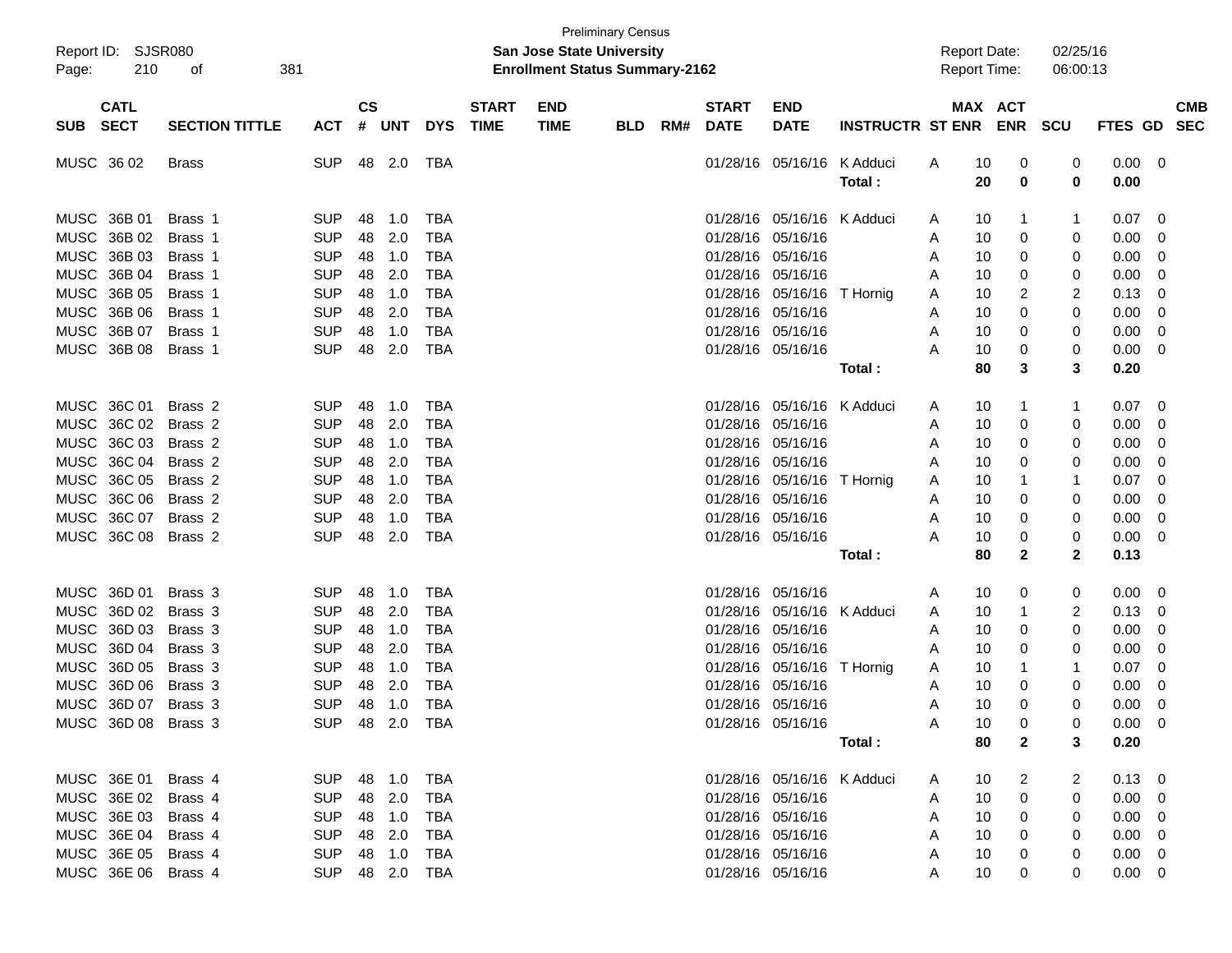Preliminary Census

**San Jose State University**

**Enrollment Status Summary-2162**

Report ID: SJSR080

Report Date: 02/25/16

Report Time: 06:00:13

| SUB | CATL SECT | SECTION TITTLE | ACT | CS # | UNT | DYS | START TIME | END TIME | BLD | RM# | START DATE | END DATE | INSTRUCTR | ST | MAX ENR | ACT ENR | SCU | FTES | GD | CMB SEC |
|---|---|---|---|---|---|---|---|---|---|---|---|---|---|---|---|---|---|---|---|---|
| MUSC | 36 02 | Brass | SUP | 48 | 2.0 | TBA | | | | | 01/28/16 | 05/16/16 | K Adduci | A | 10 | 0 | 0 | 0.00 | 0 | |
| | | | | | | | | | | | | | **Total :** | | **20** | **0** | **0** | **0.00** | | |
| MUSC | 36B 01 | Brass 1 | SUP | 48 | 1.0 | TBA | | | | | 01/28/16 | 05/16/16 | K Adduci | A | 10 | 1 | 1 | 0.07 | 0 | |
| MUSC | 36B 02 | Brass 1 | SUP | 48 | 2.0 | TBA | | | | | 01/28/16 | 05/16/16 | | A | 10 | 0 | 0 | 0.00 | 0 | |
| MUSC | 36B 03 | Brass 1 | SUP | 48 | 1.0 | TBA | | | | | 01/28/16 | 05/16/16 | | A | 10 | 0 | 0 | 0.00 | 0 | |
| MUSC | 36B 04 | Brass 1 | SUP | 48 | 2.0 | TBA | | | | | 01/28/16 | 05/16/16 | | A | 10 | 0 | 0 | 0.00 | 0 | |
| MUSC | 36B 05 | Brass 1 | SUP | 48 | 1.0 | TBA | | | | | 01/28/16 | 05/16/16 | T Hornig | A | 10 | 2 | 2 | 0.13 | 0 | |
| MUSC | 36B 06 | Brass 1 | SUP | 48 | 2.0 | TBA | | | | | 01/28/16 | 05/16/16 | | A | 10 | 0 | 0 | 0.00 | 0 | |
| MUSC | 36B 07 | Brass 1 | SUP | 48 | 1.0 | TBA | | | | | 01/28/16 | 05/16/16 | | A | 10 | 0 | 0 | 0.00 | 0 | |
| MUSC | 36B 08 | Brass 1 | SUP | 48 | 2.0 | TBA | | | | | 01/28/16 | 05/16/16 | | A | 10 | 0 | 0 | 0.00 | 0 | |
| | | | | | | | | | | | | | **Total :** | | **80** | **3** | **3** | **0.20** | | |
| MUSC | 36C 01 | Brass 2 | SUP | 48 | 1.0 | TBA | | | | | 01/28/16 | 05/16/16 | K Adduci | A | 10 | 1 | 1 | 0.07 | 0 | |
| MUSC | 36C 02 | Brass 2 | SUP | 48 | 2.0 | TBA | | | | | 01/28/16 | 05/16/16 | | A | 10 | 0 | 0 | 0.00 | 0 | |
| MUSC | 36C 03 | Brass 2 | SUP | 48 | 1.0 | TBA | | | | | 01/28/16 | 05/16/16 | | A | 10 | 0 | 0 | 0.00 | 0 | |
| MUSC | 36C 04 | Brass 2 | SUP | 48 | 2.0 | TBA | | | | | 01/28/16 | 05/16/16 | | A | 10 | 0 | 0 | 0.00 | 0 | |
| MUSC | 36C 05 | Brass 2 | SUP | 48 | 1.0 | TBA | | | | | 01/28/16 | 05/16/16 | T Hornig | A | 10 | 1 | 1 | 0.07 | 0 | |
| MUSC | 36C 06 | Brass 2 | SUP | 48 | 2.0 | TBA | | | | | 01/28/16 | 05/16/16 | | A | 10 | 0 | 0 | 0.00 | 0 | |
| MUSC | 36C 07 | Brass 2 | SUP | 48 | 1.0 | TBA | | | | | 01/28/16 | 05/16/16 | | A | 10 | 0 | 0 | 0.00 | 0 | |
| MUSC | 36C 08 | Brass 2 | SUP | 48 | 2.0 | TBA | | | | | 01/28/16 | 05/16/16 | | A | 10 | 0 | 0 | 0.00 | 0 | |
| | | | | | | | | | | | | | **Total :** | | **80** | **2** | **2** | **0.13** | | |
| MUSC | 36D 01 | Brass 3 | SUP | 48 | 1.0 | TBA | | | | | 01/28/16 | 05/16/16 | | A | 10 | 0 | 0 | 0.00 | 0 | |
| MUSC | 36D 02 | Brass 3 | SUP | 48 | 2.0 | TBA | | | | | 01/28/16 | 05/16/16 | K Adduci | A | 10 | 1 | 2 | 0.13 | 0 | |
| MUSC | 36D 03 | Brass 3 | SUP | 48 | 1.0 | TBA | | | | | 01/28/16 | 05/16/16 | | A | 10 | 0 | 0 | 0.00 | 0 | |
| MUSC | 36D 04 | Brass 3 | SUP | 48 | 2.0 | TBA | | | | | 01/28/16 | 05/16/16 | | A | 10 | 0 | 0 | 0.00 | 0 | |
| MUSC | 36D 05 | Brass 3 | SUP | 48 | 1.0 | TBA | | | | | 01/28/16 | 05/16/16 | T Hornig | A | 10 | 1 | 1 | 0.07 | 0 | |
| MUSC | 36D 06 | Brass 3 | SUP | 48 | 2.0 | TBA | | | | | 01/28/16 | 05/16/16 | | A | 10 | 0 | 0 | 0.00 | 0 | |
| MUSC | 36D 07 | Brass 3 | SUP | 48 | 1.0 | TBA | | | | | 01/28/16 | 05/16/16 | | A | 10 | 0 | 0 | 0.00 | 0 | |
| MUSC | 36D 08 | Brass 3 | SUP | 48 | 2.0 | TBA | | | | | 01/28/16 | 05/16/16 | | A | 10 | 0 | 0 | 0.00 | 0 | |
| | | | | | | | | | | | | | **Total :** | | **80** | **2** | **3** | **0.20** | | |
| MUSC | 36E 01 | Brass 4 | SUP | 48 | 1.0 | TBA | | | | | 01/28/16 | 05/16/16 | K Adduci | A | 10 | 2 | 2 | 0.13 | 0 | |
| MUSC | 36E 02 | Brass 4 | SUP | 48 | 2.0 | TBA | | | | | 01/28/16 | 05/16/16 | | A | 10 | 0 | 0 | 0.00 | 0 | |
| MUSC | 36E 03 | Brass 4 | SUP | 48 | 1.0 | TBA | | | | | 01/28/16 | 05/16/16 | | A | 10 | 0 | 0 | 0.00 | 0 | |
| MUSC | 36E 04 | Brass 4 | SUP | 48 | 2.0 | TBA | | | | | 01/28/16 | 05/16/16 | | A | 10 | 0 | 0 | 0.00 | 0 | |
| MUSC | 36E 05 | Brass 4 | SUP | 48 | 1.0 | TBA | | | | | 01/28/16 | 05/16/16 | | A | 10 | 0 | 0 | 0.00 | 0 | |
| MUSC | 36E 06 | Brass 4 | SUP | 48 | 2.0 | TBA | | | | | 01/28/16 | 05/16/16 | | A | 10 | 0 | 0 | 0.00 | 0 | |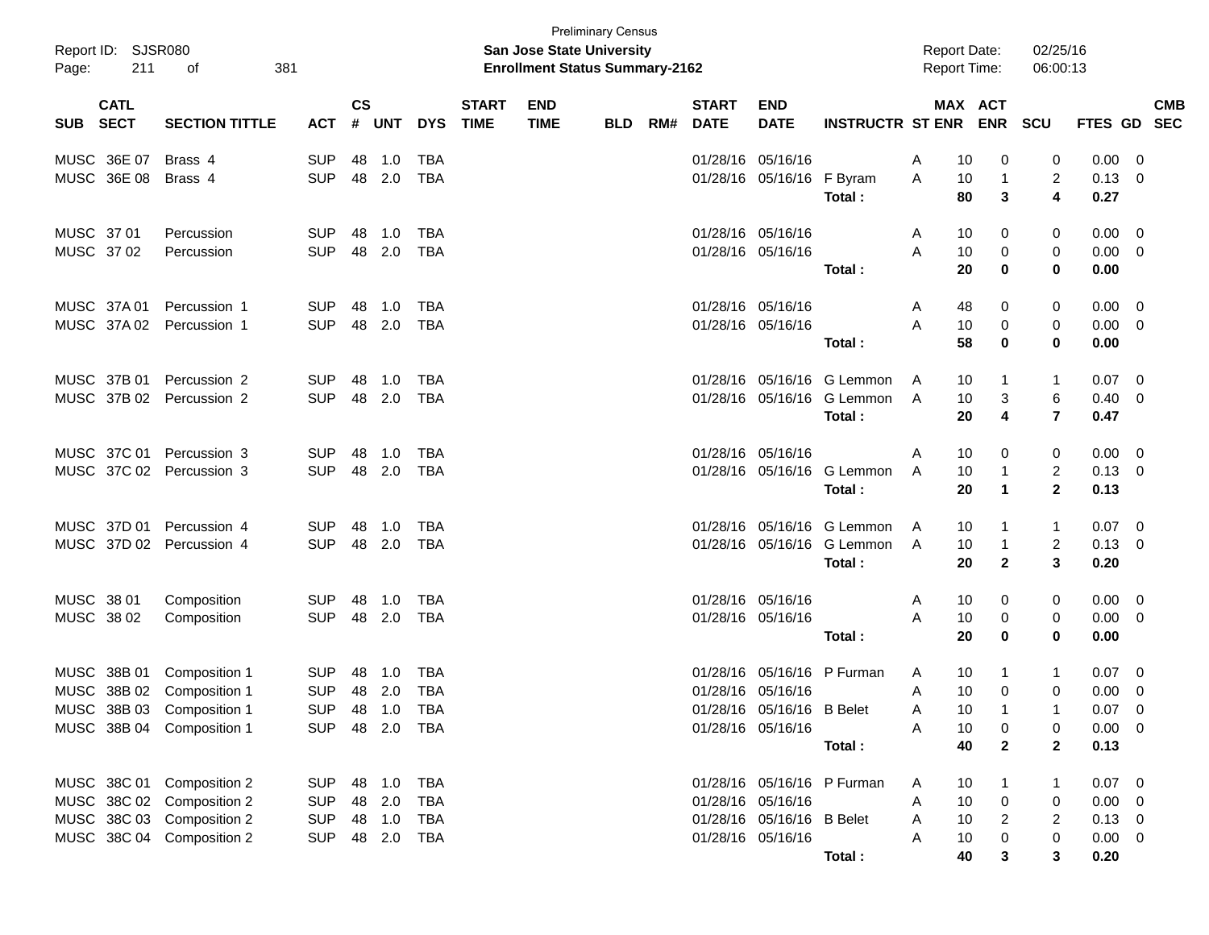Preliminary Census

Report ID: SJSR080 | **San Jose State University** | Report Date: 02/25/16
Page: 211 of 381 | **Enrollment Status Summary-2162** | Report Time: 06:00:13

| SUB | CATL SECT | SECTION TITTLE | ACT | CS # | UNT | DYS | START TIME | END TIME | BLD | RM# | START DATE | END DATE | INSTRUCTR | ST | MAX ENR | ACT ENR | SCU | FTES | GD | CMB SEC |
|---|---|---|---|---|---|---|---|---|---|---|---|---|---|---|---|---|---|---|---|---|
| MUSC | 36E 07 | Brass 4 | SUP | 48 | 1.0 | TBA | | | | | 01/28/16 | 05/16/16 | | A | 10 | 0 | 0 | 0.00 | 0 | |
| MUSC | 36E 08 | Brass 4 | SUP | 48 | 2.0 | TBA | | | | | 01/28/16 | 05/16/16 | F Byram | A | 10 | 1 | 2 | 0.13 | 0 | |
| | | | | | | | | | | | | | **Total :** | | **80** | **3** | **4** | **0.27** | | |
| MUSC | 37 01 | Percussion | SUP | 48 | 1.0 | TBA | | | | | 01/28/16 | 05/16/16 | | A | 10 | 0 | 0 | 0.00 | 0 | |
| MUSC | 37 02 | Percussion | SUP | 48 | 2.0 | TBA | | | | | 01/28/16 | 05/16/16 | | A | 10 | 0 | 0 | 0.00 | 0 | |
| | | | | | | | | | | | | | **Total :** | | **20** | **0** | **0** | **0.00** | | |
| MUSC | 37A 01 | Percussion 1 | SUP | 48 | 1.0 | TBA | | | | | 01/28/16 | 05/16/16 | | A | 48 | 0 | 0 | 0.00 | 0 | |
| MUSC | 37A 02 | Percussion 1 | SUP | 48 | 2.0 | TBA | | | | | 01/28/16 | 05/16/16 | | A | 10 | 0 | 0 | 0.00 | 0 | |
| | | | | | | | | | | | | | **Total :** | | **58** | **0** | **0** | **0.00** | | |
| MUSC | 37B 01 | Percussion 2 | SUP | 48 | 1.0 | TBA | | | | | 01/28/16 | 05/16/16 | G Lemmon | A | 10 | 1 | 1 | 0.07 | 0 | |
| MUSC | 37B 02 | Percussion 2 | SUP | 48 | 2.0 | TBA | | | | | 01/28/16 | 05/16/16 | G Lemmon | A | 10 | 3 | 6 | 0.40 | 0 | |
| | | | | | | | | | | | | | **Total :** | | **20** | **4** | **7** | **0.47** | | |
| MUSC | 37C 01 | Percussion 3 | SUP | 48 | 1.0 | TBA | | | | | 01/28/16 | 05/16/16 | | A | 10 | 0 | 0 | 0.00 | 0 | |
| MUSC | 37C 02 | Percussion 3 | SUP | 48 | 2.0 | TBA | | | | | 01/28/16 | 05/16/16 | G Lemmon | A | 10 | 1 | 2 | 0.13 | 0 | |
| | | | | | | | | | | | | | **Total :** | | **20** | **1** | **2** | **0.13** | | |
| MUSC | 37D 01 | Percussion 4 | SUP | 48 | 1.0 | TBA | | | | | 01/28/16 | 05/16/16 | G Lemmon | A | 10 | 1 | 1 | 0.07 | 0 | |
| MUSC | 37D 02 | Percussion 4 | SUP | 48 | 2.0 | TBA | | | | | 01/28/16 | 05/16/16 | G Lemmon | A | 10 | 1 | 2 | 0.13 | 0 | |
| | | | | | | | | | | | | | **Total :** | | **20** | **2** | **3** | **0.20** | | |
| MUSC | 38 01 | Composition | SUP | 48 | 1.0 | TBA | | | | | 01/28/16 | 05/16/16 | | A | 10 | 0 | 0 | 0.00 | 0 | |
| MUSC | 38 02 | Composition | SUP | 48 | 2.0 | TBA | | | | | 01/28/16 | 05/16/16 | | A | 10 | 0 | 0 | 0.00 | 0 | |
| | | | | | | | | | | | | | **Total :** | | **20** | **0** | **0** | **0.00** | | |
| MUSC | 38B 01 | Composition 1 | SUP | 48 | 1.0 | TBA | | | | | 01/28/16 | 05/16/16 | P Furman | A | 10 | 1 | 1 | 0.07 | 0 | |
| MUSC | 38B 02 | Composition 1 | SUP | 48 | 2.0 | TBA | | | | | 01/28/16 | 05/16/16 | | A | 10 | 0 | 0 | 0.00 | 0 | |
| MUSC | 38B 03 | Composition 1 | SUP | 48 | 1.0 | TBA | | | | | 01/28/16 | 05/16/16 | B Belet | A | 10 | 1 | 1 | 0.07 | 0 | |
| MUSC | 38B 04 | Composition 1 | SUP | 48 | 2.0 | TBA | | | | | 01/28/16 | 05/16/16 | | A | 10 | 0 | 0 | 0.00 | 0 | |
| | | | | | | | | | | | | | **Total :** | | **40** | **2** | **2** | **0.13** | | |
| MUSC | 38C 01 | Composition 2 | SUP | 48 | 1.0 | TBA | | | | | 01/28/16 | 05/16/16 | P Furman | A | 10 | 1 | 1 | 0.07 | 0 | |
| MUSC | 38C 02 | Composition 2 | SUP | 48 | 2.0 | TBA | | | | | 01/28/16 | 05/16/16 | | A | 10 | 0 | 0 | 0.00 | 0 | |
| MUSC | 38C 03 | Composition 2 | SUP | 48 | 1.0 | TBA | | | | | 01/28/16 | 05/16/16 | B Belet | A | 10 | 2 | 2 | 0.13 | 0 | |
| MUSC | 38C 04 | Composition 2 | SUP | 48 | 2.0 | TBA | | | | | 01/28/16 | 05/16/16 | | A | 10 | 0 | 0 | 0.00 | 0 | |
| | | | | | | | | | | | | | **Total :** | | **40** | **3** | **3** | **0.20** | | |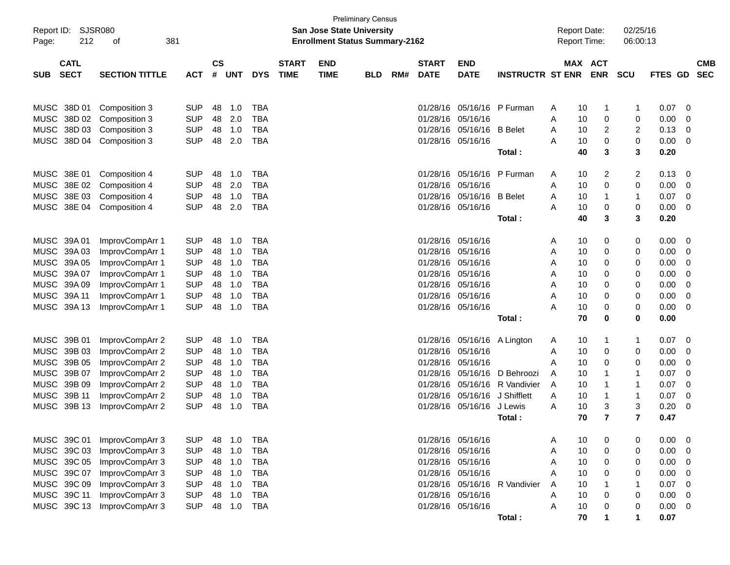Preliminary Census

**San Jose State University**

**Enrollment Status Summary-2162**

Report ID: SJSR080
Report Date: 02/25/16
Report Time: 06:00:13

| SUB | CATL SECT | SECTION TITTLE | ACT | CS # | UNT | DYS | START TIME | END TIME | BLD | RM# | START DATE | END DATE | INSTRUCTR | ST | MAX ENR | ACT ENR | SCU | FTES | GD | CMB SEC |
|---|---|---|---|---|---|---|---|---|---|---|---|---|---|---|---|---|---|---|---|---|
| MUSC | 38D 01 | Composition 3 | SUP | 48 | 1.0 | TBA | | | | | 01/28/16 | 05/16/16 | P Furman | A | 10 | 1 | 1 | 0.07 | 0 | |
| MUSC | 38D 02 | Composition 3 | SUP | 48 | 2.0 | TBA | | | | | 01/28/16 | 05/16/16 | | A | 10 | 0 | 0 | 0.00 | 0 | |
| MUSC | 38D 03 | Composition 3 | SUP | 48 | 1.0 | TBA | | | | | 01/28/16 | 05/16/16 | B Belet | A | 10 | 2 | 2 | 0.13 | 0 | |
| MUSC | 38D 04 | Composition 3 | SUP | 48 | 2.0 | TBA | | | | | 01/28/16 | 05/16/16 | | A | 10 | 0 | 0 | 0.00 | 0 | |
| | | | | | | | | | | | | | **Total :** | | **40** | **3** | **3** | **0.20** | | |
| MUSC | 38E 01 | Composition 4 | SUP | 48 | 1.0 | TBA | | | | | 01/28/16 | 05/16/16 | P Furman | A | 10 | 2 | 2 | 0.13 | 0 | |
| MUSC | 38E 02 | Composition 4 | SUP | 48 | 2.0 | TBA | | | | | 01/28/16 | 05/16/16 | | A | 10 | 0 | 0 | 0.00 | 0 | |
| MUSC | 38E 03 | Composition 4 | SUP | 48 | 1.0 | TBA | | | | | 01/28/16 | 05/16/16 | B Belet | A | 10 | 1 | 1 | 0.07 | 0 | |
| MUSC | 38E 04 | Composition 4 | SUP | 48 | 2.0 | TBA | | | | | 01/28/16 | 05/16/16 | | A | 10 | 0 | 0 | 0.00 | 0 | |
| | | | | | | | | | | | | | **Total :** | | **40** | **3** | **3** | **0.20** | | |
| MUSC | 39A 01 | ImprovCompArr 1 | SUP | 48 | 1.0 | TBA | | | | | 01/28/16 | 05/16/16 | | A | 10 | 0 | 0 | 0.00 | 0 | |
| MUSC | 39A 03 | ImprovCompArr 1 | SUP | 48 | 1.0 | TBA | | | | | 01/28/16 | 05/16/16 | | A | 10 | 0 | 0 | 0.00 | 0 | |
| MUSC | 39A 05 | ImprovCompArr 1 | SUP | 48 | 1.0 | TBA | | | | | 01/28/16 | 05/16/16 | | A | 10 | 0 | 0 | 0.00 | 0 | |
| MUSC | 39A 07 | ImprovCompArr 1 | SUP | 48 | 1.0 | TBA | | | | | 01/28/16 | 05/16/16 | | A | 10 | 0 | 0 | 0.00 | 0 | |
| MUSC | 39A 09 | ImprovCompArr 1 | SUP | 48 | 1.0 | TBA | | | | | 01/28/16 | 05/16/16 | | A | 10 | 0 | 0 | 0.00 | 0 | |
| MUSC | 39A 11 | ImprovCompArr 1 | SUP | 48 | 1.0 | TBA | | | | | 01/28/16 | 05/16/16 | | A | 10 | 0 | 0 | 0.00 | 0 | |
| MUSC | 39A 13 | ImprovCompArr 1 | SUP | 48 | 1.0 | TBA | | | | | 01/28/16 | 05/16/16 | | A | 10 | 0 | 0 | 0.00 | 0 | |
| | | | | | | | | | | | | | **Total :** | | **70** | **0** | **0** | **0.00** | | |
| MUSC | 39B 01 | ImprovCompArr 2 | SUP | 48 | 1.0 | TBA | | | | | 01/28/16 | 05/16/16 | A Lington | A | 10 | 1 | 1 | 0.07 | 0 | |
| MUSC | 39B 03 | ImprovCompArr 2 | SUP | 48 | 1.0 | TBA | | | | | 01/28/16 | 05/16/16 | | A | 10 | 0 | 0 | 0.00 | 0 | |
| MUSC | 39B 05 | ImprovCompArr 2 | SUP | 48 | 1.0 | TBA | | | | | 01/28/16 | 05/16/16 | | A | 10 | 0 | 0 | 0.00 | 0 | |
| MUSC | 39B 07 | ImprovCompArr 2 | SUP | 48 | 1.0 | TBA | | | | | 01/28/16 | 05/16/16 | D Behroozi | A | 10 | 1 | 1 | 0.07 | 0 | |
| MUSC | 39B 09 | ImprovCompArr 2 | SUP | 48 | 1.0 | TBA | | | | | 01/28/16 | 05/16/16 | R Vandivier | A | 10 | 1 | 1 | 0.07 | 0 | |
| MUSC | 39B 11 | ImprovCompArr 2 | SUP | 48 | 1.0 | TBA | | | | | 01/28/16 | 05/16/16 | J Shifflett | A | 10 | 1 | 1 | 0.07 | 0 | |
| MUSC | 39B 13 | ImprovCompArr 2 | SUP | 48 | 1.0 | TBA | | | | | 01/28/16 | 05/16/16 | J Lewis | A | 10 | 3 | 3 | 0.20 | 0 | |
| | | | | | | | | | | | | | **Total :** | | **70** | **7** | **7** | **0.47** | | |
| MUSC | 39C 01 | ImprovCompArr 3 | SUP | 48 | 1.0 | TBA | | | | | 01/28/16 | 05/16/16 | | A | 10 | 0 | 0 | 0.00 | 0 | |
| MUSC | 39C 03 | ImprovCompArr 3 | SUP | 48 | 1.0 | TBA | | | | | 01/28/16 | 05/16/16 | | A | 10 | 0 | 0 | 0.00 | 0 | |
| MUSC | 39C 05 | ImprovCompArr 3 | SUP | 48 | 1.0 | TBA | | | | | 01/28/16 | 05/16/16 | | A | 10 | 0 | 0 | 0.00 | 0 | |
| MUSC | 39C 07 | ImprovCompArr 3 | SUP | 48 | 1.0 | TBA | | | | | 01/28/16 | 05/16/16 | | A | 10 | 0 | 0 | 0.00 | 0 | |
| MUSC | 39C 09 | ImprovCompArr 3 | SUP | 48 | 1.0 | TBA | | | | | 01/28/16 | 05/16/16 | R Vandivier | A | 10 | 1 | 1 | 0.07 | 0 | |
| MUSC | 39C 11 | ImprovCompArr 3 | SUP | 48 | 1.0 | TBA | | | | | 01/28/16 | 05/16/16 | | A | 10 | 0 | 0 | 0.00 | 0 | |
| MUSC | 39C 13 | ImprovCompArr 3 | SUP | 48 | 1.0 | TBA | | | | | 01/28/16 | 05/16/16 | | A | 10 | 0 | 0 | 0.00 | 0 | |
| | | | | | | | | | | | | | **Total :** | | **70** | **1** | **1** | **0.07** | | |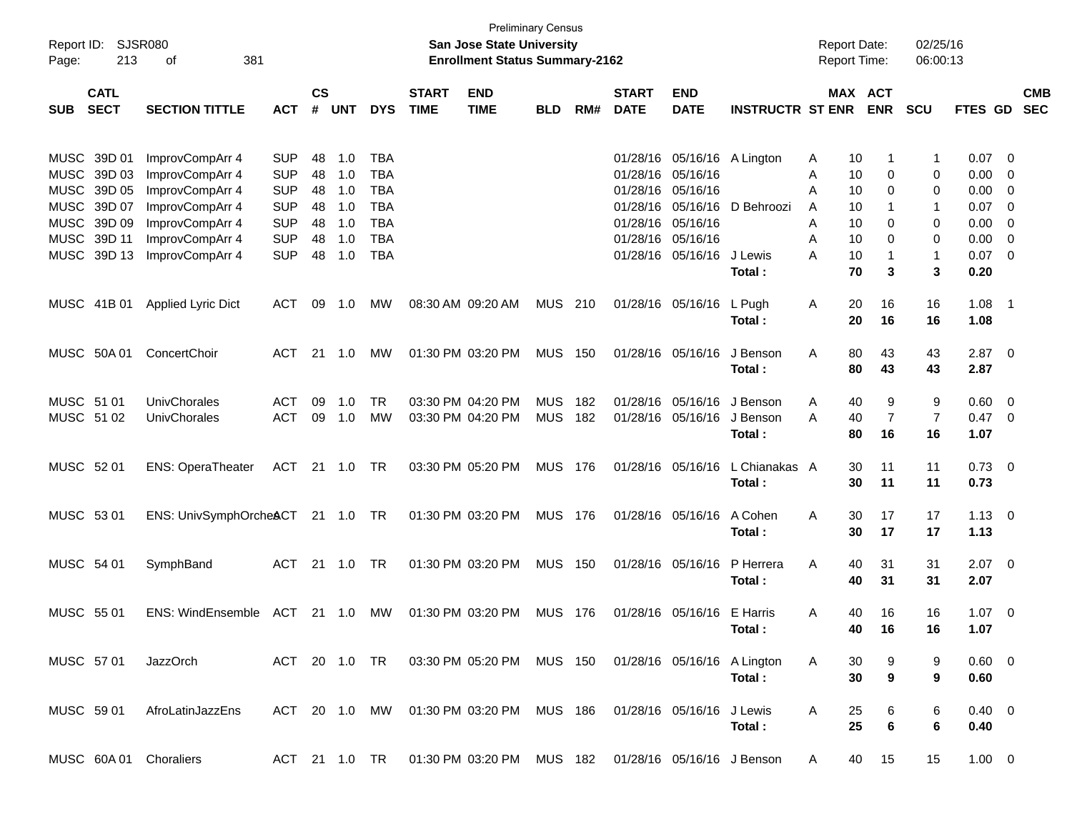Preliminary Census

**San Jose State University**

**Enrollment Status Summary-2162**

Report ID: SJSR080
Report Date: 02/25/16
Report Time: 06:00:13

| SUB | CATL SECT | SECTION TITTLE | ACT | CS # | UNT | DYS | START TIME | END TIME | BLD | RM# | START DATE | END DATE | INSTRUCTR | ST | MAX ENR | ACT ENR | SCU | FTES | GD | CMB SEC |
|---|---|---|---|---|---|---|---|---|---|---|---|---|---|---|---|---|---|---|---|---|
| MUSC | 39D 01 | ImprovCompArr 4 | SUP | 48 | 1.0 | TBA | | | | | 01/28/16 | 05/16/16 | A Lington | A | 10 | 1 | 1 | 0.07 | 0 | |
| MUSC | 39D 03 | ImprovCompArr 4 | SUP | 48 | 1.0 | TBA | | | | | 01/28/16 | 05/16/16 | | A | 10 | 0 | 0 | 0.00 | 0 | |
| MUSC | 39D 05 | ImprovCompArr 4 | SUP | 48 | 1.0 | TBA | | | | | 01/28/16 | 05/16/16 | | A | 10 | 0 | 0 | 0.00 | 0 | |
| MUSC | 39D 07 | ImprovCompArr 4 | SUP | 48 | 1.0 | TBA | | | | | 01/28/16 | 05/16/16 | D Behroozi | A | 10 | 1 | 1 | 0.07 | 0 | |
| MUSC | 39D 09 | ImprovCompArr 4 | SUP | 48 | 1.0 | TBA | | | | | 01/28/16 | 05/16/16 | | A | 10 | 0 | 0 | 0.00 | 0 | |
| MUSC | 39D 11 | ImprovCompArr 4 | SUP | 48 | 1.0 | TBA | | | | | 01/28/16 | 05/16/16 | | A | 10 | 0 | 0 | 0.00 | 0 | |
| MUSC | 39D 13 | ImprovCompArr 4 | SUP | 48 | 1.0 | TBA | | | | | 01/28/16 | 05/16/16 | J Lewis | A | 10 | 1 | 1 | 0.07 | 0 | |
| | | | | | | | | | | | | | **Total :** | | **70** | **3** | **3** | **0.20** | | |
| MUSC | 41B 01 | Applied Lyric Dict | ACT | 09 | 1.0 | MW | 08:30 AM | 09:20 AM | MUS | 210 | 01/28/16 | 05/16/16 | L Pugh | A | 20 | 16 | 16 | 1.08 | 1 | |
| | | | | | | | | | | | | | **Total :** | | **20** | **16** | **16** | **1.08** | | |
| MUSC | 50A 01 | ConcertChoir | ACT | 21 | 1.0 | MW | 01:30 PM | 03:20 PM | MUS | 150 | 01/28/16 | 05/16/16 | J Benson | A | 80 | 43 | 43 | 2.87 | 0 | |
| | | | | | | | | | | | | | **Total :** | | **80** | **43** | **43** | **2.87** | | |
| MUSC | 51 01 | UnivChorales | ACT | 09 | 1.0 | TR | 03:30 PM | 04:20 PM | MUS | 182 | 01/28/16 | 05/16/16 | J Benson | A | 40 | 9 | 9 | 0.60 | 0 | |
| MUSC | 51 02 | UnivChorales | ACT | 09 | 1.0 | MW | 03:30 PM | 04:20 PM | MUS | 182 | 01/28/16 | 05/16/16 | J Benson | A | 40 | 7 | 7 | 0.47 | 0 | |
| | | | | | | | | | | | | | **Total :** | | **80** | **16** | **16** | **1.07** | | |
| MUSC | 52 01 | ENS: OperaTheater | ACT | 21 | 1.0 | TR | 03:30 PM | 05:20 PM | MUS | 176 | 01/28/16 | 05/16/16 | L Chianakas | A | 30 | 11 | 11 | 0.73 | 0 | |
| | | | | | | | | | | | | | **Total :** | | **30** | **11** | **11** | **0.73** | | |
| MUSC | 53 01 | ENS: UnivSymphOrches | ACT | 21 | 1.0 | TR | 01:30 PM | 03:20 PM | MUS | 176 | 01/28/16 | 05/16/16 | A Cohen | A | 30 | 17 | 17 | 1.13 | 0 | |
| | | | | | | | | | | | | | **Total :** | | **30** | **17** | **17** | **1.13** | | |
| MUSC | 54 01 | SymphBand | ACT | 21 | 1.0 | TR | 01:30 PM | 03:20 PM | MUS | 150 | 01/28/16 | 05/16/16 | P Herrera | A | 40 | 31 | 31 | 2.07 | 0 | |
| | | | | | | | | | | | | | **Total :** | | **40** | **31** | **31** | **2.07** | | |
| MUSC | 55 01 | ENS: WindEnsemble | ACT | 21 | 1.0 | MW | 01:30 PM | 03:20 PM | MUS | 176 | 01/28/16 | 05/16/16 | E Harris | A | 40 | 16 | 16 | 1.07 | 0 | |
| | | | | | | | | | | | | | **Total :** | | **40** | **16** | **16** | **1.07** | | |
| MUSC | 57 01 | JazzOrch | ACT | 20 | 1.0 | TR | 03:30 PM | 05:20 PM | MUS | 150 | 01/28/16 | 05/16/16 | A Lington | A | 30 | 9 | 9 | 0.60 | 0 | |
| | | | | | | | | | | | | | **Total :** | | **30** | **9** | **9** | **0.60** | | |
| MUSC | 59 01 | AfroLatinJazzEns | ACT | 20 | 1.0 | MW | 01:30 PM | 03:20 PM | MUS | 186 | 01/28/16 | 05/16/16 | J Lewis | A | 25 | 6 | 6 | 0.40 | 0 | |
| | | | | | | | | | | | | | **Total :** | | **25** | **6** | **6** | **0.40** | | |
| MUSC | 60A 01 | Choraliers | ACT | 21 | 1.0 | TR | 01:30 PM | 03:20 PM | MUS | 182 | 01/28/16 | 05/16/16 | J Benson | A | 40 | 15 | 15 | 1.00 | 0 | |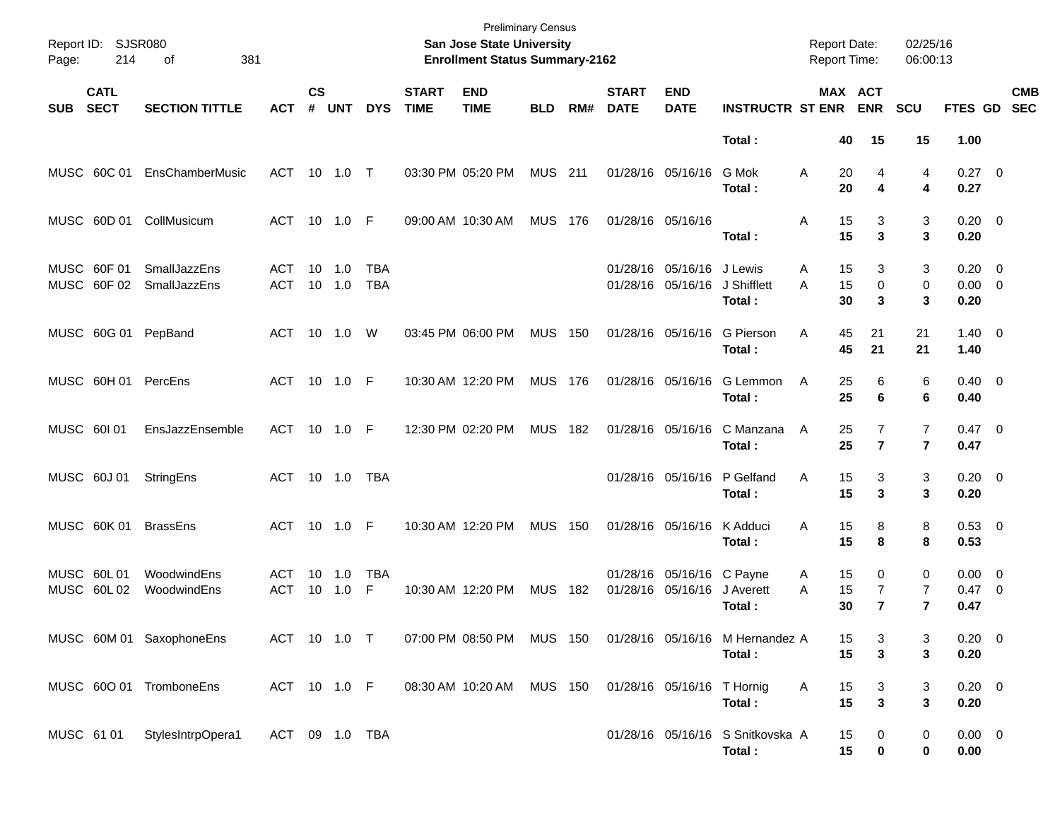Preliminary Census

**San Jose State University**

**Enrollment Status Summary-2162**

Report ID: SJSR080

Report Date: 02/25/16

Report Time: 06:00:13

| SUB | CATL SECT | SECTION TITTLE | ACT | CS # | UNT | DYS | START TIME | END TIME | BLD | RM# | START DATE | END DATE | INSTRUCTR | ST | MAX ENR | ACT ENR | SCU | FTES | GD | CMB SEC |
|---|---|---|---|---|---|---|---|---|---|---|---|---|---|---|---|---|---|---|---|---|
| | | | | | | | | | | | | | **Total :** | | **40** | **15** | **15** | **1.00** | | |
| MUSC | 60C 01 | EnsChamberMusic | ACT | 10 | 1.0 | T | 03:30 PM | 05:20 PM | MUS | 211 | 01/28/16 | 05/16/16 | G Mok | A | 20 | 4 | 4 | 0.27 | 0 | |
| | | | | | | | | | | | | | **Total :** | | **20** | **4** | **4** | **0.27** | | |
| MUSC | 60D 01 | CollMusicum | ACT | 10 | 1.0 | F | 09:00 AM | 10:30 AM | MUS | 176 | 01/28/16 | 05/16/16 | | A | 15 | 3 | 3 | 0.20 | 0 | |
| | | | | | | | | | | | | | **Total :** | | **15** | **3** | **3** | **0.20** | | |
| MUSC | 60F 01 | SmallJazzEns | ACT | 10 | 1.0 | TBA | | | | | 01/28/16 | 05/16/16 | J Lewis | A | 15 | 3 | 3 | 0.20 | 0 | |
| MUSC | 60F 02 | SmallJazzEns | ACT | 10 | 1.0 | TBA | | | | | 01/28/16 | 05/16/16 | J Shifflett | A | 15 | 0 | 0 | 0.00 | 0 | |
| | | | | | | | | | | | | | **Total :** | | **30** | **3** | **3** | **0.20** | | |
| MUSC | 60G 01 | PepBand | ACT | 10 | 1.0 | W | 03:45 PM | 06:00 PM | MUS | 150 | 01/28/16 | 05/16/16 | G Pierson | A | 45 | 21 | 21 | 1.40 | 0 | |
| | | | | | | | | | | | | | **Total :** | | **45** | **21** | **21** | **1.40** | | |
| MUSC | 60H 01 | PercEns | ACT | 10 | 1.0 | F | 10:30 AM | 12:20 PM | MUS | 176 | 01/28/16 | 05/16/16 | G Lemmon | A | 25 | 6 | 6 | 0.40 | 0 | |
| | | | | | | | | | | | | | **Total :** | | **25** | **6** | **6** | **0.40** | | |
| MUSC | 60I 01 | EnsJazzEnsemble | ACT | 10 | 1.0 | F | 12:30 PM | 02:20 PM | MUS | 182 | 01/28/16 | 05/16/16 | C Manzana | A | 25 | 7 | 7 | 0.47 | 0 | |
| | | | | | | | | | | | | | **Total :** | | **25** | **7** | **7** | **0.47** | | |
| MUSC | 60J 01 | StringEns | ACT | 10 | 1.0 | TBA | | | | | 01/28/16 | 05/16/16 | P Gelfand | A | 15 | 3 | 3 | 0.20 | 0 | |
| | | | | | | | | | | | | | **Total :** | | **15** | **3** | **3** | **0.20** | | |
| MUSC | 60K 01 | BrassEns | ACT | 10 | 1.0 | F | 10:30 AM | 12:20 PM | MUS | 150 | 01/28/16 | 05/16/16 | K Adduci | A | 15 | 8 | 8 | 0.53 | 0 | |
| | | | | | | | | | | | | | **Total :** | | **15** | **8** | **8** | **0.53** | | |
| MUSC | 60L 01 | WoodwindEns | ACT | 10 | 1.0 | TBA | | | | | 01/28/16 | 05/16/16 | C Payne | A | 15 | 0 | 0 | 0.00 | 0 | |
| MUSC | 60L 02 | WoodwindEns | ACT | 10 | 1.0 | F | 10:30 AM | 12:20 PM | MUS | 182 | 01/28/16 | 05/16/16 | J Averett | A | 15 | 7 | 7 | 0.47 | 0 | |
| | | | | | | | | | | | | | **Total :** | | **30** | **7** | **7** | **0.47** | | |
| MUSC | 60M 01 | SaxophoneEns | ACT | 10 | 1.0 | T | 07:00 PM | 08:50 PM | MUS | 150 | 01/28/16 | 05/16/16 | M Hernandez | A | 15 | 3 | 3 | 0.20 | 0 | |
| | | | | | | | | | | | | | **Total :** | | **15** | **3** | **3** | **0.20** | | |
| MUSC | 60O 01 | TromboneEns | ACT | 10 | 1.0 | F | 08:30 AM | 10:20 AM | MUS | 150 | 01/28/16 | 05/16/16 | T Hornig | A | 15 | 3 | 3 | 0.20 | 0 | |
| | | | | | | | | | | | | | **Total :** | | **15** | **3** | **3** | **0.20** | | |
| MUSC | 61 01 | StylesIntrpOpera1 | ACT | 09 | 1.0 | TBA | | | | | 01/28/16 | 05/16/16 | S Snitkovska | A | 15 | 0 | 0 | 0.00 | 0 | |
| | | | | | | | | | | | | | **Total :** | | **15** | **0** | **0** | **0.00** | | |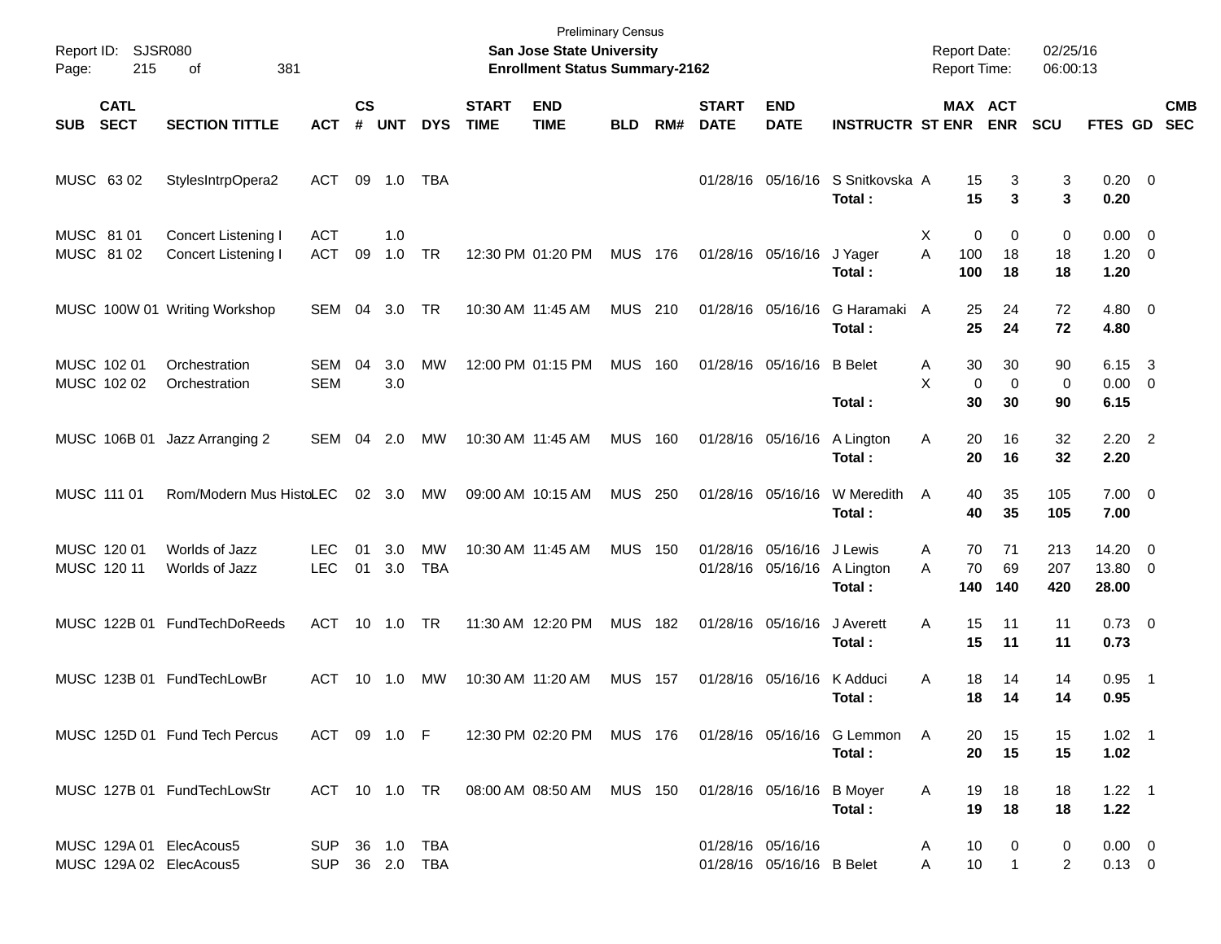Preliminary Census

**San Jose State University**

**Enrollment Status Summary-2162**

Report ID: SJSR080

Report Date: 02/25/16

Report Time: 06:00:13

| SUB | CATL SECT | SECTION TITTLE | ACT | CS # | UNT | DYS | START TIME | END TIME | BLD | RM# | START DATE | END DATE | INSTRUCTR | ST | MAX ENR | ACT ENR | SCU | FTES | GD | CMB SEC |
|---|---|---|---|---|---|---|---|---|---|---|---|---|---|---|---|---|---|---|---|---|
| MUSC | 63 02 | StylesIntrpOpera2 | ACT | 09 | 1.0 | TBA | | | | | 01/28/16 | 05/16/16 | S Snitkovska | A | 15 | 3 | 3 | 0.20 | 0 | |
| | | | | | | | | | | | | | **Total :** | | **15** | **3** | **3** | **0.20** | | |
| MUSC | 81 01 | Concert Listening I | ACT | | 1.0 | | | | | | | | | X | 0 | 0 | 0 | 0.00 | 0 | |
| MUSC | 81 02 | Concert Listening I | ACT | 09 | 1.0 | TR | 12:30 PM | 01:20 PM | MUS | 176 | 01/28/16 | 05/16/16 | J Yager | A | 100 | 18 | 18 | 1.20 | 0 | |
| | | | | | | | | | | | | | **Total :** | | **100** | **18** | **18** | **1.20** | | |
| MUSC | 100W 01 | Writing Workshop | SEM | 04 | 3.0 | TR | 10:30 AM | 11:45 AM | MUS | 210 | 01/28/16 | 05/16/16 | G Haramaki | A | 25 | 24 | 72 | 4.80 | 0 | |
| | | | | | | | | | | | | | **Total :** | | **25** | **24** | **72** | **4.80** | | |
| MUSC | 102 01 | Orchestration | SEM | 04 | 3.0 | MW | 12:00 PM | 01:15 PM | MUS | 160 | 01/28/16 | 05/16/16 | B Belet | A | 30 | 30 | 90 | 6.15 | 3 | |
| MUSC | 102 02 | Orchestration | SEM | | 3.0 | | | | | | | | | X | 0 | 0 | 0 | 0.00 | 0 | |
| | | | | | | | | | | | | | **Total :** | | **30** | **30** | **90** | **6.15** | | |
| MUSC | 106B 01 | Jazz Arranging 2 | SEM | 04 | 2.0 | MW | 10:30 AM | 11:45 AM | MUS | 160 | 01/28/16 | 05/16/16 | A Lington | A | 20 | 16 | 32 | 2.20 | 2 | |
| | | | | | | | | | | | | | **Total :** | | **20** | **16** | **32** | **2.20** | | |
| MUSC | 111 01 | Rom/Modern Mus Histo | LEC | 02 | 3.0 | MW | 09:00 AM | 10:15 AM | MUS | 250 | 01/28/16 | 05/16/16 | W Meredith | A | 40 | 35 | 105 | 7.00 | 0 | |
| | | | | | | | | | | | | | **Total :** | | **40** | **35** | **105** | **7.00** | | |
| MUSC | 120 01 | Worlds of Jazz | LEC | 01 | 3.0 | MW | 10:30 AM | 11:45 AM | MUS | 150 | 01/28/16 | 05/16/16 | J Lewis | A | 70 | 71 | 213 | 14.20 | 0 | |
| MUSC | 120 11 | Worlds of Jazz | LEC | 01 | 3.0 | TBA | | | | | 01/28/16 | 05/16/16 | A Lington | A | 70 | 69 | 207 | 13.80 | 0 | |
| | | | | | | | | | | | | | **Total :** | | **140** | **140** | **420** | **28.00** | | |
| MUSC | 122B 01 | FundTechDoReeds | ACT | 10 | 1.0 | TR | 11:30 AM | 12:20 PM | MUS | 182 | 01/28/16 | 05/16/16 | J Averett | A | 15 | 11 | 11 | 0.73 | 0 | |
| | | | | | | | | | | | | | **Total :** | | **15** | **11** | **11** | **0.73** | | |
| MUSC | 123B 01 | FundTechLowBr | ACT | 10 | 1.0 | MW | 10:30 AM | 11:20 AM | MUS | 157 | 01/28/16 | 05/16/16 | K Adduci | A | 18 | 14 | 14 | 0.95 | 1 | |
| | | | | | | | | | | | | | **Total :** | | **18** | **14** | **14** | **0.95** | | |
| MUSC | 125D 01 | Fund Tech Percus | ACT | 09 | 1.0 | F | 12:30 PM | 02:20 PM | MUS | 176 | 01/28/16 | 05/16/16 | G Lemmon | A | 20 | 15 | 15 | 1.02 | 1 | |
| | | | | | | | | | | | | | **Total :** | | **20** | **15** | **15** | **1.02** | | |
| MUSC | 127B 01 | FundTechLowStr | ACT | 10 | 1.0 | TR | 08:00 AM | 08:50 AM | MUS | 150 | 01/28/16 | 05/16/16 | B Moyer | A | 19 | 18 | 18 | 1.22 | 1 | |
| | | | | | | | | | | | | | **Total :** | | **19** | **18** | **18** | **1.22** | | |
| MUSC | 129A 01 | ElecAcous5 | SUP | 36 | 1.0 | TBA | | | | | 01/28/16 | 05/16/16 | | A | 10 | 0 | 0 | 0.00 | 0 | |
| MUSC | 129A 02 | ElecAcous5 | SUP | 36 | 2.0 | TBA | | | | | 01/28/16 | 05/16/16 | B Belet | A | 10 | 1 | 2 | 0.13 | 0 | |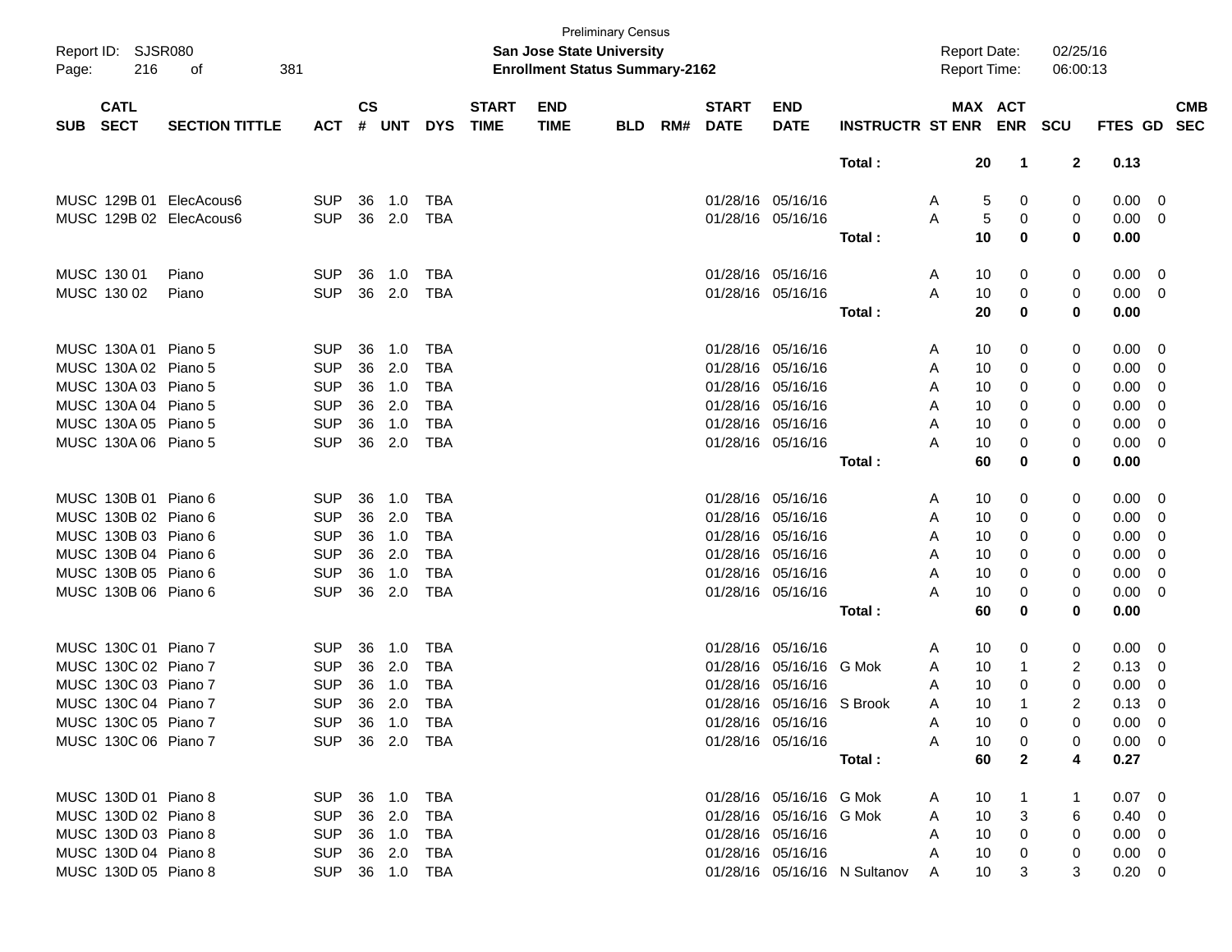Preliminary Census

**San Jose State University**
**Enrollment Status Summary-2162**

Report ID: SJSR080
Page: 216 of 381

Report Date: 02/25/16
Report Time: 06:00:13

| SUB | CATL SECT | SECTION TITTLE | ACT | CS # | UNT | DYS | START TIME | END TIME | BLD | RM# | START DATE | END DATE | INSTRUCTR | ST | MAX ENR | ACT ENR | SCU | FTES | GD | CMB SEC |
|---|---|---|---|---|---|---|---|---|---|---|---|---|---|---|---|---|---|---|---|---|
| | | | | | | | | | | | | | Total : | | 20 | 1 | 2 | 0.13 | | |
| MUSC | 129B 01 | ElecAcous6 | SUP | 36 | 1.0 | TBA | | | | | 01/28/16 | 05/16/16 | | A | 5 | 0 | 0 | 0.00 | 0 | |
| MUSC | 129B 02 | ElecAcous6 | SUP | 36 | 2.0 | TBA | | | | | 01/28/16 | 05/16/16 | | A | 5 | 0 | 0 | 0.00 | 0 | |
| | | | | | | | | | | | | | Total : | | 10 | 0 | 0 | 0.00 | | |
| MUSC | 130 01 | Piano | SUP | 36 | 1.0 | TBA | | | | | 01/28/16 | 05/16/16 | | A | 10 | 0 | 0 | 0.00 | 0 | |
| MUSC | 130 02 | Piano | SUP | 36 | 2.0 | TBA | | | | | 01/28/16 | 05/16/16 | | A | 10 | 0 | 0 | 0.00 | 0 | |
| | | | | | | | | | | | | | Total : | | 20 | 0 | 0 | 0.00 | | |
| MUSC | 130A 01 | Piano 5 | SUP | 36 | 1.0 | TBA | | | | | 01/28/16 | 05/16/16 | | A | 10 | 0 | 0 | 0.00 | 0 | |
| MUSC | 130A 02 | Piano 5 | SUP | 36 | 2.0 | TBA | | | | | 01/28/16 | 05/16/16 | | A | 10 | 0 | 0 | 0.00 | 0 | |
| MUSC | 130A 03 | Piano 5 | SUP | 36 | 1.0 | TBA | | | | | 01/28/16 | 05/16/16 | | A | 10 | 0 | 0 | 0.00 | 0 | |
| MUSC | 130A 04 | Piano 5 | SUP | 36 | 2.0 | TBA | | | | | 01/28/16 | 05/16/16 | | A | 10 | 0 | 0 | 0.00 | 0 | |
| MUSC | 130A 05 | Piano 5 | SUP | 36 | 1.0 | TBA | | | | | 01/28/16 | 05/16/16 | | A | 10 | 0 | 0 | 0.00 | 0 | |
| MUSC | 130A 06 | Piano 5 | SUP | 36 | 2.0 | TBA | | | | | 01/28/16 | 05/16/16 | | A | 10 | 0 | 0 | 0.00 | 0 | |
| | | | | | | | | | | | | | Total : | | 60 | 0 | 0 | 0.00 | | |
| MUSC | 130B 01 | Piano 6 | SUP | 36 | 1.0 | TBA | | | | | 01/28/16 | 05/16/16 | | A | 10 | 0 | 0 | 0.00 | 0 | |
| MUSC | 130B 02 | Piano 6 | SUP | 36 | 2.0 | TBA | | | | | 01/28/16 | 05/16/16 | | A | 10 | 0 | 0 | 0.00 | 0 | |
| MUSC | 130B 03 | Piano 6 | SUP | 36 | 1.0 | TBA | | | | | 01/28/16 | 05/16/16 | | A | 10 | 0 | 0 | 0.00 | 0 | |
| MUSC | 130B 04 | Piano 6 | SUP | 36 | 2.0 | TBA | | | | | 01/28/16 | 05/16/16 | | A | 10 | 0 | 0 | 0.00 | 0 | |
| MUSC | 130B 05 | Piano 6 | SUP | 36 | 1.0 | TBA | | | | | 01/28/16 | 05/16/16 | | A | 10 | 0 | 0 | 0.00 | 0 | |
| MUSC | 130B 06 | Piano 6 | SUP | 36 | 2.0 | TBA | | | | | 01/28/16 | 05/16/16 | | A | 10 | 0 | 0 | 0.00 | 0 | |
| | | | | | | | | | | | | | Total : | | 60 | 0 | 0 | 0.00 | | |
| MUSC | 130C 01 | Piano 7 | SUP | 36 | 1.0 | TBA | | | | | 01/28/16 | 05/16/16 | | A | 10 | 0 | 0 | 0.00 | 0 | |
| MUSC | 130C 02 | Piano 7 | SUP | 36 | 2.0 | TBA | | | | | 01/28/16 | 05/16/16 | G Mok | A | 10 | 1 | 2 | 0.13 | 0 | |
| MUSC | 130C 03 | Piano 7 | SUP | 36 | 1.0 | TBA | | | | | 01/28/16 | 05/16/16 | | A | 10 | 0 | 0 | 0.00 | 0 | |
| MUSC | 130C 04 | Piano 7 | SUP | 36 | 2.0 | TBA | | | | | 01/28/16 | 05/16/16 | S Brook | A | 10 | 1 | 2 | 0.13 | 0 | |
| MUSC | 130C 05 | Piano 7 | SUP | 36 | 1.0 | TBA | | | | | 01/28/16 | 05/16/16 | | A | 10 | 0 | 0 | 0.00 | 0 | |
| MUSC | 130C 06 | Piano 7 | SUP | 36 | 2.0 | TBA | | | | | 01/28/16 | 05/16/16 | | A | 10 | 0 | 0 | 0.00 | 0 | |
| | | | | | | | | | | | | | Total : | | 60 | 2 | 4 | 0.27 | | |
| MUSC | 130D 01 | Piano 8 | SUP | 36 | 1.0 | TBA | | | | | 01/28/16 | 05/16/16 | G Mok | A | 10 | 1 | 1 | 0.07 | 0 | |
| MUSC | 130D 02 | Piano 8 | SUP | 36 | 2.0 | TBA | | | | | 01/28/16 | 05/16/16 | G Mok | A | 10 | 3 | 6 | 0.40 | 0 | |
| MUSC | 130D 03 | Piano 8 | SUP | 36 | 1.0 | TBA | | | | | 01/28/16 | 05/16/16 | | A | 10 | 0 | 0 | 0.00 | 0 | |
| MUSC | 130D 04 | Piano 8 | SUP | 36 | 2.0 | TBA | | | | | 01/28/16 | 05/16/16 | | A | 10 | 0 | 0 | 0.00 | 0 | |
| MUSC | 130D 05 | Piano 8 | SUP | 36 | 1.0 | TBA | | | | | 01/28/16 | 05/16/16 | N Sultanov | A | 10 | 3 | 3 | 0.20 | 0 | |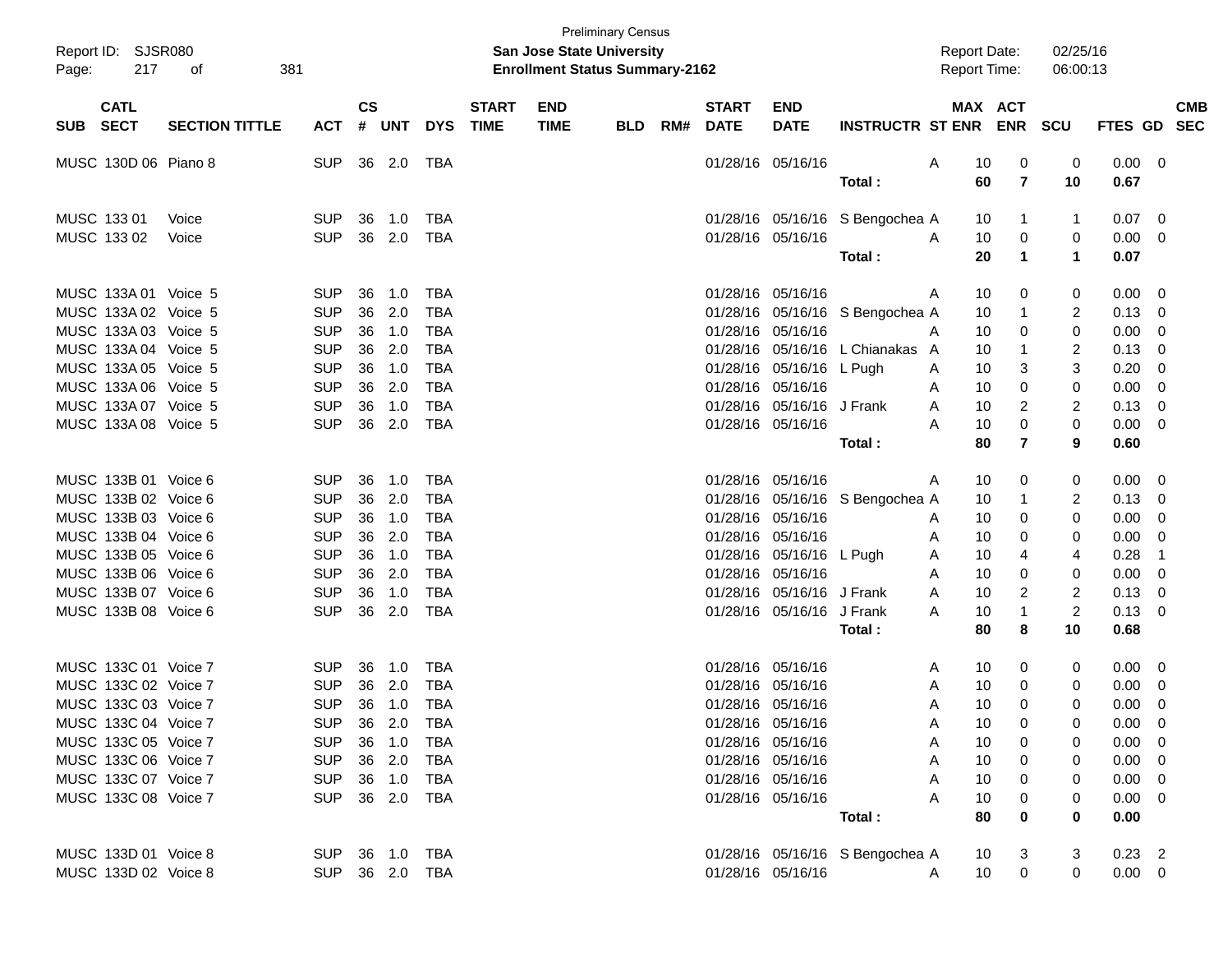Preliminary Census

Report ID: SJSR080
Page: 217 of 381

**San Jose State University**
**Enrollment Status Summary-2162**

Report Date: 02/25/16
Report Time: 06:00:13

| SUB | CATL SECT | SECTION TITTLE | ACT | CS # | UNT | DYS | START TIME | END TIME | BLD | RM# | START DATE | END DATE | INSTRUCTR | ST | MAX ENR | ACT ENR | SCU | FTES | GD | CMB SEC |
|---|---|---|---|---|---|---|---|---|---|---|---|---|---|---|---|---|---|---|---|---|
| MUSC | 130D 06 | Piano 8 | SUP | 36 | 2.0 | TBA | | | | | 01/28/16 | 05/16/16 | | A | 10 | 0 | 0 | 0.00 | 0 | |
| | | | | | | | | | | | | | **Total :** | | **60** | **7** | **10** | **0.67** | | |
| MUSC | 133 01 | Voice | SUP | 36 | 1.0 | TBA | | | | | 01/28/16 | 05/16/16 | S Bengochea | A | 10 | 1 | 1 | 0.07 | 0 | |
| MUSC | 133 02 | Voice | SUP | 36 | 2.0 | TBA | | | | | 01/28/16 | 05/16/16 | | A | 10 | 0 | 0 | 0.00 | 0 | |
| | | | | | | | | | | | | | **Total :** | | **20** | **1** | **1** | **0.07** | | |
| MUSC | 133A 01 | Voice 5 | SUP | 36 | 1.0 | TBA | | | | | 01/28/16 | 05/16/16 | | A | 10 | 0 | 0 | 0.00 | 0 | |
| MUSC | 133A 02 | Voice 5 | SUP | 36 | 2.0 | TBA | | | | | 01/28/16 | 05/16/16 | S Bengochea | A | 10 | 1 | 2 | 0.13 | 0 | |
| MUSC | 133A 03 | Voice 5 | SUP | 36 | 1.0 | TBA | | | | | 01/28/16 | 05/16/16 | | A | 10 | 0 | 0 | 0.00 | 0 | |
| MUSC | 133A 04 | Voice 5 | SUP | 36 | 2.0 | TBA | | | | | 01/28/16 | 05/16/16 | L Chianakas | A | 10 | 1 | 2 | 0.13 | 0 | |
| MUSC | 133A 05 | Voice 5 | SUP | 36 | 1.0 | TBA | | | | | 01/28/16 | 05/16/16 | L Pugh | A | 10 | 3 | 3 | 0.20 | 0 | |
| MUSC | 133A 06 | Voice 5 | SUP | 36 | 2.0 | TBA | | | | | 01/28/16 | 05/16/16 | | A | 10 | 0 | 0 | 0.00 | 0 | |
| MUSC | 133A 07 | Voice 5 | SUP | 36 | 1.0 | TBA | | | | | 01/28/16 | 05/16/16 | J Frank | A | 10 | 2 | 2 | 0.13 | 0 | |
| MUSC | 133A 08 | Voice 5 | SUP | 36 | 2.0 | TBA | | | | | 01/28/16 | 05/16/16 | | A | 10 | 0 | 0 | 0.00 | 0 | |
| | | | | | | | | | | | | | **Total :** | | **80** | **7** | **9** | **0.60** | | |
| MUSC | 133B 01 | Voice 6 | SUP | 36 | 1.0 | TBA | | | | | 01/28/16 | 05/16/16 | | A | 10 | 0 | 0 | 0.00 | 0 | |
| MUSC | 133B 02 | Voice 6 | SUP | 36 | 2.0 | TBA | | | | | 01/28/16 | 05/16/16 | S Bengochea | A | 10 | 1 | 2 | 0.13 | 0 | |
| MUSC | 133B 03 | Voice 6 | SUP | 36 | 1.0 | TBA | | | | | 01/28/16 | 05/16/16 | | A | 10 | 0 | 0 | 0.00 | 0 | |
| MUSC | 133B 04 | Voice 6 | SUP | 36 | 2.0 | TBA | | | | | 01/28/16 | 05/16/16 | | A | 10 | 0 | 0 | 0.00 | 0 | |
| MUSC | 133B 05 | Voice 6 | SUP | 36 | 1.0 | TBA | | | | | 01/28/16 | 05/16/16 | L Pugh | A | 10 | 4 | 4 | 0.28 | 1 | |
| MUSC | 133B 06 | Voice 6 | SUP | 36 | 2.0 | TBA | | | | | 01/28/16 | 05/16/16 | | A | 10 | 0 | 0 | 0.00 | 0 | |
| MUSC | 133B 07 | Voice 6 | SUP | 36 | 1.0 | TBA | | | | | 01/28/16 | 05/16/16 | J Frank | A | 10 | 2 | 2 | 0.13 | 0 | |
| MUSC | 133B 08 | Voice 6 | SUP | 36 | 2.0 | TBA | | | | | 01/28/16 | 05/16/16 | J Frank | A | 10 | 1 | 2 | 0.13 | 0 | |
| | | | | | | | | | | | | | **Total :** | | **80** | **8** | **10** | **0.68** | | |
| MUSC | 133C 01 | Voice 7 | SUP | 36 | 1.0 | TBA | | | | | 01/28/16 | 05/16/16 | | A | 10 | 0 | 0 | 0.00 | 0 | |
| MUSC | 133C 02 | Voice 7 | SUP | 36 | 2.0 | TBA | | | | | 01/28/16 | 05/16/16 | | A | 10 | 0 | 0 | 0.00 | 0 | |
| MUSC | 133C 03 | Voice 7 | SUP | 36 | 1.0 | TBA | | | | | 01/28/16 | 05/16/16 | | A | 10 | 0 | 0 | 0.00 | 0 | |
| MUSC | 133C 04 | Voice 7 | SUP | 36 | 2.0 | TBA | | | | | 01/28/16 | 05/16/16 | | A | 10 | 0 | 0 | 0.00 | 0 | |
| MUSC | 133C 05 | Voice 7 | SUP | 36 | 1.0 | TBA | | | | | 01/28/16 | 05/16/16 | | A | 10 | 0 | 0 | 0.00 | 0 | |
| MUSC | 133C 06 | Voice 7 | SUP | 36 | 2.0 | TBA | | | | | 01/28/16 | 05/16/16 | | A | 10 | 0 | 0 | 0.00 | 0 | |
| MUSC | 133C 07 | Voice 7 | SUP | 36 | 1.0 | TBA | | | | | 01/28/16 | 05/16/16 | | A | 10 | 0 | 0 | 0.00 | 0 | |
| MUSC | 133C 08 | Voice 7 | SUP | 36 | 2.0 | TBA | | | | | 01/28/16 | 05/16/16 | | A | 10 | 0 | 0 | 0.00 | 0 | |
| | | | | | | | | | | | | | **Total :** | | **80** | **0** | **0** | **0.00** | | |
| MUSC | 133D 01 | Voice 8 | SUP | 36 | 1.0 | TBA | | | | | 01/28/16 | 05/16/16 | S Bengochea | A | 10 | 3 | 3 | 0.23 | 2 | |
| MUSC | 133D 02 | Voice 8 | SUP | 36 | 2.0 | TBA | | | | | 01/28/16 | 05/16/16 | | A | 10 | 0 | 0 | 0.00 | 0 | |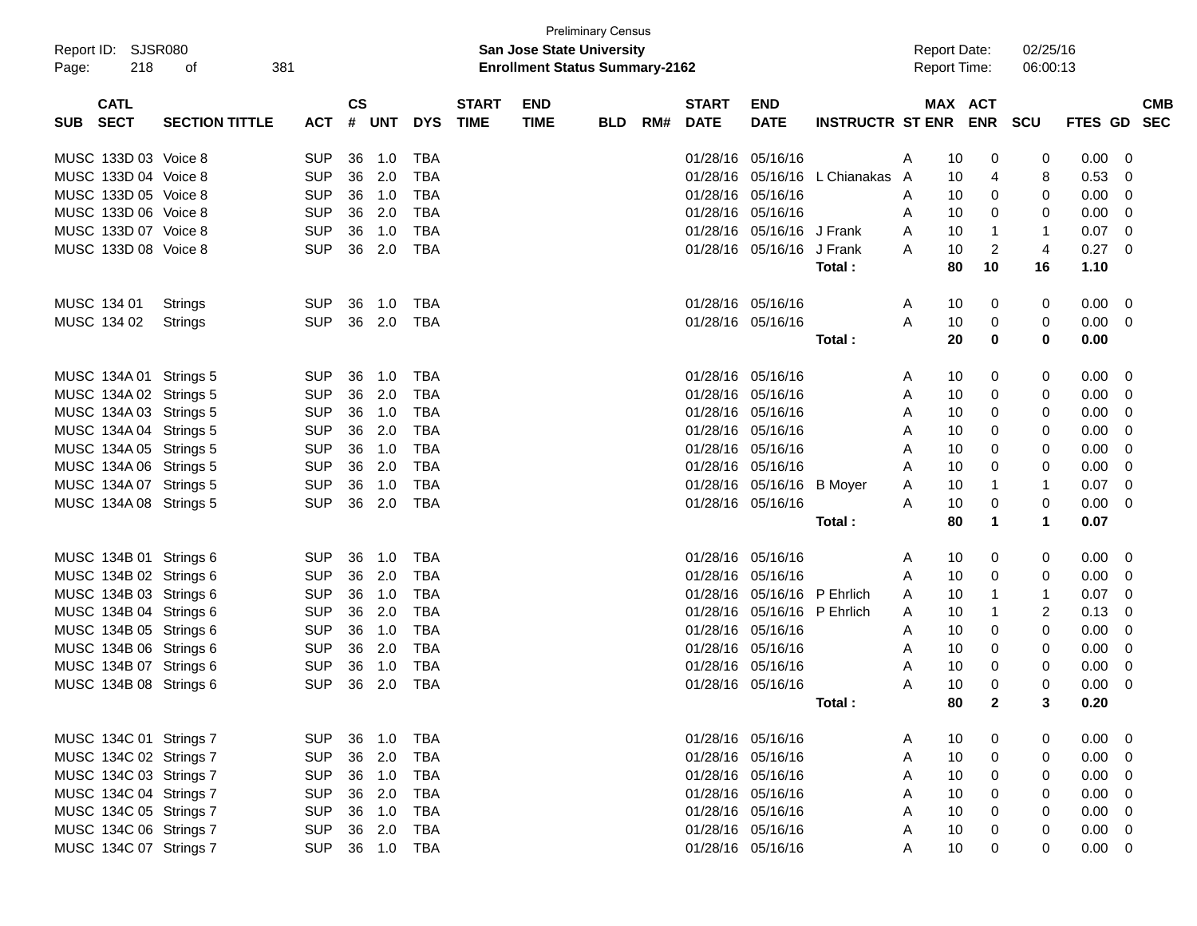Preliminary Census

**San Jose State University**

**Enrollment Status Summary-2162**

Report ID: SJSR080

Report Date: 02/25/16

Report Time: 06:00:13

| SUB | CATL SECT | SECTION TITTLE | ACT | CS # | UNT | DYS | START TIME | END TIME | BLD | RM# | START DATE | END DATE | INSTRUCTR | ST | MAX ENR | ACT ENR | SCU | FTES | GD | CMB SEC |
|---|---|---|---|---|---|---|---|---|---|---|---|---|---|---|---|---|---|---|---|---|
| MUSC | 133D 03 | Voice 8 | SUP | 36 | 1.0 | TBA | | | | | 01/28/16 | 05/16/16 | | A | 10 | 0 | 0 | 0.00 | 0 | |
| MUSC | 133D 04 | Voice 8 | SUP | 36 | 2.0 | TBA | | | | | 01/28/16 | 05/16/16 | L Chianakas | A | 10 | 4 | 8 | 0.53 | 0 | |
| MUSC | 133D 05 | Voice 8 | SUP | 36 | 1.0 | TBA | | | | | 01/28/16 | 05/16/16 | | A | 10 | 0 | 0 | 0.00 | 0 | |
| MUSC | 133D 06 | Voice 8 | SUP | 36 | 2.0 | TBA | | | | | 01/28/16 | 05/16/16 | | A | 10 | 0 | 0 | 0.00 | 0 | |
| MUSC | 133D 07 | Voice 8 | SUP | 36 | 1.0 | TBA | | | | | 01/28/16 | 05/16/16 | J Frank | A | 10 | 1 | 1 | 0.07 | 0 | |
| MUSC | 133D 08 | Voice 8 | SUP | 36 | 2.0 | TBA | | | | | 01/28/16 | 05/16/16 | J Frank | A | 10 | 2 | 4 | 0.27 | 0 | |
| | | | | | | | | | | | | | **Total :** | | **80** | **10** | **16** | **1.10** | | |
| MUSC | 134 01 | Strings | SUP | 36 | 1.0 | TBA | | | | | 01/28/16 | 05/16/16 | | A | 10 | 0 | 0 | 0.00 | 0 | |
| MUSC | 134 02 | Strings | SUP | 36 | 2.0 | TBA | | | | | 01/28/16 | 05/16/16 | | A | 10 | 0 | 0 | 0.00 | 0 | |
| | | | | | | | | | | | | | **Total :** | | **20** | **0** | **0** | **0.00** | | |
| MUSC | 134A 01 | Strings 5 | SUP | 36 | 1.0 | TBA | | | | | 01/28/16 | 05/16/16 | | A | 10 | 0 | 0 | 0.00 | 0 | |
| MUSC | 134A 02 | Strings 5 | SUP | 36 | 2.0 | TBA | | | | | 01/28/16 | 05/16/16 | | A | 10 | 0 | 0 | 0.00 | 0 | |
| MUSC | 134A 03 | Strings 5 | SUP | 36 | 1.0 | TBA | | | | | 01/28/16 | 05/16/16 | | A | 10 | 0 | 0 | 0.00 | 0 | |
| MUSC | 134A 04 | Strings 5 | SUP | 36 | 2.0 | TBA | | | | | 01/28/16 | 05/16/16 | | A | 10 | 0 | 0 | 0.00 | 0 | |
| MUSC | 134A 05 | Strings 5 | SUP | 36 | 1.0 | TBA | | | | | 01/28/16 | 05/16/16 | | A | 10 | 0 | 0 | 0.00 | 0 | |
| MUSC | 134A 06 | Strings 5 | SUP | 36 | 2.0 | TBA | | | | | 01/28/16 | 05/16/16 | | A | 10 | 0 | 0 | 0.00 | 0 | |
| MUSC | 134A 07 | Strings 5 | SUP | 36 | 1.0 | TBA | | | | | 01/28/16 | 05/16/16 | B Moyer | A | 10 | 1 | 1 | 0.07 | 0 | |
| MUSC | 134A 08 | Strings 5 | SUP | 36 | 2.0 | TBA | | | | | 01/28/16 | 05/16/16 | | A | 10 | 0 | 0 | 0.00 | 0 | |
| | | | | | | | | | | | | | **Total :** | | **80** | **1** | **1** | **0.07** | | |
| MUSC | 134B 01 | Strings 6 | SUP | 36 | 1.0 | TBA | | | | | 01/28/16 | 05/16/16 | | A | 10 | 0 | 0 | 0.00 | 0 | |
| MUSC | 134B 02 | Strings 6 | SUP | 36 | 2.0 | TBA | | | | | 01/28/16 | 05/16/16 | | A | 10 | 0 | 0 | 0.00 | 0 | |
| MUSC | 134B 03 | Strings 6 | SUP | 36 | 1.0 | TBA | | | | | 01/28/16 | 05/16/16 | P Ehrlich | A | 10 | 1 | 1 | 0.07 | 0 | |
| MUSC | 134B 04 | Strings 6 | SUP | 36 | 2.0 | TBA | | | | | 01/28/16 | 05/16/16 | P Ehrlich | A | 10 | 1 | 2 | 0.13 | 0 | |
| MUSC | 134B 05 | Strings 6 | SUP | 36 | 1.0 | TBA | | | | | 01/28/16 | 05/16/16 | | A | 10 | 0 | 0 | 0.00 | 0 | |
| MUSC | 134B 06 | Strings 6 | SUP | 36 | 2.0 | TBA | | | | | 01/28/16 | 05/16/16 | | A | 10 | 0 | 0 | 0.00 | 0 | |
| MUSC | 134B 07 | Strings 6 | SUP | 36 | 1.0 | TBA | | | | | 01/28/16 | 05/16/16 | | A | 10 | 0 | 0 | 0.00 | 0 | |
| MUSC | 134B 08 | Strings 6 | SUP | 36 | 2.0 | TBA | | | | | 01/28/16 | 05/16/16 | | A | 10 | 0 | 0 | 0.00 | 0 | |
| | | | | | | | | | | | | | **Total :** | | **80** | **2** | **3** | **0.20** | | |
| MUSC | 134C 01 | Strings 7 | SUP | 36 | 1.0 | TBA | | | | | 01/28/16 | 05/16/16 | | A | 10 | 0 | 0 | 0.00 | 0 | |
| MUSC | 134C 02 | Strings 7 | SUP | 36 | 2.0 | TBA | | | | | 01/28/16 | 05/16/16 | | A | 10 | 0 | 0 | 0.00 | 0 | |
| MUSC | 134C 03 | Strings 7 | SUP | 36 | 1.0 | TBA | | | | | 01/28/16 | 05/16/16 | | A | 10 | 0 | 0 | 0.00 | 0 | |
| MUSC | 134C 04 | Strings 7 | SUP | 36 | 2.0 | TBA | | | | | 01/28/16 | 05/16/16 | | A | 10 | 0 | 0 | 0.00 | 0 | |
| MUSC | 134C 05 | Strings 7 | SUP | 36 | 1.0 | TBA | | | | | 01/28/16 | 05/16/16 | | A | 10 | 0 | 0 | 0.00 | 0 | |
| MUSC | 134C 06 | Strings 7 | SUP | 36 | 2.0 | TBA | | | | | 01/28/16 | 05/16/16 | | A | 10 | 0 | 0 | 0.00 | 0 | |
| MUSC | 134C 07 | Strings 7 | SUP | 36 | 1.0 | TBA | | | | | 01/28/16 | 05/16/16 | | A | 10 | 0 | 0 | 0.00 | 0 | |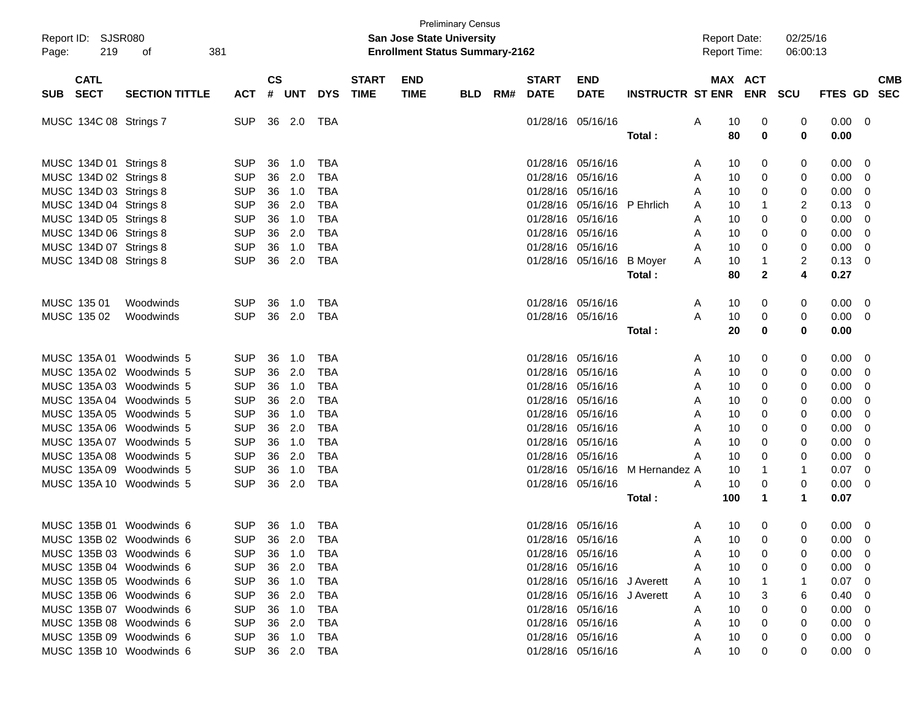Preliminary Census

**San Jose State University**

**Enrollment Status Summary-2162**

Report ID: SJSR080
Report Date: 02/25/16
Report Time: 06:00:13

| SUB | CATL SECT | SECTION TITTLE | ACT | CS # | UNT | DYS | START TIME | END TIME | BLD | RM# | START DATE | END DATE | INSTRUCTR | ST | MAX ENR | ACT ENR | SCU | FTES | GD | CMB SEC |
|---|---|---|---|---|---|---|---|---|---|---|---|---|---|---|---|---|---|---|---|---|
| MUSC | 134C 08 | Strings 7 | SUP | 36 | 2.0 | TBA | | | | | 01/28/16 | 05/16/16 | | A | 10 | 0 | 0 | 0.00 | 0 | |
| | | | | | | | | | | | | | **Total :** | | **80** | **0** | **0** | **0.00** | | |
| MUSC | 134D 01 | Strings 8 | SUP | 36 | 1.0 | TBA | | | | | 01/28/16 | 05/16/16 | | A | 10 | 0 | 0 | 0.00 | 0 | |
| MUSC | 134D 02 | Strings 8 | SUP | 36 | 2.0 | TBA | | | | | 01/28/16 | 05/16/16 | | A | 10 | 0 | 0 | 0.00 | 0 | |
| MUSC | 134D 03 | Strings 8 | SUP | 36 | 1.0 | TBA | | | | | 01/28/16 | 05/16/16 | | A | 10 | 0 | 0 | 0.00 | 0 | |
| MUSC | 134D 04 | Strings 8 | SUP | 36 | 2.0 | TBA | | | | | 01/28/16 | 05/16/16 | P Ehrlich | A | 10 | 1 | 2 | 0.13 | 0 | |
| MUSC | 134D 05 | Strings 8 | SUP | 36 | 1.0 | TBA | | | | | 01/28/16 | 05/16/16 | | A | 10 | 0 | 0 | 0.00 | 0 | |
| MUSC | 134D 06 | Strings 8 | SUP | 36 | 2.0 | TBA | | | | | 01/28/16 | 05/16/16 | | A | 10 | 0 | 0 | 0.00 | 0 | |
| MUSC | 134D 07 | Strings 8 | SUP | 36 | 1.0 | TBA | | | | | 01/28/16 | 05/16/16 | | A | 10 | 0 | 0 | 0.00 | 0 | |
| MUSC | 134D 08 | Strings 8 | SUP | 36 | 2.0 | TBA | | | | | 01/28/16 | 05/16/16 | B Moyer | A | 10 | 1 | 2 | 0.13 | 0 | |
| | | | | | | | | | | | | | **Total :** | | **80** | **2** | **4** | **0.27** | | |
| MUSC | 135 01 | Woodwinds | SUP | 36 | 1.0 | TBA | | | | | 01/28/16 | 05/16/16 | | A | 10 | 0 | 0 | 0.00 | 0 | |
| MUSC | 135 02 | Woodwinds | SUP | 36 | 2.0 | TBA | | | | | 01/28/16 | 05/16/16 | | A | 10 | 0 | 0 | 0.00 | 0 | |
| | | | | | | | | | | | | | **Total :** | | **20** | **0** | **0** | **0.00** | | |
| MUSC | 135A 01 | Woodwinds 5 | SUP | 36 | 1.0 | TBA | | | | | 01/28/16 | 05/16/16 | | A | 10 | 0 | 0 | 0.00 | 0 | |
| MUSC | 135A 02 | Woodwinds 5 | SUP | 36 | 2.0 | TBA | | | | | 01/28/16 | 05/16/16 | | A | 10 | 0 | 0 | 0.00 | 0 | |
| MUSC | 135A 03 | Woodwinds 5 | SUP | 36 | 1.0 | TBA | | | | | 01/28/16 | 05/16/16 | | A | 10 | 0 | 0 | 0.00 | 0 | |
| MUSC | 135A 04 | Woodwinds 5 | SUP | 36 | 2.0 | TBA | | | | | 01/28/16 | 05/16/16 | | A | 10 | 0 | 0 | 0.00 | 0 | |
| MUSC | 135A 05 | Woodwinds 5 | SUP | 36 | 1.0 | TBA | | | | | 01/28/16 | 05/16/16 | | A | 10 | 0 | 0 | 0.00 | 0 | |
| MUSC | 135A 06 | Woodwinds 5 | SUP | 36 | 2.0 | TBA | | | | | 01/28/16 | 05/16/16 | | A | 10 | 0 | 0 | 0.00 | 0 | |
| MUSC | 135A 07 | Woodwinds 5 | SUP | 36 | 1.0 | TBA | | | | | 01/28/16 | 05/16/16 | | A | 10 | 0 | 0 | 0.00 | 0 | |
| MUSC | 135A 08 | Woodwinds 5 | SUP | 36 | 2.0 | TBA | | | | | 01/28/16 | 05/16/16 | | A | 10 | 0 | 0 | 0.00 | 0 | |
| MUSC | 135A 09 | Woodwinds 5 | SUP | 36 | 1.0 | TBA | | | | | 01/28/16 | 05/16/16 | M Hernandez | A | 10 | 1 | 1 | 0.07 | 0 | |
| MUSC | 135A 10 | Woodwinds 5 | SUP | 36 | 2.0 | TBA | | | | | 01/28/16 | 05/16/16 | | A | 10 | 0 | 0 | 0.00 | 0 | |
| | | | | | | | | | | | | | **Total :** | | **100** | **1** | **1** | **0.07** | | |
| MUSC | 135B 01 | Woodwinds 6 | SUP | 36 | 1.0 | TBA | | | | | 01/28/16 | 05/16/16 | | A | 10 | 0 | 0 | 0.00 | 0 | |
| MUSC | 135B 02 | Woodwinds 6 | SUP | 36 | 2.0 | TBA | | | | | 01/28/16 | 05/16/16 | | A | 10 | 0 | 0 | 0.00 | 0 | |
| MUSC | 135B 03 | Woodwinds 6 | SUP | 36 | 1.0 | TBA | | | | | 01/28/16 | 05/16/16 | | A | 10 | 0 | 0 | 0.00 | 0 | |
| MUSC | 135B 04 | Woodwinds 6 | SUP | 36 | 2.0 | TBA | | | | | 01/28/16 | 05/16/16 | | A | 10 | 0 | 0 | 0.00 | 0 | |
| MUSC | 135B 05 | Woodwinds 6 | SUP | 36 | 1.0 | TBA | | | | | 01/28/16 | 05/16/16 | J Averett | A | 10 | 1 | 1 | 0.07 | 0 | |
| MUSC | 135B 06 | Woodwinds 6 | SUP | 36 | 2.0 | TBA | | | | | 01/28/16 | 05/16/16 | J Averett | A | 10 | 3 | 6 | 0.40 | 0 | |
| MUSC | 135B 07 | Woodwinds 6 | SUP | 36 | 1.0 | TBA | | | | | 01/28/16 | 05/16/16 | | A | 10 | 0 | 0 | 0.00 | 0 | |
| MUSC | 135B 08 | Woodwinds 6 | SUP | 36 | 2.0 | TBA | | | | | 01/28/16 | 05/16/16 | | A | 10 | 0 | 0 | 0.00 | 0 | |
| MUSC | 135B 09 | Woodwinds 6 | SUP | 36 | 1.0 | TBA | | | | | 01/28/16 | 05/16/16 | | A | 10 | 0 | 0 | 0.00 | 0 | |
| MUSC | 135B 10 | Woodwinds 6 | SUP | 36 | 2.0 | TBA | | | | | 01/28/16 | 05/16/16 | | A | 10 | 0 | 0 | 0.00 | 0 | |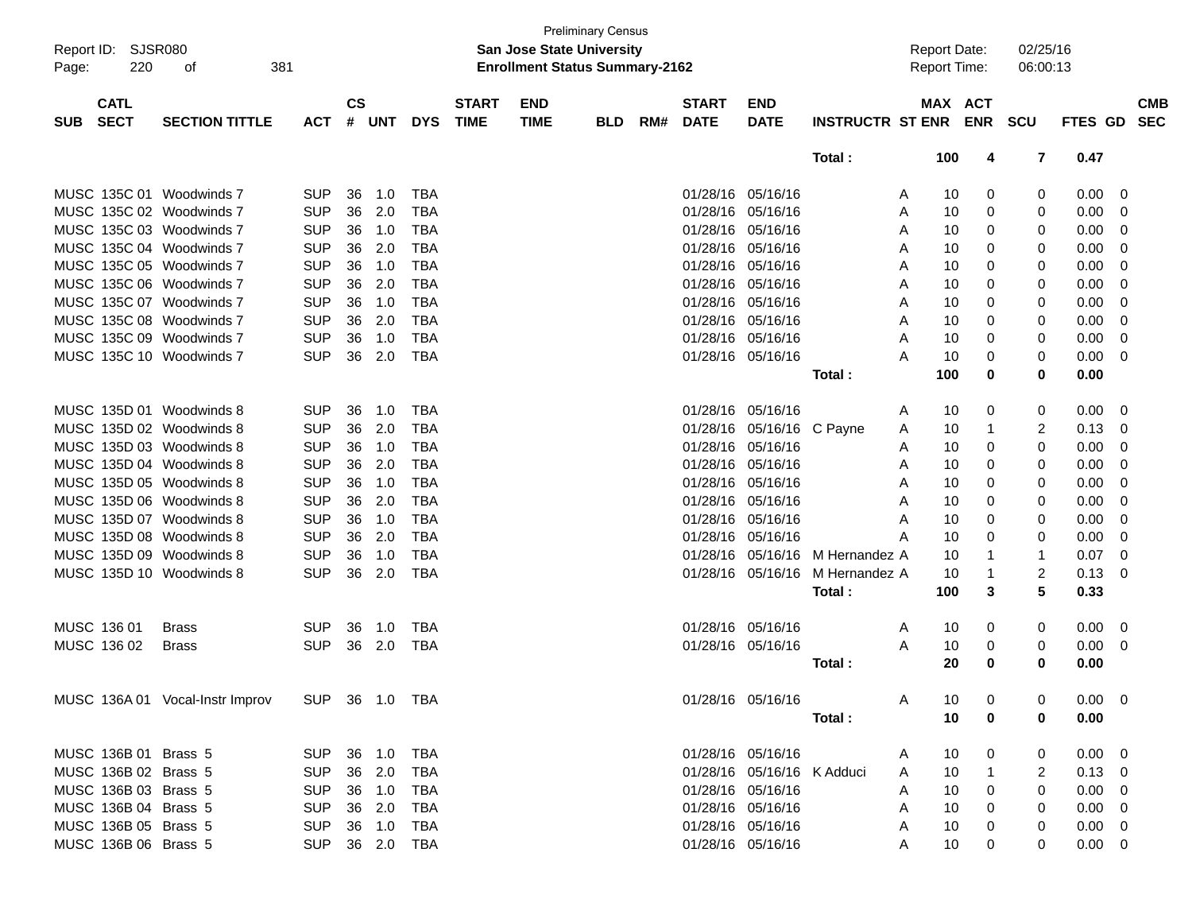Preliminary Census

**San Jose State University**

**Enrollment Status Summary-2162**

Report ID: SJSR080

Report Date: 02/25/16

Report Time: 06:00:13

| SUB | CATL SECT | SECTION TITTLE | ACT | CS # | UNT | DYS | START TIME | END TIME | BLD | RM# | START DATE | END DATE | INSTRUCTR | ST | MAX ENR | ACT ENR | SCU | FTES | GD | CMB SEC |
|---|---|---|---|---|---|---|---|---|---|---|---|---|---|---|---|---|---|---|---|---|
| | | | | | | | | | | | | | **Total :** | | **100** | **4** | **7** | **0.47** | | |
| MUSC | 135C 01 | Woodwinds 7 | SUP | 36 | 1.0 | TBA | | | | | 01/28/16 | 05/16/16 | | A | 10 | 0 | 0 | 0.00 | 0 | |
| MUSC | 135C 02 | Woodwinds 7 | SUP | 36 | 2.0 | TBA | | | | | 01/28/16 | 05/16/16 | | A | 10 | 0 | 0 | 0.00 | 0 | |
| MUSC | 135C 03 | Woodwinds 7 | SUP | 36 | 1.0 | TBA | | | | | 01/28/16 | 05/16/16 | | A | 10 | 0 | 0 | 0.00 | 0 | |
| MUSC | 135C 04 | Woodwinds 7 | SUP | 36 | 2.0 | TBA | | | | | 01/28/16 | 05/16/16 | | A | 10 | 0 | 0 | 0.00 | 0 | |
| MUSC | 135C 05 | Woodwinds 7 | SUP | 36 | 1.0 | TBA | | | | | 01/28/16 | 05/16/16 | | A | 10 | 0 | 0 | 0.00 | 0 | |
| MUSC | 135C 06 | Woodwinds 7 | SUP | 36 | 2.0 | TBA | | | | | 01/28/16 | 05/16/16 | | A | 10 | 0 | 0 | 0.00 | 0 | |
| MUSC | 135C 07 | Woodwinds 7 | SUP | 36 | 1.0 | TBA | | | | | 01/28/16 | 05/16/16 | | A | 10 | 0 | 0 | 0.00 | 0 | |
| MUSC | 135C 08 | Woodwinds 7 | SUP | 36 | 2.0 | TBA | | | | | 01/28/16 | 05/16/16 | | A | 10 | 0 | 0 | 0.00 | 0 | |
| MUSC | 135C 09 | Woodwinds 7 | SUP | 36 | 1.0 | TBA | | | | | 01/28/16 | 05/16/16 | | A | 10 | 0 | 0 | 0.00 | 0 | |
| MUSC | 135C 10 | Woodwinds 7 | SUP | 36 | 2.0 | TBA | | | | | 01/28/16 | 05/16/16 | | A | 10 | 0 | 0 | 0.00 | 0 | |
| | | | | | | | | | | | | | **Total :** | | **100** | **0** | **0** | **0.00** | | |
| MUSC | 135D 01 | Woodwinds 8 | SUP | 36 | 1.0 | TBA | | | | | 01/28/16 | 05/16/16 | | A | 10 | 0 | 0 | 0.00 | 0 | |
| MUSC | 135D 02 | Woodwinds 8 | SUP | 36 | 2.0 | TBA | | | | | 01/28/16 | 05/16/16 | C Payne | A | 10 | 1 | 2 | 0.13 | 0 | |
| MUSC | 135D 03 | Woodwinds 8 | SUP | 36 | 1.0 | TBA | | | | | 01/28/16 | 05/16/16 | | A | 10 | 0 | 0 | 0.00 | 0 | |
| MUSC | 135D 04 | Woodwinds 8 | SUP | 36 | 2.0 | TBA | | | | | 01/28/16 | 05/16/16 | | A | 10 | 0 | 0 | 0.00 | 0 | |
| MUSC | 135D 05 | Woodwinds 8 | SUP | 36 | 1.0 | TBA | | | | | 01/28/16 | 05/16/16 | | A | 10 | 0 | 0 | 0.00 | 0 | |
| MUSC | 135D 06 | Woodwinds 8 | SUP | 36 | 2.0 | TBA | | | | | 01/28/16 | 05/16/16 | | A | 10 | 0 | 0 | 0.00 | 0 | |
| MUSC | 135D 07 | Woodwinds 8 | SUP | 36 | 1.0 | TBA | | | | | 01/28/16 | 05/16/16 | | A | 10 | 0 | 0 | 0.00 | 0 | |
| MUSC | 135D 08 | Woodwinds 8 | SUP | 36 | 2.0 | TBA | | | | | 01/28/16 | 05/16/16 | | A | 10 | 0 | 0 | 0.00 | 0 | |
| MUSC | 135D 09 | Woodwinds 8 | SUP | 36 | 1.0 | TBA | | | | | 01/28/16 | 05/16/16 | M Hernandez | A | 10 | 1 | 1 | 0.07 | 0 | |
| MUSC | 135D 10 | Woodwinds 8 | SUP | 36 | 2.0 | TBA | | | | | 01/28/16 | 05/16/16 | M Hernandez | A | 10 | 1 | 2 | 0.13 | 0 | |
| | | | | | | | | | | | | | **Total :** | | **100** | **3** | **5** | **0.33** | | |
| MUSC | 136 01 | Brass | SUP | 36 | 1.0 | TBA | | | | | 01/28/16 | 05/16/16 | | A | 10 | 0 | 0 | 0.00 | 0 | |
| MUSC | 136 02 | Brass | SUP | 36 | 2.0 | TBA | | | | | 01/28/16 | 05/16/16 | | A | 10 | 0 | 0 | 0.00 | 0 | |
| | | | | | | | | | | | | | **Total :** | | **20** | **0** | **0** | **0.00** | | |
| MUSC | 136A 01 | Vocal-Instr Improv | SUP | 36 | 1.0 | TBA | | | | | 01/28/16 | 05/16/16 | | A | 10 | 0 | 0 | 0.00 | 0 | |
| | | | | | | | | | | | | | **Total :** | | **10** | **0** | **0** | **0.00** | | |
| MUSC | 136B 01 | Brass 5 | SUP | 36 | 1.0 | TBA | | | | | 01/28/16 | 05/16/16 | | A | 10 | 0 | 0 | 0.00 | 0 | |
| MUSC | 136B 02 | Brass 5 | SUP | 36 | 2.0 | TBA | | | | | 01/28/16 | 05/16/16 | K Adduci | A | 10 | 1 | 2 | 0.13 | 0 | |
| MUSC | 136B 03 | Brass 5 | SUP | 36 | 1.0 | TBA | | | | | 01/28/16 | 05/16/16 | | A | 10 | 0 | 0 | 0.00 | 0 | |
| MUSC | 136B 04 | Brass 5 | SUP | 36 | 2.0 | TBA | | | | | 01/28/16 | 05/16/16 | | A | 10 | 0 | 0 | 0.00 | 0 | |
| MUSC | 136B 05 | Brass 5 | SUP | 36 | 1.0 | TBA | | | | | 01/28/16 | 05/16/16 | | A | 10 | 0 | 0 | 0.00 | 0 | |
| MUSC | 136B 06 | Brass 5 | SUP | 36 | 2.0 | TBA | | | | | 01/28/16 | 05/16/16 | | A | 10 | 0 | 0 | 0.00 | 0 | |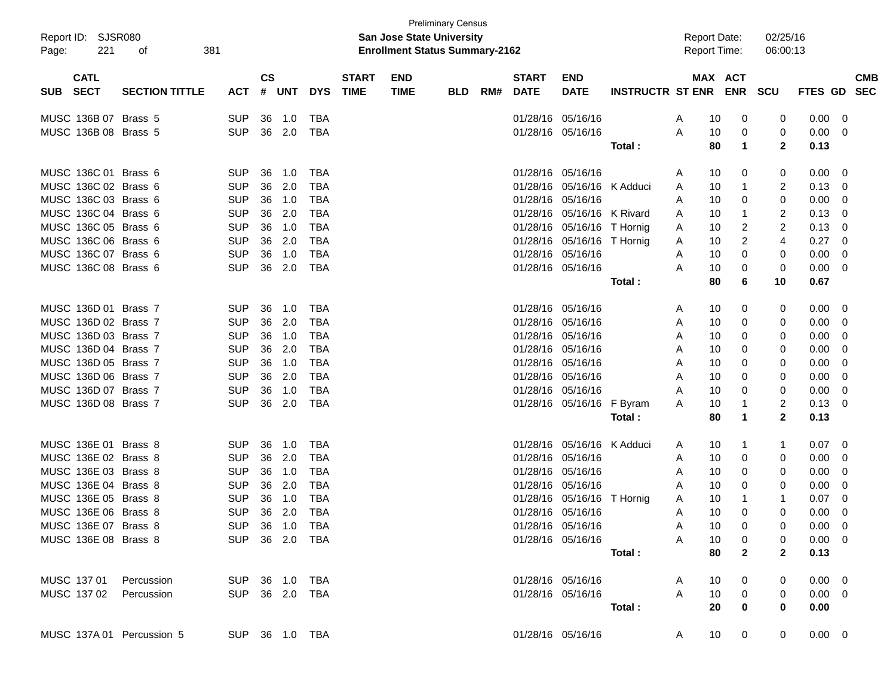Preliminary Census

Report ID: SJSR080 | **San Jose State University** | Report Date: 02/25/16
Page: 221 of 381 | **Enrollment Status Summary-2162** | Report Time: 06:00:13

| SUB | CATL SECT | SECTION TITTLE | ACT | CS # | UNT | DYS | START TIME | END TIME | BLD | RM# | START DATE | END DATE | INSTRUCTR | ST | MAX ENR | ACT ENR | SCU | FTES | GD | CMB SEC |
|---|---|---|---|---|---|---|---|---|---|---|---|---|---|---|---|---|---|---|---|---|
| MUSC | 136B 07 | Brass 5 | SUP | 36 | 1.0 | TBA | | | | | 01/28/16 | 05/16/16 | | A | 10 | 0 | 0 | 0.00 | 0 | |
| MUSC | 136B 08 | Brass 5 | SUP | 36 | 2.0 | TBA | | | | | 01/28/16 | 05/16/16 | | A | 10 | 0 | 0 | 0.00 | 0 | |
| | | | | | | | | | | | | | **Total :** | | **80** | **1** | **2** | **0.13** | | |
| MUSC | 136C 01 | Brass 6 | SUP | 36 | 1.0 | TBA | | | | | 01/28/16 | 05/16/16 | | A | 10 | 0 | 0 | 0.00 | 0 | |
| MUSC | 136C 02 | Brass 6 | SUP | 36 | 2.0 | TBA | | | | | 01/28/16 | 05/16/16 | K Adduci | A | 10 | 1 | 2 | 0.13 | 0 | |
| MUSC | 136C 03 | Brass 6 | SUP | 36 | 1.0 | TBA | | | | | 01/28/16 | 05/16/16 | | A | 10 | 0 | 0 | 0.00 | 0 | |
| MUSC | 136C 04 | Brass 6 | SUP | 36 | 2.0 | TBA | | | | | 01/28/16 | 05/16/16 | K Rivard | A | 10 | 1 | 2 | 0.13 | 0 | |
| MUSC | 136C 05 | Brass 6 | SUP | 36 | 1.0 | TBA | | | | | 01/28/16 | 05/16/16 | T Hornig | A | 10 | 2 | 2 | 0.13 | 0 | |
| MUSC | 136C 06 | Brass 6 | SUP | 36 | 2.0 | TBA | | | | | 01/28/16 | 05/16/16 | T Hornig | A | 10 | 2 | 4 | 0.27 | 0 | |
| MUSC | 136C 07 | Brass 6 | SUP | 36 | 1.0 | TBA | | | | | 01/28/16 | 05/16/16 | | A | 10 | 0 | 0 | 0.00 | 0 | |
| MUSC | 136C 08 | Brass 6 | SUP | 36 | 2.0 | TBA | | | | | 01/28/16 | 05/16/16 | | A | 10 | 0 | 0 | 0.00 | 0 | |
| | | | | | | | | | | | | | **Total :** | | **80** | **6** | **10** | **0.67** | | |
| MUSC | 136D 01 | Brass 7 | SUP | 36 | 1.0 | TBA | | | | | 01/28/16 | 05/16/16 | | A | 10 | 0 | 0 | 0.00 | 0 | |
| MUSC | 136D 02 | Brass 7 | SUP | 36 | 2.0 | TBA | | | | | 01/28/16 | 05/16/16 | | A | 10 | 0 | 0 | 0.00 | 0 | |
| MUSC | 136D 03 | Brass 7 | SUP | 36 | 1.0 | TBA | | | | | 01/28/16 | 05/16/16 | | A | 10 | 0 | 0 | 0.00 | 0 | |
| MUSC | 136D 04 | Brass 7 | SUP | 36 | 2.0 | TBA | | | | | 01/28/16 | 05/16/16 | | A | 10 | 0 | 0 | 0.00 | 0 | |
| MUSC | 136D 05 | Brass 7 | SUP | 36 | 1.0 | TBA | | | | | 01/28/16 | 05/16/16 | | A | 10 | 0 | 0 | 0.00 | 0 | |
| MUSC | 136D 06 | Brass 7 | SUP | 36 | 2.0 | TBA | | | | | 01/28/16 | 05/16/16 | | A | 10 | 0 | 0 | 0.00 | 0 | |
| MUSC | 136D 07 | Brass 7 | SUP | 36 | 1.0 | TBA | | | | | 01/28/16 | 05/16/16 | | A | 10 | 0 | 0 | 0.00 | 0 | |
| MUSC | 136D 08 | Brass 7 | SUP | 36 | 2.0 | TBA | | | | | 01/28/16 | 05/16/16 | F Byram | A | 10 | 1 | 2 | 0.13 | 0 | |
| | | | | | | | | | | | | | **Total :** | | **80** | **1** | **2** | **0.13** | | |
| MUSC | 136E 01 | Brass 8 | SUP | 36 | 1.0 | TBA | | | | | 01/28/16 | 05/16/16 | K Adduci | A | 10 | 1 | 1 | 0.07 | 0 | |
| MUSC | 136E 02 | Brass 8 | SUP | 36 | 2.0 | TBA | | | | | 01/28/16 | 05/16/16 | | A | 10 | 0 | 0 | 0.00 | 0 | |
| MUSC | 136E 03 | Brass 8 | SUP | 36 | 1.0 | TBA | | | | | 01/28/16 | 05/16/16 | | A | 10 | 0 | 0 | 0.00 | 0 | |
| MUSC | 136E 04 | Brass 8 | SUP | 36 | 2.0 | TBA | | | | | 01/28/16 | 05/16/16 | | A | 10 | 0 | 0 | 0.00 | 0 | |
| MUSC | 136E 05 | Brass 8 | SUP | 36 | 1.0 | TBA | | | | | 01/28/16 | 05/16/16 | T Hornig | A | 10 | 1 | 1 | 0.07 | 0 | |
| MUSC | 136E 06 | Brass 8 | SUP | 36 | 2.0 | TBA | | | | | 01/28/16 | 05/16/16 | | A | 10 | 0 | 0 | 0.00 | 0 | |
| MUSC | 136E 07 | Brass 8 | SUP | 36 | 1.0 | TBA | | | | | 01/28/16 | 05/16/16 | | A | 10 | 0 | 0 | 0.00 | 0 | |
| MUSC | 136E 08 | Brass 8 | SUP | 36 | 2.0 | TBA | | | | | 01/28/16 | 05/16/16 | | A | 10 | 0 | 0 | 0.00 | 0 | |
| | | | | | | | | | | | | | **Total :** | | **80** | **2** | **2** | **0.13** | | |
| MUSC | 137 01 | Percussion | SUP | 36 | 1.0 | TBA | | | | | 01/28/16 | 05/16/16 | | A | 10 | 0 | 0 | 0.00 | 0 | |
| MUSC | 137 02 | Percussion | SUP | 36 | 2.0 | TBA | | | | | 01/28/16 | 05/16/16 | | A | 10 | 0 | 0 | 0.00 | 0 | |
| | | | | | | | | | | | | | **Total :** | | **20** | **0** | **0** | **0.00** | | |
| MUSC | 137A 01 | Percussion 5 | SUP | 36 | 1.0 | TBA | | | | | 01/28/16 | 05/16/16 | | A | 10 | 0 | 0 | 0.00 | 0 | |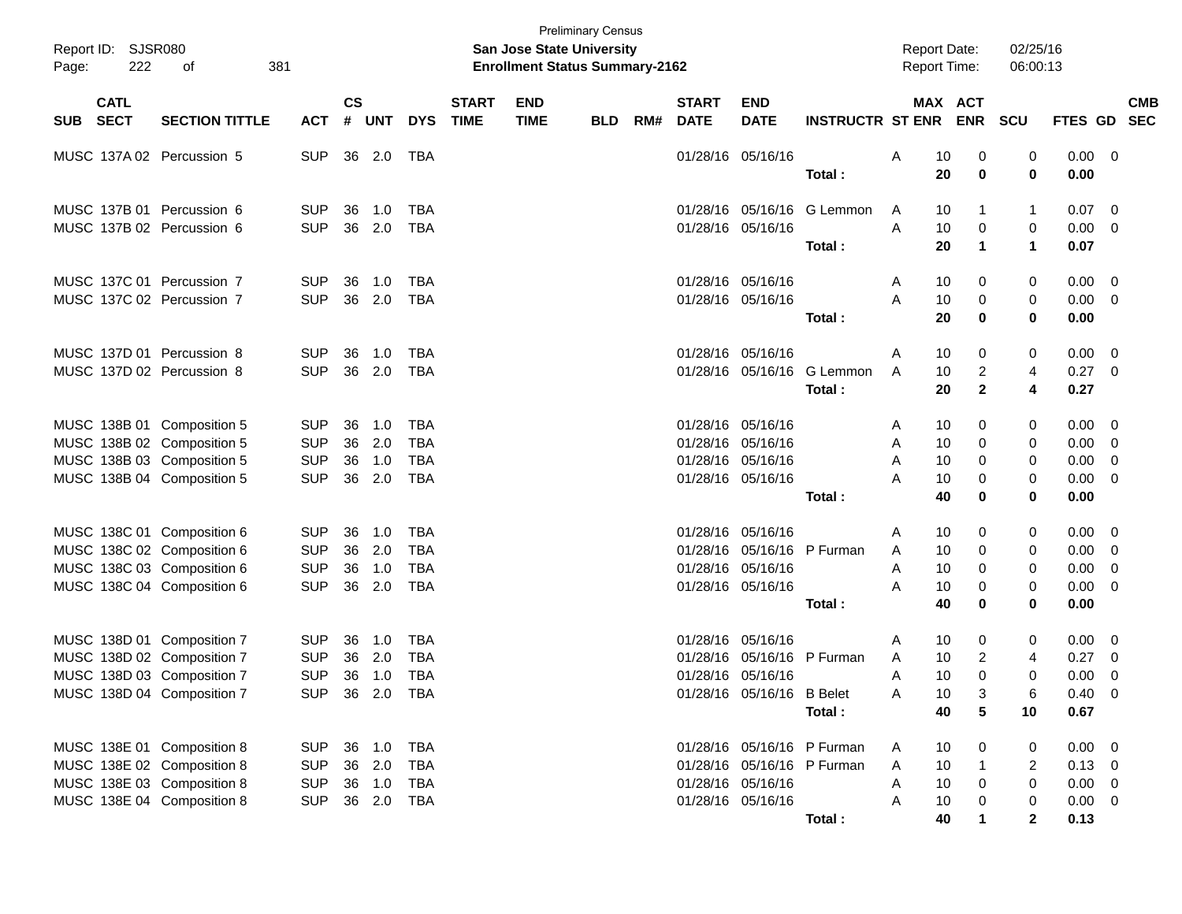Preliminary Census

**San Jose State University**

**Enrollment Status Summary-2162**

Report ID: SJSR080

Report Date: 02/25/16

Report Time: 06:00:13

| SUB | CATL SECT | SECTION TITTLE | ACT | CS # | UNT | DYS | START TIME | END TIME | BLD | RM# | START DATE | END DATE | INSTRUCTR | ST | MAX ENR | ACT ENR | SCU | FTES | GD | CMB SEC |
|---|---|---|---|---|---|---|---|---|---|---|---|---|---|---|---|---|---|---|---|---|
| MUSC | 137A 02 | Percussion 5 | SUP | 36 | 2.0 | TBA | | | | | 01/28/16 | 05/16/16 | | A | 10 | 0 | 0 | 0.00 | 0 | |
| | | | | | | | | | | | | | **Total :** | | **20** | **0** | **0** | **0.00** | | |
| MUSC | 137B 01 | Percussion 6 | SUP | 36 | 1.0 | TBA | | | | | 01/28/16 | 05/16/16 | G Lemmon | A | 10 | 1 | 1 | 0.07 | 0 | |
| MUSC | 137B 02 | Percussion 6 | SUP | 36 | 2.0 | TBA | | | | | 01/28/16 | 05/16/16 | | A | 10 | 0 | 0 | 0.00 | 0 | |
| | | | | | | | | | | | | | **Total :** | | **20** | **1** | **1** | **0.07** | | |
| MUSC | 137C 01 | Percussion 7 | SUP | 36 | 1.0 | TBA | | | | | 01/28/16 | 05/16/16 | | A | 10 | 0 | 0 | 0.00 | 0 | |
| MUSC | 137C 02 | Percussion 7 | SUP | 36 | 2.0 | TBA | | | | | 01/28/16 | 05/16/16 | | A | 10 | 0 | 0 | 0.00 | 0 | |
| | | | | | | | | | | | | | **Total :** | | **20** | **0** | **0** | **0.00** | | |
| MUSC | 137D 01 | Percussion 8 | SUP | 36 | 1.0 | TBA | | | | | 01/28/16 | 05/16/16 | | A | 10 | 0 | 0 | 0.00 | 0 | |
| MUSC | 137D 02 | Percussion 8 | SUP | 36 | 2.0 | TBA | | | | | 01/28/16 | 05/16/16 | G Lemmon | A | 10 | 2 | 4 | 0.27 | 0 | |
| | | | | | | | | | | | | | **Total :** | | **20** | **2** | **4** | **0.27** | | |
| MUSC | 138B 01 | Composition 5 | SUP | 36 | 1.0 | TBA | | | | | 01/28/16 | 05/16/16 | | A | 10 | 0 | 0 | 0.00 | 0 | |
| MUSC | 138B 02 | Composition 5 | SUP | 36 | 2.0 | TBA | | | | | 01/28/16 | 05/16/16 | | A | 10 | 0 | 0 | 0.00 | 0 | |
| MUSC | 138B 03 | Composition 5 | SUP | 36 | 1.0 | TBA | | | | | 01/28/16 | 05/16/16 | | A | 10 | 0 | 0 | 0.00 | 0 | |
| MUSC | 138B 04 | Composition 5 | SUP | 36 | 2.0 | TBA | | | | | 01/28/16 | 05/16/16 | | A | 10 | 0 | 0 | 0.00 | 0 | |
| | | | | | | | | | | | | | **Total :** | | **40** | **0** | **0** | **0.00** | | |
| MUSC | 138C 01 | Composition 6 | SUP | 36 | 1.0 | TBA | | | | | 01/28/16 | 05/16/16 | | A | 10 | 0 | 0 | 0.00 | 0 | |
| MUSC | 138C 02 | Composition 6 | SUP | 36 | 2.0 | TBA | | | | | 01/28/16 | 05/16/16 | P Furman | A | 10 | 0 | 0 | 0.00 | 0 | |
| MUSC | 138C 03 | Composition 6 | SUP | 36 | 1.0 | TBA | | | | | 01/28/16 | 05/16/16 | | A | 10 | 0 | 0 | 0.00 | 0 | |
| MUSC | 138C 04 | Composition 6 | SUP | 36 | 2.0 | TBA | | | | | 01/28/16 | 05/16/16 | | A | 10 | 0 | 0 | 0.00 | 0 | |
| | | | | | | | | | | | | | **Total :** | | **40** | **0** | **0** | **0.00** | | |
| MUSC | 138D 01 | Composition 7 | SUP | 36 | 1.0 | TBA | | | | | 01/28/16 | 05/16/16 | | A | 10 | 0 | 0 | 0.00 | 0 | |
| MUSC | 138D 02 | Composition 7 | SUP | 36 | 2.0 | TBA | | | | | 01/28/16 | 05/16/16 | P Furman | A | 10 | 2 | 4 | 0.27 | 0 | |
| MUSC | 138D 03 | Composition 7 | SUP | 36 | 1.0 | TBA | | | | | 01/28/16 | 05/16/16 | | A | 10 | 0 | 0 | 0.00 | 0 | |
| MUSC | 138D 04 | Composition 7 | SUP | 36 | 2.0 | TBA | | | | | 01/28/16 | 05/16/16 | B Belet | A | 10 | 3 | 6 | 0.40 | 0 | |
| | | | | | | | | | | | | | **Total :** | | **40** | **5** | **10** | **0.67** | | |
| MUSC | 138E 01 | Composition 8 | SUP | 36 | 1.0 | TBA | | | | | 01/28/16 | 05/16/16 | P Furman | A | 10 | 0 | 0 | 0.00 | 0 | |
| MUSC | 138E 02 | Composition 8 | SUP | 36 | 2.0 | TBA | | | | | 01/28/16 | 05/16/16 | P Furman | A | 10 | 1 | 2 | 0.13 | 0 | |
| MUSC | 138E 03 | Composition 8 | SUP | 36 | 1.0 | TBA | | | | | 01/28/16 | 05/16/16 | | A | 10 | 0 | 0 | 0.00 | 0 | |
| MUSC | 138E 04 | Composition 8 | SUP | 36 | 2.0 | TBA | | | | | 01/28/16 | 05/16/16 | | A | 10 | 0 | 0 | 0.00 | 0 | |
| | | | | | | | | | | | | | **Total :** | | **40** | **1** | **2** | **0.13** | | |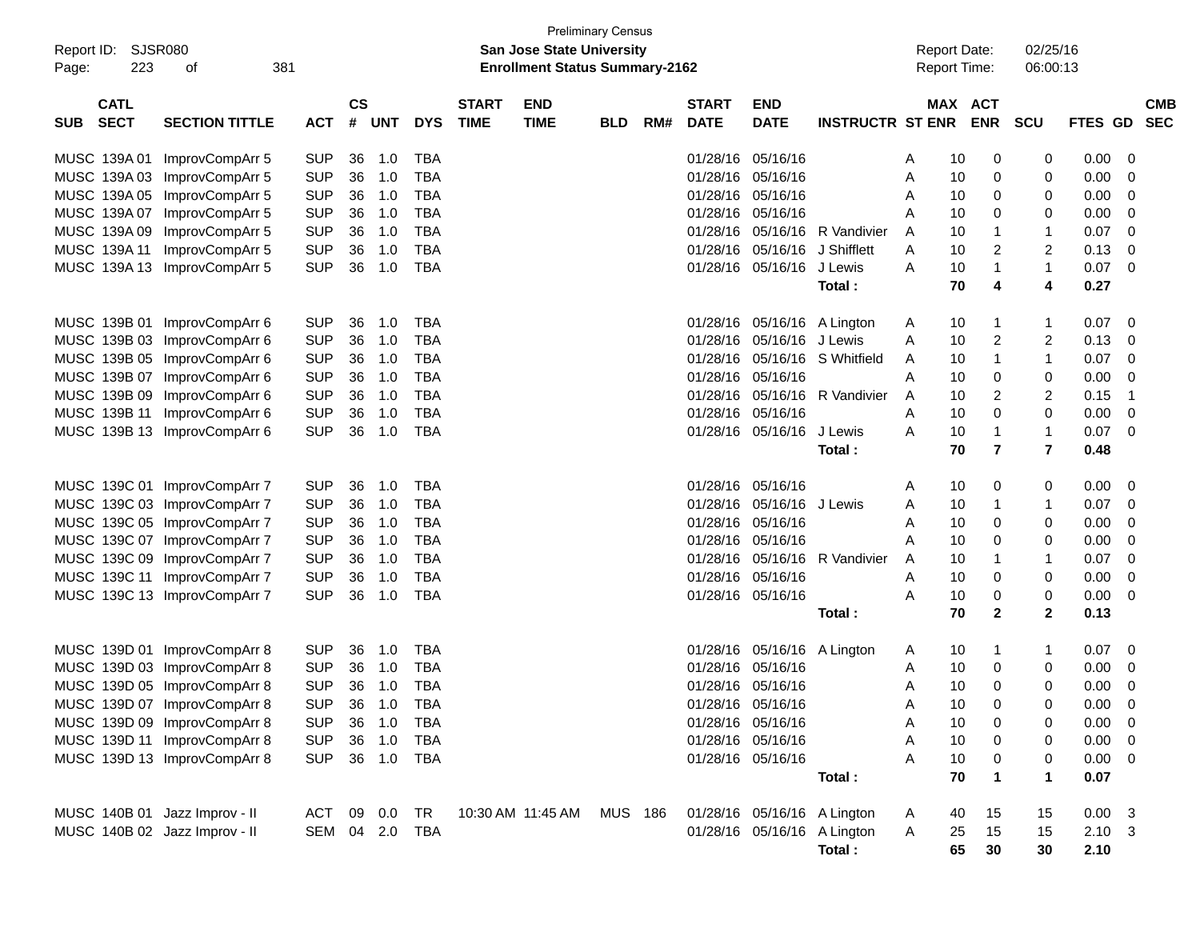Preliminary Census

Report ID: SJSR080 **San Jose State University** Report Date: 02/25/16

Page: 223 of 381 **Enrollment Status Summary-2162** Report Time: 06:00:13

| SUB | CATL SECT | SECTION TITTLE | ACT | CS # | UNT | DYS | START TIME | END TIME | BLD | RM# | START DATE | END DATE | INSTRUCTR | ST | MAX ENR | ACT ENR | SCU | FTES | GD | CMB SEC |
|---|---|---|---|---|---|---|---|---|---|---|---|---|---|---|---|---|---|---|---|---|
| MUSC | 139A 01 | ImprovCompArr 5 | SUP | 36 | 1.0 | TBA | | | | | 01/28/16 | 05/16/16 | | A | 10 | 0 | 0 | 0.00 | 0 | |
| MUSC | 139A 03 | ImprovCompArr 5 | SUP | 36 | 1.0 | TBA | | | | | 01/28/16 | 05/16/16 | | A | 10 | 0 | 0 | 0.00 | 0 | |
| MUSC | 139A 05 | ImprovCompArr 5 | SUP | 36 | 1.0 | TBA | | | | | 01/28/16 | 05/16/16 | | A | 10 | 0 | 0 | 0.00 | 0 | |
| MUSC | 139A 07 | ImprovCompArr 5 | SUP | 36 | 1.0 | TBA | | | | | 01/28/16 | 05/16/16 | | A | 10 | 0 | 0 | 0.00 | 0 | |
| MUSC | 139A 09 | ImprovCompArr 5 | SUP | 36 | 1.0 | TBA | | | | | 01/28/16 | 05/16/16 | R Vandivier | A | 10 | 1 | 1 | 0.07 | 0 | |
| MUSC | 139A 11 | ImprovCompArr 5 | SUP | 36 | 1.0 | TBA | | | | | 01/28/16 | 05/16/16 | J Shifflett | A | 10 | 2 | 2 | 0.13 | 0 | |
| MUSC | 139A 13 | ImprovCompArr 5 | SUP | 36 | 1.0 | TBA | | | | | 01/28/16 | 05/16/16 | J Lewis | A | 10 | 1 | 1 | 0.07 | 0 | |
| | | | | | | | | | | | | | **Total :** | | **70** | **4** | **4** | **0.27** | | |
| MUSC | 139B 01 | ImprovCompArr 6 | SUP | 36 | 1.0 | TBA | | | | | 01/28/16 | 05/16/16 | A Lington | A | 10 | 1 | 1 | 0.07 | 0 | |
| MUSC | 139B 03 | ImprovCompArr 6 | SUP | 36 | 1.0 | TBA | | | | | 01/28/16 | 05/16/16 | J Lewis | A | 10 | 2 | 2 | 0.13 | 0 | |
| MUSC | 139B 05 | ImprovCompArr 6 | SUP | 36 | 1.0 | TBA | | | | | 01/28/16 | 05/16/16 | S Whitfield | A | 10 | 1 | 1 | 0.07 | 0 | |
| MUSC | 139B 07 | ImprovCompArr 6 | SUP | 36 | 1.0 | TBA | | | | | 01/28/16 | 05/16/16 | | A | 10 | 0 | 0 | 0.00 | 0 | |
| MUSC | 139B 09 | ImprovCompArr 6 | SUP | 36 | 1.0 | TBA | | | | | 01/28/16 | 05/16/16 | R Vandivier | A | 10 | 2 | 2 | 0.15 | 1 | |
| MUSC | 139B 11 | ImprovCompArr 6 | SUP | 36 | 1.0 | TBA | | | | | 01/28/16 | 05/16/16 | | A | 10 | 0 | 0 | 0.00 | 0 | |
| MUSC | 139B 13 | ImprovCompArr 6 | SUP | 36 | 1.0 | TBA | | | | | 01/28/16 | 05/16/16 | J Lewis | A | 10 | 1 | 1 | 0.07 | 0 | |
| | | | | | | | | | | | | | **Total :** | | **70** | **7** | **7** | **0.48** | | |
| MUSC | 139C 01 | ImprovCompArr 7 | SUP | 36 | 1.0 | TBA | | | | | 01/28/16 | 05/16/16 | | A | 10 | 0 | 0 | 0.00 | 0 | |
| MUSC | 139C 03 | ImprovCompArr 7 | SUP | 36 | 1.0 | TBA | | | | | 01/28/16 | 05/16/16 | J Lewis | A | 10 | 1 | 1 | 0.07 | 0 | |
| MUSC | 139C 05 | ImprovCompArr 7 | SUP | 36 | 1.0 | TBA | | | | | 01/28/16 | 05/16/16 | | A | 10 | 0 | 0 | 0.00 | 0 | |
| MUSC | 139C 07 | ImprovCompArr 7 | SUP | 36 | 1.0 | TBA | | | | | 01/28/16 | 05/16/16 | | A | 10 | 0 | 0 | 0.00 | 0 | |
| MUSC | 139C 09 | ImprovCompArr 7 | SUP | 36 | 1.0 | TBA | | | | | 01/28/16 | 05/16/16 | R Vandivier | A | 10 | 1 | 1 | 0.07 | 0 | |
| MUSC | 139C 11 | ImprovCompArr 7 | SUP | 36 | 1.0 | TBA | | | | | 01/28/16 | 05/16/16 | | A | 10 | 0 | 0 | 0.00 | 0 | |
| MUSC | 139C 13 | ImprovCompArr 7 | SUP | 36 | 1.0 | TBA | | | | | 01/28/16 | 05/16/16 | | A | 10 | 0 | 0 | 0.00 | 0 | |
| | | | | | | | | | | | | | **Total :** | | **70** | **2** | **2** | **0.13** | | |
| MUSC | 139D 01 | ImprovCompArr 8 | SUP | 36 | 1.0 | TBA | | | | | 01/28/16 | 05/16/16 | A Lington | A | 10 | 1 | 1 | 0.07 | 0 | |
| MUSC | 139D 03 | ImprovCompArr 8 | SUP | 36 | 1.0 | TBA | | | | | 01/28/16 | 05/16/16 | | A | 10 | 0 | 0 | 0.00 | 0 | |
| MUSC | 139D 05 | ImprovCompArr 8 | SUP | 36 | 1.0 | TBA | | | | | 01/28/16 | 05/16/16 | | A | 10 | 0 | 0 | 0.00 | 0 | |
| MUSC | 139D 07 | ImprovCompArr 8 | SUP | 36 | 1.0 | TBA | | | | | 01/28/16 | 05/16/16 | | A | 10 | 0 | 0 | 0.00 | 0 | |
| MUSC | 139D 09 | ImprovCompArr 8 | SUP | 36 | 1.0 | TBA | | | | | 01/28/16 | 05/16/16 | | A | 10 | 0 | 0 | 0.00 | 0 | |
| MUSC | 139D 11 | ImprovCompArr 8 | SUP | 36 | 1.0 | TBA | | | | | 01/28/16 | 05/16/16 | | A | 10 | 0 | 0 | 0.00 | 0 | |
| MUSC | 139D 13 | ImprovCompArr 8 | SUP | 36 | 1.0 | TBA | | | | | 01/28/16 | 05/16/16 | | A | 10 | 0 | 0 | 0.00 | 0 | |
| | | | | | | | | | | | | | **Total :** | | **70** | **1** | **1** | **0.07** | | |
| MUSC | 140B 01 | Jazz Improv - II | ACT | 09 | 0.0 | TR | 10:30 AM | 11:45 AM | MUS | 186 | 01/28/16 | 05/16/16 | A Lington | A | 40 | 15 | 15 | 0.00 | 3 | |
| MUSC | 140B 02 | Jazz Improv - II | SEM | 04 | 2.0 | TBA | | | | | 01/28/16 | 05/16/16 | A Lington | A | 25 | 15 | 15 | 2.10 | 3 | |
| | | | | | | | | | | | | | **Total :** | | **65** | **30** | **30** | **2.10** | | |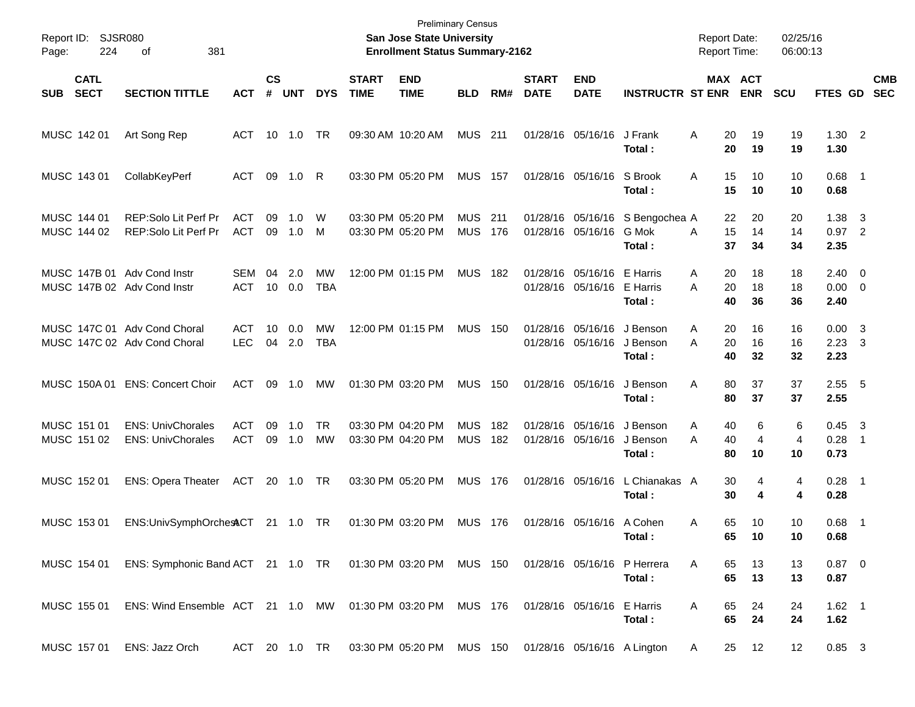Preliminary Census
**San Jose State University**
**Enrollment Status Summary-2162**

Report ID: SJSR080
Report Date: 02/25/16
Report Time: 06:00:13

| SUB | CATL SECT | SECTION TITTLE | ACT | CS # | UNT | DYS | START TIME | END TIME | BLD | RM# | START DATE | END DATE | INSTRUCTR | ST | MAX ENR | ACT ENR | SCU | FTES | GD | CMB SEC |
|---|---|---|---|---|---|---|---|---|---|---|---|---|---|---|---|---|---|---|---|---|
| MUSC | 142 01 | Art Song Rep | ACT | 10 | 1.0 | TR | 09:30 AM | 10:20 AM | MUS | 211 | 01/28/16 | 05/16/16 | J Frank | A | 20 | 19 | 19 | 1.30 | 2 | |
| | | | | | | | | | | | | | **Total :** | | **20** | **19** | **19** | **1.30** | | |
| MUSC | 143 01 | CollabKeyPerf | ACT | 09 | 1.0 | R | 03:30 PM | 05:20 PM | MUS | 157 | 01/28/16 | 05/16/16 | S Brook | A | 15 | 10 | 10 | 0.68 | 1 | |
| | | | | | | | | | | | | | **Total :** | | **15** | **10** | **10** | **0.68** | | |
| MUSC | 144 01 | REP:Solo Lit Perf Pr | ACT | 09 | 1.0 | W | 03:30 PM | 05:20 PM | MUS | 211 | 01/28/16 | 05/16/16 | S Bengochea | A | 22 | 20 | 20 | 1.38 | 3 | |
| MUSC | 144 02 | REP:Solo Lit Perf Pr | ACT | 09 | 1.0 | M | 03:30 PM | 05:20 PM | MUS | 176 | 01/28/16 | 05/16/16 | G Mok | A | 15 | 14 | 14 | 0.97 | 2 | |
| | | | | | | | | | | | | | **Total :** | | **37** | **34** | **34** | **2.35** | | |
| MUSC | 147B 01 | Adv Cond Instr | SEM | 04 | 2.0 | MW | 12:00 PM | 01:15 PM | MUS | 182 | 01/28/16 | 05/16/16 | E Harris | A | 20 | 18 | 18 | 2.40 | 0 | |
| MUSC | 147B 02 | Adv Cond Instr | ACT | 10 | 0.0 | TBA | | | | | 01/28/16 | 05/16/16 | E Harris | A | 20 | 18 | 18 | 0.00 | 0 | |
| | | | | | | | | | | | | | **Total :** | | **40** | **36** | **36** | **2.40** | | |
| MUSC | 147C 01 | Adv Cond Choral | ACT | 10 | 0.0 | MW | 12:00 PM | 01:15 PM | MUS | 150 | 01/28/16 | 05/16/16 | J Benson | A | 20 | 16 | 16 | 0.00 | 3 | |
| MUSC | 147C 02 | Adv Cond Choral | LEC | 04 | 2.0 | TBA | | | | | 01/28/16 | 05/16/16 | J Benson | A | 20 | 16 | 16 | 2.23 | 3 | |
| | | | | | | | | | | | | | **Total :** | | **40** | **32** | **32** | **2.23** | | |
| MUSC | 150A 01 | ENS: Concert Choir | ACT | 09 | 1.0 | MW | 01:30 PM | 03:20 PM | MUS | 150 | 01/28/16 | 05/16/16 | J Benson | A | 80 | 37 | 37 | 2.55 | 5 | |
| | | | | | | | | | | | | | **Total :** | | **80** | **37** | **37** | **2.55** | | |
| MUSC | 151 01 | ENS: UnivChorales | ACT | 09 | 1.0 | TR | 03:30 PM | 04:20 PM | MUS | 182 | 01/28/16 | 05/16/16 | J Benson | A | 40 | 6 | 6 | 0.45 | 3 | |
| MUSC | 151 02 | ENS: UnivChorales | ACT | 09 | 1.0 | MW | 03:30 PM | 04:20 PM | MUS | 182 | 01/28/16 | 05/16/16 | J Benson | A | 40 | 4 | 4 | 0.28 | 1 | |
| | | | | | | | | | | | | | **Total :** | | **80** | **10** | **10** | **0.73** | | |
| MUSC | 152 01 | ENS: Opera Theater | ACT | 20 | 1.0 | TR | 03:30 PM | 05:20 PM | MUS | 176 | 01/28/16 | 05/16/16 | L Chianakas | A | 30 | 4 | 4 | 0.28 | 1 | |
| | | | | | | | | | | | | | **Total :** | | **30** | **4** | **4** | **0.28** | | |
| MUSC | 153 01 | ENS:UnivSymphOrchest | ACT | 21 | 1.0 | TR | 01:30 PM | 03:20 PM | MUS | 176 | 01/28/16 | 05/16/16 | A Cohen | A | 65 | 10 | 10 | 0.68 | 1 | |
| | | | | | | | | | | | | | **Total :** | | **65** | **10** | **10** | **0.68** | | |
| MUSC | 154 01 | ENS: Symphonic Band | ACT | 21 | 1.0 | TR | 01:30 PM | 03:20 PM | MUS | 150 | 01/28/16 | 05/16/16 | P Herrera | A | 65 | 13 | 13 | 0.87 | 0 | |
| | | | | | | | | | | | | | **Total :** | | **65** | **13** | **13** | **0.87** | | |
| MUSC | 155 01 | ENS: Wind Ensemble | ACT | 21 | 1.0 | MW | 01:30 PM | 03:20 PM | MUS | 176 | 01/28/16 | 05/16/16 | E Harris | A | 65 | 24 | 24 | 1.62 | 1 | |
| | | | | | | | | | | | | | **Total :** | | **65** | **24** | **24** | **1.62** | | |
| MUSC | 157 01 | ENS: Jazz Orch | ACT | 20 | 1.0 | TR | 03:30 PM | 05:20 PM | MUS | 150 | 01/28/16 | 05/16/16 | A Lington | A | 25 | 12 | 12 | 0.85 | 3 | |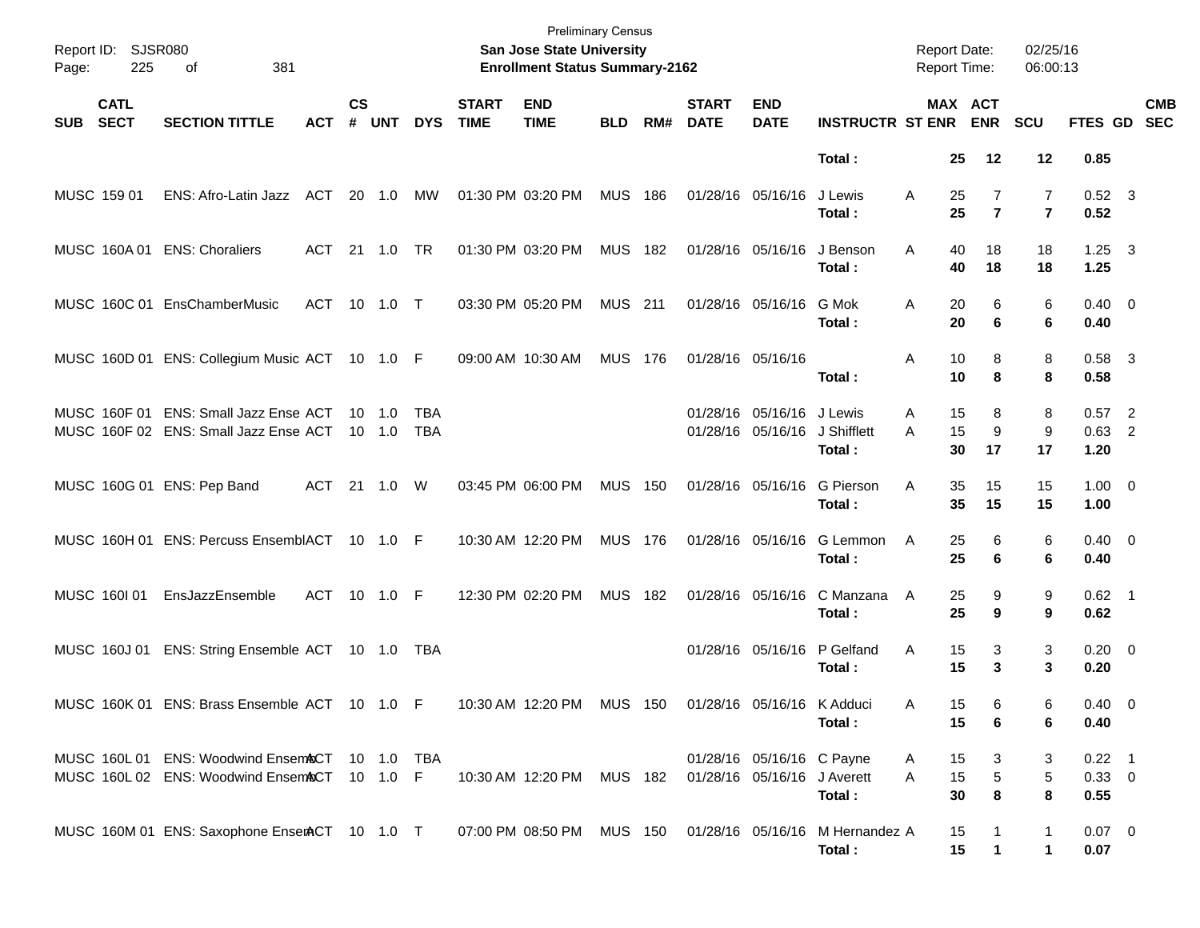Preliminary Census

**San Jose State University**

**Enrollment Status Summary-2162**

Report ID: SJSR080
Report Date: 02/25/16
Report Time: 06:00:13

| SUB | CATL SECT | SECTION TITTLE | ACT | CS # | UNT | DYS | START TIME | END TIME | BLD | RM# | START DATE | END DATE | INSTRUCTR | ST | MAX ENR | ACT ENR | SCU | FTES | GD | CMB SEC |
|---|---|---|---|---|---|---|---|---|---|---|---|---|---|---|---|---|---|---|---|---|
| | | | | | | | | | | | | | **Total :** | | **25** | **12** | **12** | **0.85** | | |
| MUSC | 159 01 | ENS: Afro-Latin Jazz | ACT | 20 | 1.0 | MW | 01:30 PM | 03:20 PM | MUS | 186 | 01/28/16 | 05/16/16 | J Lewis | A | 25 | 7 | 7 | 0.52 | 3 | |
| | | | | | | | | | | | | | **Total :** | | **25** | **7** | **7** | **0.52** | | |
| MUSC | 160A 01 | ENS: Choraliers | ACT | 21 | 1.0 | TR | 01:30 PM | 03:20 PM | MUS | 182 | 01/28/16 | 05/16/16 | J Benson | A | 40 | 18 | 18 | 1.25 | 3 | |
| | | | | | | | | | | | | | **Total :** | | **40** | **18** | **18** | **1.25** | | |
| MUSC | 160C 01 | EnsChamberMusic | ACT | 10 | 1.0 | T | 03:30 PM | 05:20 PM | MUS | 211 | 01/28/16 | 05/16/16 | G Mok | A | 20 | 6 | 6 | 0.40 | 0 | |
| | | | | | | | | | | | | | **Total :** | | **20** | **6** | **6** | **0.40** | | |
| MUSC | 160D 01 | ENS: Collegium Music | ACT | 10 | 1.0 | F | 09:00 AM | 10:30 AM | MUS | 176 | 01/28/16 | 05/16/16 | | A | 10 | 8 | 8 | 0.58 | 3 | |
| | | | | | | | | | | | | | **Total :** | | **10** | **8** | **8** | **0.58** | | |
| MUSC | 160F 01 | ENS: Small Jazz Ense | ACT | 10 | 1.0 | TBA | | | | | 01/28/16 | 05/16/16 | J Lewis | A | 15 | 8 | 8 | 0.57 | 2 | |
| MUSC | 160F 02 | ENS: Small Jazz Ense | ACT | 10 | 1.0 | TBA | | | | | 01/28/16 | 05/16/16 | J Shifflett | A | 15 | 9 | 9 | 0.63 | 2 | |
| | | | | | | | | | | | | | **Total :** | | **30** | **17** | **17** | **1.20** | | |
| MUSC | 160G 01 | ENS: Pep Band | ACT | 21 | 1.0 | W | 03:45 PM | 06:00 PM | MUS | 150 | 01/28/16 | 05/16/16 | G Pierson | A | 35 | 15 | 15 | 1.00 | 0 | |
| | | | | | | | | | | | | | **Total :** | | **35** | **15** | **15** | **1.00** | | |
| MUSC | 160H 01 | ENS: Percuss Ensembl | ACT | 10 | 1.0 | F | 10:30 AM | 12:20 PM | MUS | 176 | 01/28/16 | 05/16/16 | G Lemmon | A | 25 | 6 | 6 | 0.40 | 0 | |
| | | | | | | | | | | | | | **Total :** | | **25** | **6** | **6** | **0.40** | | |
| MUSC | 160I 01 | EnsJazzEnsemble | ACT | 10 | 1.0 | F | 12:30 PM | 02:20 PM | MUS | 182 | 01/28/16 | 05/16/16 | C Manzana | A | 25 | 9 | 9 | 0.62 | 1 | |
| | | | | | | | | | | | | | **Total :** | | **25** | **9** | **9** | **0.62** | | |
| MUSC | 160J 01 | ENS: String Ensemble | ACT | 10 | 1.0 | TBA | | | | | 01/28/16 | 05/16/16 | P Gelfand | A | 15 | 3 | 3 | 0.20 | 0 | |
| | | | | | | | | | | | | | **Total :** | | **15** | **3** | **3** | **0.20** | | |
| MUSC | 160K 01 | ENS: Brass Ensemble | ACT | 10 | 1.0 | F | 10:30 AM | 12:20 PM | MUS | 150 | 01/28/16 | 05/16/16 | K Adduci | A | 15 | 6 | 6 | 0.40 | 0 | |
| | | | | | | | | | | | | | **Total :** | | **15** | **6** | **6** | **0.40** | | |
| MUSC | 160L 01 | ENS: Woodwind Ensem | ACT | 10 | 1.0 | TBA | | | | | 01/28/16 | 05/16/16 | C Payne | A | 15 | 3 | 3 | 0.22 | 1 | |
| MUSC | 160L 02 | ENS: Woodwind Ensem | ACT | 10 | 1.0 | F | 10:30 AM | 12:20 PM | MUS | 182 | 01/28/16 | 05/16/16 | J Averett | A | 15 | 5 | 5 | 0.33 | 0 | |
| | | | | | | | | | | | | | **Total :** | | **30** | **8** | **8** | **0.55** | | |
| MUSC | 160M 01 | ENS: Saxophone Ensem | ACT | 10 | 1.0 | T | 07:00 PM | 08:50 PM | MUS | 150 | 01/28/16 | 05/16/16 | M Hernandez | A | 15 | 1 | 1 | 0.07 | 0 | |
| | | | | | | | | | | | | | **Total :** | | **15** | **1** | **1** | **0.07** | | |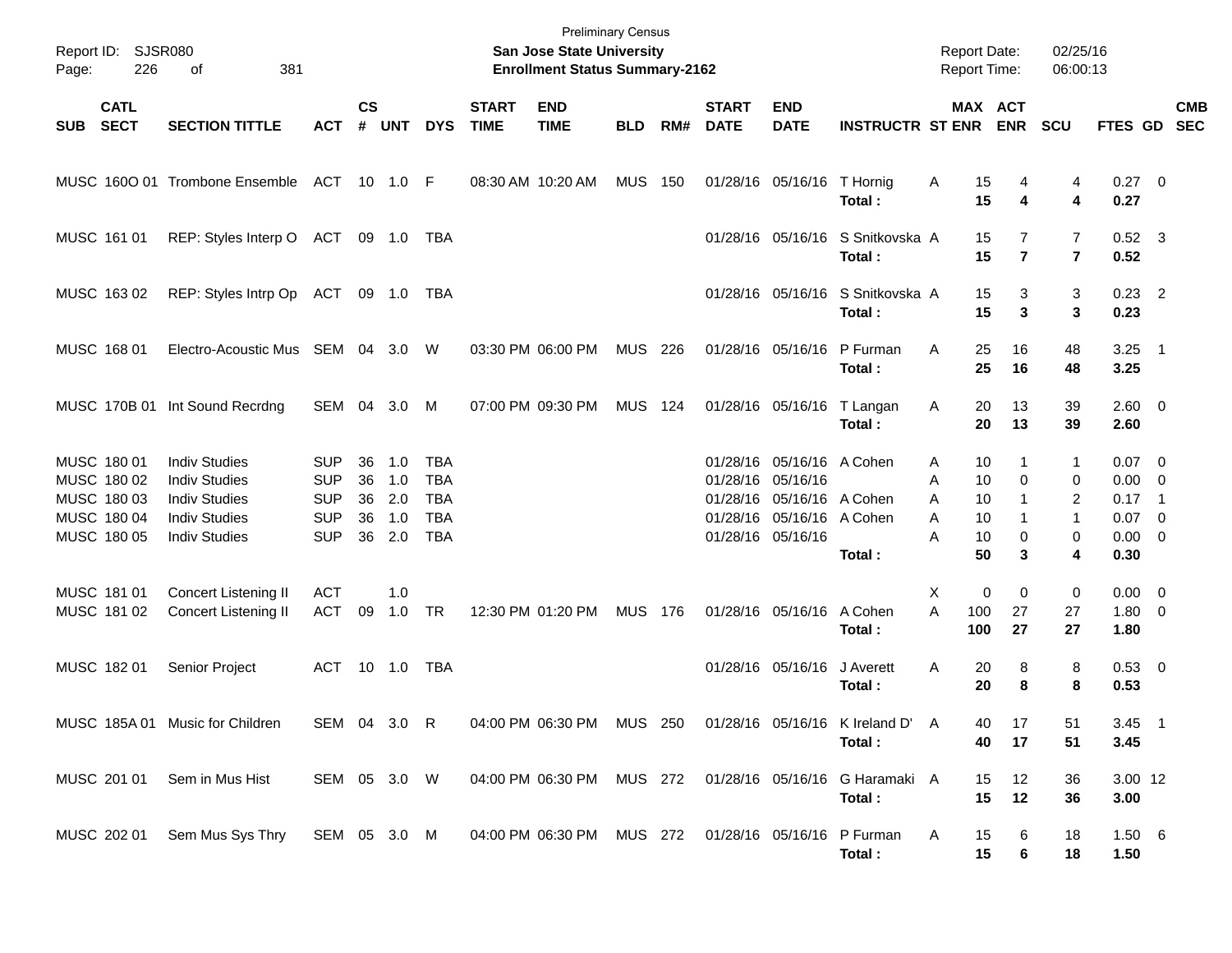Preliminary Census

**San Jose State University**

**Enrollment Status Summary-2162**

Report ID: SJSR080

Report Date: 02/25/16

Report Time: 06:00:13

| SUB | CATL SECT | SECTION TITTLE | ACT | CS # | UNT | DYS | START TIME | END TIME | BLD | RM# | START DATE | END DATE | INSTRUCTR | ST | MAX ENR | ACT ENR | SCU | FTES | GD | CMB SEC |
|---|---|---|---|---|---|---|---|---|---|---|---|---|---|---|---|---|---|---|---|---|
| MUSC | 160O 01 | Trombone Ensemble | ACT | 10 | 1.0 | F | 08:30 AM | 10:20 AM | MUS | 150 | 01/28/16 | 05/16/16 | T Hornig | A | 15 | 4 | 4 | 0.27 | 0 | |
| | | | | | | | | | | | | | **Total :** | | **15** | **4** | **4** | **0.27** | | |
| MUSC | 161 01 | REP: Styles Interp O | ACT | 09 | 1.0 | TBA | | | | | 01/28/16 | 05/16/16 | S Snitkovska | A | 15 | 7 | 7 | 0.52 | 3 | |
| | | | | | | | | | | | | | **Total :** | | **15** | **7** | **7** | **0.52** | | |
| MUSC | 163 02 | REP: Styles Intrp Op | ACT | 09 | 1.0 | TBA | | | | | 01/28/16 | 05/16/16 | S Snitkovska | A | 15 | 3 | 3 | 0.23 | 2 | |
| | | | | | | | | | | | | | **Total :** | | **15** | **3** | **3** | **0.23** | | |
| MUSC | 168 01 | Electro-Acoustic Mus | SEM | 04 | 3.0 | W | 03:30 PM | 06:00 PM | MUS | 226 | 01/28/16 | 05/16/16 | P Furman | A | 25 | 16 | 48 | 3.25 | 1 | |
| | | | | | | | | | | | | | **Total :** | | **25** | **16** | **48** | **3.25** | | |
| MUSC | 170B 01 | Int Sound Recrdng | SEM | 04 | 3.0 | M | 07:00 PM | 09:30 PM | MUS | 124 | 01/28/16 | 05/16/16 | T Langan | A | 20 | 13 | 39 | 2.60 | 0 | |
| | | | | | | | | | | | | | **Total :** | | **20** | **13** | **39** | **2.60** | | |
| MUSC | 180 01 | Indiv Studies | SUP | 36 | 1.0 | TBA | | | | | 01/28/16 | 05/16/16 | A Cohen | A | 10 | 1 | 1 | 0.07 | 0 | |
| MUSC | 180 02 | Indiv Studies | SUP | 36 | 1.0 | TBA | | | | | 01/28/16 | 05/16/16 | | A | 10 | 0 | 0 | 0.00 | 0 | |
| MUSC | 180 03 | Indiv Studies | SUP | 36 | 2.0 | TBA | | | | | 01/28/16 | 05/16/16 | A Cohen | A | 10 | 1 | 2 | 0.17 | 1 | |
| MUSC | 180 04 | Indiv Studies | SUP | 36 | 1.0 | TBA | | | | | 01/28/16 | 05/16/16 | A Cohen | A | 10 | 1 | 1 | 0.07 | 0 | |
| MUSC | 180 05 | Indiv Studies | SUP | 36 | 2.0 | TBA | | | | | 01/28/16 | 05/16/16 | | A | 10 | 0 | 0 | 0.00 | 0 | |
| | | | | | | | | | | | | | **Total :** | | **50** | **3** | **4** | **0.30** | | |
| MUSC | 181 01 | Concert Listening II | ACT | | 1.0 | | | | | | | | | X | 0 | 0 | 0 | 0.00 | 0 | |
| MUSC | 181 02 | Concert Listening II | ACT | 09 | 1.0 | TR | 12:30 PM | 01:20 PM | MUS | 176 | 01/28/16 | 05/16/16 | A Cohen | A | 100 | 27 | 27 | 1.80 | 0 | |
| | | | | | | | | | | | | | **Total :** | | **100** | **27** | **27** | **1.80** | | |
| MUSC | 182 01 | Senior Project | ACT | 10 | 1.0 | TBA | | | | | 01/28/16 | 05/16/16 | J Averett | A | 20 | 8 | 8 | 0.53 | 0 | |
| | | | | | | | | | | | | | **Total :** | | **20** | **8** | **8** | **0.53** | | |
| MUSC | 185A 01 | Music for Children | SEM | 04 | 3.0 | R | 04:00 PM | 06:30 PM | MUS | 250 | 01/28/16 | 05/16/16 | K Ireland D' | A | 40 | 17 | 51 | 3.45 | 1 | |
| | | | | | | | | | | | | | **Total :** | | **40** | **17** | **51** | **3.45** | | |
| MUSC | 201 01 | Sem in Mus Hist | SEM | 05 | 3.0 | W | 04:00 PM | 06:30 PM | MUS | 272 | 01/28/16 | 05/16/16 | G Haramaki | A | 15 | 12 | 36 | 3.00 | 12 | |
| | | | | | | | | | | | | | **Total :** | | **15** | **12** | **36** | **3.00** | | |
| MUSC | 202 01 | Sem Mus Sys Thry | SEM | 05 | 3.0 | M | 04:00 PM | 06:30 PM | MUS | 272 | 01/28/16 | 05/16/16 | P Furman | A | 15 | 6 | 18 | 1.50 | 6 | |
| | | | | | | | | | | | | | **Total :** | | **15** | **6** | **18** | **1.50** | | |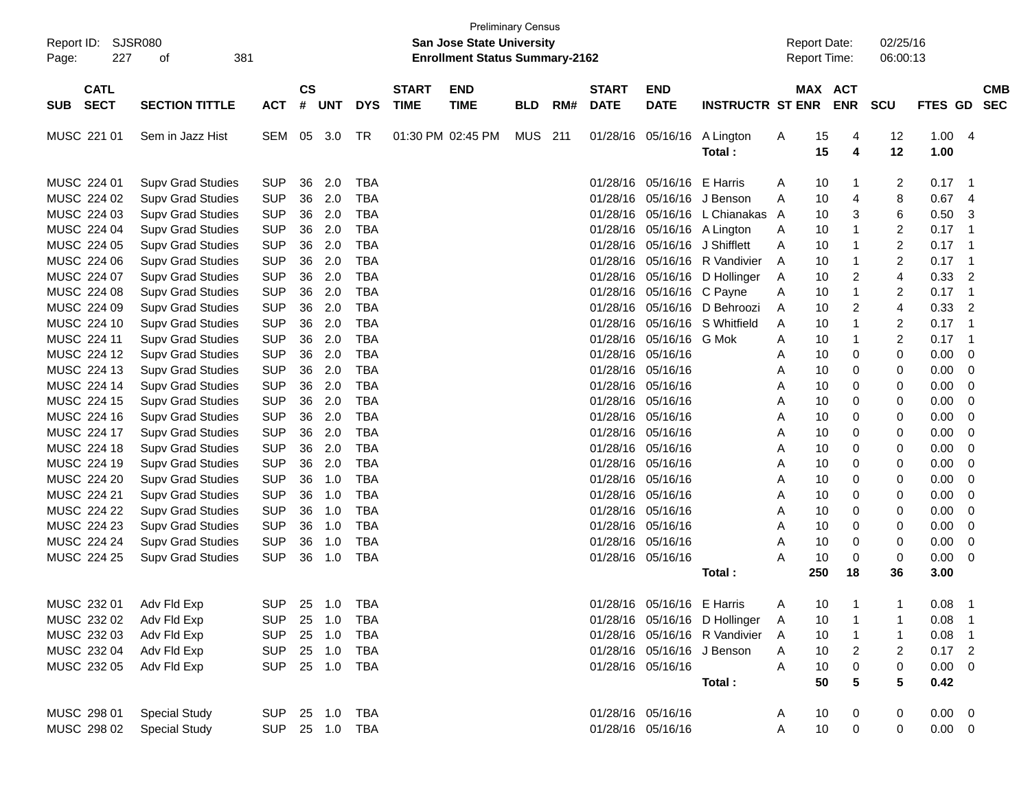Preliminary Census

Report ID: SJSR080 **San Jose State University** Report Date: 02/25/16

**Enrollment Status Summary-2162** Report Time: 06:00:13

| SUB | CATL SECT | SECTION TITTLE | ACT | CS # | UNT | DYS | START TIME | END TIME | BLD | RM# | START DATE | END DATE | INSTRUCTR | ST | MAX ENR | ACT ENR | SCU | FTES | GD | CMB SEC |
|---|---|---|---|---|---|---|---|---|---|---|---|---|---|---|---|---|---|---|---|---|
| MUSC | 221 01 | Sem in Jazz Hist | SEM | 05 | 3.0 | TR | 01:30 PM | 02:45 PM | MUS | 211 | 01/28/16 | 05/16/16 | A Lington | A | 15 | 4 | 12 | 1.00 | 4 | |
| | | | | | | | | | | | | | **Total :** | | **15** | **4** | **12** | **1.00** | | |
| MUSC | 224 01 | Supv Grad Studies | SUP | 36 | 2.0 | TBA | | | | | 01/28/16 | 05/16/16 | E Harris | A | 10 | 1 | 2 | 0.17 | 1 | |
| MUSC | 224 02 | Supv Grad Studies | SUP | 36 | 2.0 | TBA | | | | | 01/28/16 | 05/16/16 | J Benson | A | 10 | 4 | 8 | 0.67 | 4 | |
| MUSC | 224 03 | Supv Grad Studies | SUP | 36 | 2.0 | TBA | | | | | 01/28/16 | 05/16/16 | L Chianakas | A | 10 | 3 | 6 | 0.50 | 3 | |
| MUSC | 224 04 | Supv Grad Studies | SUP | 36 | 2.0 | TBA | | | | | 01/28/16 | 05/16/16 | A Lington | A | 10 | 1 | 2 | 0.17 | 1 | |
| MUSC | 224 05 | Supv Grad Studies | SUP | 36 | 2.0 | TBA | | | | | 01/28/16 | 05/16/16 | J Shifflett | A | 10 | 1 | 2 | 0.17 | 1 | |
| MUSC | 224 06 | Supv Grad Studies | SUP | 36 | 2.0 | TBA | | | | | 01/28/16 | 05/16/16 | R Vandivier | A | 10 | 1 | 2 | 0.17 | 1 | |
| MUSC | 224 07 | Supv Grad Studies | SUP | 36 | 2.0 | TBA | | | | | 01/28/16 | 05/16/16 | D Hollinger | A | 10 | 2 | 4 | 0.33 | 2 | |
| MUSC | 224 08 | Supv Grad Studies | SUP | 36 | 2.0 | TBA | | | | | 01/28/16 | 05/16/16 | C Payne | A | 10 | 1 | 2 | 0.17 | 1 | |
| MUSC | 224 09 | Supv Grad Studies | SUP | 36 | 2.0 | TBA | | | | | 01/28/16 | 05/16/16 | D Behroozi | A | 10 | 2 | 4 | 0.33 | 2 | |
| MUSC | 224 10 | Supv Grad Studies | SUP | 36 | 2.0 | TBA | | | | | 01/28/16 | 05/16/16 | S Whitfield | A | 10 | 1 | 2 | 0.17 | 1 | |
| MUSC | 224 11 | Supv Grad Studies | SUP | 36 | 2.0 | TBA | | | | | 01/28/16 | 05/16/16 | G Mok | A | 10 | 1 | 2 | 0.17 | 1 | |
| MUSC | 224 12 | Supv Grad Studies | SUP | 36 | 2.0 | TBA | | | | | 01/28/16 | 05/16/16 | | A | 10 | 0 | 0 | 0.00 | 0 | |
| MUSC | 224 13 | Supv Grad Studies | SUP | 36 | 2.0 | TBA | | | | | 01/28/16 | 05/16/16 | | A | 10 | 0 | 0 | 0.00 | 0 | |
| MUSC | 224 14 | Supv Grad Studies | SUP | 36 | 2.0 | TBA | | | | | 01/28/16 | 05/16/16 | | A | 10 | 0 | 0 | 0.00 | 0 | |
| MUSC | 224 15 | Supv Grad Studies | SUP | 36 | 2.0 | TBA | | | | | 01/28/16 | 05/16/16 | | A | 10 | 0 | 0 | 0.00 | 0 | |
| MUSC | 224 16 | Supv Grad Studies | SUP | 36 | 2.0 | TBA | | | | | 01/28/16 | 05/16/16 | | A | 10 | 0 | 0 | 0.00 | 0 | |
| MUSC | 224 17 | Supv Grad Studies | SUP | 36 | 2.0 | TBA | | | | | 01/28/16 | 05/16/16 | | A | 10 | 0 | 0 | 0.00 | 0 | |
| MUSC | 224 18 | Supv Grad Studies | SUP | 36 | 2.0 | TBA | | | | | 01/28/16 | 05/16/16 | | A | 10 | 0 | 0 | 0.00 | 0 | |
| MUSC | 224 19 | Supv Grad Studies | SUP | 36 | 2.0 | TBA | | | | | 01/28/16 | 05/16/16 | | A | 10 | 0 | 0 | 0.00 | 0 | |
| MUSC | 224 20 | Supv Grad Studies | SUP | 36 | 1.0 | TBA | | | | | 01/28/16 | 05/16/16 | | A | 10 | 0 | 0 | 0.00 | 0 | |
| MUSC | 224 21 | Supv Grad Studies | SUP | 36 | 1.0 | TBA | | | | | 01/28/16 | 05/16/16 | | A | 10 | 0 | 0 | 0.00 | 0 | |
| MUSC | 224 22 | Supv Grad Studies | SUP | 36 | 1.0 | TBA | | | | | 01/28/16 | 05/16/16 | | A | 10 | 0 | 0 | 0.00 | 0 | |
| MUSC | 224 23 | Supv Grad Studies | SUP | 36 | 1.0 | TBA | | | | | 01/28/16 | 05/16/16 | | A | 10 | 0 | 0 | 0.00 | 0 | |
| MUSC | 224 24 | Supv Grad Studies | SUP | 36 | 1.0 | TBA | | | | | 01/28/16 | 05/16/16 | | A | 10 | 0 | 0 | 0.00 | 0 | |
| MUSC | 224 25 | Supv Grad Studies | SUP | 36 | 1.0 | TBA | | | | | 01/28/16 | 05/16/16 | | A | 10 | 0 | 0 | 0.00 | 0 | |
| | | | | | | | | | | | | | **Total :** | | **250** | **18** | **36** | **3.00** | | |
| MUSC | 232 01 | Adv Fld Exp | SUP | 25 | 1.0 | TBA | | | | | 01/28/16 | 05/16/16 | E Harris | A | 10 | 1 | 1 | 0.08 | 1 | |
| MUSC | 232 02 | Adv Fld Exp | SUP | 25 | 1.0 | TBA | | | | | 01/28/16 | 05/16/16 | D Hollinger | A | 10 | 1 | 1 | 0.08 | 1 | |
| MUSC | 232 03 | Adv Fld Exp | SUP | 25 | 1.0 | TBA | | | | | 01/28/16 | 05/16/16 | R Vandivier | A | 10 | 1 | 1 | 0.08 | 1 | |
| MUSC | 232 04 | Adv Fld Exp | SUP | 25 | 1.0 | TBA | | | | | 01/28/16 | 05/16/16 | J Benson | A | 10 | 2 | 2 | 0.17 | 2 | |
| MUSC | 232 05 | Adv Fld Exp | SUP | 25 | 1.0 | TBA | | | | | 01/28/16 | 05/16/16 | | A | 10 | 0 | 0 | 0.00 | 0 | |
| | | | | | | | | | | | | | **Total :** | | **50** | **5** | **5** | **0.42** | | |
| MUSC | 298 01 | Special Study | SUP | 25 | 1.0 | TBA | | | | | 01/28/16 | 05/16/16 | | A | 10 | 0 | 0 | 0.00 | 0 | |
| MUSC | 298 02 | Special Study | SUP | 25 | 1.0 | TBA | | | | | 01/28/16 | 05/16/16 | | A | 10 | 0 | 0 | 0.00 | 0 | |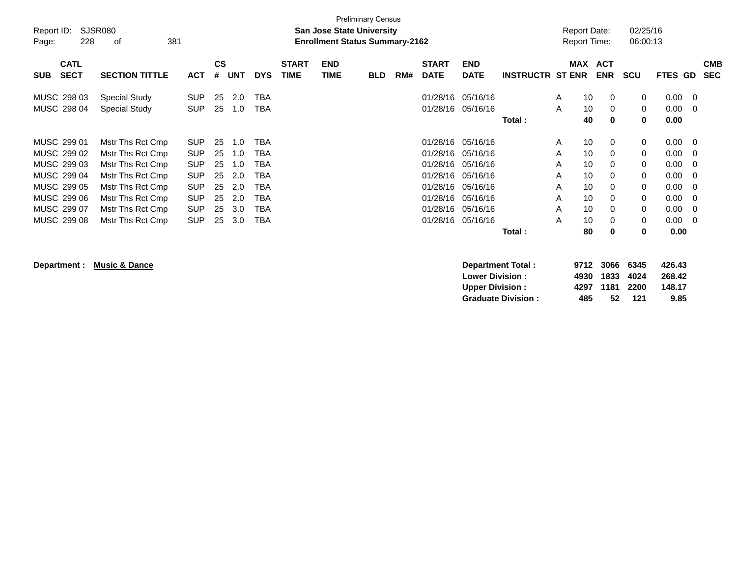Preliminary Census

Report ID: SJSR080

**San Jose State University**

**Enrollment Status Summary-2162**

Report Date: 02/25/16
Report Time: 06:00:13

| SUB | CATL SECT | SECTION TITTLE | ACT | CS # | UNT | DYS | START TIME | END TIME | BLD | RM# | START DATE | END DATE | INSTRUCTR | ST | MAX ENR | ACT ENR | SCU | FTES | GD | CMB SEC |
|---|---|---|---|---|---|---|---|---|---|---|---|---|---|---|---|---|---|---|---|---|
| MUSC | 298 03 | Special Study | SUP | 25 | 2.0 | TBA | | | | | 01/28/16 | 05/16/16 | | A | 10 | 0 | 0 | 0.00 | 0 | |
| MUSC | 298 04 | Special Study | SUP | 25 | 1.0 | TBA | | | | | 01/28/16 | 05/16/16 | | A | 10 | 0 | 0 | 0.00 | 0 | |
| | | | | | | | | | | | | | **Total :** | | **40** | **0** | **0** | **0.00** | | |
| MUSC | 299 01 | Mstr Ths Rct Cmp | SUP | 25 | 1.0 | TBA | | | | | 01/28/16 | 05/16/16 | | A | 10 | 0 | 0 | 0.00 | 0 | |
| MUSC | 299 02 | Mstr Ths Rct Cmp | SUP | 25 | 1.0 | TBA | | | | | 01/28/16 | 05/16/16 | | A | 10 | 0 | 0 | 0.00 | 0 | |
| MUSC | 299 03 | Mstr Ths Rct Cmp | SUP | 25 | 1.0 | TBA | | | | | 01/28/16 | 05/16/16 | | A | 10 | 0 | 0 | 0.00 | 0 | |
| MUSC | 299 04 | Mstr Ths Rct Cmp | SUP | 25 | 2.0 | TBA | | | | | 01/28/16 | 05/16/16 | | A | 10 | 0 | 0 | 0.00 | 0 | |
| MUSC | 299 05 | Mstr Ths Rct Cmp | SUP | 25 | 2.0 | TBA | | | | | 01/28/16 | 05/16/16 | | A | 10 | 0 | 0 | 0.00 | 0 | |
| MUSC | 299 06 | Mstr Ths Rct Cmp | SUP | 25 | 2.0 | TBA | | | | | 01/28/16 | 05/16/16 | | A | 10 | 0 | 0 | 0.00 | 0 | |
| MUSC | 299 07 | Mstr Ths Rct Cmp | SUP | 25 | 3.0 | TBA | | | | | 01/28/16 | 05/16/16 | | A | 10 | 0 | 0 | 0.00 | 0 | |
| MUSC | 299 08 | Mstr Ths Rct Cmp | SUP | 25 | 3.0 | TBA | | | | | 01/28/16 | 05/16/16 | | A | 10 | 0 | 0 | 0.00 | 0 | |
| | | | | | | | | | | | | | **Total :** | | **80** | **0** | **0** | **0.00** | | |

**Department :** **Music & Dance**

| | MAX ENR | ACT ENR | SCU | FTES |
|---|---|---|---|---|
| **Department Total :** | **9712** | **3066** | **6345** | **426.43** |
| **Lower Division :** | **4930** | **1833** | **4024** | **268.42** |
| **Upper Division :** | **4297** | **1181** | **2200** | **148.17** |
| **Graduate Division :** | **485** | **52** | **121** | **9.85** |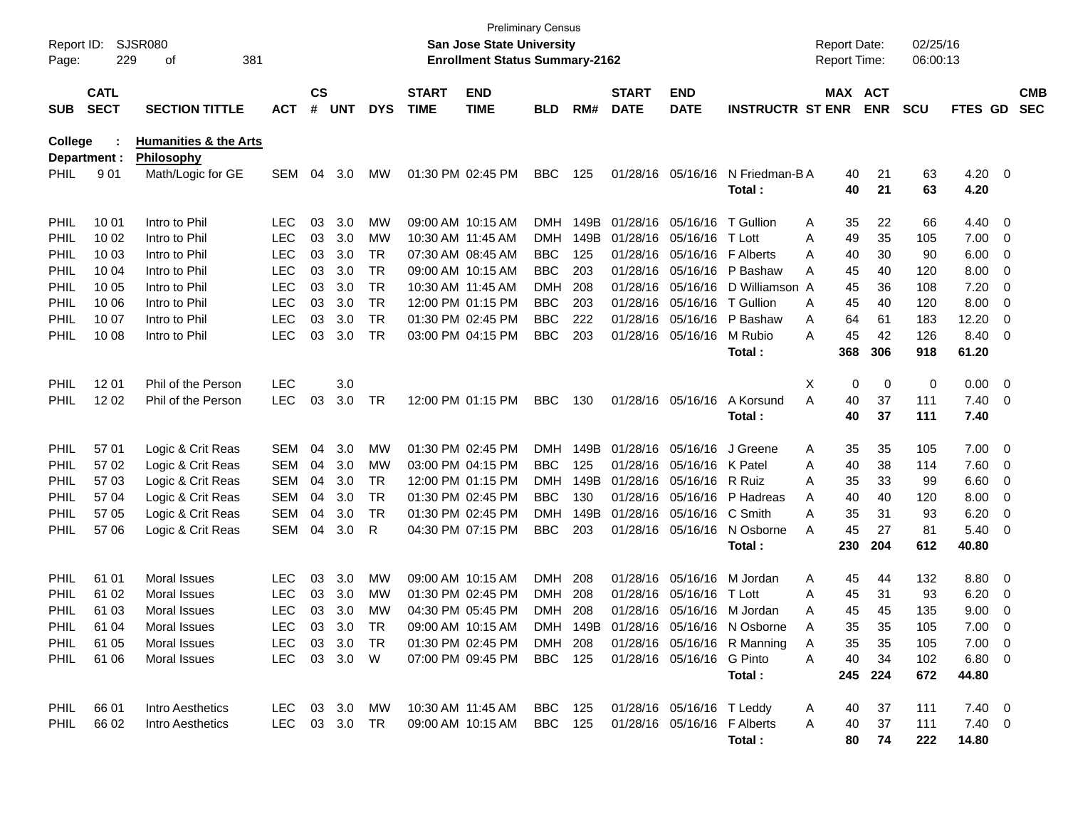Preliminary Census

**San Jose State University**

**Enrollment Status Summary-2162**

Report ID: SJSR080

Report Date: 02/25/16
Report Time: 06:00:13

| SUB | CATL SECT | SECTION TITTLE | ACT | CS # | UNT | DYS | START TIME | END TIME | BLD | RM# | START DATE | END DATE | INSTRUCTR | ST | MAX ENR | ACT ENR | SCU | FTES | GD | CMB SEC |
|---|---|---|---|---|---|---|---|---|---|---|---|---|---|---|---|---|---|---|---|---|
| **College :** | | **Humanities & the Arts** | | | | | | | | | | | | | | | | | | |
| **Department :** | | **Philosophy** | | | | | | | | | | | | | | | | | | |
| PHIL | 9 01 | Math/Logic for GE | SEM | 04 | 3.0 | MW | 01:30 PM | 02:45 PM | BBC | 125 | 01/28/16 | 05/16/16 | N Friedman-B | A | 40 | 21 | 63 | 4.20 | 0 | |
| | | | | | | | | | | | | | **Total :** | | **40** | **21** | **63** | **4.20** | | |
| PHIL | 10 01 | Intro to Phil | LEC | 03 | 3.0 | MW | 09:00 AM | 10:15 AM | DMH | 149B | 01/28/16 | 05/16/16 | T Gullion | A | 35 | 22 | 66 | 4.40 | 0 | |
| PHIL | 10 02 | Intro to Phil | LEC | 03 | 3.0 | MW | 10:30 AM | 11:45 AM | DMH | 149B | 01/28/16 | 05/16/16 | T Lott | A | 49 | 35 | 105 | 7.00 | 0 | |
| PHIL | 10 03 | Intro to Phil | LEC | 03 | 3.0 | TR | 07:30 AM | 08:45 AM | BBC | 125 | 01/28/16 | 05/16/16 | F Alberts | A | 40 | 30 | 90 | 6.00 | 0 | |
| PHIL | 10 04 | Intro to Phil | LEC | 03 | 3.0 | TR | 09:00 AM | 10:15 AM | BBC | 203 | 01/28/16 | 05/16/16 | P Bashaw | A | 45 | 40 | 120 | 8.00 | 0 | |
| PHIL | 10 05 | Intro to Phil | LEC | 03 | 3.0 | TR | 10:30 AM | 11:45 AM | DMH | 208 | 01/28/16 | 05/16/16 | D Williamson | A | 45 | 36 | 108 | 7.20 | 0 | |
| PHIL | 10 06 | Intro to Phil | LEC | 03 | 3.0 | TR | 12:00 PM | 01:15 PM | BBC | 203 | 01/28/16 | 05/16/16 | T Gullion | A | 45 | 40 | 120 | 8.00 | 0 | |
| PHIL | 10 07 | Intro to Phil | LEC | 03 | 3.0 | TR | 01:30 PM | 02:45 PM | BBC | 222 | 01/28/16 | 05/16/16 | P Bashaw | A | 64 | 61 | 183 | 12.20 | 0 | |
| PHIL | 10 08 | Intro to Phil | LEC | 03 | 3.0 | TR | 03:00 PM | 04:15 PM | BBC | 203 | 01/28/16 | 05/16/16 | M Rubio | A | 45 | 42 | 126 | 8.40 | 0 | |
| | | | | | | | | | | | | | **Total :** | | **368** | **306** | **918** | **61.20** | | |
| PHIL | 12 01 | Phil of the Person | LEC | | 3.0 | | | | | | | | | X | 0 | 0 | 0 | 0.00 | 0 | |
| PHIL | 12 02 | Phil of the Person | LEC | 03 | 3.0 | TR | 12:00 PM | 01:15 PM | BBC | 130 | 01/28/16 | 05/16/16 | A Korsund | A | 40 | 37 | 111 | 7.40 | 0 | |
| | | | | | | | | | | | | | **Total :** | | **40** | **37** | **111** | **7.40** | | |
| PHIL | 57 01 | Logic & Crit Reas | SEM | 04 | 3.0 | MW | 01:30 PM | 02:45 PM | DMH | 149B | 01/28/16 | 05/16/16 | J Greene | A | 35 | 35 | 105 | 7.00 | 0 | |
| PHIL | 57 02 | Logic & Crit Reas | SEM | 04 | 3.0 | MW | 03:00 PM | 04:15 PM | BBC | 125 | 01/28/16 | 05/16/16 | K Patel | A | 40 | 38 | 114 | 7.60 | 0 | |
| PHIL | 57 03 | Logic & Crit Reas | SEM | 04 | 3.0 | TR | 12:00 PM | 01:15 PM | DMH | 149B | 01/28/16 | 05/16/16 | R Ruiz | A | 35 | 33 | 99 | 6.60 | 0 | |
| PHIL | 57 04 | Logic & Crit Reas | SEM | 04 | 3.0 | TR | 01:30 PM | 02:45 PM | BBC | 130 | 01/28/16 | 05/16/16 | P Hadreas | A | 40 | 40 | 120 | 8.00 | 0 | |
| PHIL | 57 05 | Logic & Crit Reas | SEM | 04 | 3.0 | TR | 01:30 PM | 02:45 PM | DMH | 149B | 01/28/16 | 05/16/16 | C Smith | A | 35 | 31 | 93 | 6.20 | 0 | |
| PHIL | 57 06 | Logic & Crit Reas | SEM | 04 | 3.0 | R | 04:30 PM | 07:15 PM | BBC | 203 | 01/28/16 | 05/16/16 | N Osborne | A | 45 | 27 | 81 | 5.40 | 0 | |
| | | | | | | | | | | | | | **Total :** | | **230** | **204** | **612** | **40.80** | | |
| PHIL | 61 01 | Moral Issues | LEC | 03 | 3.0 | MW | 09:00 AM | 10:15 AM | DMH | 208 | 01/28/16 | 05/16/16 | M Jordan | A | 45 | 44 | 132 | 8.80 | 0 | |
| PHIL | 61 02 | Moral Issues | LEC | 03 | 3.0 | MW | 01:30 PM | 02:45 PM | DMH | 208 | 01/28/16 | 05/16/16 | T Lott | A | 45 | 31 | 93 | 6.20 | 0 | |
| PHIL | 61 03 | Moral Issues | LEC | 03 | 3.0 | MW | 04:30 PM | 05:45 PM | DMH | 208 | 01/28/16 | 05/16/16 | M Jordan | A | 45 | 45 | 135 | 9.00 | 0 | |
| PHIL | 61 04 | Moral Issues | LEC | 03 | 3.0 | TR | 09:00 AM | 10:15 AM | DMH | 149B | 01/28/16 | 05/16/16 | N Osborne | A | 35 | 35 | 105 | 7.00 | 0 | |
| PHIL | 61 05 | Moral Issues | LEC | 03 | 3.0 | TR | 01:30 PM | 02:45 PM | DMH | 208 | 01/28/16 | 05/16/16 | R Manning | A | 35 | 35 | 105 | 7.00 | 0 | |
| PHIL | 61 06 | Moral Issues | LEC | 03 | 3.0 | W | 07:00 PM | 09:45 PM | BBC | 125 | 01/28/16 | 05/16/16 | G Pinto | A | 40 | 34 | 102 | 6.80 | 0 | |
| | | | | | | | | | | | | | **Total :** | | **245** | **224** | **672** | **44.80** | | |
| PHIL | 66 01 | Intro Aesthetics | LEC | 03 | 3.0 | MW | 10:30 AM | 11:45 AM | BBC | 125 | 01/28/16 | 05/16/16 | T Leddy | A | 40 | 37 | 111 | 7.40 | 0 | |
| PHIL | 66 02 | Intro Aesthetics | LEC | 03 | 3.0 | TR | 09:00 AM | 10:15 AM | BBC | 125 | 01/28/16 | 05/16/16 | F Alberts | A | 40 | 37 | 111 | 7.40 | 0 | |
| | | | | | | | | | | | | | **Total :** | | **80** | **74** | **222** | **14.80** | | |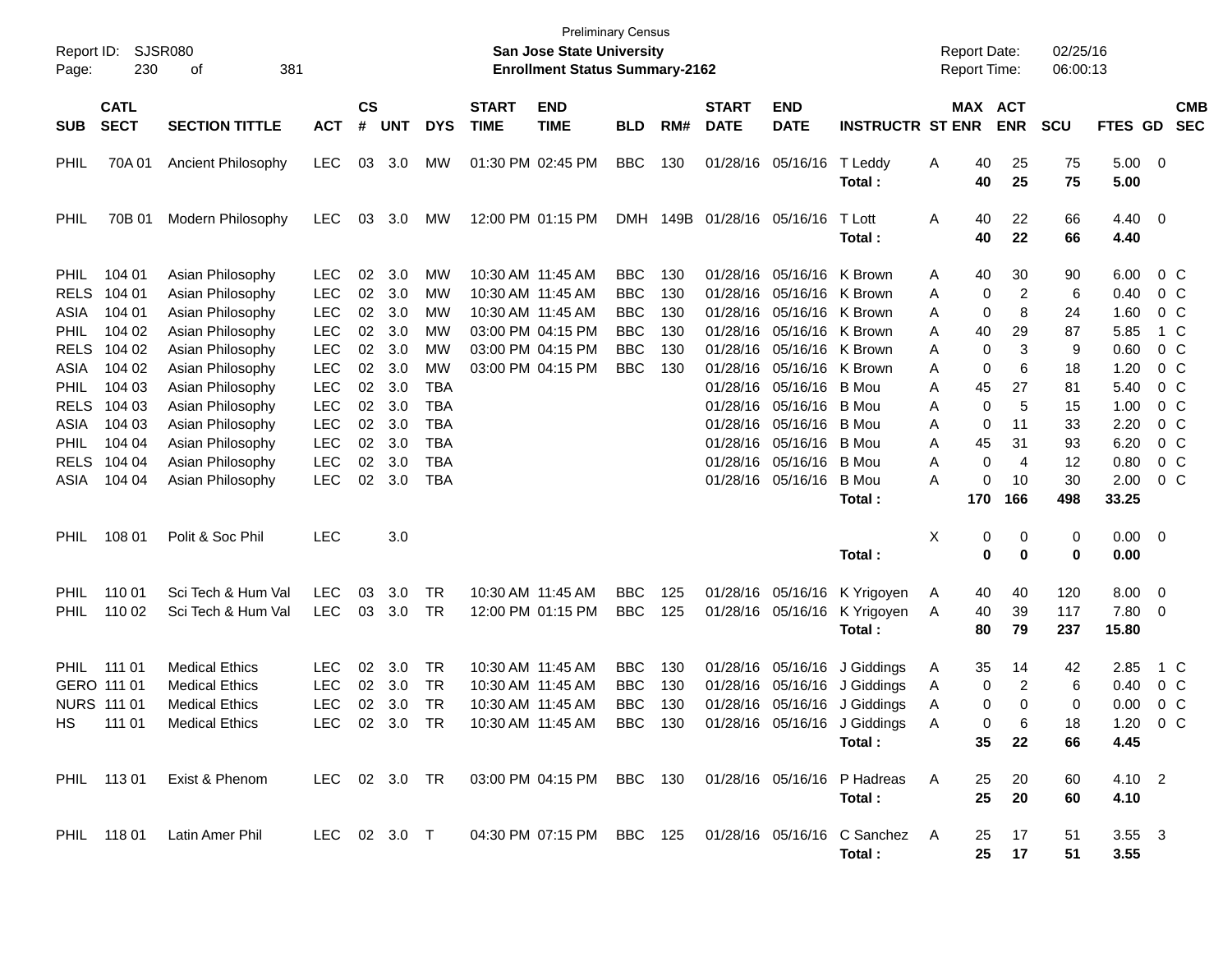Preliminary Census

**San Jose State University**

**Enrollment Status Summary-2162**

Report ID: SJSR080

Report Date: 02/25/16

Report Time: 06:00:13

| SUB | CATL SECT | SECTION TITTLE | ACT | CS # | UNT | DYS | START TIME | END TIME | BLD | RM# | START DATE | END DATE | INSTRUCTR | ST | MAX ENR | ACT ENR | SCU | FTES | GD | CMB SEC |
|---|---|---|---|---|---|---|---|---|---|---|---|---|---|---|---|---|---|---|---|---|
| PHIL | 70A 01 | Ancient Philosophy | LEC | 03 | 3.0 | MW | 01:30 PM | 02:45 PM | BBC | 130 | 01/28/16 | 05/16/16 | T Leddy | A | 40 | 25 | 75 | 5.00 | 0 | |
| | | | | | | | | | | | | | **Total :** | | **40** | **25** | **75** | **5.00** | | |
| PHIL | 70B 01 | Modern Philosophy | LEC | 03 | 3.0 | MW | 12:00 PM | 01:15 PM | DMH | 149B | 01/28/16 | 05/16/16 | T Lott | A | 40 | 22 | 66 | 4.40 | 0 | |
| | | | | | | | | | | | | | **Total :** | | **40** | **22** | **66** | **4.40** | | |
| PHIL | 104 01 | Asian Philosophy | LEC | 02 | 3.0 | MW | 10:30 AM | 11:45 AM | BBC | 130 | 01/28/16 | 05/16/16 | K Brown | A | 40 | 30 | 90 | 6.00 | 0 | C |
| RELS | 104 01 | Asian Philosophy | LEC | 02 | 3.0 | MW | 10:30 AM | 11:45 AM | BBC | 130 | 01/28/16 | 05/16/16 | K Brown | A | 0 | 2 | 6 | 0.40 | 0 | C |
| ASIA | 104 01 | Asian Philosophy | LEC | 02 | 3.0 | MW | 10:30 AM | 11:45 AM | BBC | 130 | 01/28/16 | 05/16/16 | K Brown | A | 0 | 8 | 24 | 1.60 | 0 | C |
| PHIL | 104 02 | Asian Philosophy | LEC | 02 | 3.0 | MW | 03:00 PM | 04:15 PM | BBC | 130 | 01/28/16 | 05/16/16 | K Brown | A | 40 | 29 | 87 | 5.85 | 1 | C |
| RELS | 104 02 | Asian Philosophy | LEC | 02 | 3.0 | MW | 03:00 PM | 04:15 PM | BBC | 130 | 01/28/16 | 05/16/16 | K Brown | A | 0 | 3 | 9 | 0.60 | 0 | C |
| ASIA | 104 02 | Asian Philosophy | LEC | 02 | 3.0 | MW | 03:00 PM | 04:15 PM | BBC | 130 | 01/28/16 | 05/16/16 | K Brown | A | 0 | 6 | 18 | 1.20 | 0 | C |
| PHIL | 104 03 | Asian Philosophy | LEC | 02 | 3.0 | TBA | | | | | 01/28/16 | 05/16/16 | B Mou | A | 45 | 27 | 81 | 5.40 | 0 | C |
| RELS | 104 03 | Asian Philosophy | LEC | 02 | 3.0 | TBA | | | | | 01/28/16 | 05/16/16 | B Mou | A | 0 | 5 | 15 | 1.00 | 0 | C |
| ASIA | 104 03 | Asian Philosophy | LEC | 02 | 3.0 | TBA | | | | | 01/28/16 | 05/16/16 | B Mou | A | 0 | 11 | 33 | 2.20 | 0 | C |
| PHIL | 104 04 | Asian Philosophy | LEC | 02 | 3.0 | TBA | | | | | 01/28/16 | 05/16/16 | B Mou | A | 45 | 31 | 93 | 6.20 | 0 | C |
| RELS | 104 04 | Asian Philosophy | LEC | 02 | 3.0 | TBA | | | | | 01/28/16 | 05/16/16 | B Mou | A | 0 | 4 | 12 | 0.80 | 0 | C |
| ASIA | 104 04 | Asian Philosophy | LEC | 02 | 3.0 | TBA | | | | | 01/28/16 | 05/16/16 | B Mou | A | 0 | 10 | 30 | 2.00 | 0 | C |
| | | | | | | | | | | | | | **Total :** | | **170** | **166** | **498** | **33.25** | | |
| PHIL | 108 01 | Polit & Soc Phil | LEC | | 3.0 | | | | | | | | | X | 0 | 0 | 0 | 0.00 | 0 | |
| | | | | | | | | | | | | | **Total :** | | **0** | **0** | **0** | **0.00** | | |
| PHIL | 110 01 | Sci Tech & Hum Val | LEC | 03 | 3.0 | TR | 10:30 AM | 11:45 AM | BBC | 125 | 01/28/16 | 05/16/16 | K Yrigoyen | A | 40 | 40 | 120 | 8.00 | 0 | |
| PHIL | 110 02 | Sci Tech & Hum Val | LEC | 03 | 3.0 | TR | 12:00 PM | 01:15 PM | BBC | 125 | 01/28/16 | 05/16/16 | K Yrigoyen | A | 40 | 39 | 117 | 7.80 | 0 | |
| | | | | | | | | | | | | | **Total :** | | **80** | **79** | **237** | **15.80** | | |
| PHIL | 111 01 | Medical Ethics | LEC | 02 | 3.0 | TR | 10:30 AM | 11:45 AM | BBC | 130 | 01/28/16 | 05/16/16 | J Giddings | A | 35 | 14 | 42 | 2.85 | 1 | C |
| GERO | 111 01 | Medical Ethics | LEC | 02 | 3.0 | TR | 10:30 AM | 11:45 AM | BBC | 130 | 01/28/16 | 05/16/16 | J Giddings | A | 0 | 2 | 6 | 0.40 | 0 | C |
| NURS | 111 01 | Medical Ethics | LEC | 02 | 3.0 | TR | 10:30 AM | 11:45 AM | BBC | 130 | 01/28/16 | 05/16/16 | J Giddings | A | 0 | 0 | 0 | 0.00 | 0 | C |
| HS | 111 01 | Medical Ethics | LEC | 02 | 3.0 | TR | 10:30 AM | 11:45 AM | BBC | 130 | 01/28/16 | 05/16/16 | J Giddings | A | 0 | 6 | 18 | 1.20 | 0 | C |
| | | | | | | | | | | | | | **Total :** | | **35** | **22** | **66** | **4.45** | | |
| PHIL | 113 01 | Exist & Phenom | LEC | 02 | 3.0 | TR | 03:00 PM | 04:15 PM | BBC | 130 | 01/28/16 | 05/16/16 | P Hadreas | A | 25 | 20 | 60 | 4.10 | 2 | |
| | | | | | | | | | | | | | **Total :** | | **25** | **20** | **60** | **4.10** | | |
| PHIL | 118 01 | Latin Amer Phil | LEC | 02 | 3.0 | T | 04:30 PM | 07:15 PM | BBC | 125 | 01/28/16 | 05/16/16 | C Sanchez | A | 25 | 17 | 51 | 3.55 | 3 | |
| | | | | | | | | | | | | | **Total :** | | **25** | **17** | **51** | **3.55** | | |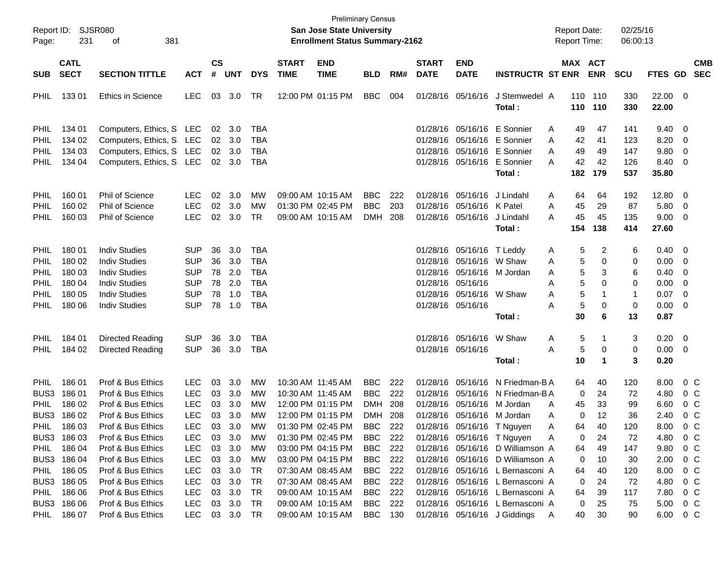Preliminary Census

**San Jose State University**

**Enrollment Status Summary-2162**

Report ID: SJSR080
Report Date: 02/25/16
Report Time: 06:00:13

| SUB | CATL SECT | SECTION TITTLE | ACT | CS # | UNT | DYS | START TIME | END TIME | BLD | RM# | START DATE | END DATE | INSTRUCTR | ST | MAX ENR | ACT ENR | SCU | FTES | GD | CMB SEC |
|---|---|---|---|---|---|---|---|---|---|---|---|---|---|---|---|---|---|---|---|---|
| PHIL | 133 01 | Ethics in Science | LEC | 03 | 3.0 | TR | 12:00 PM | 01:15 PM | BBC | 004 | 01/28/16 | 05/16/16 | J Stemwedel | A | 110 | 110 | 330 | 22.00 | 0 | |
| | | | | | | | | | | | | | **Total :** | | **110** | **110** | **330** | **22.00** | | |
| PHIL | 134 01 | Computers, Ethics, S | LEC | 02 | 3.0 | TBA | | | | | 01/28/16 | 05/16/16 | E Sonnier | A | 49 | 47 | 141 | 9.40 | 0 | |
| PHIL | 134 02 | Computers, Ethics, S | LEC | 02 | 3.0 | TBA | | | | | 01/28/16 | 05/16/16 | E Sonnier | A | 42 | 41 | 123 | 8.20 | 0 | |
| PHIL | 134 03 | Computers, Ethics, S | LEC | 02 | 3.0 | TBA | | | | | 01/28/16 | 05/16/16 | E Sonnier | A | 49 | 49 | 147 | 9.80 | 0 | |
| PHIL | 134 04 | Computers, Ethics, S | LEC | 02 | 3.0 | TBA | | | | | 01/28/16 | 05/16/16 | E Sonnier | A | 42 | 42 | 126 | 8.40 | 0 | |
| | | | | | | | | | | | | | **Total :** | | **182** | **179** | **537** | **35.80** | | |
| PHIL | 160 01 | Phil of Science | LEC | 02 | 3.0 | MW | 09:00 AM | 10:15 AM | BBC | 222 | 01/28/16 | 05/16/16 | J Lindahl | A | 64 | 64 | 192 | 12.80 | 0 | |
| PHIL | 160 02 | Phil of Science | LEC | 02 | 3.0 | MW | 01:30 PM | 02:45 PM | BBC | 203 | 01/28/16 | 05/16/16 | K Patel | A | 45 | 29 | 87 | 5.80 | 0 | |
| PHIL | 160 03 | Phil of Science | LEC | 02 | 3.0 | TR | 09:00 AM | 10:15 AM | DMH | 208 | 01/28/16 | 05/16/16 | J Lindahl | A | 45 | 45 | 135 | 9.00 | 0 | |
| | | | | | | | | | | | | | **Total :** | | **154** | **138** | **414** | **27.60** | | |
| PHIL | 180 01 | Indiv Studies | SUP | 36 | 3.0 | TBA | | | | | 01/28/16 | 05/16/16 | T Leddy | A | 5 | 2 | 6 | 0.40 | 0 | |
| PHIL | 180 02 | Indiv Studies | SUP | 36 | 3.0 | TBA | | | | | 01/28/16 | 05/16/16 | W Shaw | A | 5 | 0 | 0 | 0.00 | 0 | |
| PHIL | 180 03 | Indiv Studies | SUP | 78 | 2.0 | TBA | | | | | 01/28/16 | 05/16/16 | M Jordan | A | 5 | 3 | 6 | 0.40 | 0 | |
| PHIL | 180 04 | Indiv Studies | SUP | 78 | 2.0 | TBA | | | | | 01/28/16 | 05/16/16 | | A | 5 | 0 | 0 | 0.00 | 0 | |
| PHIL | 180 05 | Indiv Studies | SUP | 78 | 1.0 | TBA | | | | | 01/28/16 | 05/16/16 | W Shaw | A | 5 | 1 | 1 | 0.07 | 0 | |
| PHIL | 180 06 | Indiv Studies | SUP | 78 | 1.0 | TBA | | | | | 01/28/16 | 05/16/16 | | A | 5 | 0 | 0 | 0.00 | 0 | |
| | | | | | | | | | | | | | **Total :** | | **30** | **6** | **13** | **0.87** | | |
| PHIL | 184 01 | Directed Reading | SUP | 36 | 3.0 | TBA | | | | | 01/28/16 | 05/16/16 | W Shaw | A | 5 | 1 | 3 | 0.20 | 0 | |
| PHIL | 184 02 | Directed Reading | SUP | 36 | 3.0 | TBA | | | | | 01/28/16 | 05/16/16 | | A | 5 | 0 | 0 | 0.00 | 0 | |
| | | | | | | | | | | | | | **Total :** | | **10** | **1** | **3** | **0.20** | | |
| PHIL | 186 01 | Prof & Bus Ethics | LEC | 03 | 3.0 | MW | 10:30 AM | 11:45 AM | BBC | 222 | 01/28/16 | 05/16/16 | N Friedman-B | A | 64 | 40 | 120 | 8.00 | 0 | C |
| BUS3 | 186 01 | Prof & Bus Ethics | LEC | 03 | 3.0 | MW | 10:30 AM | 11:45 AM | BBC | 222 | 01/28/16 | 05/16/16 | N Friedman-B | A | 0 | 24 | 72 | 4.80 | 0 | C |
| PHIL | 186 02 | Prof & Bus Ethics | LEC | 03 | 3.0 | MW | 12:00 PM | 01:15 PM | DMH | 208 | 01/28/16 | 05/16/16 | M Jordan | A | 45 | 33 | 99 | 6.60 | 0 | C |
| BUS3 | 186 02 | Prof & Bus Ethics | LEC | 03 | 3.0 | MW | 12:00 PM | 01:15 PM | DMH | 208 | 01/28/16 | 05/16/16 | M Jordan | A | 0 | 12 | 36 | 2.40 | 0 | C |
| PHIL | 186 03 | Prof & Bus Ethics | LEC | 03 | 3.0 | MW | 01:30 PM | 02:45 PM | BBC | 222 | 01/28/16 | 05/16/16 | T Nguyen | A | 64 | 40 | 120 | 8.00 | 0 | C |
| BUS3 | 186 03 | Prof & Bus Ethics | LEC | 03 | 3.0 | MW | 01:30 PM | 02:45 PM | BBC | 222 | 01/28/16 | 05/16/16 | T Nguyen | A | 0 | 24 | 72 | 4.80 | 0 | C |
| PHIL | 186 04 | Prof & Bus Ethics | LEC | 03 | 3.0 | MW | 03:00 PM | 04:15 PM | BBC | 222 | 01/28/16 | 05/16/16 | D Williamson | A | 64 | 49 | 147 | 9.80 | 0 | C |
| BUS3 | 186 04 | Prof & Bus Ethics | LEC | 03 | 3.0 | MW | 03:00 PM | 04:15 PM | BBC | 222 | 01/28/16 | 05/16/16 | D Williamson | A | 0 | 10 | 30 | 2.00 | 0 | C |
| PHIL | 186 05 | Prof & Bus Ethics | LEC | 03 | 3.0 | TR | 07:30 AM | 08:45 AM | BBC | 222 | 01/28/16 | 05/16/16 | L Bernasconi | A | 64 | 40 | 120 | 8.00 | 0 | C |
| BUS3 | 186 05 | Prof & Bus Ethics | LEC | 03 | 3.0 | TR | 07:30 AM | 08:45 AM | BBC | 222 | 01/28/16 | 05/16/16 | L Bernasconi | A | 0 | 24 | 72 | 4.80 | 0 | C |
| PHIL | 186 06 | Prof & Bus Ethics | LEC | 03 | 3.0 | TR | 09:00 AM | 10:15 AM | BBC | 222 | 01/28/16 | 05/16/16 | L Bernasconi | A | 64 | 39 | 117 | 7.80 | 0 | C |
| BUS3 | 186 06 | Prof & Bus Ethics | LEC | 03 | 3.0 | TR | 09:00 AM | 10:15 AM | BBC | 222 | 01/28/16 | 05/16/16 | L Bernasconi | A | 0 | 25 | 75 | 5.00 | 0 | C |
| PHIL | 186 07 | Prof & Bus Ethics | LEC | 03 | 3.0 | TR | 09:00 AM | 10:15 AM | BBC | 130 | 01/28/16 | 05/16/16 | J Giddings | A | 40 | 30 | 90 | 6.00 | 0 | C |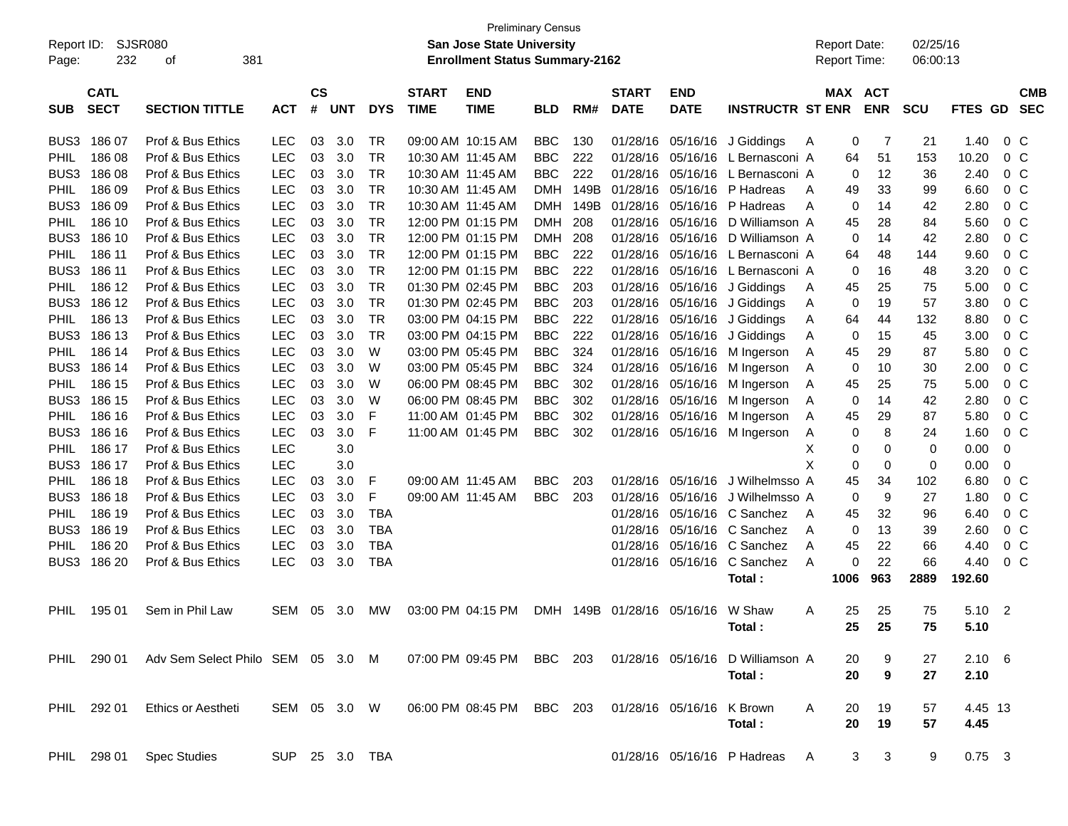Preliminary Census

Report ID: SJSR080

**San Jose State University**

**Enrollment Status Summary-2162**

Report Date: 02/25/16

Report Time: 06:00:13

| SUB | CATL SECT | SECTION TITTLE | ACT | CS # | UNT | DYS | START TIME | END TIME | BLD | RM# | START DATE | END DATE | INSTRUCTR | ST | MAX ENR | ACT ENR | SCU | FTES | GD | CMB SEC |
|---|---|---|---|---|---|---|---|---|---|---|---|---|---|---|---|---|---|---|---|---|
| BUS3 | 186 07 | Prof & Bus Ethics | LEC | 03 | 3.0 | TR | 09:00 AM | 10:15 AM | BBC | 130 | 01/28/16 | 05/16/16 | J Giddings | A | 0 | 7 | 21 | 1.40 | 0 | C |
| PHIL | 186 08 | Prof & Bus Ethics | LEC | 03 | 3.0 | TR | 10:30 AM | 11:45 AM | BBC | 222 | 01/28/16 | 05/16/16 | L Bernasconi | A | 64 | 51 | 153 | 10.20 | 0 | C |
| BUS3 | 186 08 | Prof & Bus Ethics | LEC | 03 | 3.0 | TR | 10:30 AM | 11:45 AM | BBC | 222 | 01/28/16 | 05/16/16 | L Bernasconi | A | 0 | 12 | 36 | 2.40 | 0 | C |
| PHIL | 186 09 | Prof & Bus Ethics | LEC | 03 | 3.0 | TR | 10:30 AM | 11:45 AM | DMH | 149B | 01/28/16 | 05/16/16 | P Hadreas | A | 49 | 33 | 99 | 6.60 | 0 | C |
| BUS3 | 186 09 | Prof & Bus Ethics | LEC | 03 | 3.0 | TR | 10:30 AM | 11:45 AM | DMH | 149B | 01/28/16 | 05/16/16 | P Hadreas | A | 0 | 14 | 42 | 2.80 | 0 | C |
| PHIL | 186 10 | Prof & Bus Ethics | LEC | 03 | 3.0 | TR | 12:00 PM | 01:15 PM | DMH | 208 | 01/28/16 | 05/16/16 | D Williamson | A | 45 | 28 | 84 | 5.60 | 0 | C |
| BUS3 | 186 10 | Prof & Bus Ethics | LEC | 03 | 3.0 | TR | 12:00 PM | 01:15 PM | DMH | 208 | 01/28/16 | 05/16/16 | D Williamson | A | 0 | 14 | 42 | 2.80 | 0 | C |
| PHIL | 186 11 | Prof & Bus Ethics | LEC | 03 | 3.0 | TR | 12:00 PM | 01:15 PM | BBC | 222 | 01/28/16 | 05/16/16 | L Bernasconi | A | 64 | 48 | 144 | 9.60 | 0 | C |
| BUS3 | 186 11 | Prof & Bus Ethics | LEC | 03 | 3.0 | TR | 12:00 PM | 01:15 PM | BBC | 222 | 01/28/16 | 05/16/16 | L Bernasconi | A | 0 | 16 | 48 | 3.20 | 0 | C |
| PHIL | 186 12 | Prof & Bus Ethics | LEC | 03 | 3.0 | TR | 01:30 PM | 02:45 PM | BBC | 203 | 01/28/16 | 05/16/16 | J Giddings | A | 45 | 25 | 75 | 5.00 | 0 | C |
| BUS3 | 186 12 | Prof & Bus Ethics | LEC | 03 | 3.0 | TR | 01:30 PM | 02:45 PM | BBC | 203 | 01/28/16 | 05/16/16 | J Giddings | A | 0 | 19 | 57 | 3.80 | 0 | C |
| PHIL | 186 13 | Prof & Bus Ethics | LEC | 03 | 3.0 | TR | 03:00 PM | 04:15 PM | BBC | 222 | 01/28/16 | 05/16/16 | J Giddings | A | 64 | 44 | 132 | 8.80 | 0 | C |
| BUS3 | 186 13 | Prof & Bus Ethics | LEC | 03 | 3.0 | TR | 03:00 PM | 04:15 PM | BBC | 222 | 01/28/16 | 05/16/16 | J Giddings | A | 0 | 15 | 45 | 3.00 | 0 | C |
| PHIL | 186 14 | Prof & Bus Ethics | LEC | 03 | 3.0 | W | 03:00 PM | 05:45 PM | BBC | 324 | 01/28/16 | 05/16/16 | M Ingerson | A | 45 | 29 | 87 | 5.80 | 0 | C |
| BUS3 | 186 14 | Prof & Bus Ethics | LEC | 03 | 3.0 | W | 03:00 PM | 05:45 PM | BBC | 324 | 01/28/16 | 05/16/16 | M Ingerson | A | 0 | 10 | 30 | 2.00 | 0 | C |
| PHIL | 186 15 | Prof & Bus Ethics | LEC | 03 | 3.0 | W | 06:00 PM | 08:45 PM | BBC | 302 | 01/28/16 | 05/16/16 | M Ingerson | A | 45 | 25 | 75 | 5.00 | 0 | C |
| BUS3 | 186 15 | Prof & Bus Ethics | LEC | 03 | 3.0 | W | 06:00 PM | 08:45 PM | BBC | 302 | 01/28/16 | 05/16/16 | M Ingerson | A | 0 | 14 | 42 | 2.80 | 0 | C |
| PHIL | 186 16 | Prof & Bus Ethics | LEC | 03 | 3.0 | F | 11:00 AM | 01:45 PM | BBC | 302 | 01/28/16 | 05/16/16 | M Ingerson | A | 45 | 29 | 87 | 5.80 | 0 | C |
| BUS3 | 186 16 | Prof & Bus Ethics | LEC | 03 | 3.0 | F | 11:00 AM | 01:45 PM | BBC | 302 | 01/28/16 | 05/16/16 | M Ingerson | A | 0 | 8 | 24 | 1.60 | 0 | C |
| PHIL | 186 17 | Prof & Bus Ethics | LEC | | 3.0 | | | | | | | | | X | 0 | 0 | 0 | 0.00 | 0 | |
| BUS3 | 186 17 | Prof & Bus Ethics | LEC | | 3.0 | | | | | | | | | X | 0 | 0 | 0 | 0.00 | 0 | |
| PHIL | 186 18 | Prof & Bus Ethics | LEC | 03 | 3.0 | F | 09:00 AM | 11:45 AM | BBC | 203 | 01/28/16 | 05/16/16 | J Wilhelmsso | A | 45 | 34 | 102 | 6.80 | 0 | C |
| BUS3 | 186 18 | Prof & Bus Ethics | LEC | 03 | 3.0 | F | 09:00 AM | 11:45 AM | BBC | 203 | 01/28/16 | 05/16/16 | J Wilhelmsso | A | 0 | 9 | 27 | 1.80 | 0 | C |
| PHIL | 186 19 | Prof & Bus Ethics | LEC | 03 | 3.0 | TBA | | | | | 01/28/16 | 05/16/16 | C Sanchez | A | 45 | 32 | 96 | 6.40 | 0 | C |
| BUS3 | 186 19 | Prof & Bus Ethics | LEC | 03 | 3.0 | TBA | | | | | 01/28/16 | 05/16/16 | C Sanchez | A | 0 | 13 | 39 | 2.60 | 0 | C |
| PHIL | 186 20 | Prof & Bus Ethics | LEC | 03 | 3.0 | TBA | | | | | 01/28/16 | 05/16/16 | C Sanchez | A | 45 | 22 | 66 | 4.40 | 0 | C |
| BUS3 | 186 20 | Prof & Bus Ethics | LEC | 03 | 3.0 | TBA | | | | | 01/28/16 | 05/16/16 | C Sanchez | A | 0 | 22 | 66 | 4.40 | 0 | C |
| | | | | | | | | | | | | | **Total :** | | **1006** | **963** | **2889** | **192.60** | | |
| PHIL | 195 01 | Sem in Phil Law | SEM | 05 | 3.0 | MW | 03:00 PM | 04:15 PM | DMH | 149B | 01/28/16 | 05/16/16 | W Shaw | A | 25 | 25 | 75 | 5.10 | 2 | |
| | | | | | | | | | | | | | **Total :** | | **25** | **25** | **75** | **5.10** | | |
| PHIL | 290 01 | Adv Sem Select Philo | SEM | 05 | 3.0 | M | 07:00 PM | 09:45 PM | BBC | 203 | 01/28/16 | 05/16/16 | D Williamson | A | 20 | 9 | 27 | 2.10 | 6 | |
| | | | | | | | | | | | | | **Total :** | | **20** | **9** | **27** | **2.10** | | |
| PHIL | 292 01 | Ethics or Aestheti | SEM | 05 | 3.0 | W | 06:00 PM | 08:45 PM | BBC | 203 | 01/28/16 | 05/16/16 | K Brown | A | 20 | 19 | 57 | 4.45 | 13 | |
| | | | | | | | | | | | | | **Total :** | | **20** | **19** | **57** | **4.45** | | |
| PHIL | 298 01 | Spec Studies | SUP | 25 | 3.0 | TBA | | | | | 01/28/16 | 05/16/16 | P Hadreas | A | 3 | 3 | 9 | 0.75 | 3 | |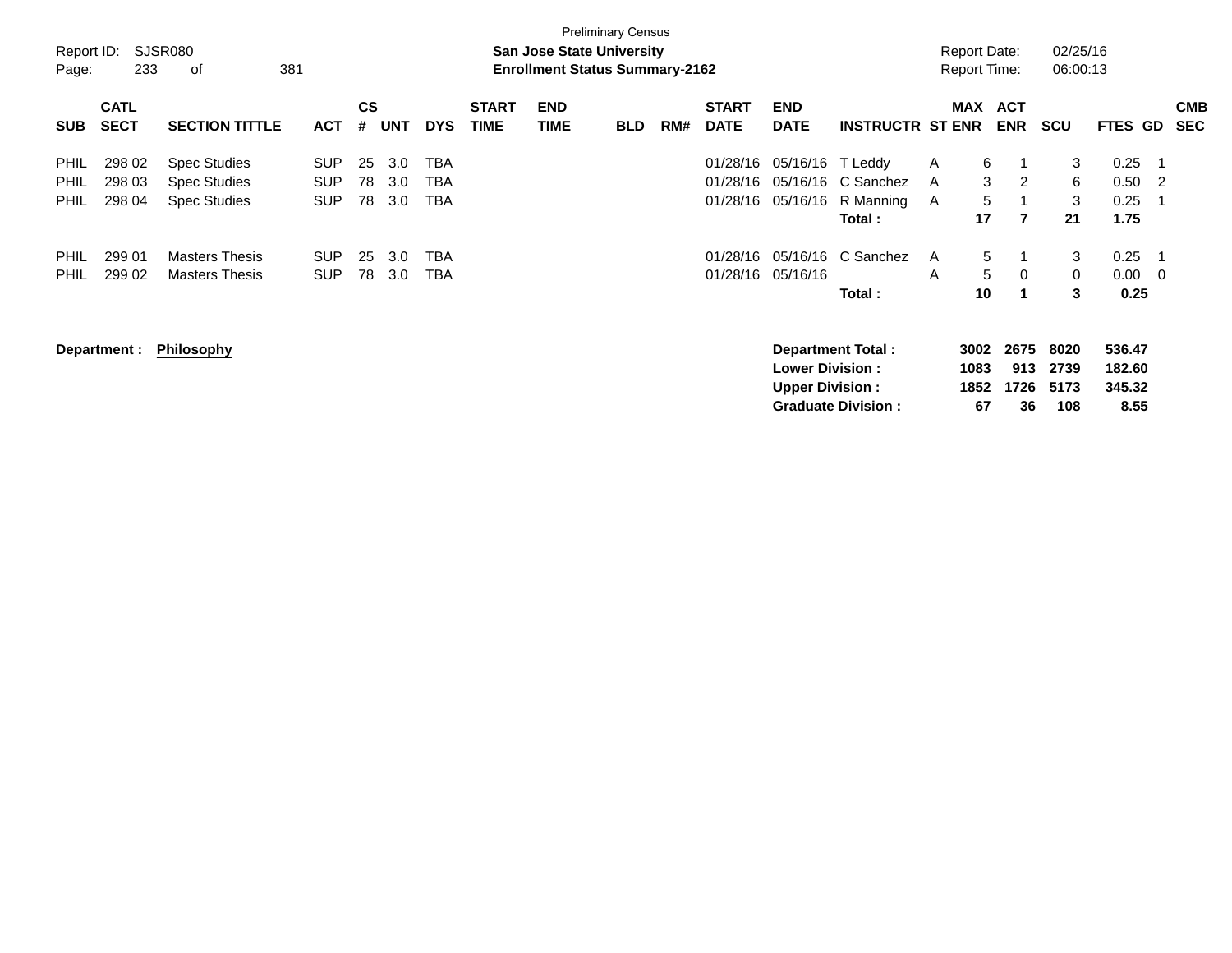Preliminary Census

**San Jose State University**
**Enrollment Status Summary-2162**

Report ID: SJSR080
Report Date: 02/25/16
Report Time: 06:00:13

| SUB | CATL SECT | SECTION TITTLE | ACT | CS # | UNT | DYS | START TIME | END TIME | BLD | RM# | START DATE | END DATE | INSTRUCTR | ST | MAX ENR | ACT ENR | SCU | FTES | GD | CMB SEC |
|---|---|---|---|---|---|---|---|---|---|---|---|---|---|---|---|---|---|---|---|---|
| PHIL | 298 02 | Spec Studies | SUP | 25 | 3.0 | TBA | | | | | 01/28/16 | 05/16/16 | T Leddy | A | 6 | 1 | 3 | 0.25 | 1 | |
| PHIL | 298 03 | Spec Studies | SUP | 78 | 3.0 | TBA | | | | | 01/28/16 | 05/16/16 | C Sanchez | A | 3 | 2 | 6 | 0.50 | 2 | |
| PHIL | 298 04 | Spec Studies | SUP | 78 | 3.0 | TBA | | | | | 01/28/16 | 05/16/16 | R Manning | A | 5 | 1 | 3 | 0.25 | 1 | |
| | | | | | | | | | | | | | **Total :** | | **17** | **7** | **21** | **1.75** | | |
| PHIL | 299 01 | Masters Thesis | SUP | 25 | 3.0 | TBA | | | | | 01/28/16 | 05/16/16 | C Sanchez | A | 5 | 1 | 3 | 0.25 | 1 | |
| PHIL | 299 02 | Masters Thesis | SUP | 78 | 3.0 | TBA | | | | | 01/28/16 | 05/16/16 | | A | 5 | 0 | 0 | 0.00 | 0 | |
| | | | | | | | | | | | | | **Total :** | | **10** | **1** | **3** | **0.25** | | |

**Department :** **Philosophy**

| | MAX ENR | ACT ENR | SCU | FTES |
|---|---|---|---|---|
| **Department Total :** | **3002** | **2675** | **8020** | **536.47** |
| **Lower Division :** | **1083** | **913** | **2739** | **182.60** |
| **Upper Division :** | **1852** | **1726** | **5173** | **345.32** |
| **Graduate Division :** | **67** | **36** | **108** | **8.55** |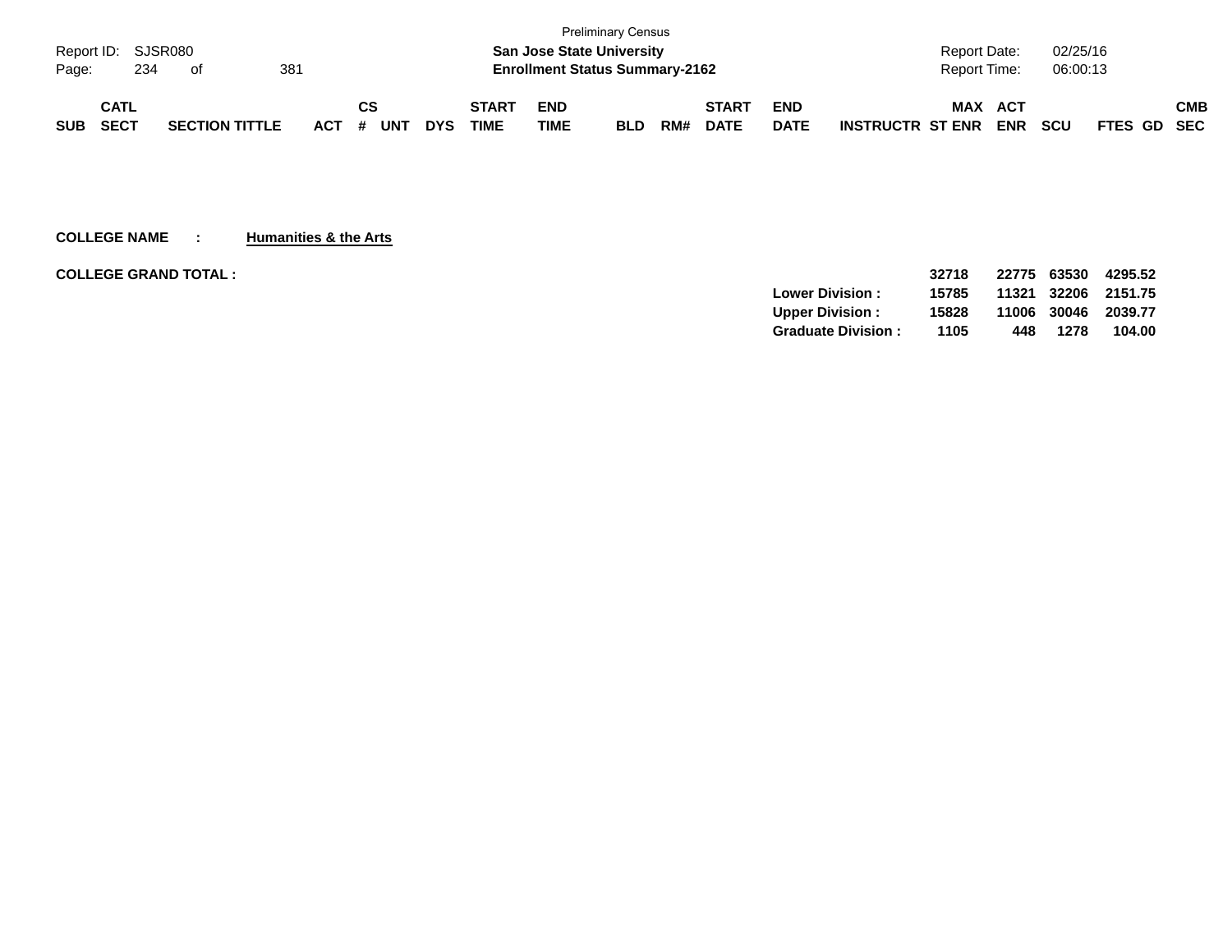| SUB | CATL SECT | SECTION TITTLE | ACT | CS # | UNT | DYS | START TIME | END TIME | BLD | RM# | START DATE | END DATE | INSTRUCTR | MAX ST ENR | ACT ENR | SCU | FTES | GD | CMB SEC |
|---|---|---|---|---|---|---|---|---|---|---|---|---|---|---|---|---|---|---|---|

**COLLEGE NAME : Humanities & the Arts**

**COLLEGE GRAND TOTAL :**

| | MAX ST ENR | ACT ENR | SCU | FTES |
|---|---|---|---|---|
| | 32718 | 22775 | 63530 | 4295.52 |
| Lower Division : | 15785 | 11321 | 32206 | 2151.75 |
| Upper Division : | 15828 | 11006 | 30046 | 2039.77 |
| Graduate Division : | 1105 | 448 | 1278 | 104.00 |